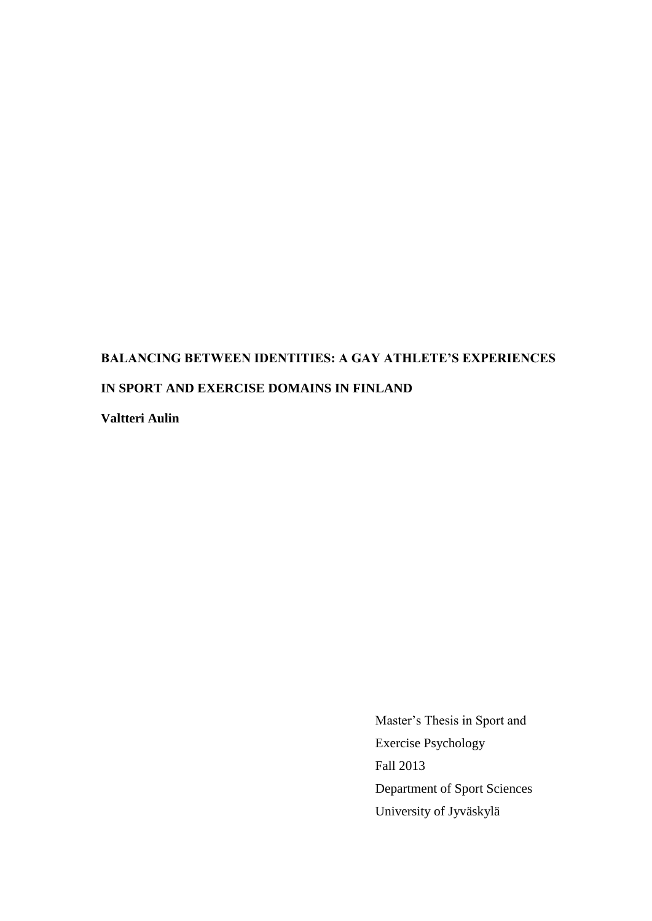# BALANCING BETWEEN IDENTITIES: A GAY ATHLETE'S EXPERIENCES IN SPORT AND EXERCISE DOMAINS IN FINLAND

**Valtteri Aulin**

Master's Thesis in Sport and Exercise Psychology
Fall 2013
Department of Sport Sciences
University of Jyväskylä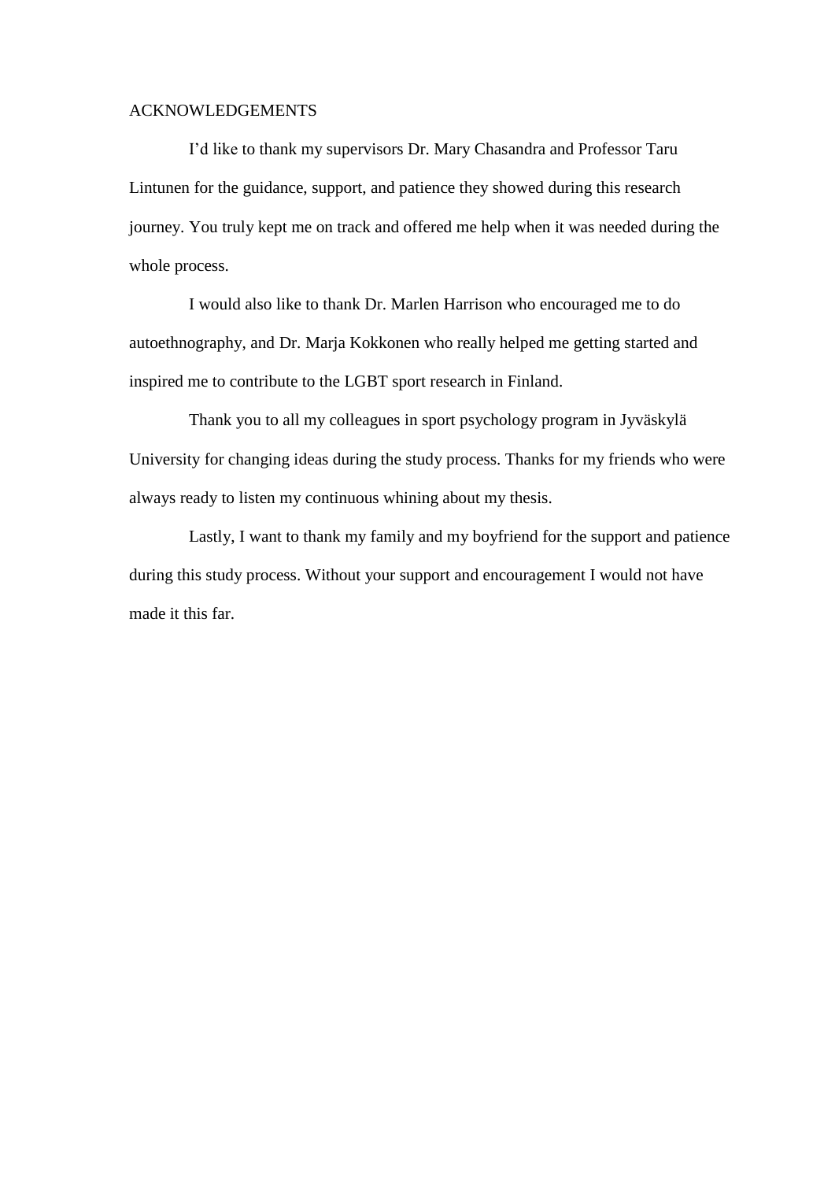# ACKNOWLEDGEMENTS

I'd like to thank my supervisors Dr. Mary Chasandra and Professor Taru Lintunen for the guidance, support, and patience they showed during this research journey. You truly kept me on track and offered me help when it was needed during the whole process.

I would also like to thank Dr. Marlen Harrison who encouraged me to do autoethnography, and Dr. Marja Kokkonen who really helped me getting started and inspired me to contribute to the LGBT sport research in Finland.

Thank you to all my colleagues in sport psychology program in Jyväskylä University for changing ideas during the study process. Thanks for my friends who were always ready to listen my continuous whining about my thesis.

Lastly, I want to thank my family and my boyfriend for the support and patience during this study process. Without your support and encouragement I would not have made it this far.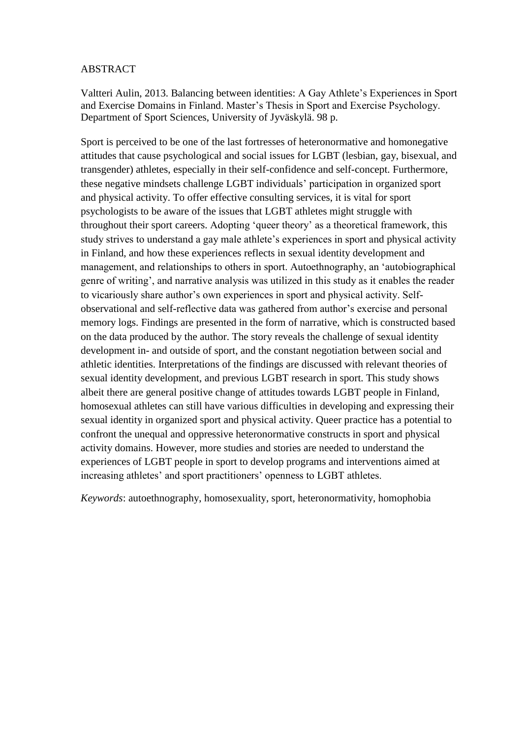# ABSTRACT

Valtteri Aulin, 2013. Balancing between identities: A Gay Athlete's Experiences in Sport and Exercise Domains in Finland. Master's Thesis in Sport and Exercise Psychology. Department of Sport Sciences, University of Jyväskylä. 98 p.

Sport is perceived to be one of the last fortresses of heteronormative and homonegative attitudes that cause psychological and social issues for LGBT (lesbian, gay, bisexual, and transgender) athletes, especially in their self-confidence and self-concept. Furthermore, these negative mindsets challenge LGBT individuals' participation in organized sport and physical activity. To offer effective consulting services, it is vital for sport psychologists to be aware of the issues that LGBT athletes might struggle with throughout their sport careers. Adopting 'queer theory' as a theoretical framework, this study strives to understand a gay male athlete's experiences in sport and physical activity in Finland, and how these experiences reflects in sexual identity development and management, and relationships to others in sport. Autoethnography, an 'autobiographical genre of writing', and narrative analysis was utilized in this study as it enables the reader to vicariously share author's own experiences in sport and physical activity. Self-observational and self-reflective data was gathered from author's exercise and personal memory logs. Findings are presented in the form of narrative, which is constructed based on the data produced by the author. The story reveals the challenge of sexual identity development in- and outside of sport, and the constant negotiation between social and athletic identities. Interpretations of the findings are discussed with relevant theories of sexual identity development, and previous LGBT research in sport. This study shows albeit there are general positive change of attitudes towards LGBT people in Finland, homosexual athletes can still have various difficulties in developing and expressing their sexual identity in organized sport and physical activity. Queer practice has a potential to confront the unequal and oppressive heteronormative constructs in sport and physical activity domains. However, more studies and stories are needed to understand the experiences of LGBT people in sport to develop programs and interventions aimed at increasing athletes' and sport practitioners' openness to LGBT athletes.

*Keywords*: autoethnography, homosexuality, sport, heteronormativity, homophobia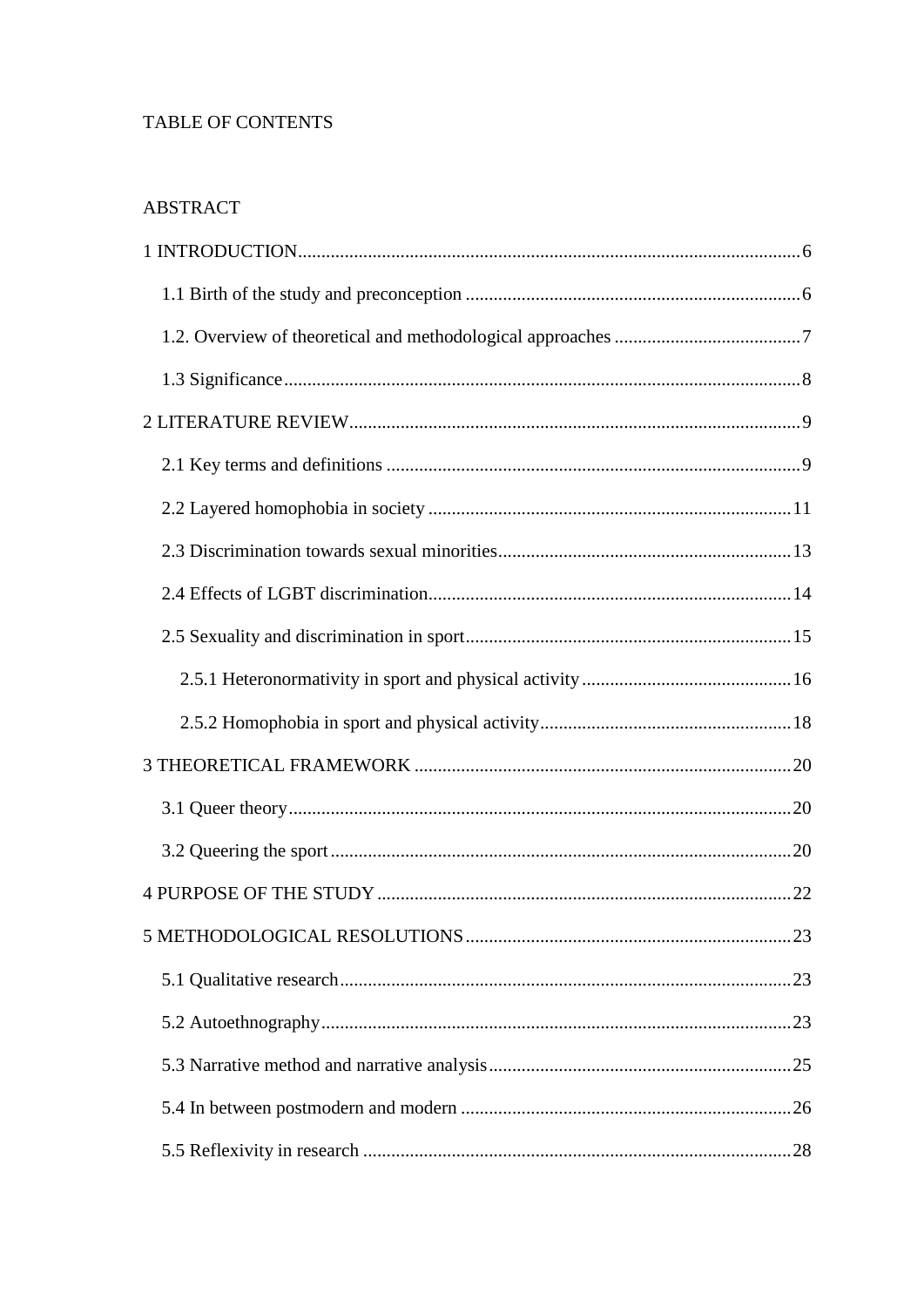TABLE OF CONTENTS

ABSTRACT

1 INTRODUCTION....6

1.1 Birth of the study and preconception....6

1.2. Overview of theoretical and methodological approaches....7

1.3 Significance....8

2 LITERATURE REVIEW....9

2.1 Key terms and definitions....9

2.2 Layered homophobia in society....11

2.3 Discrimination towards sexual minorities....13

2.4 Effects of LGBT discrimination....14

2.5 Sexuality and discrimination in sport....15

2.5.1 Heteronormativity in sport and physical activity....16

2.5.2 Homophobia in sport and physical activity....18

3 THEORETICAL FRAMEWORK....20

3.1 Queer theory....20

3.2 Queering the sport....20

4 PURPOSE OF THE STUDY....22

5 METHODOLOGICAL RESOLUTIONS....23

5.1 Qualitative research....23

5.2 Autoethnography....23

5.3 Narrative method and narrative analysis....25

5.4 In between postmodern and modern....26

5.5 Reflexivity in research....28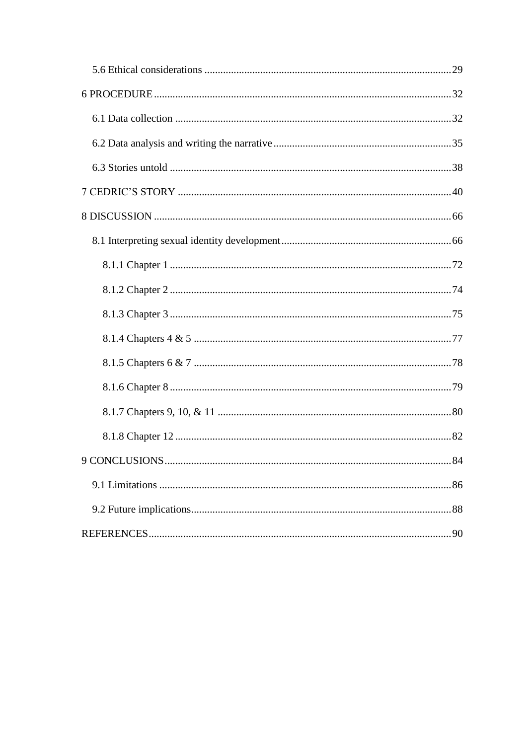5.6 Ethical considerations ............................................................................................29

6 PROCEDURE...............................................................................................................32

6.1 Data collection .......................................................................................................32

6.2 Data analysis and writing the narrative...................................................................35

6.3 Stories untold .........................................................................................................38

7 CEDRIC'S STORY ......................................................................................................40

8 DISCUSSION ...............................................................................................................66

8.1 Interpreting sexual identity development................................................................66

8.1.1 Chapter 1 .........................................................................................................72

8.1.2 Chapter 2 .........................................................................................................74

8.1.3 Chapter 3 .........................................................................................................75

8.1.4 Chapters 4 & 5 ................................................................................................77

8.1.5 Chapters 6 & 7 ................................................................................................78

8.1.6 Chapter 8 .........................................................................................................79

8.1.7 Chapters 9, 10, & 11 .......................................................................................80

8.1.8 Chapter 12 .......................................................................................................82

9 CONCLUSIONS...........................................................................................................84

9.1 Limitations .............................................................................................................86

9.2 Future implications.................................................................................................88

REFERENCES.................................................................................................................90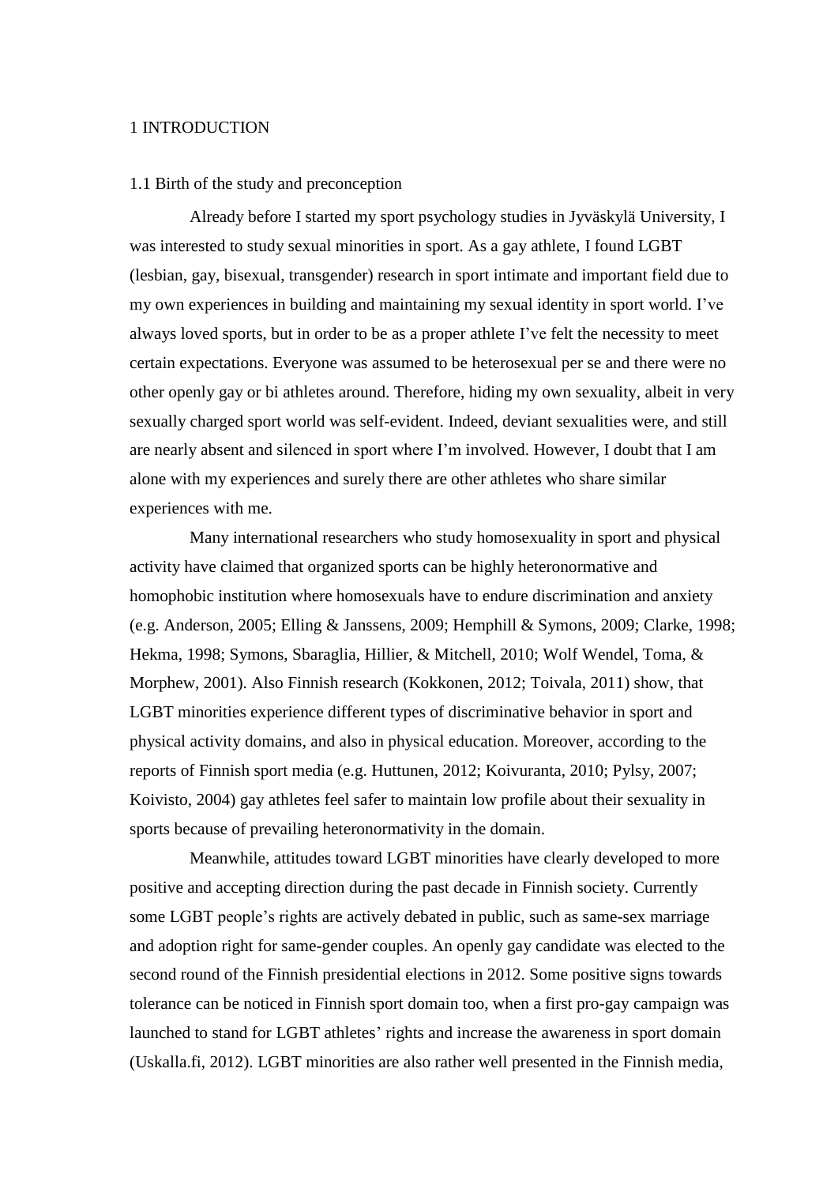# 1 INTRODUCTION

## 1.1 Birth of the study and preconception

Already before I started my sport psychology studies in Jyväskylä University, I was interested to study sexual minorities in sport. As a gay athlete, I found LGBT (lesbian, gay, bisexual, transgender) research in sport intimate and important field due to my own experiences in building and maintaining my sexual identity in sport world. I've always loved sports, but in order to be as a proper athlete I've felt the necessity to meet certain expectations. Everyone was assumed to be heterosexual per se and there were no other openly gay or bi athletes around. Therefore, hiding my own sexuality, albeit in very sexually charged sport world was self-evident. Indeed, deviant sexualities were, and still are nearly absent and silenced in sport where I'm involved. However, I doubt that I am alone with my experiences and surely there are other athletes who share similar experiences with me.

Many international researchers who study homosexuality in sport and physical activity have claimed that organized sports can be highly heteronormative and homophobic institution where homosexuals have to endure discrimination and anxiety (e.g. Anderson, 2005; Elling & Janssens, 2009; Hemphill & Symons, 2009; Clarke, 1998; Hekma, 1998; Symons, Sbaraglia, Hillier, & Mitchell, 2010; Wolf Wendel, Toma, & Morphew, 2001). Also Finnish research (Kokkonen, 2012; Toivala, 2011) show, that LGBT minorities experience different types of discriminative behavior in sport and physical activity domains, and also in physical education. Moreover, according to the reports of Finnish sport media (e.g. Huttunen, 2012; Koivuranta, 2010; Pylsy, 2007; Koivisto, 2004) gay athletes feel safer to maintain low profile about their sexuality in sports because of prevailing heteronormativity in the domain.

Meanwhile, attitudes toward LGBT minorities have clearly developed to more positive and accepting direction during the past decade in Finnish society. Currently some LGBT people's rights are actively debated in public, such as same-sex marriage and adoption right for same-gender couples. An openly gay candidate was elected to the second round of the Finnish presidential elections in 2012. Some positive signs towards tolerance can be noticed in Finnish sport domain too, when a first pro-gay campaign was launched to stand for LGBT athletes' rights and increase the awareness in sport domain (Uskalla.fi, 2012). LGBT minorities are also rather well presented in the Finnish media,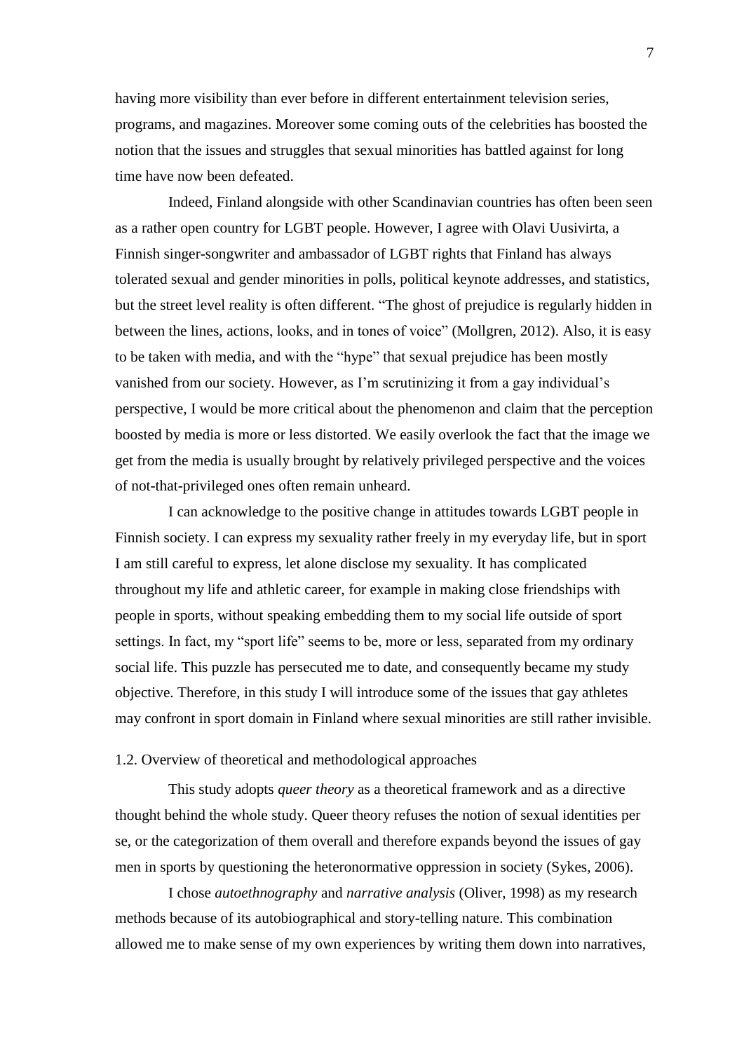having more visibility than ever before in different entertainment television series, programs, and magazines. Moreover some coming outs of the celebrities has boosted the notion that the issues and struggles that sexual minorities has battled against for long time have now been defeated.

Indeed, Finland alongside with other Scandinavian countries has often been seen as a rather open country for LGBT people. However, I agree with Olavi Uusivirta, a Finnish singer-songwriter and ambassador of LGBT rights that Finland has always tolerated sexual and gender minorities in polls, political keynote addresses, and statistics, but the street level reality is often different. "The ghost of prejudice is regularly hidden in between the lines, actions, looks, and in tones of voice" (Mollgren, 2012). Also, it is easy to be taken with media, and with the "hype" that sexual prejudice has been mostly vanished from our society. However, as I'm scrutinizing it from a gay individual's perspective, I would be more critical about the phenomenon and claim that the perception boosted by media is more or less distorted. We easily overlook the fact that the image we get from the media is usually brought by relatively privileged perspective and the voices of not-that-privileged ones often remain unheard.

I can acknowledge to the positive change in attitudes towards LGBT people in Finnish society. I can express my sexuality rather freely in my everyday life, but in sport I am still careful to express, let alone disclose my sexuality. It has complicated throughout my life and athletic career, for example in making close friendships with people in sports, without speaking embedding them to my social life outside of sport settings. In fact, my "sport life" seems to be, more or less, separated from my ordinary social life. This puzzle has persecuted me to date, and consequently became my study objective. Therefore, in this study I will introduce some of the issues that gay athletes may confront in sport domain in Finland where sexual minorities are still rather invisible.

### 1.2. Overview of theoretical and methodological approaches

This study adopts *queer theory* as a theoretical framework and as a directive thought behind the whole study. Queer theory refuses the notion of sexual identities per se, or the categorization of them overall and therefore expands beyond the issues of gay men in sports by questioning the heteronormative oppression in society (Sykes, 2006).

I chose *autoethnography* and *narrative analysis* (Oliver, 1998) as my research methods because of its autobiographical and story-telling nature. This combination allowed me to make sense of my own experiences by writing them down into narratives,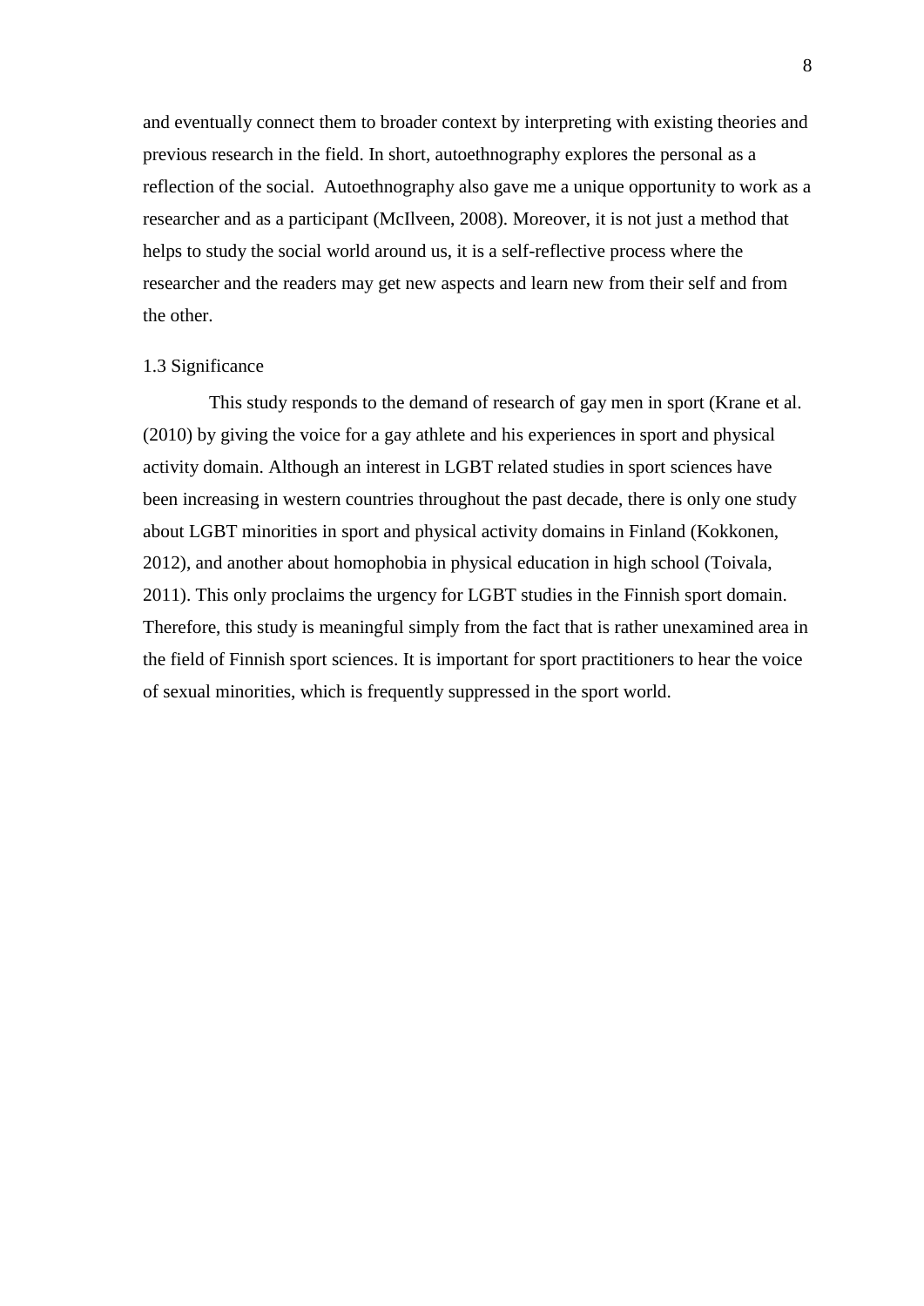and eventually connect them to broader context by interpreting with existing theories and previous research in the field. In short, autoethnography explores the personal as a reflection of the social. Autoethnography also gave me a unique opportunity to work as a researcher and as a participant (McIlveen, 2008). Moreover, it is not just a method that helps to study the social world around us, it is a self-reflective process where the researcher and the readers may get new aspects and learn new from their self and from the other.

### 1.3 Significance

This study responds to the demand of research of gay men in sport (Krane et al. (2010) by giving the voice for a gay athlete and his experiences in sport and physical activity domain. Although an interest in LGBT related studies in sport sciences have been increasing in western countries throughout the past decade, there is only one study about LGBT minorities in sport and physical activity domains in Finland (Kokkonen, 2012), and another about homophobia in physical education in high school (Toivala, 2011). This only proclaims the urgency for LGBT studies in the Finnish sport domain. Therefore, this study is meaningful simply from the fact that is rather unexamined area in the field of Finnish sport sciences. It is important for sport practitioners to hear the voice of sexual minorities, which is frequently suppressed in the sport world.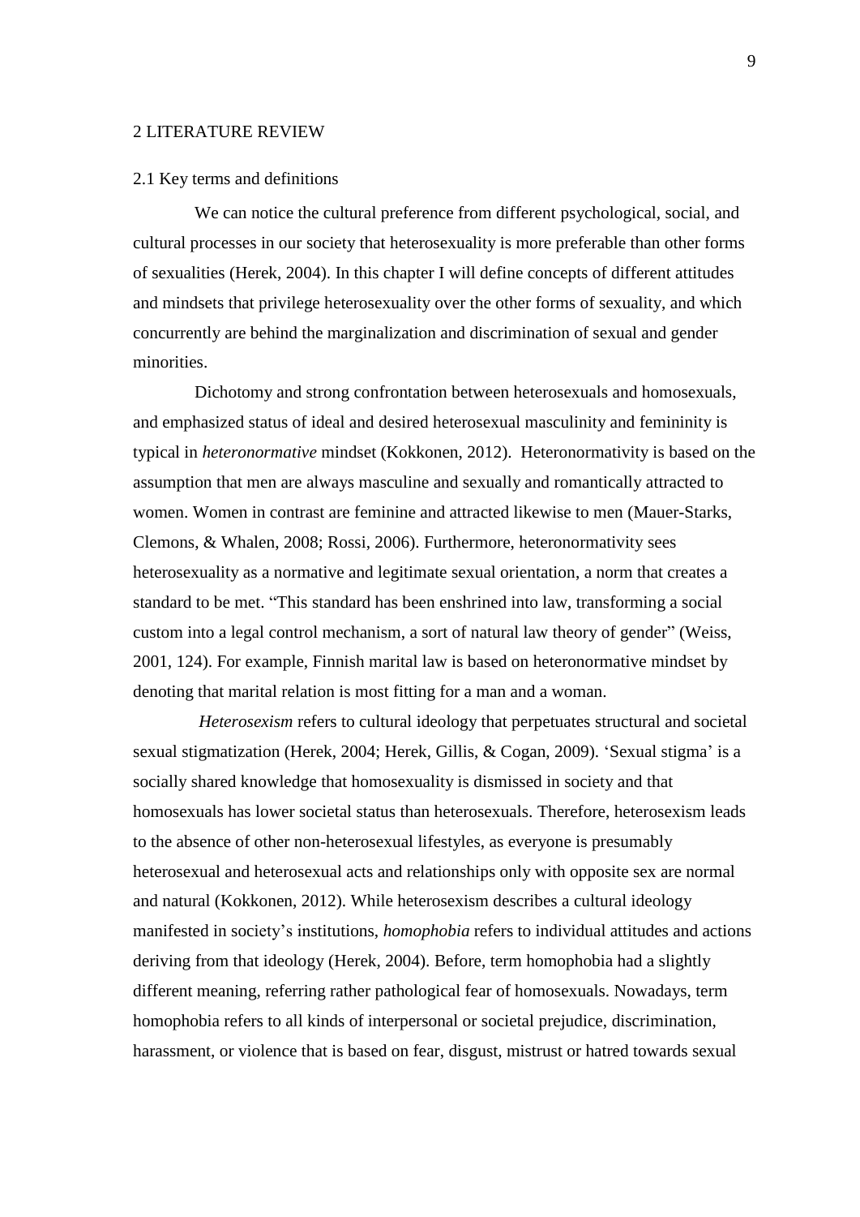# 2 LITERATURE REVIEW

## 2.1 Key terms and definitions

We can notice the cultural preference from different psychological, social, and cultural processes in our society that heterosexuality is more preferable than other forms of sexualities (Herek, 2004). In this chapter I will define concepts of different attitudes and mindsets that privilege heterosexuality over the other forms of sexuality, and which concurrently are behind the marginalization and discrimination of sexual and gender minorities.

Dichotomy and strong confrontation between heterosexuals and homosexuals, and emphasized status of ideal and desired heterosexual masculinity and femininity is typical in *heteronormative* mindset (Kokkonen, 2012). Heteronormativity is based on the assumption that men are always masculine and sexually and romantically attracted to women. Women in contrast are feminine and attracted likewise to men (Mauer-Starks, Clemons, & Whalen, 2008; Rossi, 2006). Furthermore, heteronormativity sees heterosexuality as a normative and legitimate sexual orientation, a norm that creates a standard to be met. "This standard has been enshrined into law, transforming a social custom into a legal control mechanism, a sort of natural law theory of gender" (Weiss, 2001, 124). For example, Finnish marital law is based on heteronormative mindset by denoting that marital relation is most fitting for a man and a woman.

*Heterosexism* refers to cultural ideology that perpetuates structural and societal sexual stigmatization (Herek, 2004; Herek, Gillis, & Cogan, 2009). 'Sexual stigma' is a socially shared knowledge that homosexuality is dismissed in society and that homosexuals has lower societal status than heterosexuals. Therefore, heterosexism leads to the absence of other non-heterosexual lifestyles, as everyone is presumably heterosexual and heterosexual acts and relationships only with opposite sex are normal and natural (Kokkonen, 2012). While heterosexism describes a cultural ideology manifested in society's institutions, *homophobia* refers to individual attitudes and actions deriving from that ideology (Herek, 2004). Before, term homophobia had a slightly different meaning, referring rather pathological fear of homosexuals. Nowadays, term homophobia refers to all kinds of interpersonal or societal prejudice, discrimination, harassment, or violence that is based on fear, disgust, mistrust or hatred towards sexual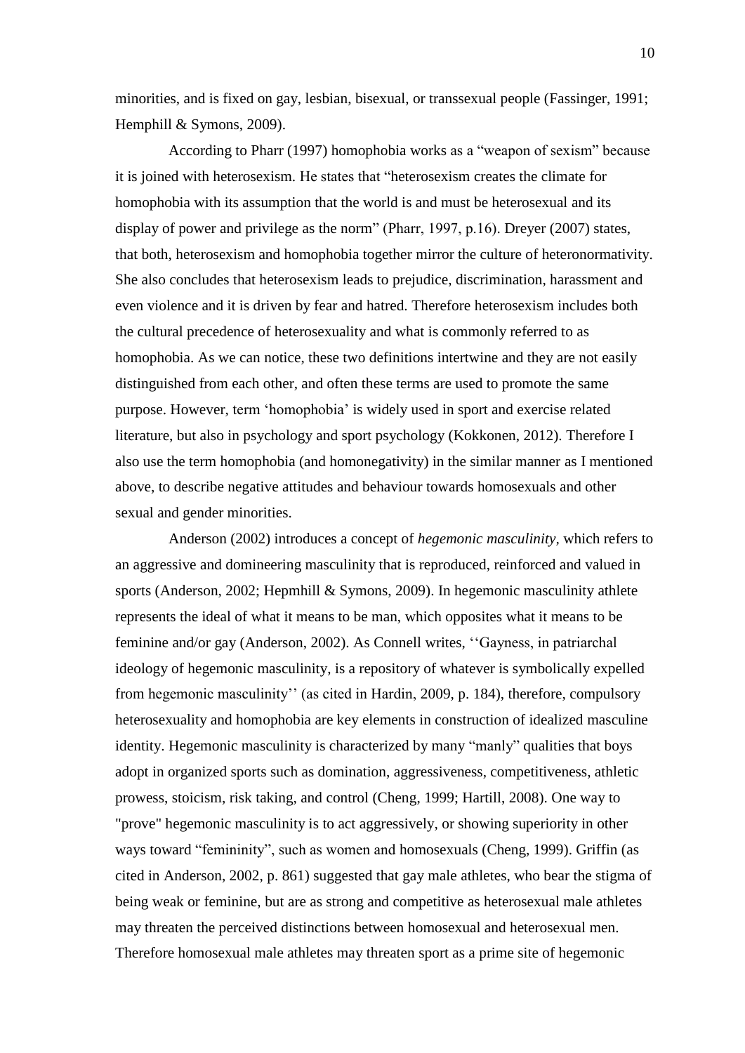minorities, and is fixed on gay, lesbian, bisexual, or transsexual people (Fassinger, 1991; Hemphill & Symons, 2009).

According to Pharr (1997) homophobia works as a "weapon of sexism" because it is joined with heterosexism. He states that "heterosexism creates the climate for homophobia with its assumption that the world is and must be heterosexual and its display of power and privilege as the norm" (Pharr, 1997, p.16). Dreyer (2007) states, that both, heterosexism and homophobia together mirror the culture of heteronormativity. She also concludes that heterosexism leads to prejudice, discrimination, harassment and even violence and it is driven by fear and hatred. Therefore heterosexism includes both the cultural precedence of heterosexuality and what is commonly referred to as homophobia. As we can notice, these two definitions intertwine and they are not easily distinguished from each other, and often these terms are used to promote the same purpose. However, term 'homophobia' is widely used in sport and exercise related literature, but also in psychology and sport psychology (Kokkonen, 2012). Therefore I also use the term homophobia (and homonegativity) in the similar manner as I mentioned above, to describe negative attitudes and behaviour towards homosexuals and other sexual and gender minorities.

Anderson (2002) introduces a concept of *hegemonic masculinity,* which refers to an aggressive and domineering masculinity that is reproduced, reinforced and valued in sports (Anderson, 2002; Hepmhill & Symons, 2009). In hegemonic masculinity athlete represents the ideal of what it means to be man, which opposites what it means to be feminine and/or gay (Anderson, 2002). As Connell writes, ''Gayness, in patriarchal ideology of hegemonic masculinity, is a repository of whatever is symbolically expelled from hegemonic masculinity'' (as cited in Hardin, 2009, p. 184), therefore, compulsory heterosexuality and homophobia are key elements in construction of idealized masculine identity. Hegemonic masculinity is characterized by many "manly" qualities that boys adopt in organized sports such as domination, aggressiveness, competitiveness, athletic prowess, stoicism, risk taking, and control (Cheng, 1999; Hartill, 2008). One way to "prove" hegemonic masculinity is to act aggressively, or showing superiority in other ways toward "femininity", such as women and homosexuals (Cheng, 1999). Griffin (as cited in Anderson, 2002, p. 861) suggested that gay male athletes, who bear the stigma of being weak or feminine, but are as strong and competitive as heterosexual male athletes may threaten the perceived distinctions between homosexual and heterosexual men. Therefore homosexual male athletes may threaten sport as a prime site of hegemonic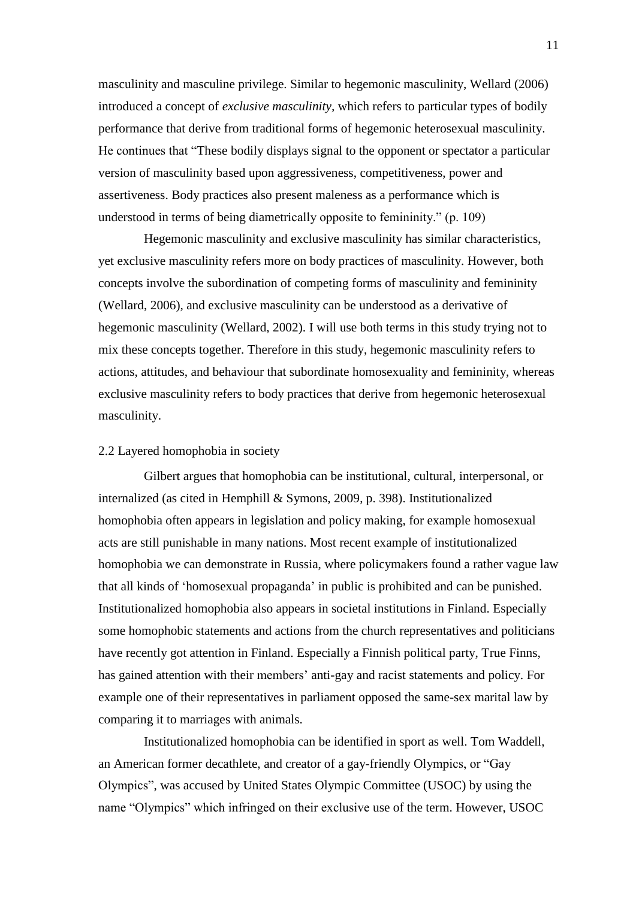masculinity and masculine privilege. Similar to hegemonic masculinity, Wellard (2006) introduced a concept of *exclusive masculinity*, which refers to particular types of bodily performance that derive from traditional forms of hegemonic heterosexual masculinity. He continues that "These bodily displays signal to the opponent or spectator a particular version of masculinity based upon aggressiveness, competitiveness, power and assertiveness. Body practices also present maleness as a performance which is understood in terms of being diametrically opposite to femininity." (p. 109)

Hegemonic masculinity and exclusive masculinity has similar characteristics, yet exclusive masculinity refers more on body practices of masculinity. However, both concepts involve the subordination of competing forms of masculinity and femininity (Wellard, 2006), and exclusive masculinity can be understood as a derivative of hegemonic masculinity (Wellard, 2002). I will use both terms in this study trying not to mix these concepts together. Therefore in this study, hegemonic masculinity refers to actions, attitudes, and behaviour that subordinate homosexuality and femininity, whereas exclusive masculinity refers to body practices that derive from hegemonic heterosexual masculinity.

## 2.2 Layered homophobia in society

Gilbert argues that homophobia can be institutional, cultural, interpersonal, or internalized (as cited in Hemphill & Symons, 2009, p. 398). Institutionalized homophobia often appears in legislation and policy making, for example homosexual acts are still punishable in many nations. Most recent example of institutionalized homophobia we can demonstrate in Russia, where policymakers found a rather vague law that all kinds of 'homosexual propaganda' in public is prohibited and can be punished. Institutionalized homophobia also appears in societal institutions in Finland. Especially some homophobic statements and actions from the church representatives and politicians have recently got attention in Finland. Especially a Finnish political party, True Finns, has gained attention with their members' anti-gay and racist statements and policy. For example one of their representatives in parliament opposed the same-sex marital law by comparing it to marriages with animals.

Institutionalized homophobia can be identified in sport as well. Tom Waddell, an American former decathlete, and creator of a gay-friendly Olympics, or "Gay Olympics", was accused by United States Olympic Committee (USOC) by using the name "Olympics" which infringed on their exclusive use of the term. However, USOC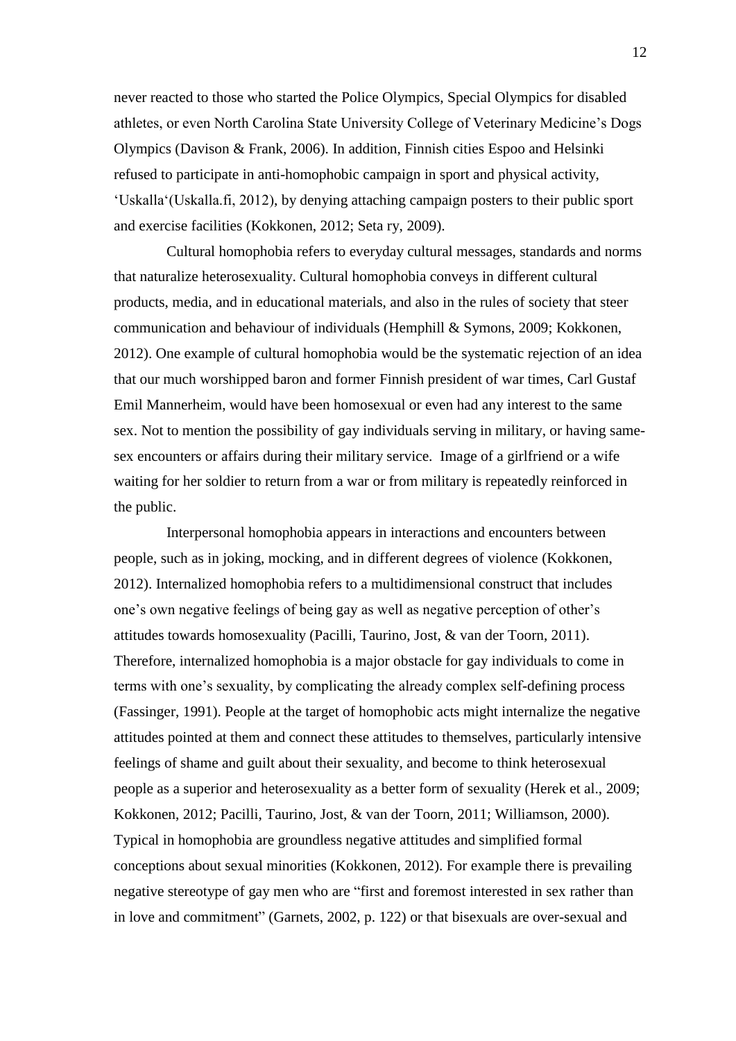never reacted to those who started the Police Olympics, Special Olympics for disabled athletes, or even North Carolina State University College of Veterinary Medicine's Dogs Olympics (Davison & Frank, 2006). In addition, Finnish cities Espoo and Helsinki refused to participate in anti-homophobic campaign in sport and physical activity, 'Uskalla'(Uskalla.fi, 2012), by denying attaching campaign posters to their public sport and exercise facilities (Kokkonen, 2012; Seta ry, 2009).

Cultural homophobia refers to everyday cultural messages, standards and norms that naturalize heterosexuality. Cultural homophobia conveys in different cultural products, media, and in educational materials, and also in the rules of society that steer communication and behaviour of individuals (Hemphill & Symons, 2009; Kokkonen, 2012). One example of cultural homophobia would be the systematic rejection of an idea that our much worshipped baron and former Finnish president of war times, Carl Gustaf Emil Mannerheim, would have been homosexual or even had any interest to the same sex. Not to mention the possibility of gay individuals serving in military, or having same-sex encounters or affairs during their military service. Image of a girlfriend or a wife waiting for her soldier to return from a war or from military is repeatedly reinforced in the public.

Interpersonal homophobia appears in interactions and encounters between people, such as in joking, mocking, and in different degrees of violence (Kokkonen, 2012). Internalized homophobia refers to a multidimensional construct that includes one's own negative feelings of being gay as well as negative perception of other's attitudes towards homosexuality (Pacilli, Taurino, Jost, & van der Toorn, 2011). Therefore, internalized homophobia is a major obstacle for gay individuals to come in terms with one's sexuality, by complicating the already complex self-defining process (Fassinger, 1991). People at the target of homophobic acts might internalize the negative attitudes pointed at them and connect these attitudes to themselves, particularly intensive feelings of shame and guilt about their sexuality, and become to think heterosexual people as a superior and heterosexuality as a better form of sexuality (Herek et al., 2009; Kokkonen, 2012; Pacilli, Taurino, Jost, & van der Toorn, 2011; Williamson, 2000). Typical in homophobia are groundless negative attitudes and simplified formal conceptions about sexual minorities (Kokkonen, 2012). For example there is prevailing negative stereotype of gay men who are "first and foremost interested in sex rather than in love and commitment" (Garnets, 2002, p. 122) or that bisexuals are over-sexual and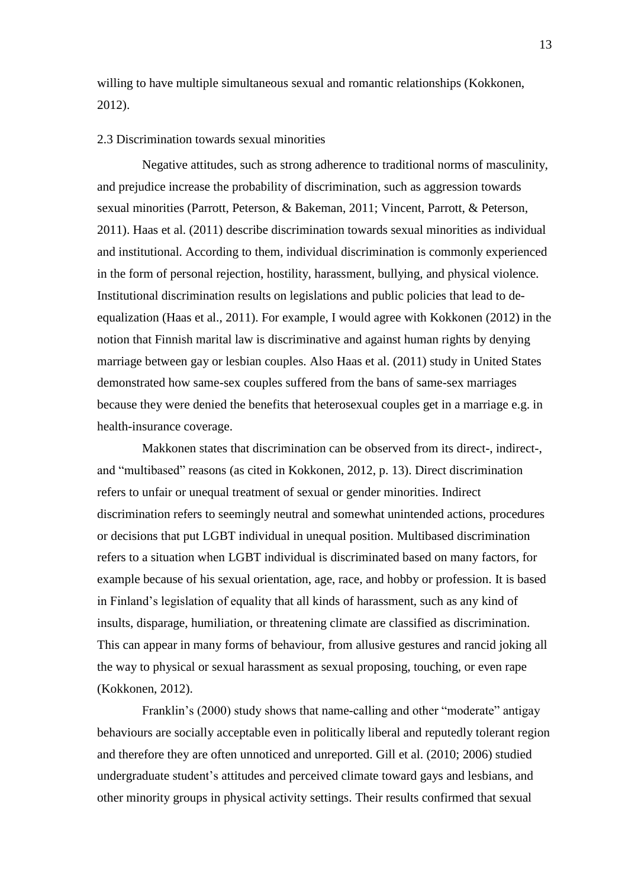willing to have multiple simultaneous sexual and romantic relationships (Kokkonen, 2012).

## 2.3 Discrimination towards sexual minorities

Negative attitudes, such as strong adherence to traditional norms of masculinity, and prejudice increase the probability of discrimination, such as aggression towards sexual minorities (Parrott, Peterson, & Bakeman, 2011; Vincent, Parrott, & Peterson, 2011). Haas et al. (2011) describe discrimination towards sexual minorities as individual and institutional. According to them, individual discrimination is commonly experienced in the form of personal rejection, hostility, harassment, bullying, and physical violence. Institutional discrimination results on legislations and public policies that lead to de-equalization (Haas et al., 2011). For example, I would agree with Kokkonen (2012) in the notion that Finnish marital law is discriminative and against human rights by denying marriage between gay or lesbian couples. Also Haas et al. (2011) study in United States demonstrated how same-sex couples suffered from the bans of same-sex marriages because they were denied the benefits that heterosexual couples get in a marriage e.g. in health-insurance coverage.

Makkonen states that discrimination can be observed from its direct-, indirect-, and "multibased" reasons (as cited in Kokkonen, 2012, p. 13). Direct discrimination refers to unfair or unequal treatment of sexual or gender minorities. Indirect discrimination refers to seemingly neutral and somewhat unintended actions, procedures or decisions that put LGBT individual in unequal position. Multibased discrimination refers to a situation when LGBT individual is discriminated based on many factors, for example because of his sexual orientation, age, race, and hobby or profession. It is based in Finland's legislation of equality that all kinds of harassment, such as any kind of insults, disparage, humiliation, or threatening climate are classified as discrimination. This can appear in many forms of behaviour, from allusive gestures and rancid joking all the way to physical or sexual harassment as sexual proposing, touching, or even rape (Kokkonen, 2012).

Franklin's (2000) study shows that name-calling and other "moderate" antigay behaviours are socially acceptable even in politically liberal and reputedly tolerant region and therefore they are often unnoticed and unreported. Gill et al. (2010; 2006) studied undergraduate student's attitudes and perceived climate toward gays and lesbians, and other minority groups in physical activity settings. Their results confirmed that sexual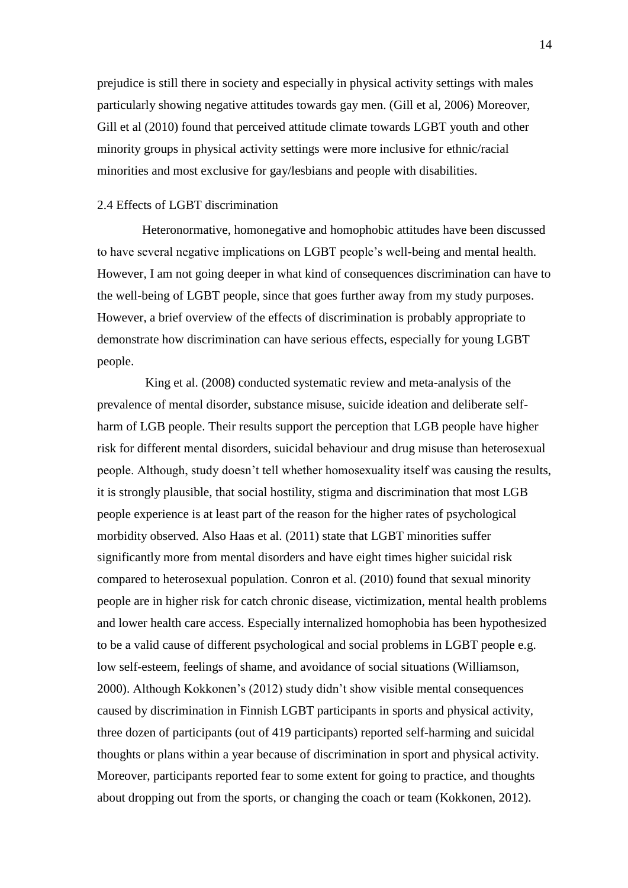prejudice is still there in society and especially in physical activity settings with males particularly showing negative attitudes towards gay men. (Gill et al, 2006) Moreover, Gill et al (2010) found that perceived attitude climate towards LGBT youth and other minority groups in physical activity settings were more inclusive for ethnic/racial minorities and most exclusive for gay/lesbians and people with disabilities.

### 2.4 Effects of LGBT discrimination

Heteronormative, homonegative and homophobic attitudes have been discussed to have several negative implications on LGBT people's well-being and mental health. However, I am not going deeper in what kind of consequences discrimination can have to the well-being of LGBT people, since that goes further away from my study purposes. However, a brief overview of the effects of discrimination is probably appropriate to demonstrate how discrimination can have serious effects, especially for young LGBT people.

King et al. (2008) conducted systematic review and meta-analysis of the prevalence of mental disorder, substance misuse, suicide ideation and deliberate self-harm of LGB people. Their results support the perception that LGB people have higher risk for different mental disorders, suicidal behaviour and drug misuse than heterosexual people. Although, study doesn't tell whether homosexuality itself was causing the results, it is strongly plausible, that social hostility, stigma and discrimination that most LGB people experience is at least part of the reason for the higher rates of psychological morbidity observed. Also Haas et al. (2011) state that LGBT minorities suffer significantly more from mental disorders and have eight times higher suicidal risk compared to heterosexual population. Conron et al. (2010) found that sexual minority people are in higher risk for catch chronic disease, victimization, mental health problems and lower health care access. Especially internalized homophobia has been hypothesized to be a valid cause of different psychological and social problems in LGBT people e.g. low self-esteem, feelings of shame, and avoidance of social situations (Williamson, 2000). Although Kokkonen's (2012) study didn't show visible mental consequences caused by discrimination in Finnish LGBT participants in sports and physical activity, three dozen of participants (out of 419 participants) reported self-harming and suicidal thoughts or plans within a year because of discrimination in sport and physical activity. Moreover, participants reported fear to some extent for going to practice, and thoughts about dropping out from the sports, or changing the coach or team (Kokkonen, 2012).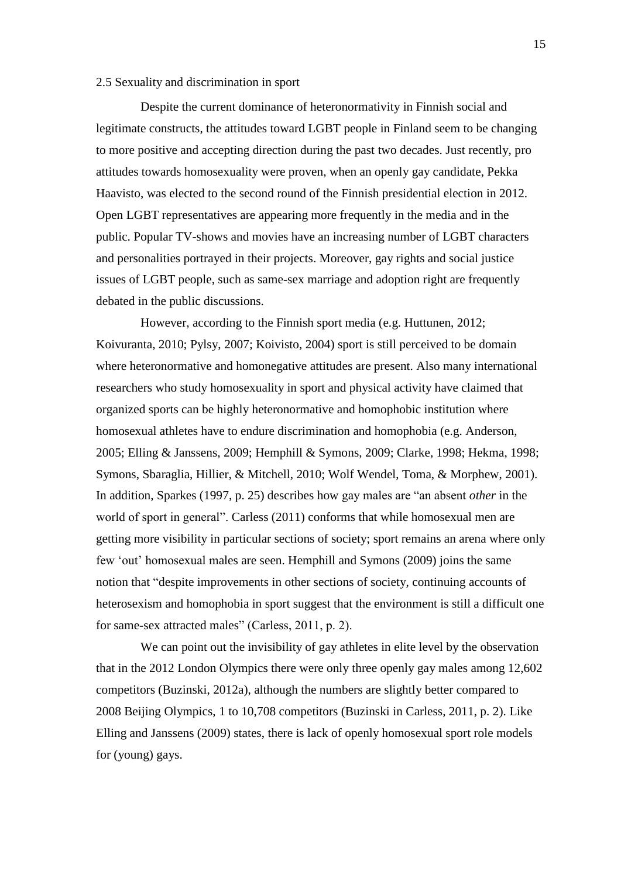## 2.5 Sexuality and discrimination in sport

Despite the current dominance of heteronormativity in Finnish social and legitimate constructs, the attitudes toward LGBT people in Finland seem to be changing to more positive and accepting direction during the past two decades. Just recently, pro attitudes towards homosexuality were proven, when an openly gay candidate, Pekka Haavisto, was elected to the second round of the Finnish presidential election in 2012. Open LGBT representatives are appearing more frequently in the media and in the public. Popular TV-shows and movies have an increasing number of LGBT characters and personalities portrayed in their projects. Moreover, gay rights and social justice issues of LGBT people, such as same-sex marriage and adoption right are frequently debated in the public discussions.

However, according to the Finnish sport media (e.g. Huttunen, 2012; Koivuranta, 2010; Pylsy, 2007; Koivisto, 2004) sport is still perceived to be domain where heteronormative and homonegative attitudes are present. Also many international researchers who study homosexuality in sport and physical activity have claimed that organized sports can be highly heteronormative and homophobic institution where homosexual athletes have to endure discrimination and homophobia (e.g. Anderson, 2005; Elling & Janssens, 2009; Hemphill & Symons, 2009; Clarke, 1998; Hekma, 1998; Symons, Sbaraglia, Hillier, & Mitchell, 2010; Wolf Wendel, Toma, & Morphew, 2001). In addition, Sparkes (1997, p. 25) describes how gay males are "an absent *other* in the world of sport in general". Carless (2011) conforms that while homosexual men are getting more visibility in particular sections of society; sport remains an arena where only few 'out' homosexual males are seen. Hemphill and Symons (2009) joins the same notion that "despite improvements in other sections of society, continuing accounts of heterosexism and homophobia in sport suggest that the environment is still a difficult one for same-sex attracted males" (Carless, 2011, p. 2).

We can point out the invisibility of gay athletes in elite level by the observation that in the 2012 London Olympics there were only three openly gay males among 12,602 competitors (Buzinski, 2012a), although the numbers are slightly better compared to 2008 Beijing Olympics, 1 to 10,708 competitors (Buzinski in Carless, 2011, p. 2). Like Elling and Janssens (2009) states, there is lack of openly homosexual sport role models for (young) gays.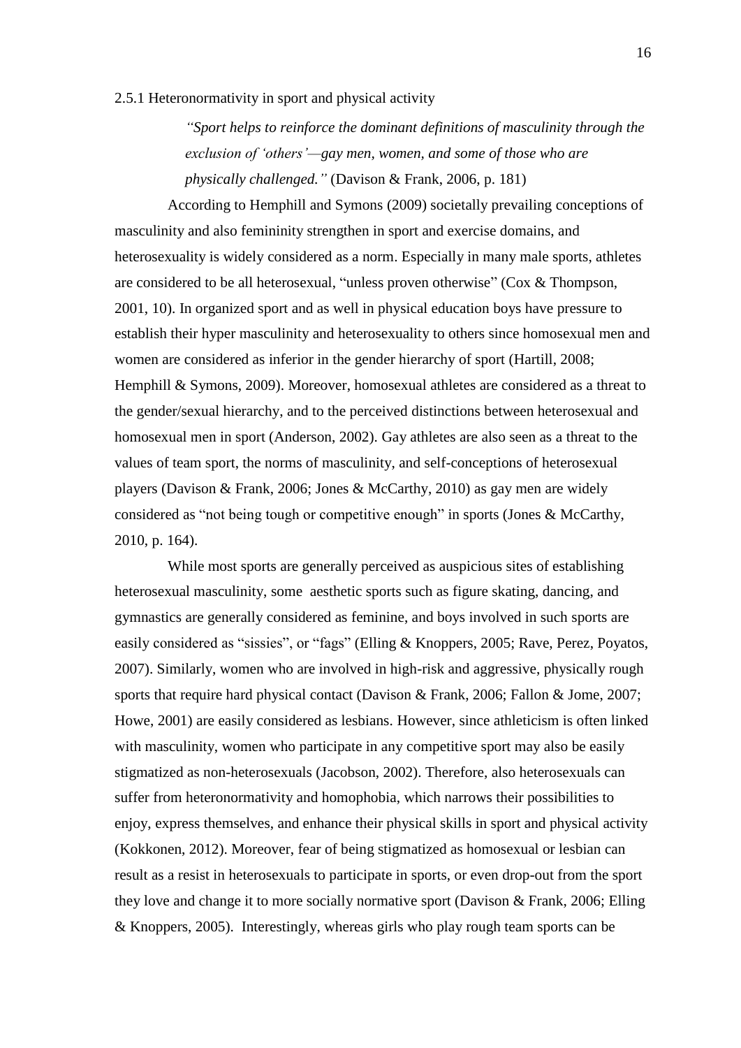### 2.5.1 Heteronormativity in sport and physical activity

> *"Sport helps to reinforce the dominant definitions of masculinity through the exclusion of 'others'—gay men, women, and some of those who are physically challenged."* (Davison & Frank, 2006, p. 181)

According to Hemphill and Symons (2009) societally prevailing conceptions of masculinity and also femininity strengthen in sport and exercise domains, and heterosexuality is widely considered as a norm. Especially in many male sports, athletes are considered to be all heterosexual, "unless proven otherwise" (Cox & Thompson, 2001, 10). In organized sport and as well in physical education boys have pressure to establish their hyper masculinity and heterosexuality to others since homosexual men and women are considered as inferior in the gender hierarchy of sport (Hartill, 2008; Hemphill & Symons, 2009). Moreover, homosexual athletes are considered as a threat to the gender/sexual hierarchy, and to the perceived distinctions between heterosexual and homosexual men in sport (Anderson, 2002). Gay athletes are also seen as a threat to the values of team sport, the norms of masculinity, and self-conceptions of heterosexual players (Davison & Frank, 2006; Jones & McCarthy, 2010) as gay men are widely considered as "not being tough or competitive enough" in sports (Jones & McCarthy, 2010, p. 164).

While most sports are generally perceived as auspicious sites of establishing heterosexual masculinity, some aesthetic sports such as figure skating, dancing, and gymnastics are generally considered as feminine, and boys involved in such sports are easily considered as "sissies", or "fags" (Elling & Knoppers, 2005; Rave, Perez, Poyatos, 2007). Similarly, women who are involved in high-risk and aggressive, physically rough sports that require hard physical contact (Davison & Frank, 2006; Fallon & Jome, 2007; Howe, 2001) are easily considered as lesbians. However, since athleticism is often linked with masculinity, women who participate in any competitive sport may also be easily stigmatized as non-heterosexuals (Jacobson, 2002). Therefore, also heterosexuals can suffer from heteronormativity and homophobia, which narrows their possibilities to enjoy, express themselves, and enhance their physical skills in sport and physical activity (Kokkonen, 2012). Moreover, fear of being stigmatized as homosexual or lesbian can result as a resist in heterosexuals to participate in sports, or even drop-out from the sport they love and change it to more socially normative sport (Davison & Frank, 2006; Elling & Knoppers, 2005). Interestingly, whereas girls who play rough team sports can be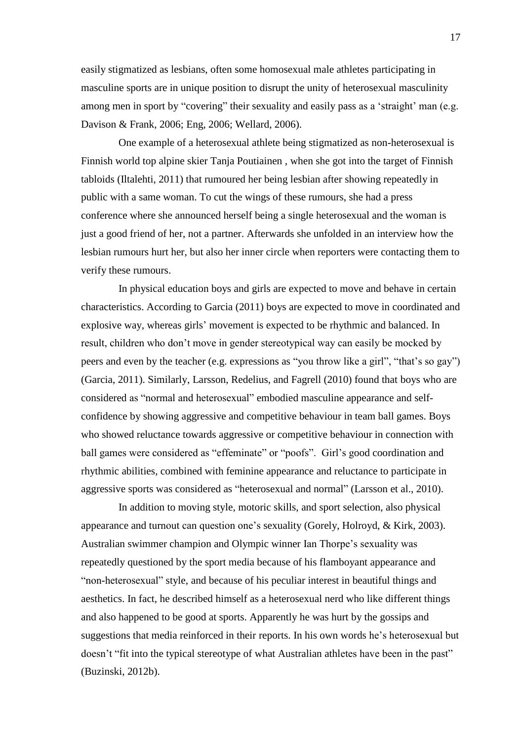easily stigmatized as lesbians, often some homosexual male athletes participating in masculine sports are in unique position to disrupt the unity of heterosexual masculinity among men in sport by "covering" their sexuality and easily pass as a 'straight' man (e.g. Davison & Frank, 2006; Eng, 2006; Wellard, 2006).

One example of a heterosexual athlete being stigmatized as non-heterosexual is Finnish world top alpine skier Tanja Poutiainen , when she got into the target of Finnish tabloids (Iltalehti, 2011) that rumoured her being lesbian after showing repeatedly in public with a same woman. To cut the wings of these rumours, she had a press conference where she announced herself being a single heterosexual and the woman is just a good friend of her, not a partner. Afterwards she unfolded in an interview how the lesbian rumours hurt her, but also her inner circle when reporters were contacting them to verify these rumours.

In physical education boys and girls are expected to move and behave in certain characteristics. According to Garcia (2011) boys are expected to move in coordinated and explosive way, whereas girls' movement is expected to be rhythmic and balanced. In result, children who don't move in gender stereotypical way can easily be mocked by peers and even by the teacher (e.g. expressions as "you throw like a girl", "that's so gay") (Garcia, 2011). Similarly, Larsson, Redelius, and Fagrell (2010) found that boys who are considered as "normal and heterosexual" embodied masculine appearance and self-confidence by showing aggressive and competitive behaviour in team ball games. Boys who showed reluctance towards aggressive or competitive behaviour in connection with ball games were considered as "effeminate" or "poofs". Girl's good coordination and rhythmic abilities, combined with feminine appearance and reluctance to participate in aggressive sports was considered as "heterosexual and normal" (Larsson et al., 2010).

In addition to moving style, motoric skills, and sport selection, also physical appearance and turnout can question one's sexuality (Gorely, Holroyd, & Kirk, 2003). Australian swimmer champion and Olympic winner Ian Thorpe's sexuality was repeatedly questioned by the sport media because of his flamboyant appearance and "non-heterosexual" style, and because of his peculiar interest in beautiful things and aesthetics. In fact, he described himself as a heterosexual nerd who like different things and also happened to be good at sports. Apparently he was hurt by the gossips and suggestions that media reinforced in their reports. In his own words he's heterosexual but doesn't "fit into the typical stereotype of what Australian athletes have been in the past" (Buzinski, 2012b).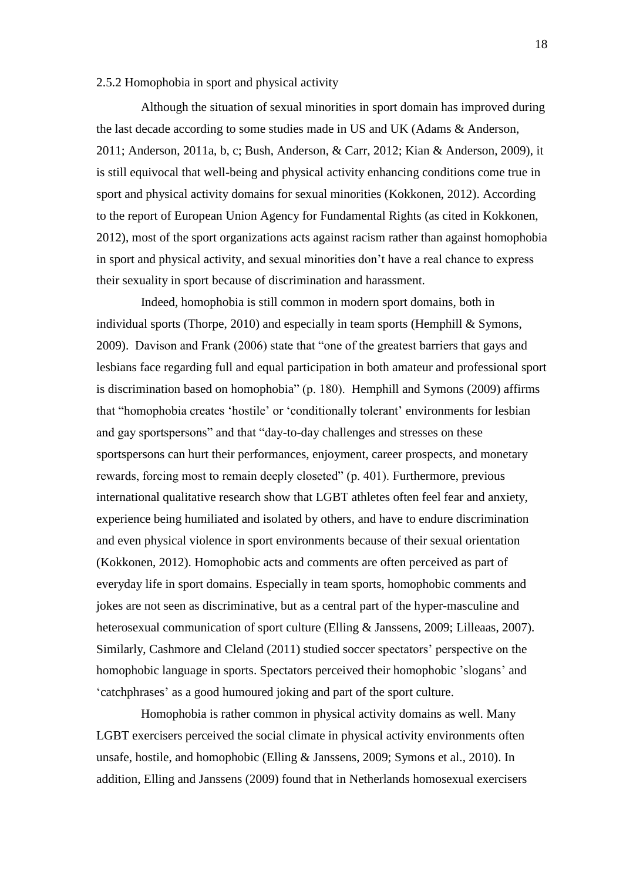### 2.5.2 Homophobia in sport and physical activity

Although the situation of sexual minorities in sport domain has improved during the last decade according to some studies made in US and UK (Adams & Anderson, 2011; Anderson, 2011a, b, c; Bush, Anderson, & Carr, 2012; Kian & Anderson, 2009), it is still equivocal that well-being and physical activity enhancing conditions come true in sport and physical activity domains for sexual minorities (Kokkonen, 2012). According to the report of European Union Agency for Fundamental Rights (as cited in Kokkonen, 2012), most of the sport organizations acts against racism rather than against homophobia in sport and physical activity, and sexual minorities don't have a real chance to express their sexuality in sport because of discrimination and harassment.

Indeed, homophobia is still common in modern sport domains, both in individual sports (Thorpe, 2010) and especially in team sports (Hemphill & Symons, 2009). Davison and Frank (2006) state that "one of the greatest barriers that gays and lesbians face regarding full and equal participation in both amateur and professional sport is discrimination based on homophobia" (p. 180). Hemphill and Symons (2009) affirms that "homophobia creates 'hostile' or 'conditionally tolerant' environments for lesbian and gay sportspersons" and that "day-to-day challenges and stresses on these sportspersons can hurt their performances, enjoyment, career prospects, and monetary rewards, forcing most to remain deeply closeted" (p. 401). Furthermore, previous international qualitative research show that LGBT athletes often feel fear and anxiety, experience being humiliated and isolated by others, and have to endure discrimination and even physical violence in sport environments because of their sexual orientation (Kokkonen, 2012). Homophobic acts and comments are often perceived as part of everyday life in sport domains. Especially in team sports, homophobic comments and jokes are not seen as discriminative, but as a central part of the hyper-masculine and heterosexual communication of sport culture (Elling & Janssens, 2009; Lilleaas, 2007). Similarly, Cashmore and Cleland (2011) studied soccer spectators' perspective on the homophobic language in sports. Spectators perceived their homophobic 'slogans' and 'catchphrases' as a good humoured joking and part of the sport culture.

Homophobia is rather common in physical activity domains as well. Many LGBT exercisers perceived the social climate in physical activity environments often unsafe, hostile, and homophobic (Elling & Janssens, 2009; Symons et al., 2010). In addition, Elling and Janssens (2009) found that in Netherlands homosexual exercisers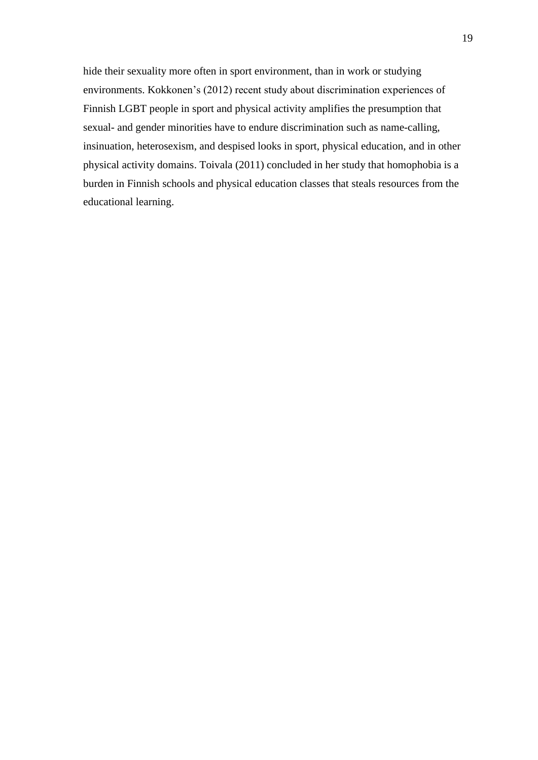hide their sexuality more often in sport environment, than in work or studying environments. Kokkonen's (2012) recent study about discrimination experiences of Finnish LGBT people in sport and physical activity amplifies the presumption that sexual- and gender minorities have to endure discrimination such as name-calling, insinuation, heterosexism, and despised looks in sport, physical education, and in other physical activity domains. Toivala (2011) concluded in her study that homophobia is a burden in Finnish schools and physical education classes that steals resources from the educational learning.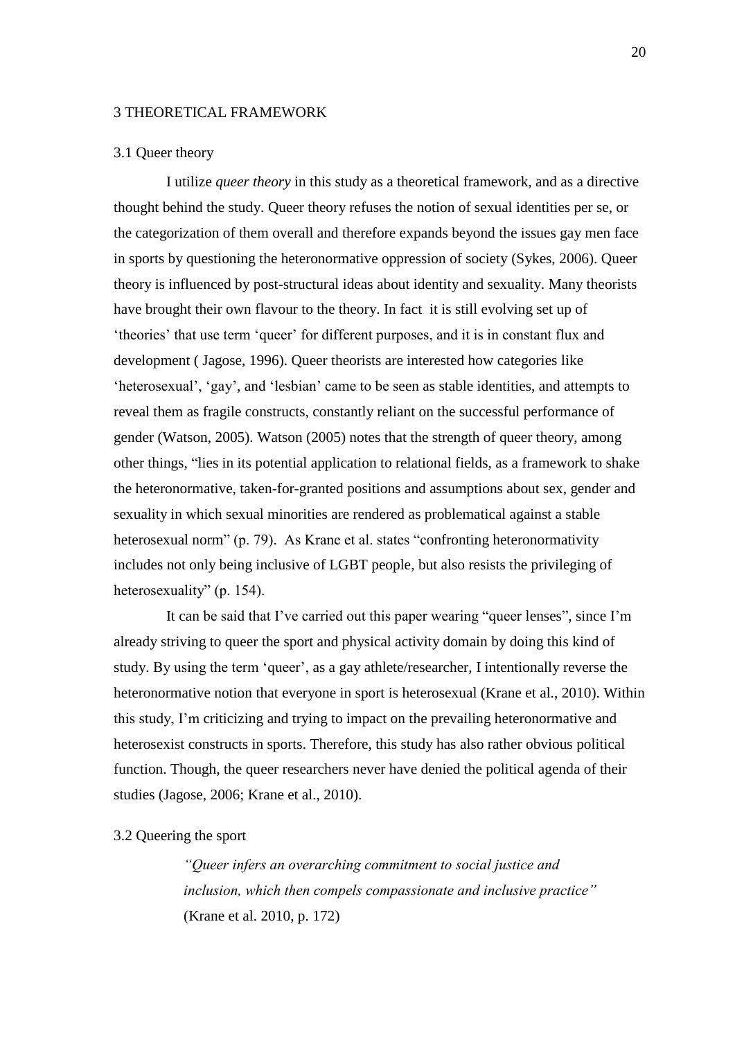# 3 THEORETICAL FRAMEWORK

## 3.1 Queer theory

I utilize *queer theory* in this study as a theoretical framework, and as a directive thought behind the study. Queer theory refuses the notion of sexual identities per se, or the categorization of them overall and therefore expands beyond the issues gay men face in sports by questioning the heteronormative oppression of society (Sykes, 2006). Queer theory is influenced by post-structural ideas about identity and sexuality. Many theorists have brought their own flavour to the theory. In fact it is still evolving set up of 'theories' that use term 'queer' for different purposes, and it is in constant flux and development ( Jagose, 1996). Queer theorists are interested how categories like 'heterosexual', 'gay', and 'lesbian' came to be seen as stable identities, and attempts to reveal them as fragile constructs, constantly reliant on the successful performance of gender (Watson, 2005). Watson (2005) notes that the strength of queer theory, among other things, "lies in its potential application to relational fields, as a framework to shake the heteronormative, taken-for-granted positions and assumptions about sex, gender and sexuality in which sexual minorities are rendered as problematical against a stable heterosexual norm" (p. 79). As Krane et al. states "confronting heteronormativity includes not only being inclusive of LGBT people, but also resists the privileging of heterosexuality" (p. 154).

It can be said that I've carried out this paper wearing "queer lenses", since I'm already striving to queer the sport and physical activity domain by doing this kind of study. By using the term 'queer', as a gay athlete/researcher, I intentionally reverse the heteronormative notion that everyone in sport is heterosexual (Krane et al., 2010). Within this study, I'm criticizing and trying to impact on the prevailing heteronormative and heterosexist constructs in sports. Therefore, this study has also rather obvious political function. Though, the queer researchers never have denied the political agenda of their studies (Jagose, 2006; Krane et al., 2010).

## 3.2 Queering the sport

> *"Queer infers an overarching commitment to social justice and inclusion, which then compels compassionate and inclusive practice"* (Krane et al. 2010, p. 172)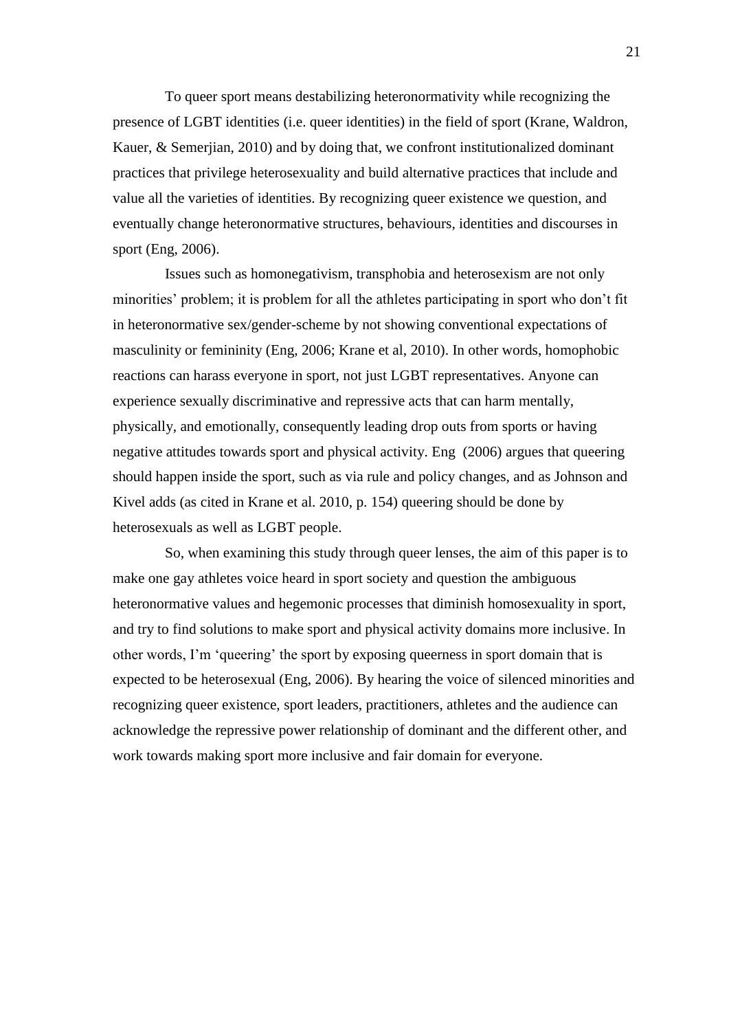To queer sport means destabilizing heteronormativity while recognizing the presence of LGBT identities (i.e. queer identities) in the field of sport (Krane, Waldron, Kauer, & Semerjian, 2010) and by doing that, we confront institutionalized dominant practices that privilege heterosexuality and build alternative practices that include and value all the varieties of identities. By recognizing queer existence we question, and eventually change heteronormative structures, behaviours, identities and discourses in sport (Eng, 2006).

Issues such as homonegativism, transphobia and heterosexism are not only minorities' problem; it is problem for all the athletes participating in sport who don't fit in heteronormative sex/gender-scheme by not showing conventional expectations of masculinity or femininity (Eng, 2006; Krane et al, 2010). In other words, homophobic reactions can harass everyone in sport, not just LGBT representatives. Anyone can experience sexually discriminative and repressive acts that can harm mentally, physically, and emotionally, consequently leading drop outs from sports or having negative attitudes towards sport and physical activity. Eng (2006) argues that queering should happen inside the sport, such as via rule and policy changes, and as Johnson and Kivel adds (as cited in Krane et al. 2010, p. 154) queering should be done by heterosexuals as well as LGBT people.

So, when examining this study through queer lenses, the aim of this paper is to make one gay athletes voice heard in sport society and question the ambiguous heteronormative values and hegemonic processes that diminish homosexuality in sport, and try to find solutions to make sport and physical activity domains more inclusive. In other words, I'm 'queering' the sport by exposing queerness in sport domain that is expected to be heterosexual (Eng, 2006). By hearing the voice of silenced minorities and recognizing queer existence, sport leaders, practitioners, athletes and the audience can acknowledge the repressive power relationship of dominant and the different other, and work towards making sport more inclusive and fair domain for everyone.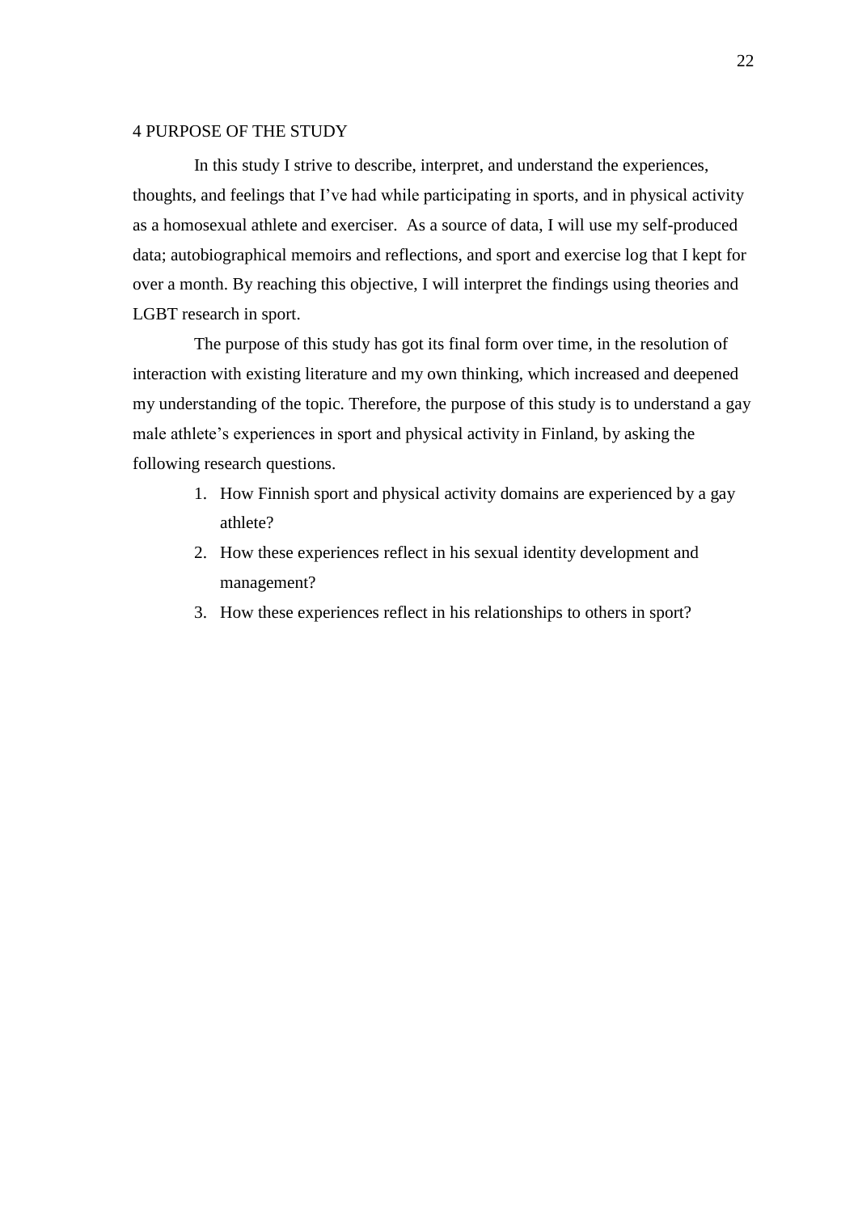# 4 PURPOSE OF THE STUDY

In this study I strive to describe, interpret, and understand the experiences, thoughts, and feelings that I've had while participating in sports, and in physical activity as a homosexual athlete and exerciser. As a source of data, I will use my self-produced data; autobiographical memoirs and reflections, and sport and exercise log that I kept for over a month. By reaching this objective, I will interpret the findings using theories and LGBT research in sport.

The purpose of this study has got its final form over time, in the resolution of interaction with existing literature and my own thinking, which increased and deepened my understanding of the topic. Therefore, the purpose of this study is to understand a gay male athlete's experiences in sport and physical activity in Finland, by asking the following research questions.

1. How Finnish sport and physical activity domains are experienced by a gay athlete?
2. How these experiences reflect in his sexual identity development and management?
3. How these experiences reflect in his relationships to others in sport?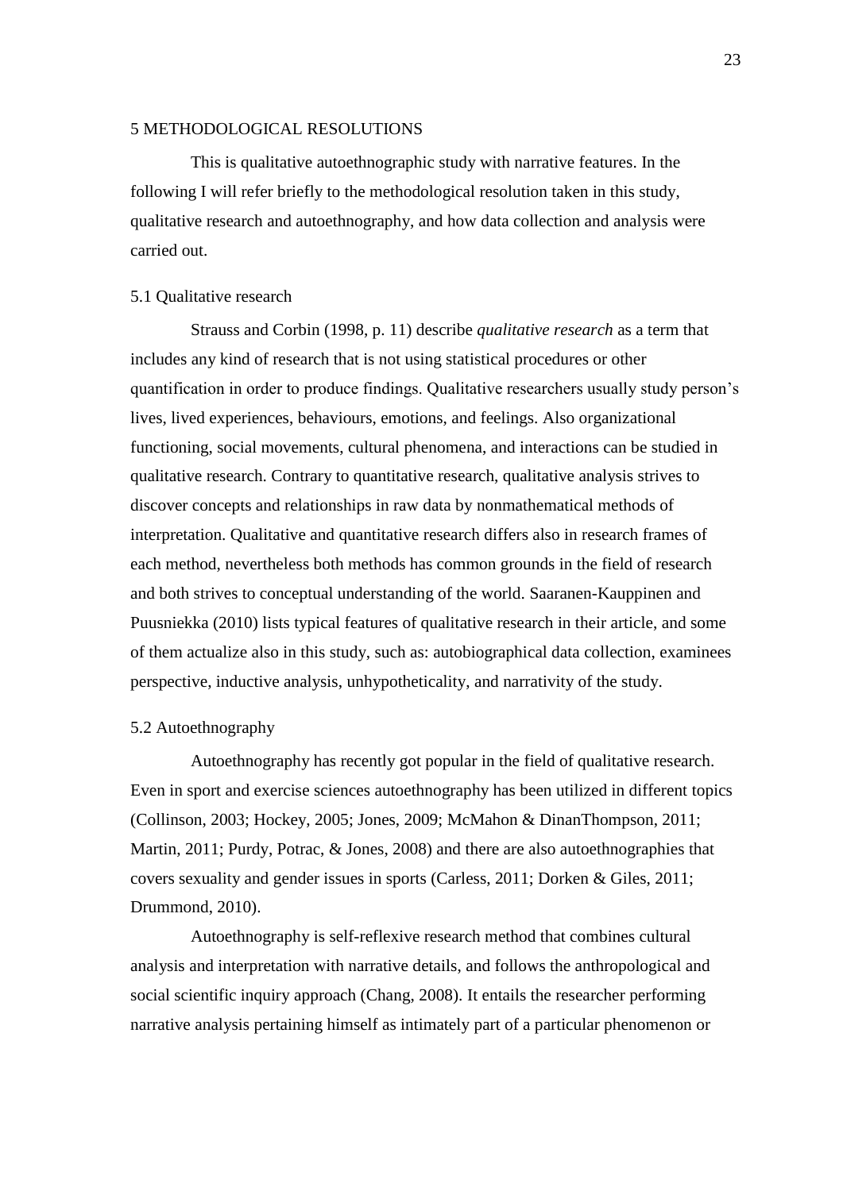# 5 METHODOLOGICAL RESOLUTIONS

This is qualitative autoethnographic study with narrative features. In the following I will refer briefly to the methodological resolution taken in this study, qualitative research and autoethnography, and how data collection and analysis were carried out.

## 5.1 Qualitative research

Strauss and Corbin (1998, p. 11) describe *qualitative research* as a term that includes any kind of research that is not using statistical procedures or other quantification in order to produce findings. Qualitative researchers usually study person's lives, lived experiences, behaviours, emotions, and feelings. Also organizational functioning, social movements, cultural phenomena, and interactions can be studied in qualitative research. Contrary to quantitative research, qualitative analysis strives to discover concepts and relationships in raw data by nonmathematical methods of interpretation. Qualitative and quantitative research differs also in research frames of each method, nevertheless both methods has common grounds in the field of research and both strives to conceptual understanding of the world. Saaranen-Kauppinen and Puusniekka (2010) lists typical features of qualitative research in their article, and some of them actualize also in this study, such as: autobiographical data collection, examinees perspective, inductive analysis, unhypotheticality, and narrativity of the study.

## 5.2 Autoethnography

Autoethnography has recently got popular in the field of qualitative research. Even in sport and exercise sciences autoethnography has been utilized in different topics (Collinson, 2003; Hockey, 2005; Jones, 2009; McMahon & DinanThompson, 2011; Martin, 2011; Purdy, Potrac, & Jones, 2008) and there are also autoethnographies that covers sexuality and gender issues in sports (Carless, 2011; Dorken & Giles, 2011; Drummond, 2010).

Autoethnography is self-reflexive research method that combines cultural analysis and interpretation with narrative details, and follows the anthropological and social scientific inquiry approach (Chang, 2008). It entails the researcher performing narrative analysis pertaining himself as intimately part of a particular phenomenon or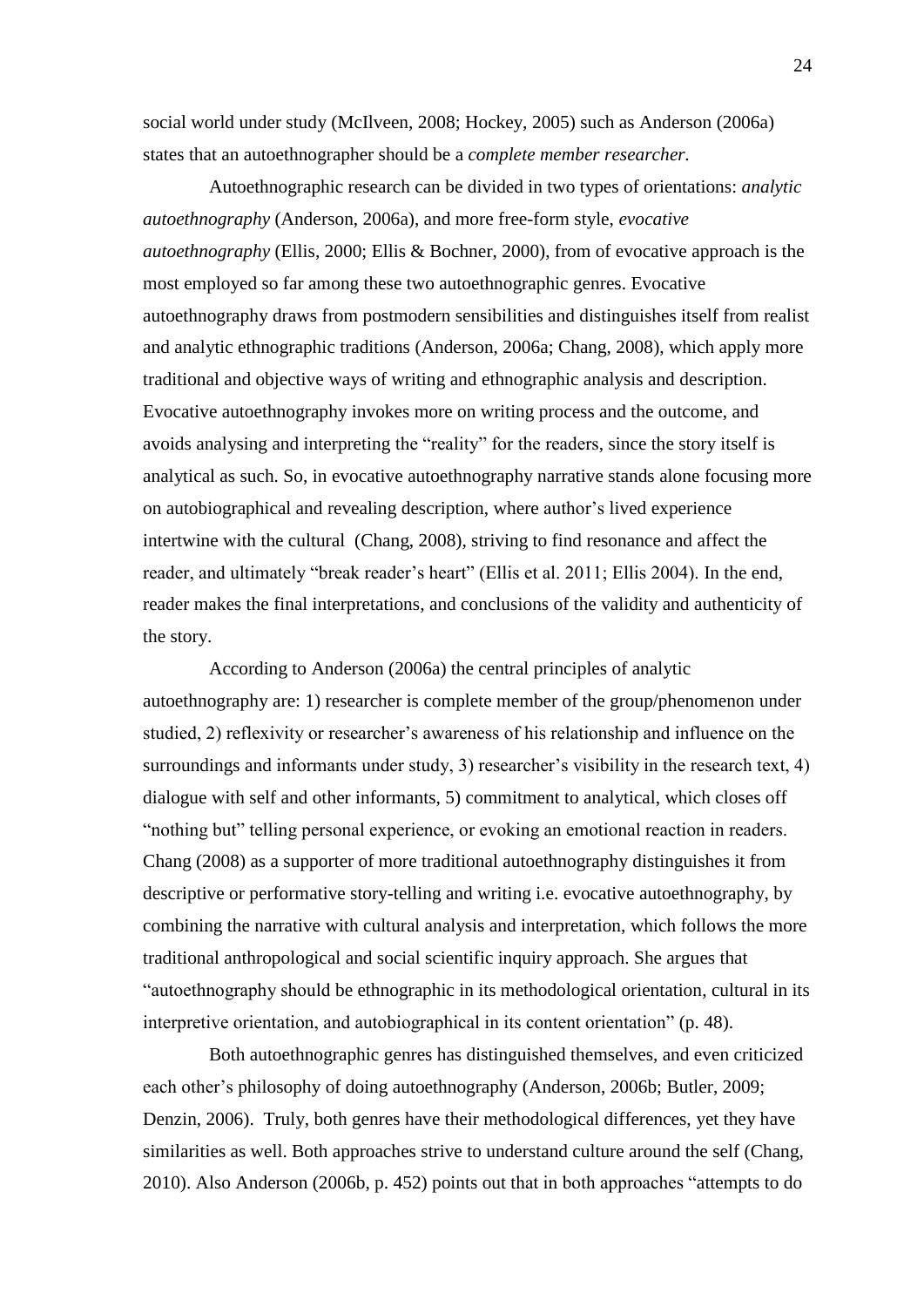social world under study (McIlveen, 2008; Hockey, 2005) such as Anderson (2006a) states that an autoethnographer should be a *complete member researcher.*

Autoethnographic research can be divided in two types of orientations: *analytic autoethnography* (Anderson, 2006a), and more free-form style, *evocative autoethnography* (Ellis, 2000; Ellis & Bochner, 2000), from of evocative approach is the most employed so far among these two autoethnographic genres. Evocative autoethnography draws from postmodern sensibilities and distinguishes itself from realist and analytic ethnographic traditions (Anderson, 2006a; Chang, 2008), which apply more traditional and objective ways of writing and ethnographic analysis and description. Evocative autoethnography invokes more on writing process and the outcome, and avoids analysing and interpreting the "reality" for the readers, since the story itself is analytical as such. So, in evocative autoethnography narrative stands alone focusing more on autobiographical and revealing description, where author's lived experience intertwine with the cultural (Chang, 2008), striving to find resonance and affect the reader, and ultimately "break reader's heart" (Ellis et al. 2011; Ellis 2004). In the end, reader makes the final interpretations, and conclusions of the validity and authenticity of the story.

According to Anderson (2006a) the central principles of analytic autoethnography are: 1) researcher is complete member of the group/phenomenon under studied, 2) reflexivity or researcher's awareness of his relationship and influence on the surroundings and informants under study, 3) researcher's visibility in the research text, 4) dialogue with self and other informants, 5) commitment to analytical, which closes off "nothing but" telling personal experience, or evoking an emotional reaction in readers. Chang (2008) as a supporter of more traditional autoethnography distinguishes it from descriptive or performative story-telling and writing i.e. evocative autoethnography, by combining the narrative with cultural analysis and interpretation, which follows the more traditional anthropological and social scientific inquiry approach. She argues that "autoethnography should be ethnographic in its methodological orientation, cultural in its interpretive orientation, and autobiographical in its content orientation" (p. 48).

Both autoethnographic genres has distinguished themselves, and even criticized each other's philosophy of doing autoethnography (Anderson, 2006b; Butler, 2009; Denzin, 2006). Truly, both genres have their methodological differences, yet they have similarities as well. Both approaches strive to understand culture around the self (Chang, 2010). Also Anderson (2006b, p. 452) points out that in both approaches "attempts to do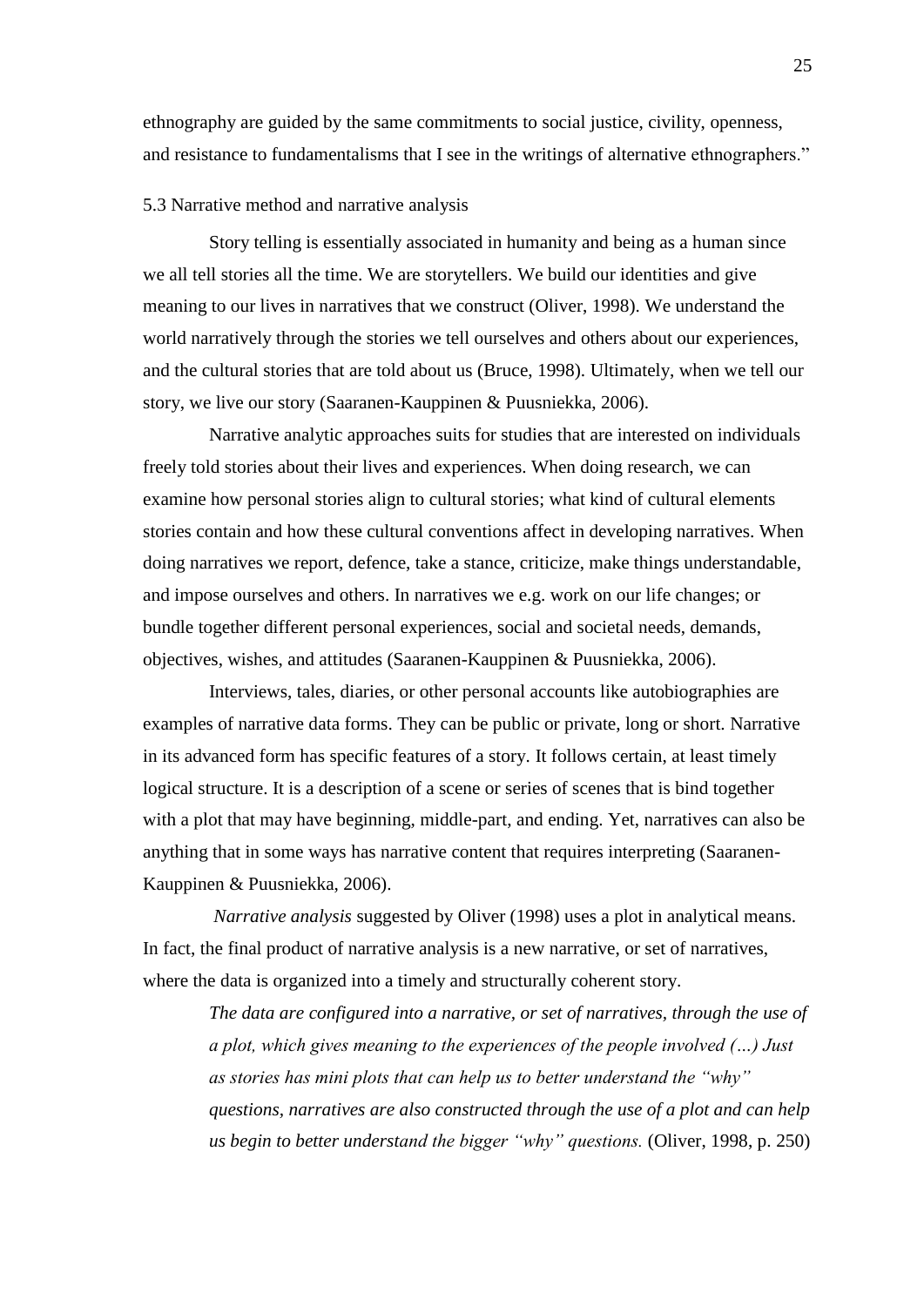ethnography are guided by the same commitments to social justice, civility, openness, and resistance to fundamentalisms that I see in the writings of alternative ethnographers."

### 5.3 Narrative method and narrative analysis

Story telling is essentially associated in humanity and being as a human since we all tell stories all the time. We are storytellers. We build our identities and give meaning to our lives in narratives that we construct (Oliver, 1998). We understand the world narratively through the stories we tell ourselves and others about our experiences, and the cultural stories that are told about us (Bruce, 1998). Ultimately, when we tell our story, we live our story (Saaranen-Kauppinen & Puusniekka, 2006).

Narrative analytic approaches suits for studies that are interested on individuals freely told stories about their lives and experiences. When doing research, we can examine how personal stories align to cultural stories; what kind of cultural elements stories contain and how these cultural conventions affect in developing narratives. When doing narratives we report, defence, take a stance, criticize, make things understandable, and impose ourselves and others. In narratives we e.g. work on our life changes; or bundle together different personal experiences, social and societal needs, demands, objectives, wishes, and attitudes (Saaranen-Kauppinen & Puusniekka, 2006).

Interviews, tales, diaries, or other personal accounts like autobiographies are examples of narrative data forms. They can be public or private, long or short. Narrative in its advanced form has specific features of a story. It follows certain, at least timely logical structure. It is a description of a scene or series of scenes that is bind together with a plot that may have beginning, middle-part, and ending. Yet, narratives can also be anything that in some ways has narrative content that requires interpreting (Saaranen-Kauppinen & Puusniekka, 2006).

*Narrative analysis* suggested by Oliver (1998) uses a plot in analytical means. In fact, the final product of narrative analysis is a new narrative, or set of narratives, where the data is organized into a timely and structurally coherent story.

> *The data are configured into a narrative, or set of narratives, through the use of a plot, which gives meaning to the experiences of the people involved (...) Just as stories has mini plots that can help us to better understand the "why" questions, narratives are also constructed through the use of a plot and can help us begin to better understand the bigger "why" questions.* (Oliver, 1998, p. 250)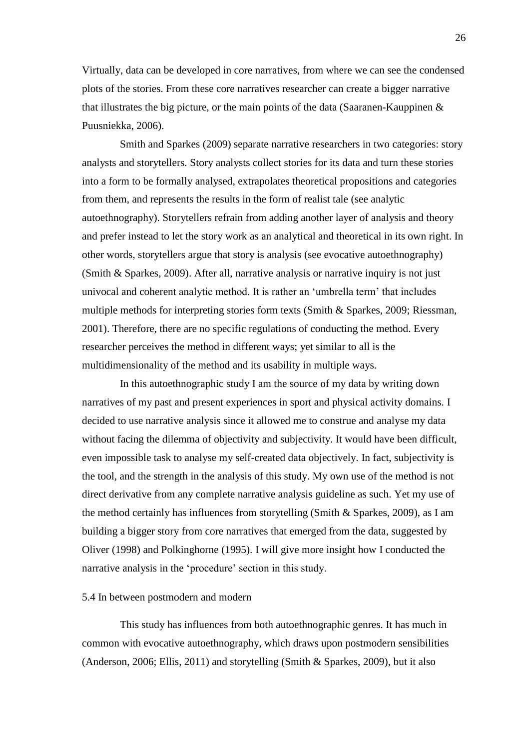Virtually, data can be developed in core narratives, from where we can see the condensed plots of the stories. From these core narratives researcher can create a bigger narrative that illustrates the big picture, or the main points of the data (Saaranen-Kauppinen & Puusniekka, 2006).

Smith and Sparkes (2009) separate narrative researchers in two categories: story analysts and storytellers. Story analysts collect stories for its data and turn these stories into a form to be formally analysed, extrapolates theoretical propositions and categories from them, and represents the results in the form of realist tale (see analytic autoethnography). Storytellers refrain from adding another layer of analysis and theory and prefer instead to let the story work as an analytical and theoretical in its own right. In other words, storytellers argue that story is analysis (see evocative autoethnography) (Smith & Sparkes, 2009). After all, narrative analysis or narrative inquiry is not just univocal and coherent analytic method. It is rather an 'umbrella term' that includes multiple methods for interpreting stories form texts (Smith & Sparkes, 2009; Riessman, 2001). Therefore, there are no specific regulations of conducting the method. Every researcher perceives the method in different ways; yet similar to all is the multidimensionality of the method and its usability in multiple ways.

In this autoethnographic study I am the source of my data by writing down narratives of my past and present experiences in sport and physical activity domains. I decided to use narrative analysis since it allowed me to construe and analyse my data without facing the dilemma of objectivity and subjectivity. It would have been difficult, even impossible task to analyse my self-created data objectively. In fact, subjectivity is the tool, and the strength in the analysis of this study. My own use of the method is not direct derivative from any complete narrative analysis guideline as such. Yet my use of the method certainly has influences from storytelling (Smith & Sparkes, 2009), as I am building a bigger story from core narratives that emerged from the data, suggested by Oliver (1998) and Polkinghorne (1995). I will give more insight how I conducted the narrative analysis in the 'procedure' section in this study.

## 5.4 In between postmodern and modern

This study has influences from both autoethnographic genres. It has much in common with evocative autoethnography, which draws upon postmodern sensibilities (Anderson, 2006; Ellis, 2011) and storytelling (Smith & Sparkes, 2009), but it also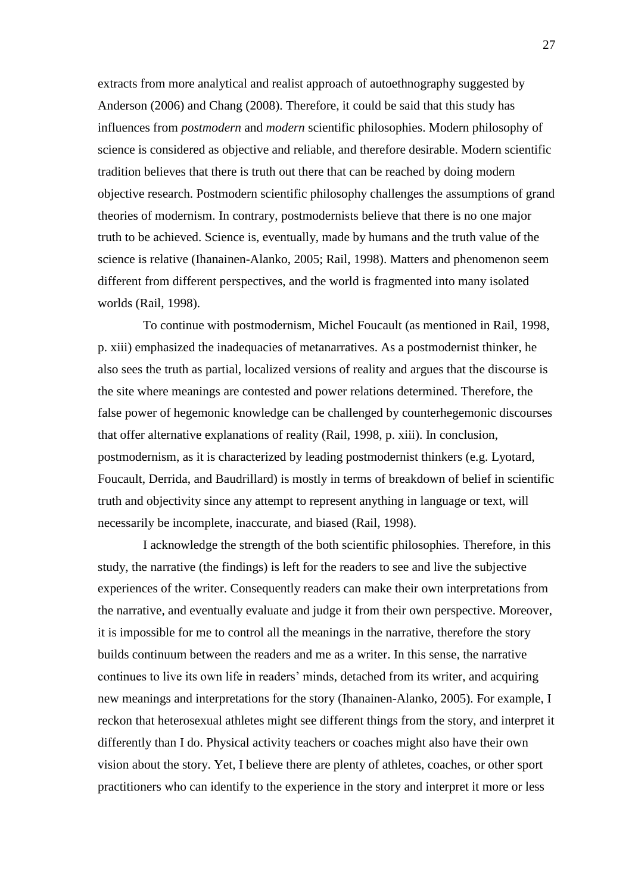extracts from more analytical and realist approach of autoethnography suggested by Anderson (2006) and Chang (2008). Therefore, it could be said that this study has influences from *postmodern* and *modern* scientific philosophies. Modern philosophy of science is considered as objective and reliable, and therefore desirable. Modern scientific tradition believes that there is truth out there that can be reached by doing modern objective research. Postmodern scientific philosophy challenges the assumptions of grand theories of modernism. In contrary, postmodernists believe that there is no one major truth to be achieved. Science is, eventually, made by humans and the truth value of the science is relative (Ihanainen-Alanko, 2005; Rail, 1998). Matters and phenomenon seem different from different perspectives, and the world is fragmented into many isolated worlds (Rail, 1998).

To continue with postmodernism, Michel Foucault (as mentioned in Rail, 1998, p. xiii) emphasized the inadequacies of metanarratives. As a postmodernist thinker, he also sees the truth as partial, localized versions of reality and argues that the discourse is the site where meanings are contested and power relations determined. Therefore, the false power of hegemonic knowledge can be challenged by counterhegemonic discourses that offer alternative explanations of reality (Rail, 1998, p. xiii). In conclusion, postmodernism, as it is characterized by leading postmodernist thinkers (e.g. Lyotard, Foucault, Derrida, and Baudrillard) is mostly in terms of breakdown of belief in scientific truth and objectivity since any attempt to represent anything in language or text, will necessarily be incomplete, inaccurate, and biased (Rail, 1998).

I acknowledge the strength of the both scientific philosophies. Therefore, in this study, the narrative (the findings) is left for the readers to see and live the subjective experiences of the writer. Consequently readers can make their own interpretations from the narrative, and eventually evaluate and judge it from their own perspective. Moreover, it is impossible for me to control all the meanings in the narrative, therefore the story builds continuum between the readers and me as a writer. In this sense, the narrative continues to live its own life in readers' minds, detached from its writer, and acquiring new meanings and interpretations for the story (Ihanainen-Alanko, 2005). For example, I reckon that heterosexual athletes might see different things from the story, and interpret it differently than I do. Physical activity teachers or coaches might also have their own vision about the story. Yet, I believe there are plenty of athletes, coaches, or other sport practitioners who can identify to the experience in the story and interpret it more or less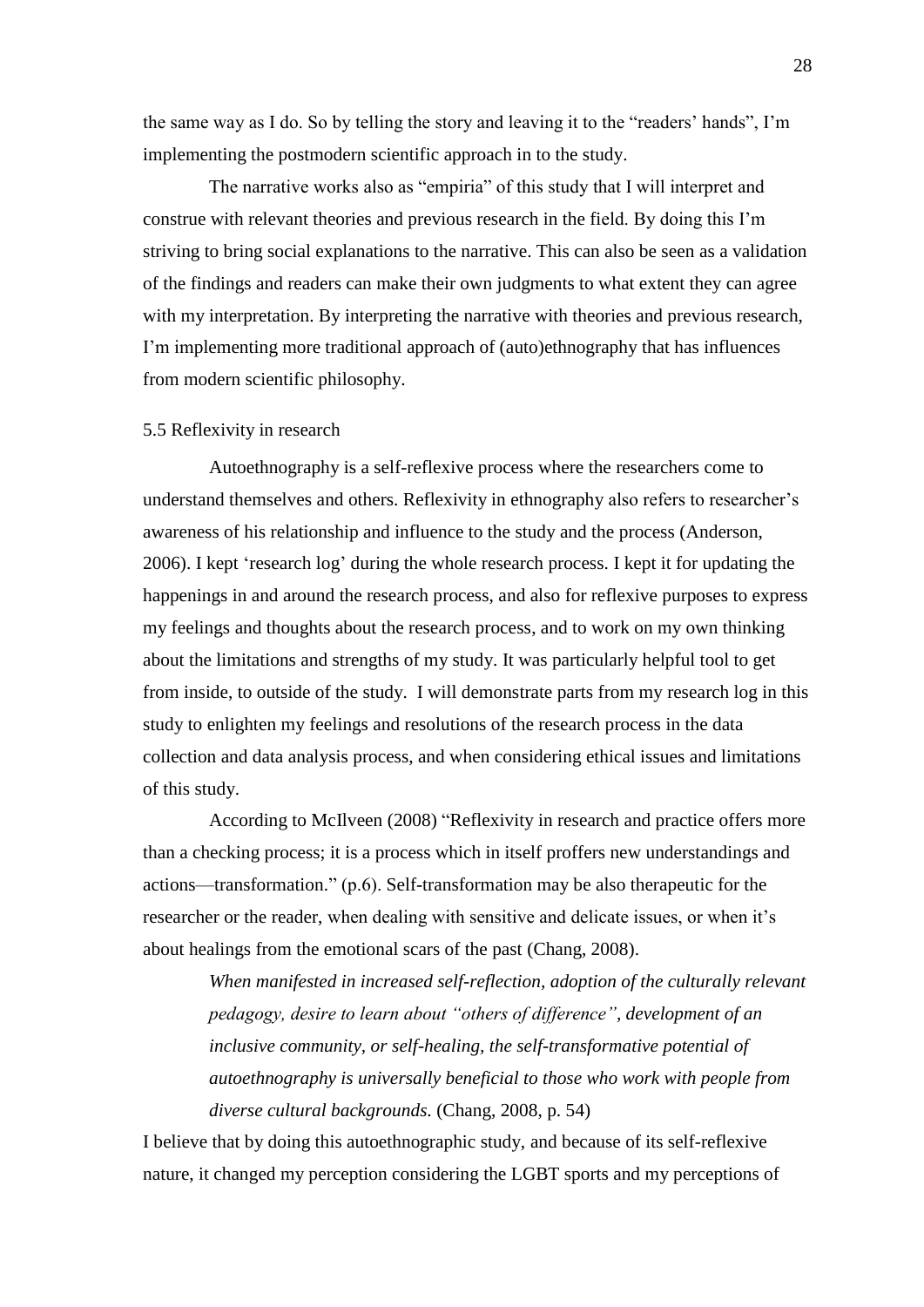the same way as I do. So by telling the story and leaving it to the "readers' hands", I'm implementing the postmodern scientific approach in to the study.

The narrative works also as "empiria" of this study that I will interpret and construe with relevant theories and previous research in the field. By doing this I'm striving to bring social explanations to the narrative. This can also be seen as a validation of the findings and readers can make their own judgments to what extent they can agree with my interpretation. By interpreting the narrative with theories and previous research, I'm implementing more traditional approach of (auto)ethnography that has influences from modern scientific philosophy.

## 5.5 Reflexivity in research

Autoethnography is a self-reflexive process where the researchers come to understand themselves and others. Reflexivity in ethnography also refers to researcher's awareness of his relationship and influence to the study and the process (Anderson, 2006). I kept 'research log' during the whole research process. I kept it for updating the happenings in and around the research process, and also for reflexive purposes to express my feelings and thoughts about the research process, and to work on my own thinking about the limitations and strengths of my study. It was particularly helpful tool to get from inside, to outside of the study. I will demonstrate parts from my research log in this study to enlighten my feelings and resolutions of the research process in the data collection and data analysis process, and when considering ethical issues and limitations of this study.

According to McIlveen (2008) "Reflexivity in research and practice offers more than a checking process; it is a process which in itself proffers new understandings and actions—transformation." (p.6). Self-transformation may be also therapeutic for the researcher or the reader, when dealing with sensitive and delicate issues, or when it's about healings from the emotional scars of the past (Chang, 2008).

> *When manifested in increased self-reflection, adoption of the culturally relevant pedagogy, desire to learn about "others of difference", development of an inclusive community, or self-healing, the self-transformative potential of autoethnography is universally beneficial to those who work with people from diverse cultural backgrounds.* (Chang, 2008, p. 54)

I believe that by doing this autoethnographic study, and because of its self-reflexive nature, it changed my perception considering the LGBT sports and my perceptions of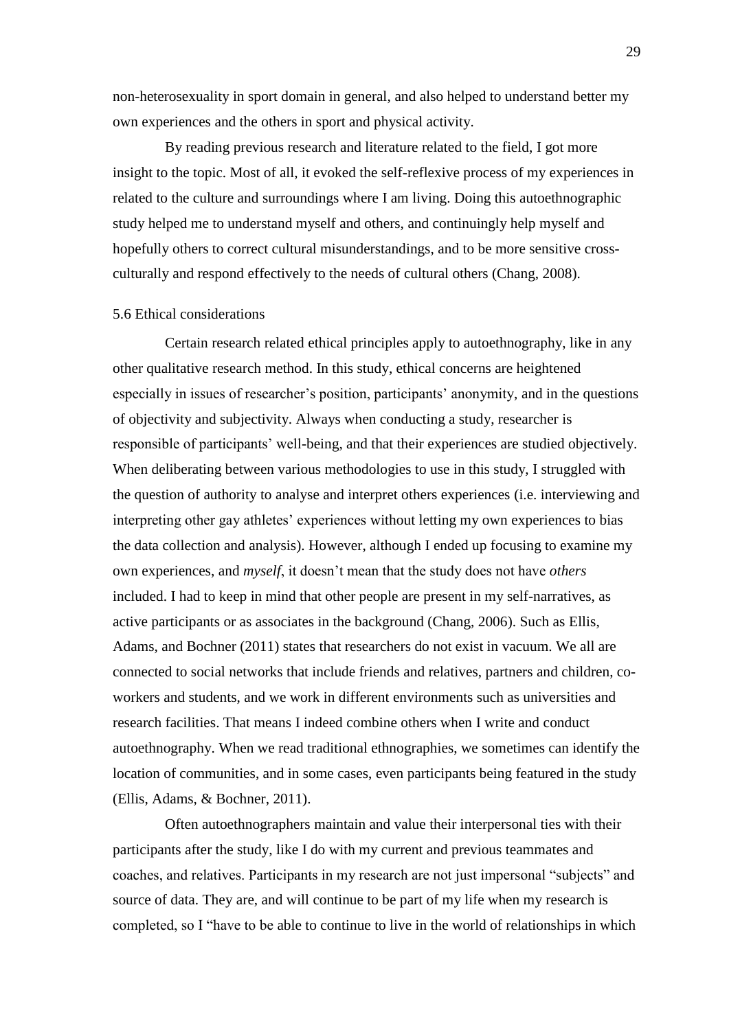non-heterosexuality in sport domain in general, and also helped to understand better my own experiences and the others in sport and physical activity.

By reading previous research and literature related to the field, I got more insight to the topic. Most of all, it evoked the self-reflexive process of my experiences in related to the culture and surroundings where I am living. Doing this autoethnographic study helped me to understand myself and others, and continuingly help myself and hopefully others to correct cultural misunderstandings, and to be more sensitive cross-culturally and respond effectively to the needs of cultural others (Chang, 2008).

## 5.6 Ethical considerations

Certain research related ethical principles apply to autoethnography, like in any other qualitative research method. In this study, ethical concerns are heightened especially in issues of researcher's position, participants' anonymity, and in the questions of objectivity and subjectivity. Always when conducting a study, researcher is responsible of participants' well-being, and that their experiences are studied objectively. When deliberating between various methodologies to use in this study, I struggled with the question of authority to analyse and interpret others experiences (i.e. interviewing and interpreting other gay athletes' experiences without letting my own experiences to bias the data collection and analysis). However, although I ended up focusing to examine my own experiences, and *myself*, it doesn't mean that the study does not have *others* included. I had to keep in mind that other people are present in my self-narratives, as active participants or as associates in the background (Chang, 2006). Such as Ellis, Adams, and Bochner (2011) states that researchers do not exist in vacuum. We all are connected to social networks that include friends and relatives, partners and children, co-workers and students, and we work in different environments such as universities and research facilities. That means I indeed combine others when I write and conduct autoethnography. When we read traditional ethnographies, we sometimes can identify the location of communities, and in some cases, even participants being featured in the study (Ellis, Adams, & Bochner, 2011).

Often autoethnographers maintain and value their interpersonal ties with their participants after the study, like I do with my current and previous teammates and coaches, and relatives. Participants in my research are not just impersonal "subjects" and source of data. They are, and will continue to be part of my life when my research is completed, so I "have to be able to continue to live in the world of relationships in which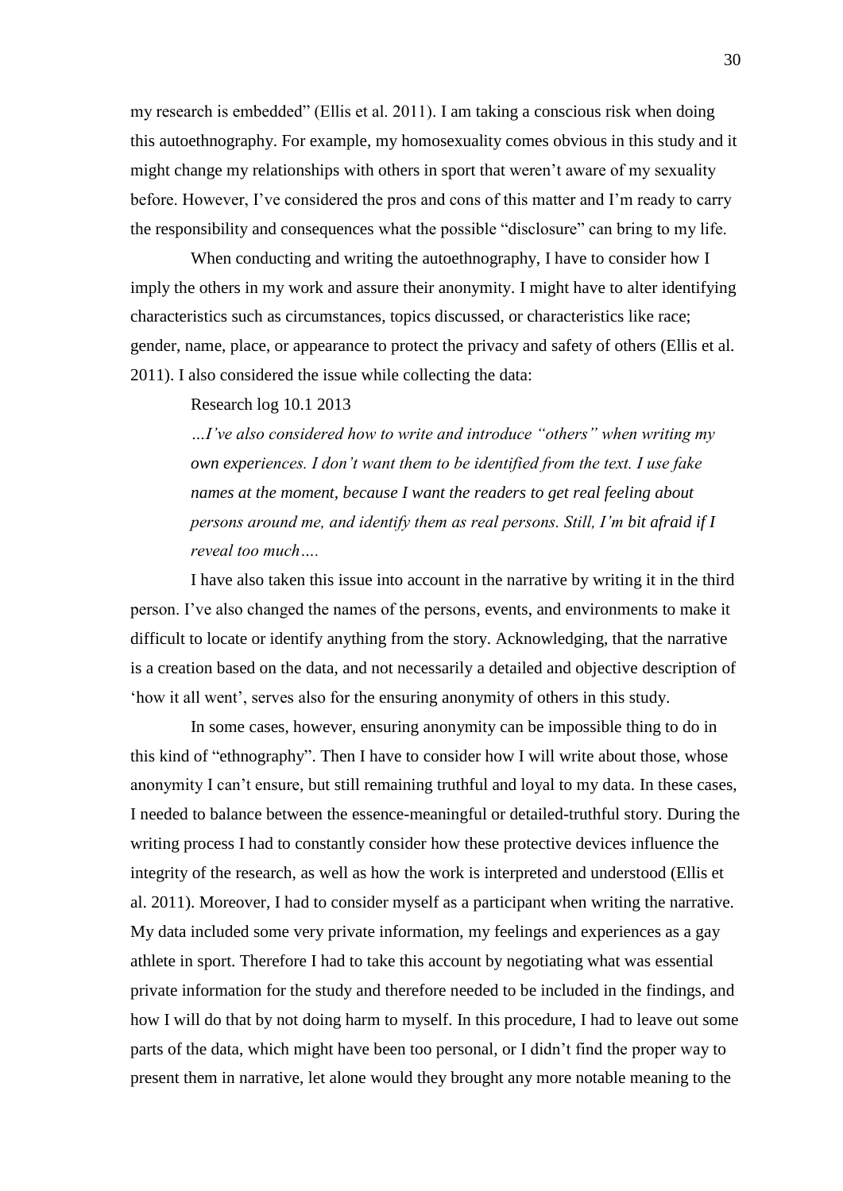my research is embedded" (Ellis et al. 2011). I am taking a conscious risk when doing this autoethnography. For example, my homosexuality comes obvious in this study and it might change my relationships with others in sport that weren't aware of my sexuality before. However, I've considered the pros and cons of this matter and I'm ready to carry the responsibility and consequences what the possible "disclosure" can bring to my life.

When conducting and writing the autoethnography, I have to consider how I imply the others in my work and assure their anonymity. I might have to alter identifying characteristics such as circumstances, topics discussed, or characteristics like race; gender, name, place, or appearance to protect the privacy and safety of others (Ellis et al. 2011). I also considered the issue while collecting the data:

> Research log 10.1 2013
>
> *…I've also considered how to write and introduce "others" when writing my own experiences. I don't want them to be identified from the text. I use fake names at the moment, because I want the readers to get real feeling about persons around me, and identify them as real persons. Still, I'm bit afraid if I reveal too much….*

I have also taken this issue into account in the narrative by writing it in the third person. I've also changed the names of the persons, events, and environments to make it difficult to locate or identify anything from the story. Acknowledging, that the narrative is a creation based on the data, and not necessarily a detailed and objective description of 'how it all went', serves also for the ensuring anonymity of others in this study.

In some cases, however, ensuring anonymity can be impossible thing to do in this kind of "ethnography". Then I have to consider how I will write about those, whose anonymity I can't ensure, but still remaining truthful and loyal to my data. In these cases, I needed to balance between the essence-meaningful or detailed-truthful story. During the writing process I had to constantly consider how these protective devices influence the integrity of the research, as well as how the work is interpreted and understood (Ellis et al. 2011). Moreover, I had to consider myself as a participant when writing the narrative. My data included some very private information, my feelings and experiences as a gay athlete in sport. Therefore I had to take this account by negotiating what was essential private information for the study and therefore needed to be included in the findings, and how I will do that by not doing harm to myself. In this procedure, I had to leave out some parts of the data, which might have been too personal, or I didn't find the proper way to present them in narrative, let alone would they brought any more notable meaning to the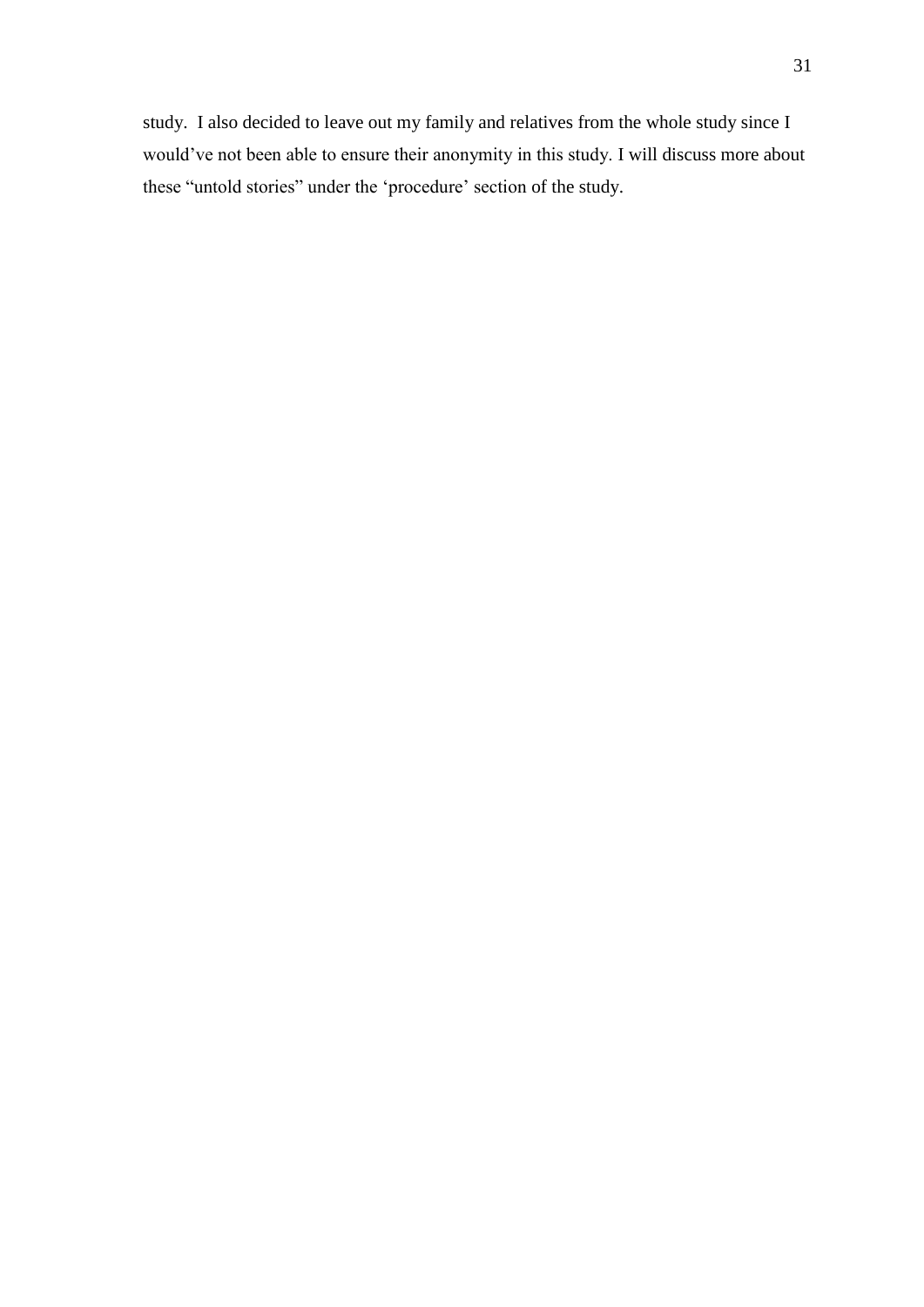study. I also decided to leave out my family and relatives from the whole study since I would've not been able to ensure their anonymity in this study. I will discuss more about these "untold stories" under the 'procedure' section of the study.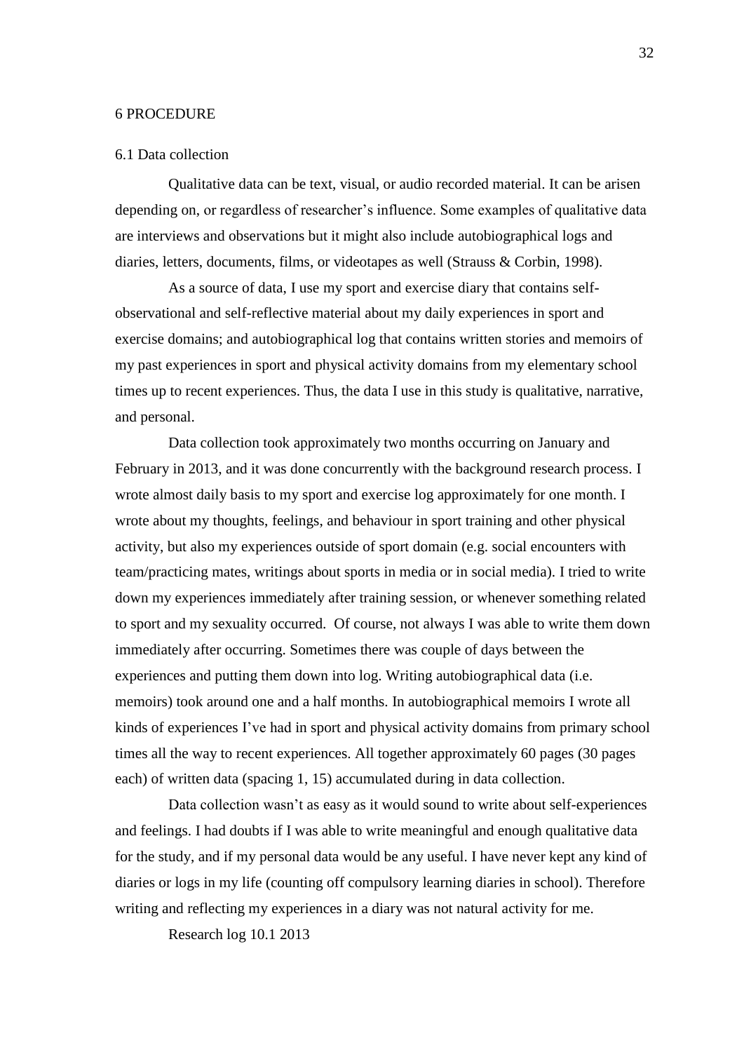# 6 PROCEDURE

## 6.1 Data collection

Qualitative data can be text, visual, or audio recorded material. It can be arisen depending on, or regardless of researcher's influence. Some examples of qualitative data are interviews and observations but it might also include autobiographical logs and diaries, letters, documents, films, or videotapes as well (Strauss & Corbin, 1998).

As a source of data, I use my sport and exercise diary that contains self-observational and self-reflective material about my daily experiences in sport and exercise domains; and autobiographical log that contains written stories and memoirs of my past experiences in sport and physical activity domains from my elementary school times up to recent experiences. Thus, the data I use in this study is qualitative, narrative, and personal.

Data collection took approximately two months occurring on January and February in 2013, and it was done concurrently with the background research process. I wrote almost daily basis to my sport and exercise log approximately for one month. I wrote about my thoughts, feelings, and behaviour in sport training and other physical activity, but also my experiences outside of sport domain (e.g. social encounters with team/practicing mates, writings about sports in media or in social media). I tried to write down my experiences immediately after training session, or whenever something related to sport and my sexuality occurred. Of course, not always I was able to write them down immediately after occurring. Sometimes there was couple of days between the experiences and putting them down into log. Writing autobiographical data (i.e. memoirs) took around one and a half months. In autobiographical memoirs I wrote all kinds of experiences I've had in sport and physical activity domains from primary school times all the way to recent experiences. All together approximately 60 pages (30 pages each) of written data (spacing 1, 15) accumulated during in data collection.

Data collection wasn't as easy as it would sound to write about self-experiences and feelings. I had doubts if I was able to write meaningful and enough qualitative data for the study, and if my personal data would be any useful. I have never kept any kind of diaries or logs in my life (counting off compulsory learning diaries in school). Therefore writing and reflecting my experiences in a diary was not natural activity for me.

Research log 10.1 2013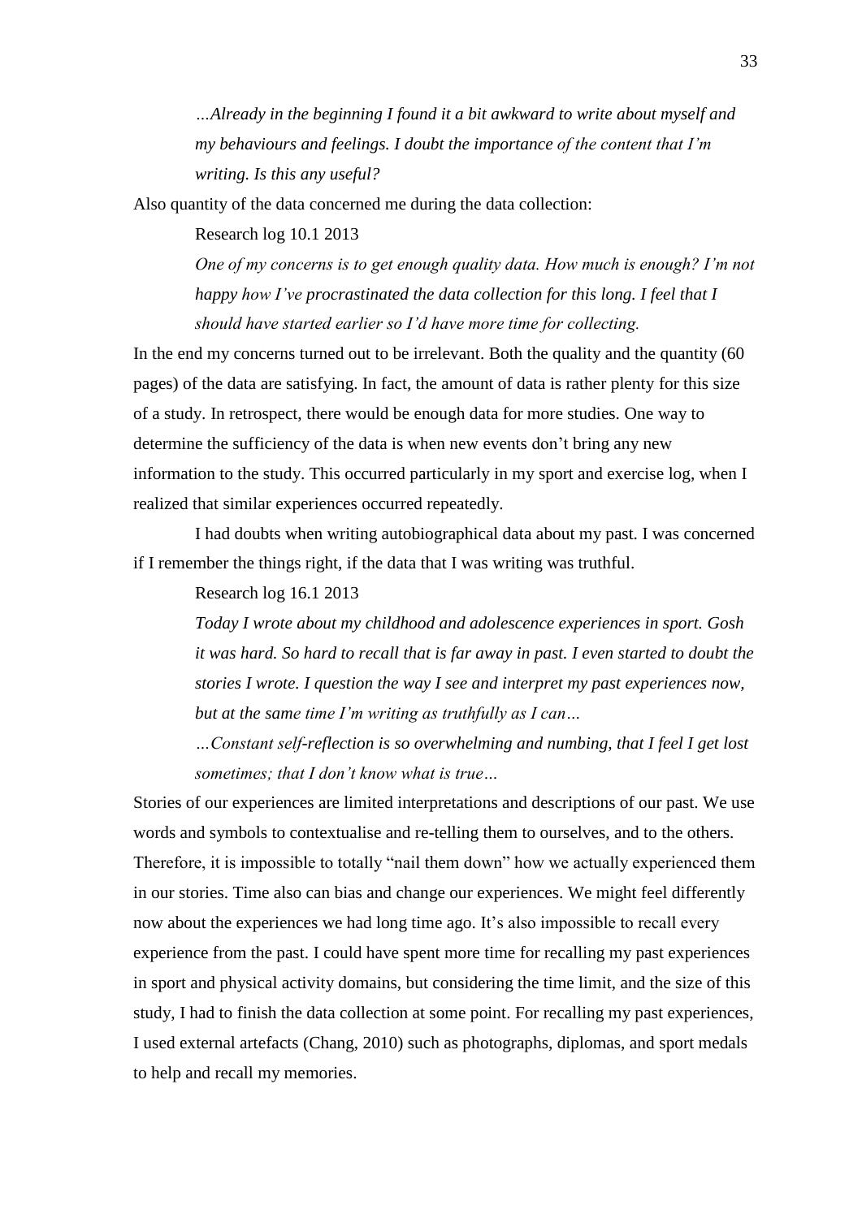> *…Already in the beginning I found it a bit awkward to write about myself and my behaviours and feelings. I doubt the importance of the content that I'm writing. Is this any useful?*

Also quantity of the data concerned me during the data collection:

> Research log 10.1 2013
>
> *One of my concerns is to get enough quality data. How much is enough? I'm not happy how I've procrastinated the data collection for this long. I feel that I should have started earlier so I'd have more time for collecting.*

In the end my concerns turned out to be irrelevant. Both the quality and the quantity (60 pages) of the data are satisfying. In fact, the amount of data is rather plenty for this size of a study. In retrospect, there would be enough data for more studies. One way to determine the sufficiency of the data is when new events don't bring any new information to the study. This occurred particularly in my sport and exercise log, when I realized that similar experiences occurred repeatedly.

I had doubts when writing autobiographical data about my past. I was concerned if I remember the things right, if the data that I was writing was truthful.

> Research log 16.1 2013
>
> *Today I wrote about my childhood and adolescence experiences in sport. Gosh it was hard. So hard to recall that is far away in past. I even started to doubt the stories I wrote. I question the way I see and interpret my past experiences now, but at the same time I'm writing as truthfully as I can…*
>
> *…Constant self-reflection is so overwhelming and numbing, that I feel I get lost sometimes; that I don't know what is true…*

Stories of our experiences are limited interpretations and descriptions of our past. We use words and symbols to contextualise and re-telling them to ourselves, and to the others. Therefore, it is impossible to totally "nail them down" how we actually experienced them in our stories. Time also can bias and change our experiences. We might feel differently now about the experiences we had long time ago. It's also impossible to recall every experience from the past. I could have spent more time for recalling my past experiences in sport and physical activity domains, but considering the time limit, and the size of this study, I had to finish the data collection at some point. For recalling my past experiences, I used external artefacts (Chang, 2010) such as photographs, diplomas, and sport medals to help and recall my memories.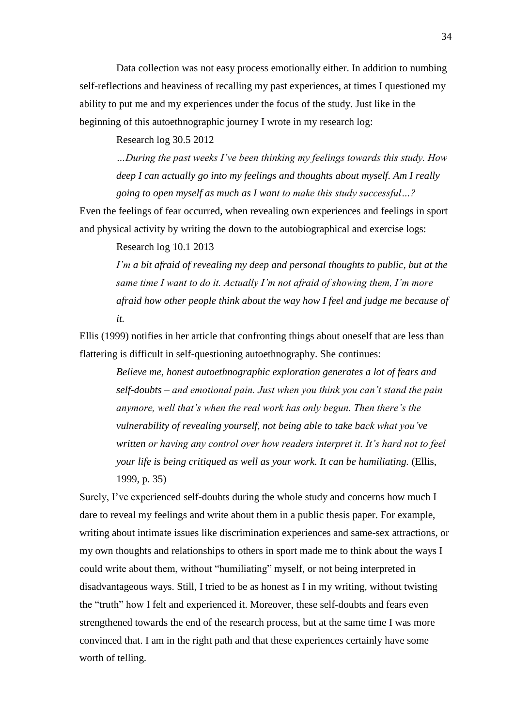Data collection was not easy process emotionally either. In addition to numbing self-reflections and heaviness of recalling my past experiences, at times I questioned my ability to put me and my experiences under the focus of the study. Just like in the beginning of this autoethnographic journey I wrote in my research log:

> Research log 30.5 2012
>
> *…During the past weeks I've been thinking my feelings towards this study. How deep I can actually go into my feelings and thoughts about myself. Am I really going to open myself as much as I want to make this study successful…?*

Even the feelings of fear occurred, when revealing own experiences and feelings in sport and physical activity by writing the down to the autobiographical and exercise logs:

> Research log 10.1 2013
>
> *I'm a bit afraid of revealing my deep and personal thoughts to public, but at the same time I want to do it. Actually I'm not afraid of showing them, I'm more afraid how other people think about the way how I feel and judge me because of it.*

Ellis (1999) notifies in her article that confronting things about oneself that are less than flattering is difficult in self-questioning autoethnography. She continues:

> *Believe me, honest autoethnographic exploration generates a lot of fears and self-doubts – and emotional pain. Just when you think you can't stand the pain anymore, well that's when the real work has only begun. Then there's the vulnerability of revealing yourself, not being able to take back what you've written or having any control over how readers interpret it. It's hard not to feel your life is being critiqued as well as your work. It can be humiliating.* (Ellis, 1999, p. 35)

Surely, I've experienced self-doubts during the whole study and concerns how much I dare to reveal my feelings and write about them in a public thesis paper. For example, writing about intimate issues like discrimination experiences and same-sex attractions, or my own thoughts and relationships to others in sport made me to think about the ways I could write about them, without "humiliating" myself, or not being interpreted in disadvantageous ways. Still, I tried to be as honest as I in my writing, without twisting the "truth" how I felt and experienced it. Moreover, these self-doubts and fears even strengthened towards the end of the research process, but at the same time I was more convinced that. I am in the right path and that these experiences certainly have some worth of telling.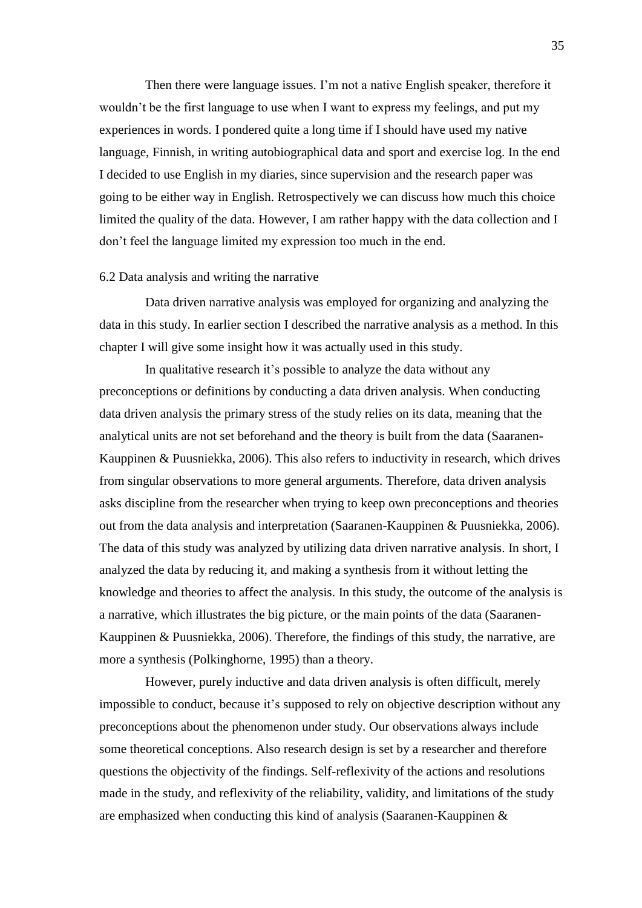Then there were language issues. I'm not a native English speaker, therefore it wouldn't be the first language to use when I want to express my feelings, and put my experiences in words. I pondered quite a long time if I should have used my native language, Finnish, in writing autobiographical data and sport and exercise log. In the end I decided to use English in my diaries, since supervision and the research paper was going to be either way in English. Retrospectively we can discuss how much this choice limited the quality of the data. However, I am rather happy with the data collection and I don't feel the language limited my expression too much in the end.

### 6.2 Data analysis and writing the narrative

Data driven narrative analysis was employed for organizing and analyzing the data in this study. In earlier section I described the narrative analysis as a method. In this chapter I will give some insight how it was actually used in this study.

In qualitative research it's possible to analyze the data without any preconceptions or definitions by conducting a data driven analysis. When conducting data driven analysis the primary stress of the study relies on its data, meaning that the analytical units are not set beforehand and the theory is built from the data (Saaranen-Kauppinen & Puusniekka, 2006). This also refers to inductivity in research, which drives from singular observations to more general arguments. Therefore, data driven analysis asks discipline from the researcher when trying to keep own preconceptions and theories out from the data analysis and interpretation (Saaranen-Kauppinen & Puusniekka, 2006). The data of this study was analyzed by utilizing data driven narrative analysis. In short, I analyzed the data by reducing it, and making a synthesis from it without letting the knowledge and theories to affect the analysis. In this study, the outcome of the analysis is a narrative, which illustrates the big picture, or the main points of the data (Saaranen-Kauppinen & Puusniekka, 2006). Therefore, the findings of this study, the narrative, are more a synthesis (Polkinghorne, 1995) than a theory.

However, purely inductive and data driven analysis is often difficult, merely impossible to conduct, because it's supposed to rely on objective description without any preconceptions about the phenomenon under study. Our observations always include some theoretical conceptions. Also research design is set by a researcher and therefore questions the objectivity of the findings. Self-reflexivity of the actions and resolutions made in the study, and reflexivity of the reliability, validity, and limitations of the study are emphasized when conducting this kind of analysis (Saaranen-Kauppinen &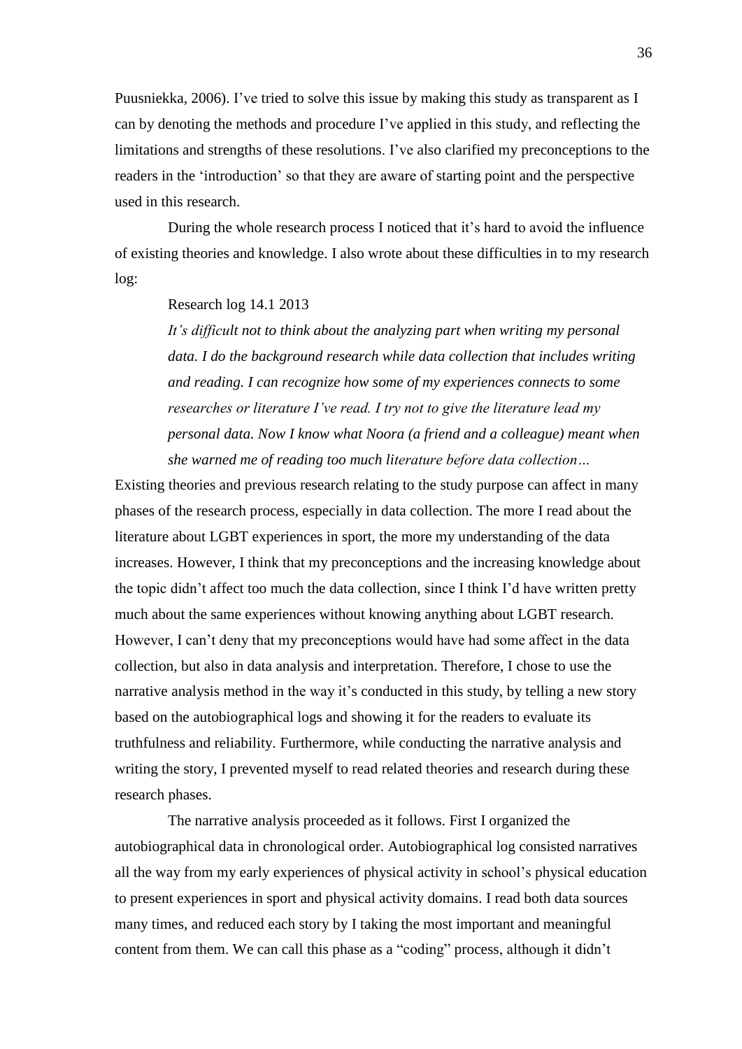Puusniekka, 2006). I've tried to solve this issue by making this study as transparent as I can by denoting the methods and procedure I've applied in this study, and reflecting the limitations and strengths of these resolutions. I've also clarified my preconceptions to the readers in the 'introduction' so that they are aware of starting point and the perspective used in this research.

During the whole research process I noticed that it's hard to avoid the influence of existing theories and knowledge. I also wrote about these difficulties in to my research log:

> Research log 14.1 2013
>
> *It's difficult not to think about the analyzing part when writing my personal data. I do the background research while data collection that includes writing and reading. I can recognize how some of my experiences connects to some researches or literature I've read. I try not to give the literature lead my personal data. Now I know what Noora (a friend and a colleague) meant when she warned me of reading too much literature before data collection…*

Existing theories and previous research relating to the study purpose can affect in many phases of the research process, especially in data collection. The more I read about the literature about LGBT experiences in sport, the more my understanding of the data increases. However, I think that my preconceptions and the increasing knowledge about the topic didn't affect too much the data collection, since I think I'd have written pretty much about the same experiences without knowing anything about LGBT research. However, I can't deny that my preconceptions would have had some affect in the data collection, but also in data analysis and interpretation. Therefore, I chose to use the narrative analysis method in the way it's conducted in this study, by telling a new story based on the autobiographical logs and showing it for the readers to evaluate its truthfulness and reliability. Furthermore, while conducting the narrative analysis and writing the story, I prevented myself to read related theories and research during these research phases.

The narrative analysis proceeded as it follows. First I organized the autobiographical data in chronological order. Autobiographical log consisted narratives all the way from my early experiences of physical activity in school's physical education to present experiences in sport and physical activity domains. I read both data sources many times, and reduced each story by I taking the most important and meaningful content from them. We can call this phase as a "coding" process, although it didn't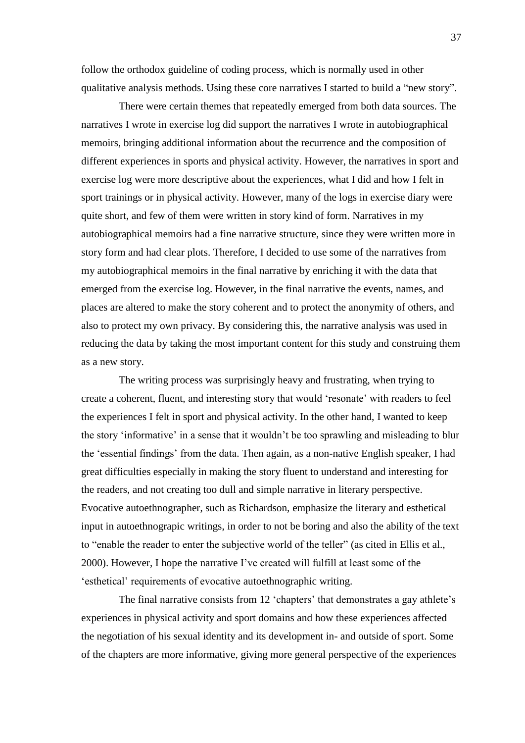follow the orthodox guideline of coding process, which is normally used in other qualitative analysis methods. Using these core narratives I started to build a "new story".

There were certain themes that repeatedly emerged from both data sources. The narratives I wrote in exercise log did support the narratives I wrote in autobiographical memoirs, bringing additional information about the recurrence and the composition of different experiences in sports and physical activity. However, the narratives in sport and exercise log were more descriptive about the experiences, what I did and how I felt in sport trainings or in physical activity. However, many of the logs in exercise diary were quite short, and few of them were written in story kind of form. Narratives in my autobiographical memoirs had a fine narrative structure, since they were written more in story form and had clear plots. Therefore, I decided to use some of the narratives from my autobiographical memoirs in the final narrative by enriching it with the data that emerged from the exercise log. However, in the final narrative the events, names, and places are altered to make the story coherent and to protect the anonymity of others, and also to protect my own privacy. By considering this, the narrative analysis was used in reducing the data by taking the most important content for this study and construing them as a new story.

The writing process was surprisingly heavy and frustrating, when trying to create a coherent, fluent, and interesting story that would 'resonate' with readers to feel the experiences I felt in sport and physical activity. In the other hand, I wanted to keep the story 'informative' in a sense that it wouldn't be too sprawling and misleading to blur the 'essential findings' from the data. Then again, as a non-native English speaker, I had great difficulties especially in making the story fluent to understand and interesting for the readers, and not creating too dull and simple narrative in literary perspective. Evocative autoethnographer, such as Richardson, emphasize the literary and esthetical input in autoethnograpic writings, in order to not be boring and also the ability of the text to "enable the reader to enter the subjective world of the teller" (as cited in Ellis et al., 2000). However, I hope the narrative I've created will fulfill at least some of the 'esthetical' requirements of evocative autoethnographic writing.

The final narrative consists from 12 'chapters' that demonstrates a gay athlete's experiences in physical activity and sport domains and how these experiences affected the negotiation of his sexual identity and its development in- and outside of sport. Some of the chapters are more informative, giving more general perspective of the experiences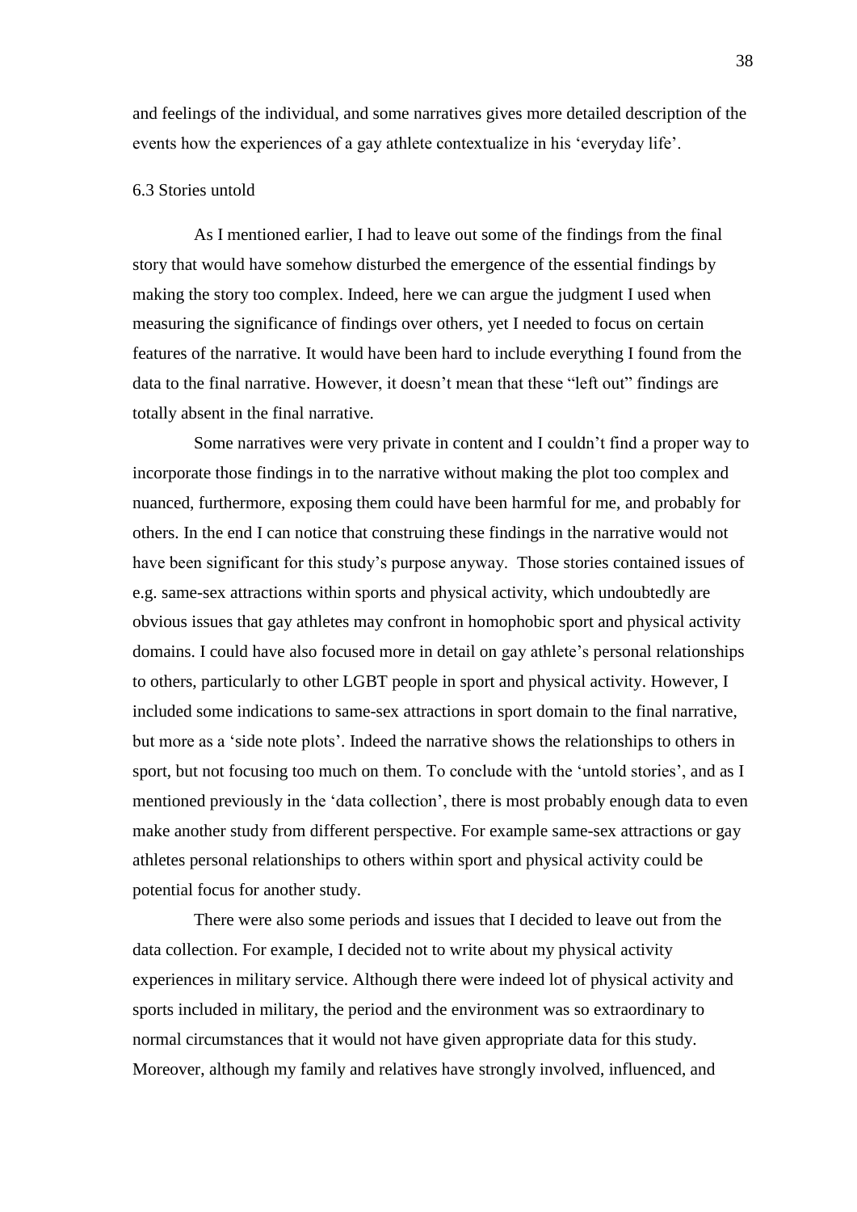and feelings of the individual, and some narratives gives more detailed description of the events how the experiences of a gay athlete contextualize in his 'everyday life'.

### 6.3 Stories untold

As I mentioned earlier, I had to leave out some of the findings from the final story that would have somehow disturbed the emergence of the essential findings by making the story too complex. Indeed, here we can argue the judgment I used when measuring the significance of findings over others, yet I needed to focus on certain features of the narrative. It would have been hard to include everything I found from the data to the final narrative. However, it doesn't mean that these "left out" findings are totally absent in the final narrative.

Some narratives were very private in content and I couldn't find a proper way to incorporate those findings in to the narrative without making the plot too complex and nuanced, furthermore, exposing them could have been harmful for me, and probably for others. In the end I can notice that construing these findings in the narrative would not have been significant for this study's purpose anyway. Those stories contained issues of e.g. same-sex attractions within sports and physical activity, which undoubtedly are obvious issues that gay athletes may confront in homophobic sport and physical activity domains. I could have also focused more in detail on gay athlete's personal relationships to others, particularly to other LGBT people in sport and physical activity. However, I included some indications to same-sex attractions in sport domain to the final narrative, but more as a 'side note plots'. Indeed the narrative shows the relationships to others in sport, but not focusing too much on them. To conclude with the 'untold stories', and as I mentioned previously in the 'data collection', there is most probably enough data to even make another study from different perspective. For example same-sex attractions or gay athletes personal relationships to others within sport and physical activity could be potential focus for another study.

There were also some periods and issues that I decided to leave out from the data collection. For example, I decided not to write about my physical activity experiences in military service. Although there were indeed lot of physical activity and sports included in military, the period and the environment was so extraordinary to normal circumstances that it would not have given appropriate data for this study. Moreover, although my family and relatives have strongly involved, influenced, and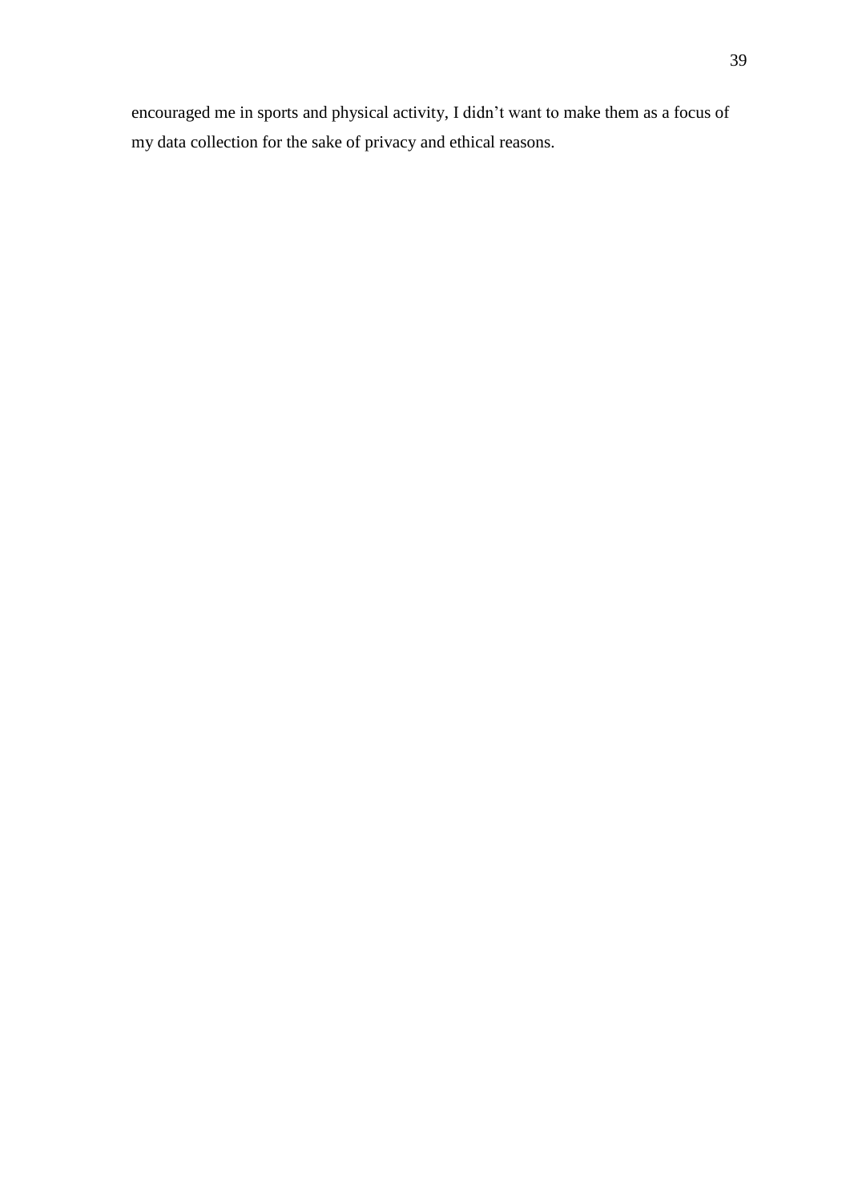encouraged me in sports and physical activity, I didn’t want to make them as a focus of my data collection for the sake of privacy and ethical reasons.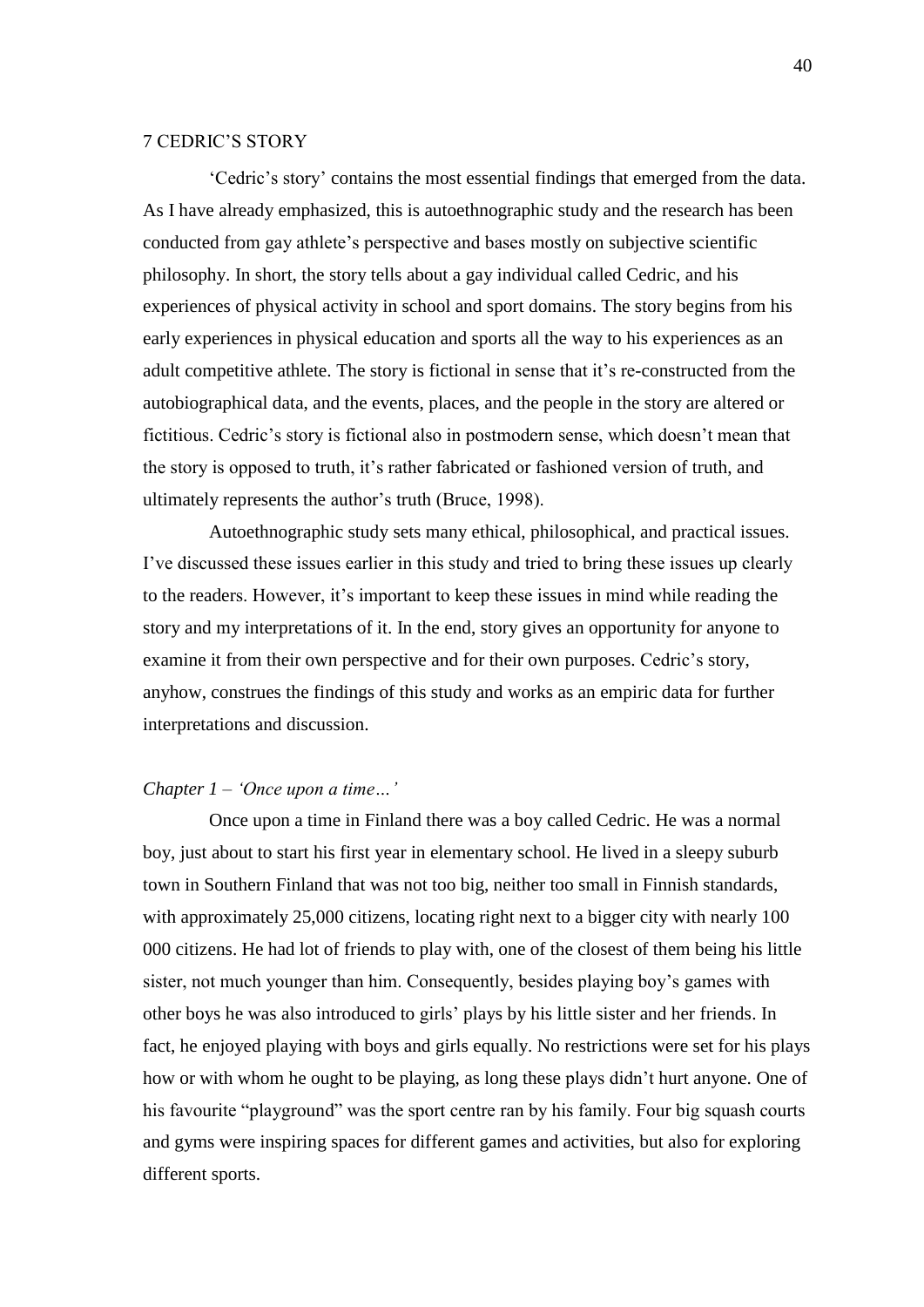# 7 CEDRIC'S STORY

'Cedric's story' contains the most essential findings that emerged from the data. As I have already emphasized, this is autoethnographic study and the research has been conducted from gay athlete's perspective and bases mostly on subjective scientific philosophy. In short, the story tells about a gay individual called Cedric, and his experiences of physical activity in school and sport domains. The story begins from his early experiences in physical education and sports all the way to his experiences as an adult competitive athlete. The story is fictional in sense that it's re-constructed from the autobiographical data, and the events, places, and the people in the story are altered or fictitious. Cedric's story is fictional also in postmodern sense, which doesn't mean that the story is opposed to truth, it's rather fabricated or fashioned version of truth, and ultimately represents the author's truth (Bruce, 1998).

Autoethnographic study sets many ethical, philosophical, and practical issues. I've discussed these issues earlier in this study and tried to bring these issues up clearly to the readers. However, it's important to keep these issues in mind while reading the story and my interpretations of it. In the end, story gives an opportunity for anyone to examine it from their own perspective and for their own purposes. Cedric's story, anyhow, construes the findings of this study and works as an empiric data for further interpretations and discussion.

*Chapter 1 – 'Once upon a time…'*

Once upon a time in Finland there was a boy called Cedric. He was a normal boy, just about to start his first year in elementary school. He lived in a sleepy suburb town in Southern Finland that was not too big, neither too small in Finnish standards, with approximately 25,000 citizens, locating right next to a bigger city with nearly 100 000 citizens. He had lot of friends to play with, one of the closest of them being his little sister, not much younger than him. Consequently, besides playing boy's games with other boys he was also introduced to girls' plays by his little sister and her friends. In fact, he enjoyed playing with boys and girls equally. No restrictions were set for his plays how or with whom he ought to be playing, as long these plays didn't hurt anyone. One of his favourite "playground" was the sport centre ran by his family. Four big squash courts and gyms were inspiring spaces for different games and activities, but also for exploring different sports.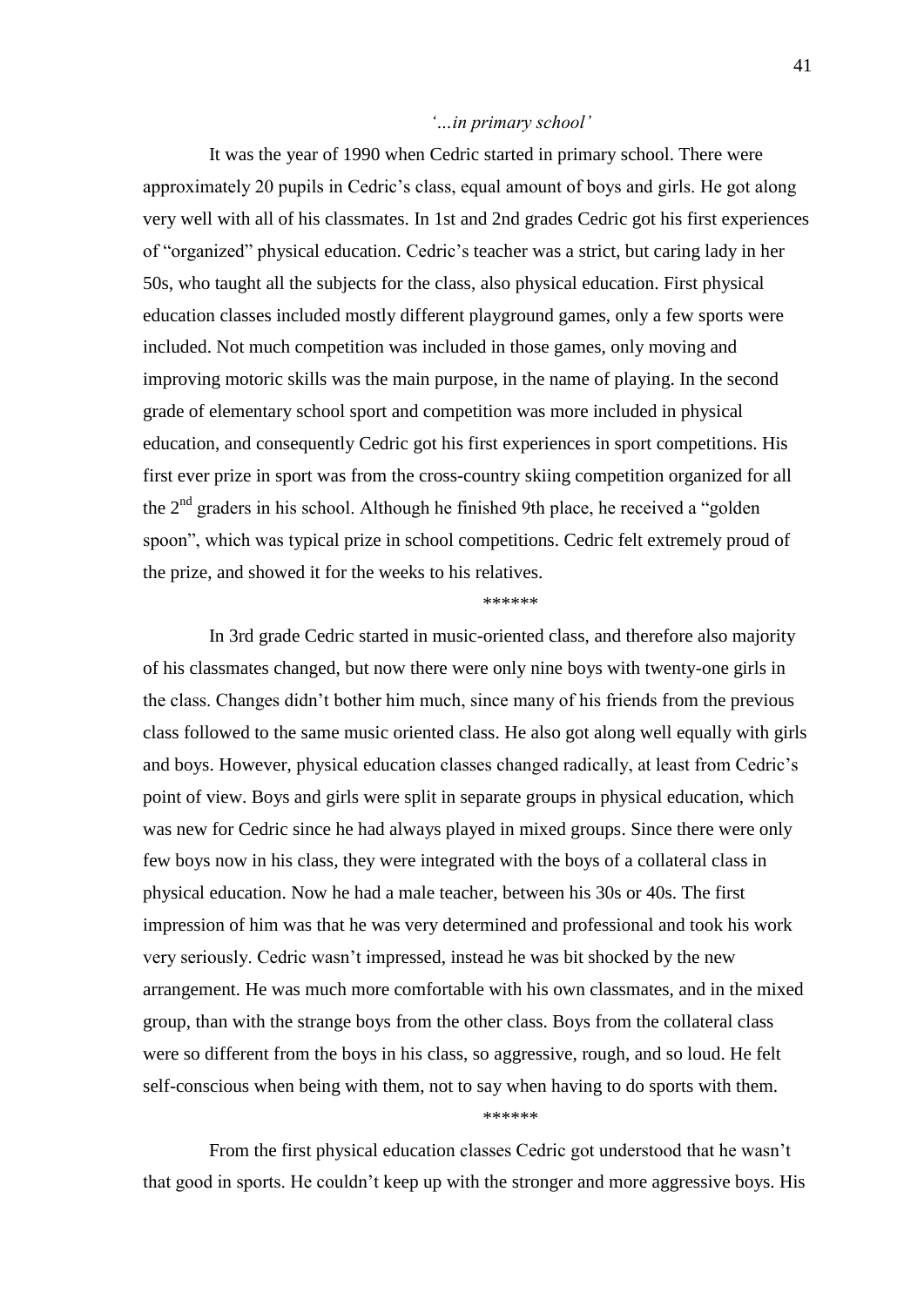*'…in primary school'*

It was the year of 1990 when Cedric started in primary school. There were approximately 20 pupils in Cedric's class, equal amount of boys and girls. He got along very well with all of his classmates. In 1st and 2nd grades Cedric got his first experiences of "organized" physical education. Cedric's teacher was a strict, but caring lady in her 50s, who taught all the subjects for the class, also physical education. First physical education classes included mostly different playground games, only a few sports were included. Not much competition was included in those games, only moving and improving motoric skills was the main purpose, in the name of playing. In the second grade of elementary school sport and competition was more included in physical education, and consequently Cedric got his first experiences in sport competitions. His first ever prize in sport was from the cross-country skiing competition organized for all the 2nd graders in his school. Although he finished 9th place, he received a "golden spoon", which was typical prize in school competitions. Cedric felt extremely proud of the prize, and showed it for the weeks to his relatives.

******

In 3rd grade Cedric started in music-oriented class, and therefore also majority of his classmates changed, but now there were only nine boys with twenty-one girls in the class. Changes didn't bother him much, since many of his friends from the previous class followed to the same music oriented class. He also got along well equally with girls and boys. However, physical education classes changed radically, at least from Cedric's point of view. Boys and girls were split in separate groups in physical education, which was new for Cedric since he had always played in mixed groups. Since there were only few boys now in his class, they were integrated with the boys of a collateral class in physical education. Now he had a male teacher, between his 30s or 40s. The first impression of him was that he was very determined and professional and took his work very seriously. Cedric wasn't impressed, instead he was bit shocked by the new arrangement. He was much more comfortable with his own classmates, and in the mixed group, than with the strange boys from the other class. Boys from the collateral class were so different from the boys in his class, so aggressive, rough, and so loud. He felt self-conscious when being with them, not to say when having to do sports with them.

******

From the first physical education classes Cedric got understood that he wasn't that good in sports. He couldn't keep up with the stronger and more aggressive boys. His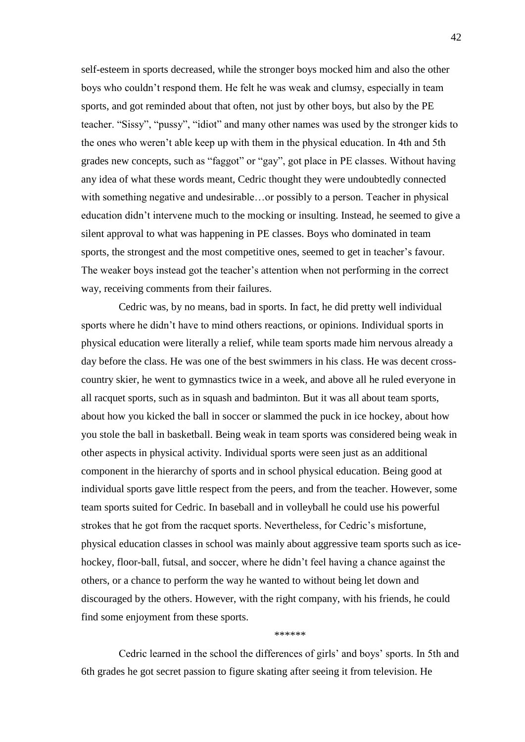self-esteem in sports decreased, while the stronger boys mocked him and also the other boys who couldn't respond them. He felt he was weak and clumsy, especially in team sports, and got reminded about that often, not just by other boys, but also by the PE teacher. "Sissy", "pussy", "idiot" and many other names was used by the stronger kids to the ones who weren't able keep up with them in the physical education. In 4th and 5th grades new concepts, such as "faggot" or "gay", got place in PE classes. Without having any idea of what these words meant, Cedric thought they were undoubtedly connected with something negative and undesirable…or possibly to a person. Teacher in physical education didn't intervene much to the mocking or insulting. Instead, he seemed to give a silent approval to what was happening in PE classes. Boys who dominated in team sports, the strongest and the most competitive ones, seemed to get in teacher's favour. The weaker boys instead got the teacher's attention when not performing in the correct way, receiving comments from their failures.

Cedric was, by no means, bad in sports. In fact, he did pretty well individual sports where he didn't have to mind others reactions, or opinions. Individual sports in physical education were literally a relief, while team sports made him nervous already a day before the class. He was one of the best swimmers in his class. He was decent cross-country skier, he went to gymnastics twice in a week, and above all he ruled everyone in all racquet sports, such as in squash and badminton. But it was all about team sports, about how you kicked the ball in soccer or slammed the puck in ice hockey, about how you stole the ball in basketball. Being weak in team sports was considered being weak in other aspects in physical activity. Individual sports were seen just as an additional component in the hierarchy of sports and in school physical education. Being good at individual sports gave little respect from the peers, and from the teacher. However, some team sports suited for Cedric. In baseball and in volleyball he could use his powerful strokes that he got from the racquet sports. Nevertheless, for Cedric's misfortune, physical education classes in school was mainly about aggressive team sports such as ice-hockey, floor-ball, futsal, and soccer, where he didn't feel having a chance against the others, or a chance to perform the way he wanted to without being let down and discouraged by the others. However, with the right company, with his friends, he could find some enjoyment from these sports.

\*\*\*\*\*\*

Cedric learned in the school the differences of girls' and boys' sports. In 5th and 6th grades he got secret passion to figure skating after seeing it from television. He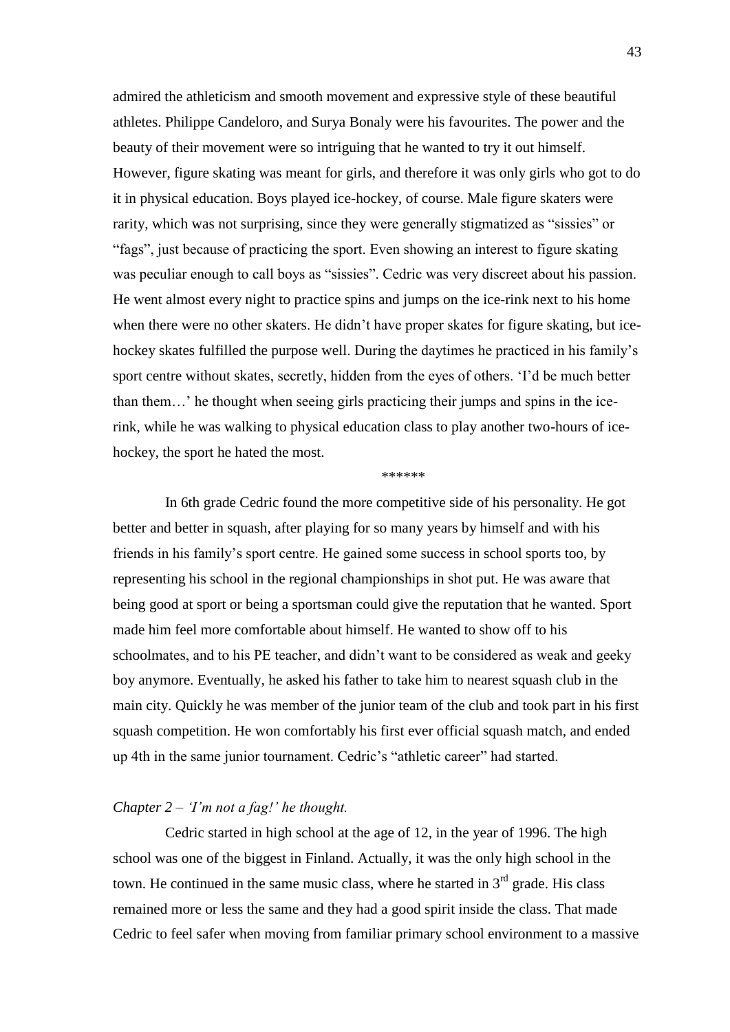admired the athleticism and smooth movement and expressive style of these beautiful athletes. Philippe Candeloro, and Surya Bonaly were his favourites. The power and the beauty of their movement were so intriguing that he wanted to try it out himself. However, figure skating was meant for girls, and therefore it was only girls who got to do it in physical education. Boys played ice-hockey, of course. Male figure skaters were rarity, which was not surprising, since they were generally stigmatized as "sissies" or "fags", just because of practicing the sport. Even showing an interest to figure skating was peculiar enough to call boys as "sissies". Cedric was very discreet about his passion. He went almost every night to practice spins and jumps on the ice-rink next to his home when there were no other skaters. He didn't have proper skates for figure skating, but ice-hockey skates fulfilled the purpose well. During the daytimes he practiced in his family's sport centre without skates, secretly, hidden from the eyes of others. 'I'd be much better than them…' he thought when seeing girls practicing their jumps and spins in the ice-rink, while he was walking to physical education class to play another two-hours of ice-hockey, the sport he hated the most.

******

In 6th grade Cedric found the more competitive side of his personality. He got better and better in squash, after playing for so many years by himself and with his friends in his family's sport centre. He gained some success in school sports too, by representing his school in the regional championships in shot put. He was aware that being good at sport or being a sportsman could give the reputation that he wanted. Sport made him feel more comfortable about himself. He wanted to show off to his schoolmates, and to his PE teacher, and didn't want to be considered as weak and geeky boy anymore. Eventually, he asked his father to take him to nearest squash club in the main city. Quickly he was member of the junior team of the club and took part in his first squash competition. He won comfortably his first ever official squash match, and ended up 4th in the same junior tournament. Cedric's "athletic career" had started.

## *Chapter 2 – 'I'm not a fag!' he thought.*

Cedric started in high school at the age of 12, in the year of 1996. The high school was one of the biggest in Finland. Actually, it was the only high school in the town. He continued in the same music class, where he started in 3rd grade. His class remained more or less the same and they had a good spirit inside the class. That made Cedric to feel safer when moving from familiar primary school environment to a massive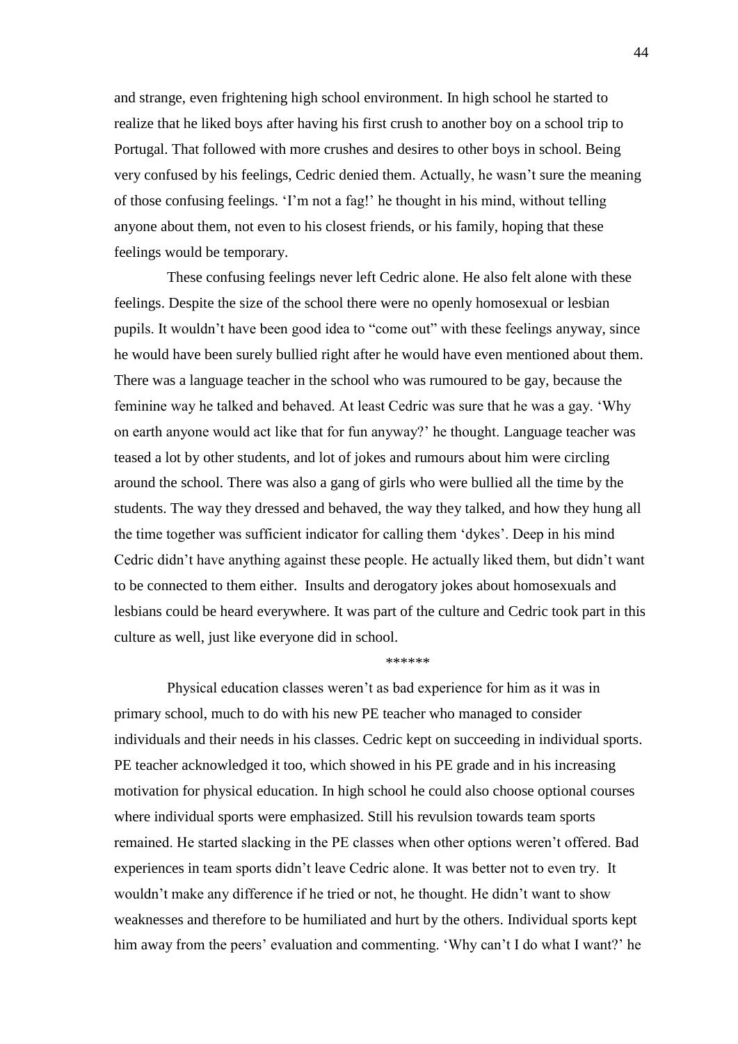and strange, even frightening high school environment. In high school he started to realize that he liked boys after having his first crush to another boy on a school trip to Portugal. That followed with more crushes and desires to other boys in school. Being very confused by his feelings, Cedric denied them. Actually, he wasn't sure the meaning of those confusing feelings. 'I'm not a fag!' he thought in his mind, without telling anyone about them, not even to his closest friends, or his family, hoping that these feelings would be temporary.

These confusing feelings never left Cedric alone. He also felt alone with these feelings. Despite the size of the school there were no openly homosexual or lesbian pupils. It wouldn't have been good idea to "come out" with these feelings anyway, since he would have been surely bullied right after he would have even mentioned about them. There was a language teacher in the school who was rumoured to be gay, because the feminine way he talked and behaved. At least Cedric was sure that he was a gay. 'Why on earth anyone would act like that for fun anyway?' he thought. Language teacher was teased a lot by other students, and lot of jokes and rumours about him were circling around the school. There was also a gang of girls who were bullied all the time by the students. The way they dressed and behaved, the way they talked, and how they hung all the time together was sufficient indicator for calling them 'dykes'. Deep in his mind Cedric didn't have anything against these people. He actually liked them, but didn't want to be connected to them either. Insults and derogatory jokes about homosexuals and lesbians could be heard everywhere. It was part of the culture and Cedric took part in this culture as well, just like everyone did in school.

******

Physical education classes weren't as bad experience for him as it was in primary school, much to do with his new PE teacher who managed to consider individuals and their needs in his classes. Cedric kept on succeeding in individual sports. PE teacher acknowledged it too, which showed in his PE grade and in his increasing motivation for physical education. In high school he could also choose optional courses where individual sports were emphasized. Still his revulsion towards team sports remained. He started slacking in the PE classes when other options weren't offered. Bad experiences in team sports didn't leave Cedric alone. It was better not to even try. It wouldn't make any difference if he tried or not, he thought. He didn't want to show weaknesses and therefore to be humiliated and hurt by the others. Individual sports kept him away from the peers' evaluation and commenting. 'Why can't I do what I want?' he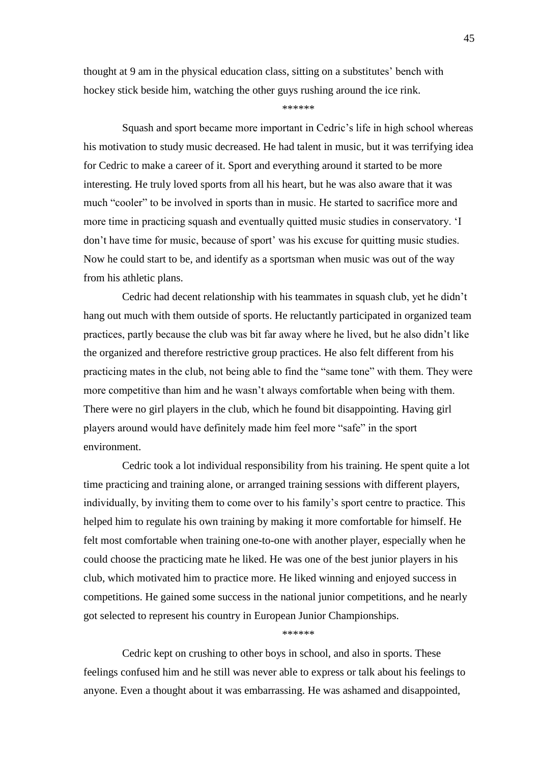thought at 9 am in the physical education class, sitting on a substitutes' bench with hockey stick beside him, watching the other guys rushing around the ice rink.

******

Squash and sport became more important in Cedric's life in high school whereas his motivation to study music decreased. He had talent in music, but it was terrifying idea for Cedric to make a career of it. Sport and everything around it started to be more interesting. He truly loved sports from all his heart, but he was also aware that it was much "cooler" to be involved in sports than in music. He started to sacrifice more and more time in practicing squash and eventually quitted music studies in conservatory. 'I don't have time for music, because of sport' was his excuse for quitting music studies. Now he could start to be, and identify as a sportsman when music was out of the way from his athletic plans.

Cedric had decent relationship with his teammates in squash club, yet he didn't hang out much with them outside of sports. He reluctantly participated in organized team practices, partly because the club was bit far away where he lived, but he also didn't like the organized and therefore restrictive group practices. He also felt different from his practicing mates in the club, not being able to find the "same tone" with them. They were more competitive than him and he wasn't always comfortable when being with them. There were no girl players in the club, which he found bit disappointing. Having girl players around would have definitely made him feel more "safe" in the sport environment.

Cedric took a lot individual responsibility from his training. He spent quite a lot time practicing and training alone, or arranged training sessions with different players, individually, by inviting them to come over to his family's sport centre to practice. This helped him to regulate his own training by making it more comfortable for himself. He felt most comfortable when training one-to-one with another player, especially when he could choose the practicing mate he liked. He was one of the best junior players in his club, which motivated him to practice more. He liked winning and enjoyed success in competitions. He gained some success in the national junior competitions, and he nearly got selected to represent his country in European Junior Championships.

******

Cedric kept on crushing to other boys in school, and also in sports. These feelings confused him and he still was never able to express or talk about his feelings to anyone. Even a thought about it was embarrassing. He was ashamed and disappointed,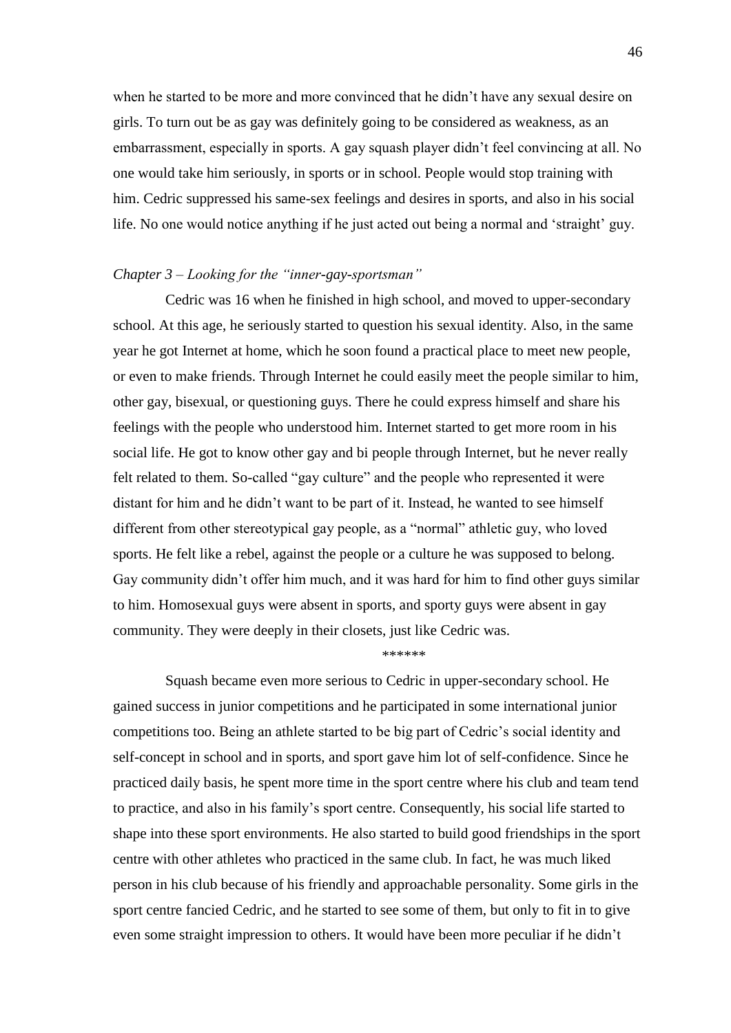when he started to be more and more convinced that he didn't have any sexual desire on girls. To turn out be as gay was definitely going to be considered as weakness, as an embarrassment, especially in sports. A gay squash player didn't feel convincing at all. No one would take him seriously, in sports or in school. People would stop training with him. Cedric suppressed his same-sex feelings and desires in sports, and also in his social life. No one would notice anything if he just acted out being a normal and 'straight' guy.

*Chapter 3 – Looking for the "inner-gay-sportsman"*

Cedric was 16 when he finished in high school, and moved to upper-secondary school. At this age, he seriously started to question his sexual identity. Also, in the same year he got Internet at home, which he soon found a practical place to meet new people, or even to make friends. Through Internet he could easily meet the people similar to him, other gay, bisexual, or questioning guys. There he could express himself and share his feelings with the people who understood him. Internet started to get more room in his social life. He got to know other gay and bi people through Internet, but he never really felt related to them. So-called "gay culture" and the people who represented it were distant for him and he didn't want to be part of it. Instead, he wanted to see himself different from other stereotypical gay people, as a "normal" athletic guy, who loved sports. He felt like a rebel, against the people or a culture he was supposed to belong. Gay community didn't offer him much, and it was hard for him to find other guys similar to him. Homosexual guys were absent in sports, and sporty guys were absent in gay community. They were deeply in their closets, just like Cedric was.

******

Squash became even more serious to Cedric in upper-secondary school. He gained success in junior competitions and he participated in some international junior competitions too. Being an athlete started to be big part of Cedric's social identity and self-concept in school and in sports, and sport gave him lot of self-confidence. Since he practiced daily basis, he spent more time in the sport centre where his club and team tend to practice, and also in his family's sport centre. Consequently, his social life started to shape into these sport environments. He also started to build good friendships in the sport centre with other athletes who practiced in the same club. In fact, he was much liked person in his club because of his friendly and approachable personality. Some girls in the sport centre fancied Cedric, and he started to see some of them, but only to fit in to give even some straight impression to others. It would have been more peculiar if he didn't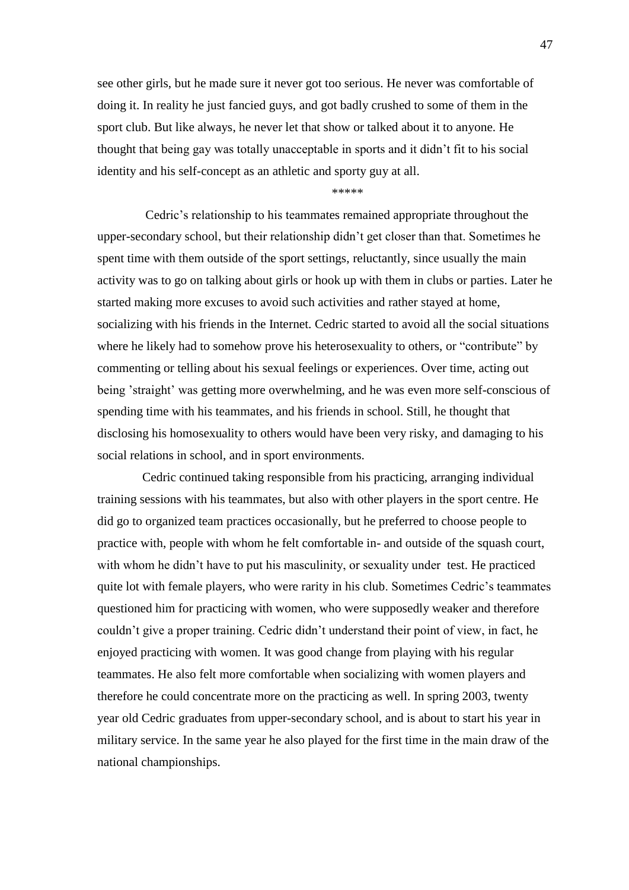see other girls, but he made sure it never got too serious. He never was comfortable of doing it. In reality he just fancied guys, and got badly crushed to some of them in the sport club. But like always, he never let that show or talked about it to anyone. He thought that being gay was totally unacceptable in sports and it didn't fit to his social identity and his self-concept as an athletic and sporty guy at all.

*****

Cedric's relationship to his teammates remained appropriate throughout the upper-secondary school, but their relationship didn't get closer than that. Sometimes he spent time with them outside of the sport settings, reluctantly, since usually the main activity was to go on talking about girls or hook up with them in clubs or parties. Later he started making more excuses to avoid such activities and rather stayed at home, socializing with his friends in the Internet. Cedric started to avoid all the social situations where he likely had to somehow prove his heterosexuality to others, or "contribute" by commenting or telling about his sexual feelings or experiences. Over time, acting out being 'straight' was getting more overwhelming, and he was even more self-conscious of spending time with his teammates, and his friends in school. Still, he thought that disclosing his homosexuality to others would have been very risky, and damaging to his social relations in school, and in sport environments.

Cedric continued taking responsible from his practicing, arranging individual training sessions with his teammates, but also with other players in the sport centre. He did go to organized team practices occasionally, but he preferred to choose people to practice with, people with whom he felt comfortable in- and outside of the squash court, with whom he didn't have to put his masculinity, or sexuality under test. He practiced quite lot with female players, who were rarity in his club. Sometimes Cedric's teammates questioned him for practicing with women, who were supposedly weaker and therefore couldn't give a proper training. Cedric didn't understand their point of view, in fact, he enjoyed practicing with women. It was good change from playing with his regular teammates. He also felt more comfortable when socializing with women players and therefore he could concentrate more on the practicing as well. In spring 2003, twenty year old Cedric graduates from upper-secondary school, and is about to start his year in military service. In the same year he also played for the first time in the main draw of the national championships.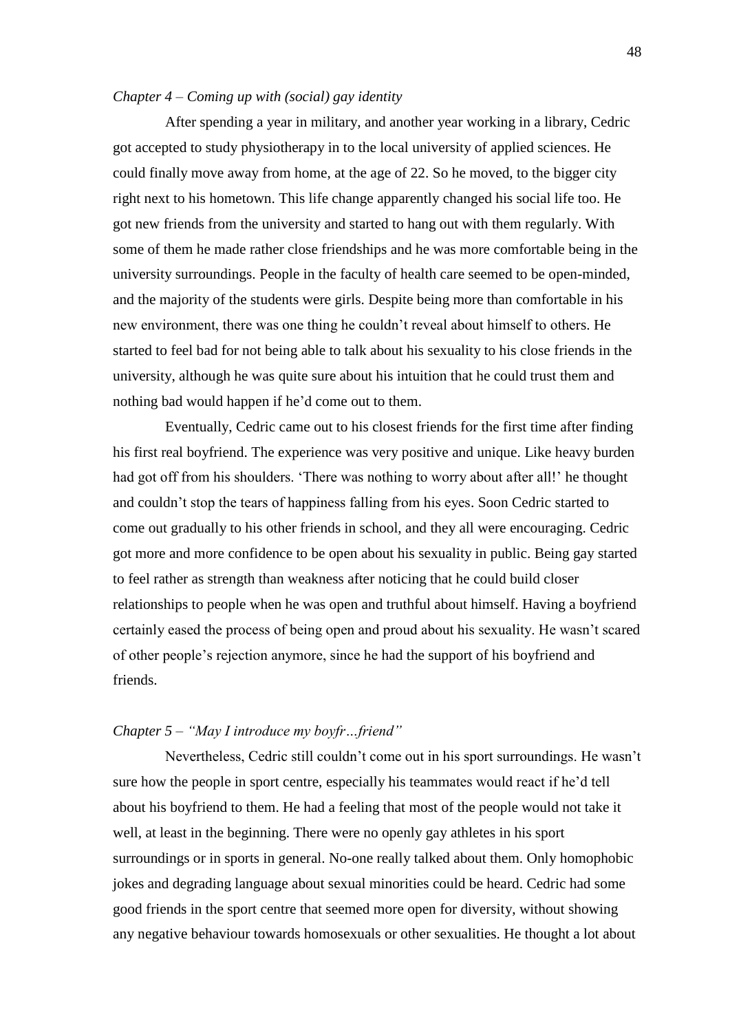*Chapter 4 – Coming up with (social) gay identity*

After spending a year in military, and another year working in a library, Cedric got accepted to study physiotherapy in to the local university of applied sciences. He could finally move away from home, at the age of 22. So he moved, to the bigger city right next to his hometown. This life change apparently changed his social life too. He got new friends from the university and started to hang out with them regularly. With some of them he made rather close friendships and he was more comfortable being in the university surroundings. People in the faculty of health care seemed to be open-minded, and the majority of the students were girls. Despite being more than comfortable in his new environment, there was one thing he couldn't reveal about himself to others. He started to feel bad for not being able to talk about his sexuality to his close friends in the university, although he was quite sure about his intuition that he could trust them and nothing bad would happen if he'd come out to them.

Eventually, Cedric came out to his closest friends for the first time after finding his first real boyfriend. The experience was very positive and unique. Like heavy burden had got off from his shoulders. 'There was nothing to worry about after all!' he thought and couldn't stop the tears of happiness falling from his eyes. Soon Cedric started to come out gradually to his other friends in school, and they all were encouraging. Cedric got more and more confidence to be open about his sexuality in public. Being gay started to feel rather as strength than weakness after noticing that he could build closer relationships to people when he was open and truthful about himself. Having a boyfriend certainly eased the process of being open and proud about his sexuality. He wasn't scared of other people's rejection anymore, since he had the support of his boyfriend and friends.

*Chapter 5 – "May I introduce my boyfr…friend"*

Nevertheless, Cedric still couldn't come out in his sport surroundings. He wasn't sure how the people in sport centre, especially his teammates would react if he'd tell about his boyfriend to them. He had a feeling that most of the people would not take it well, at least in the beginning. There were no openly gay athletes in his sport surroundings or in sports in general. No-one really talked about them. Only homophobic jokes and degrading language about sexual minorities could be heard. Cedric had some good friends in the sport centre that seemed more open for diversity, without showing any negative behaviour towards homosexuals or other sexualities. He thought a lot about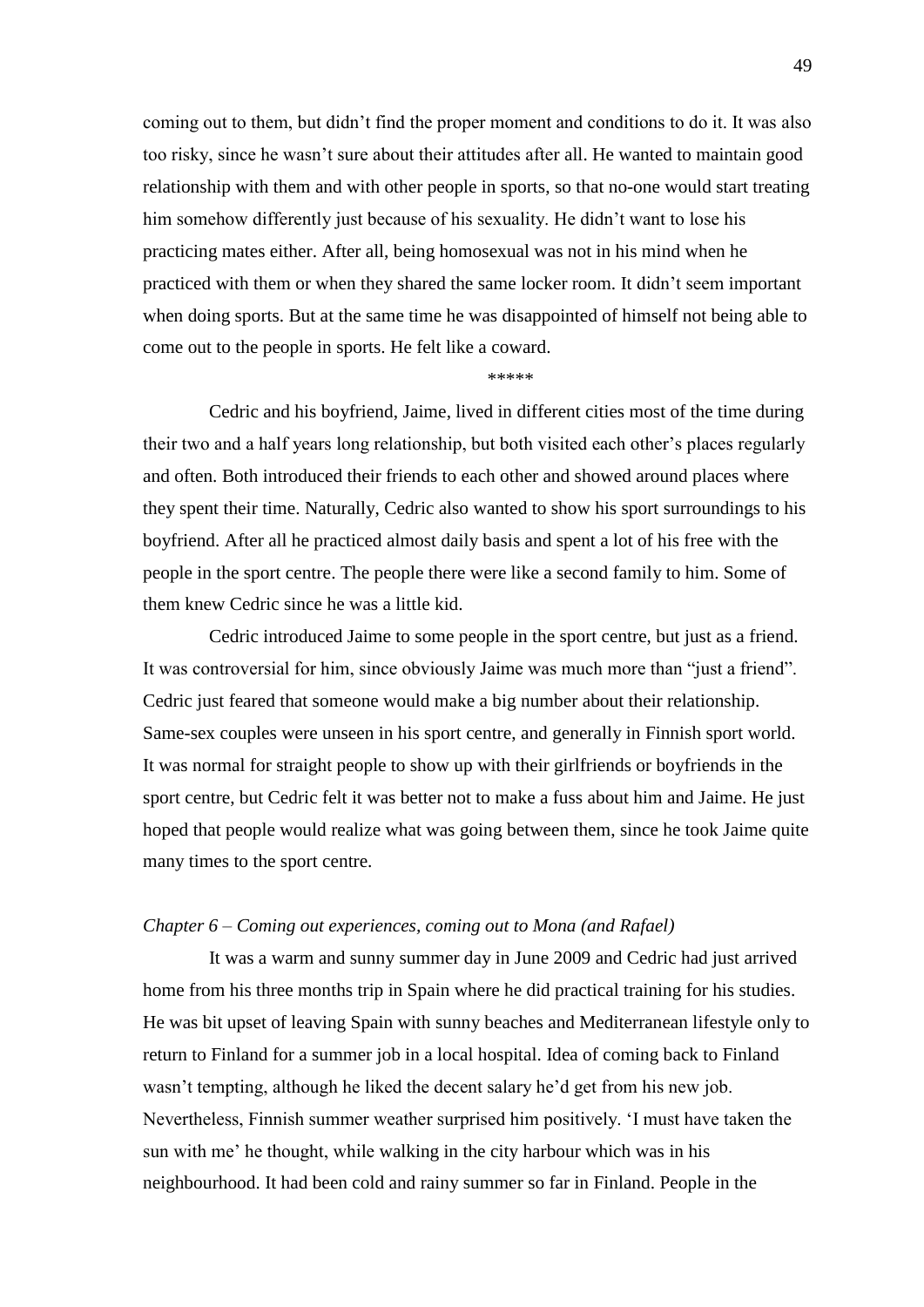coming out to them, but didn't find the proper moment and conditions to do it. It was also too risky, since he wasn't sure about their attitudes after all. He wanted to maintain good relationship with them and with other people in sports, so that no-one would start treating him somehow differently just because of his sexuality. He didn't want to lose his practicing mates either. After all, being homosexual was not in his mind when he practiced with them or when they shared the same locker room. It didn't seem important when doing sports. But at the same time he was disappointed of himself not being able to come out to the people in sports. He felt like a coward.

*****

Cedric and his boyfriend, Jaime, lived in different cities most of the time during their two and a half years long relationship, but both visited each other's places regularly and often. Both introduced their friends to each other and showed around places where they spent their time. Naturally, Cedric also wanted to show his sport surroundings to his boyfriend. After all he practiced almost daily basis and spent a lot of his free with the people in the sport centre. The people there were like a second family to him. Some of them knew Cedric since he was a little kid.

Cedric introduced Jaime to some people in the sport centre, but just as a friend. It was controversial for him, since obviously Jaime was much more than "just a friend". Cedric just feared that someone would make a big number about their relationship. Same-sex couples were unseen in his sport centre, and generally in Finnish sport world. It was normal for straight people to show up with their girlfriends or boyfriends in the sport centre, but Cedric felt it was better not to make a fuss about him and Jaime. He just hoped that people would realize what was going between them, since he took Jaime quite many times to the sport centre.

### *Chapter 6 – Coming out experiences, coming out to Mona (and Rafael)*

It was a warm and sunny summer day in June 2009 and Cedric had just arrived home from his three months trip in Spain where he did practical training for his studies. He was bit upset of leaving Spain with sunny beaches and Mediterranean lifestyle only to return to Finland for a summer job in a local hospital. Idea of coming back to Finland wasn't tempting, although he liked the decent salary he'd get from his new job. Nevertheless, Finnish summer weather surprised him positively. 'I must have taken the sun with me' he thought, while walking in the city harbour which was in his neighbourhood. It had been cold and rainy summer so far in Finland. People in the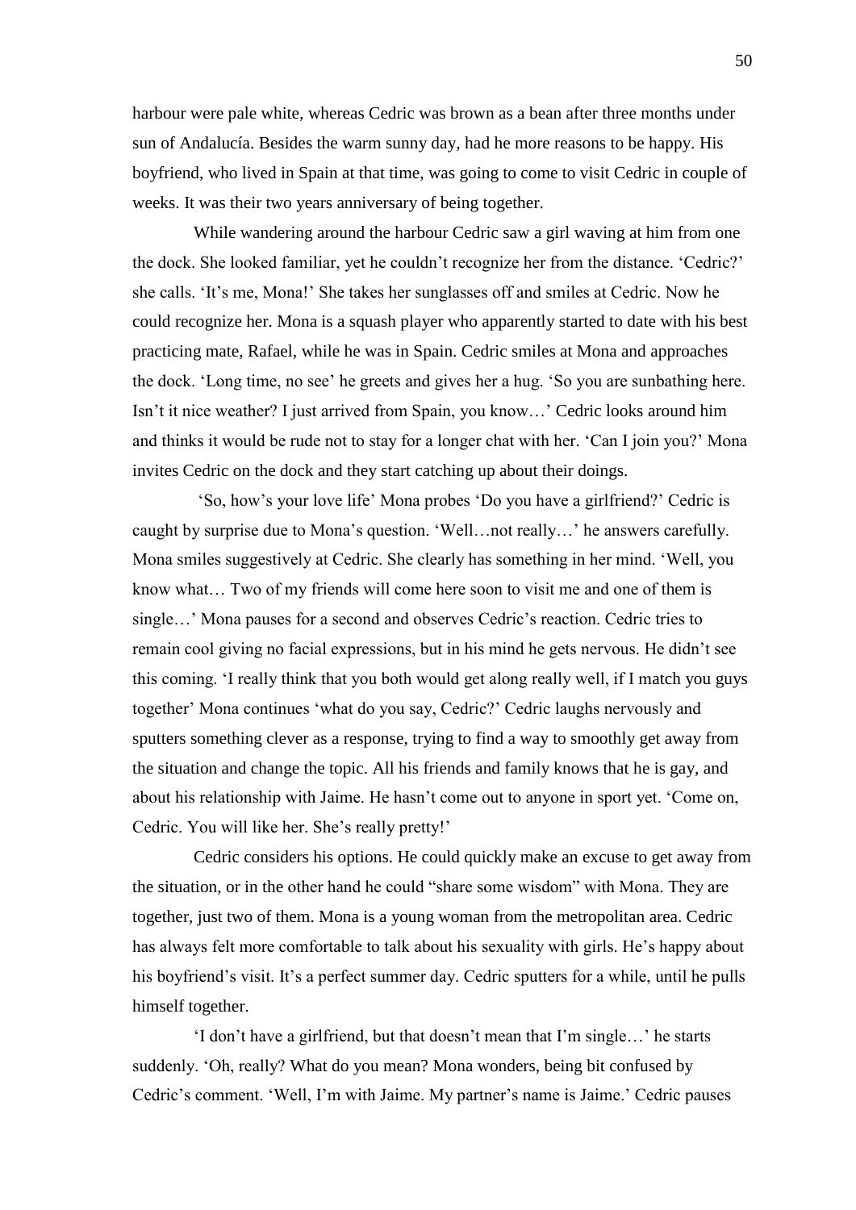harbour were pale white, whereas Cedric was brown as a bean after three months under sun of Andalucía. Besides the warm sunny day, had he more reasons to be happy. His boyfriend, who lived in Spain at that time, was going to come to visit Cedric in couple of weeks. It was their two years anniversary of being together.

While wandering around the harbour Cedric saw a girl waving at him from one the dock. She looked familiar, yet he couldn't recognize her from the distance. 'Cedric?' she calls. 'It's me, Mona!' She takes her sunglasses off and smiles at Cedric. Now he could recognize her. Mona is a squash player who apparently started to date with his best practicing mate, Rafael, while he was in Spain. Cedric smiles at Mona and approaches the dock. 'Long time, no see' he greets and gives her a hug. 'So you are sunbathing here. Isn't it nice weather? I just arrived from Spain, you know…' Cedric looks around him and thinks it would be rude not to stay for a longer chat with her. 'Can I join you?' Mona invites Cedric on the dock and they start catching up about their doings.

'So, how's your love life' Mona probes 'Do you have a girlfriend?' Cedric is caught by surprise due to Mona's question. 'Well…not really…' he answers carefully. Mona smiles suggestively at Cedric. She clearly has something in her mind. 'Well, you know what… Two of my friends will come here soon to visit me and one of them is single…' Mona pauses for a second and observes Cedric's reaction. Cedric tries to remain cool giving no facial expressions, but in his mind he gets nervous. He didn't see this coming. 'I really think that you both would get along really well, if I match you guys together' Mona continues 'what do you say, Cedric?' Cedric laughs nervously and sputters something clever as a response, trying to find a way to smoothly get away from the situation and change the topic. All his friends and family knows that he is gay, and about his relationship with Jaime. He hasn't come out to anyone in sport yet. 'Come on, Cedric. You will like her. She's really pretty!'

Cedric considers his options. He could quickly make an excuse to get away from the situation, or in the other hand he could "share some wisdom" with Mona. They are together, just two of them. Mona is a young woman from the metropolitan area. Cedric has always felt more comfortable to talk about his sexuality with girls. He's happy about his boyfriend's visit. It's a perfect summer day. Cedric sputters for a while, until he pulls himself together.

'I don't have a girlfriend, but that doesn't mean that I'm single…' he starts suddenly. 'Oh, really? What do you mean? Mona wonders, being bit confused by Cedric's comment. 'Well, I'm with Jaime. My partner's name is Jaime.' Cedric pauses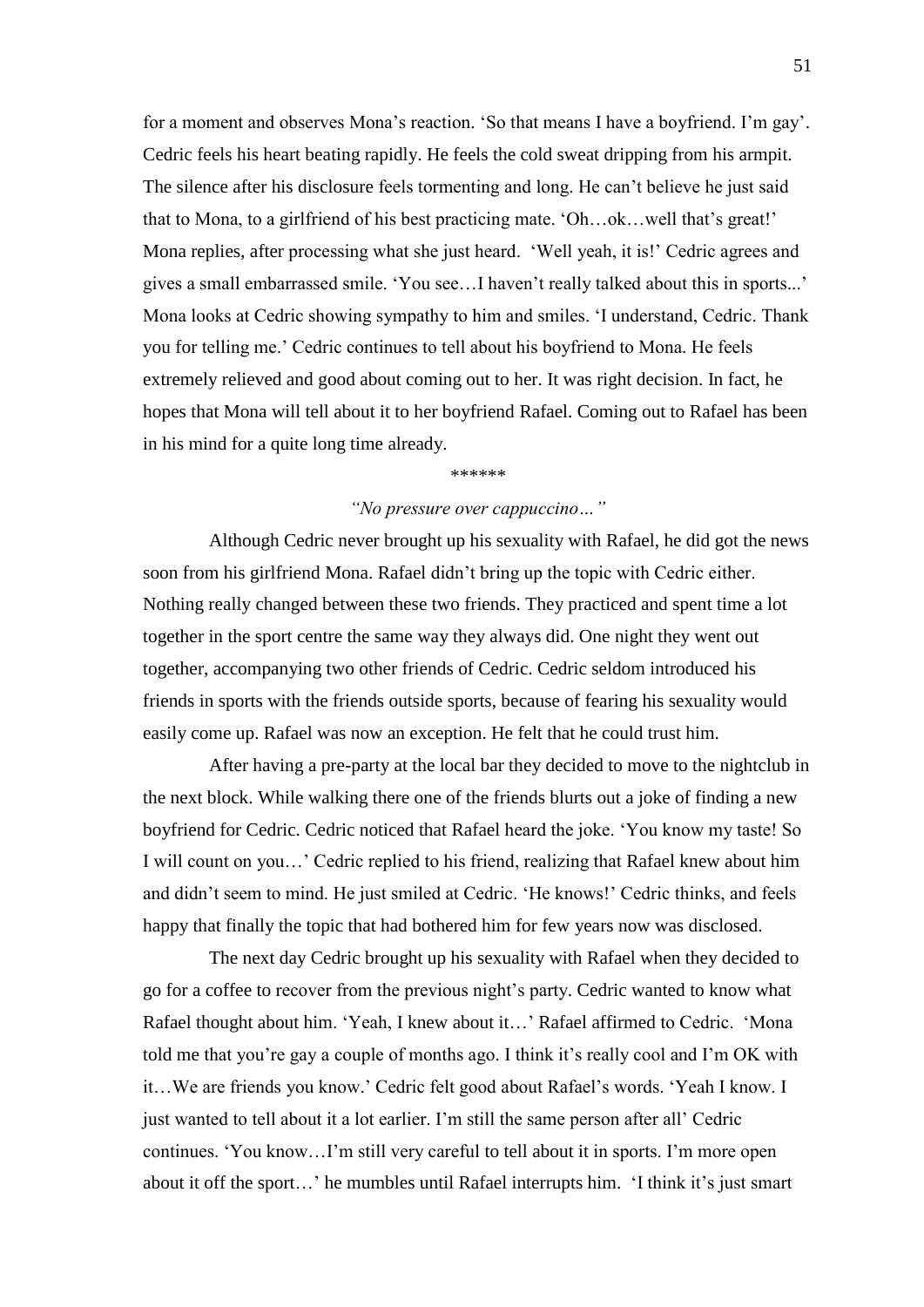for a moment and observes Mona's reaction. 'So that means I have a boyfriend. I'm gay'. Cedric feels his heart beating rapidly. He feels the cold sweat dripping from his armpit. The silence after his disclosure feels tormenting and long. He can't believe he just said that to Mona, to a girlfriend of his best practicing mate. 'Oh…ok…well that's great!' Mona replies, after processing what she just heard. 'Well yeah, it is!' Cedric agrees and gives a small embarrassed smile. 'You see…I haven't really talked about this in sports...' Mona looks at Cedric showing sympathy to him and smiles. 'I understand, Cedric. Thank you for telling me.' Cedric continues to tell about his boyfriend to Mona. He feels extremely relieved and good about coming out to her. It was right decision. In fact, he hopes that Mona will tell about it to her boyfriend Rafael. Coming out to Rafael has been in his mind for a quite long time already.

******

*"No pressure over cappuccino…"*

Although Cedric never brought up his sexuality with Rafael, he did got the news soon from his girlfriend Mona. Rafael didn't bring up the topic with Cedric either. Nothing really changed between these two friends. They practiced and spent time a lot together in the sport centre the same way they always did. One night they went out together, accompanying two other friends of Cedric. Cedric seldom introduced his friends in sports with the friends outside sports, because of fearing his sexuality would easily come up. Rafael was now an exception. He felt that he could trust him.

After having a pre-party at the local bar they decided to move to the nightclub in the next block. While walking there one of the friends blurts out a joke of finding a new boyfriend for Cedric. Cedric noticed that Rafael heard the joke. 'You know my taste! So I will count on you…' Cedric replied to his friend, realizing that Rafael knew about him and didn't seem to mind. He just smiled at Cedric. 'He knows!' Cedric thinks, and feels happy that finally the topic that had bothered him for few years now was disclosed.

The next day Cedric brought up his sexuality with Rafael when they decided to go for a coffee to recover from the previous night's party. Cedric wanted to know what Rafael thought about him. 'Yeah, I knew about it…' Rafael affirmed to Cedric. 'Mona told me that you're gay a couple of months ago. I think it's really cool and I'm OK with it…We are friends you know.' Cedric felt good about Rafael's words. 'Yeah I know. I just wanted to tell about it a lot earlier. I'm still the same person after all' Cedric continues. 'You know…I'm still very careful to tell about it in sports. I'm more open about it off the sport…' he mumbles until Rafael interrupts him. 'I think it's just smart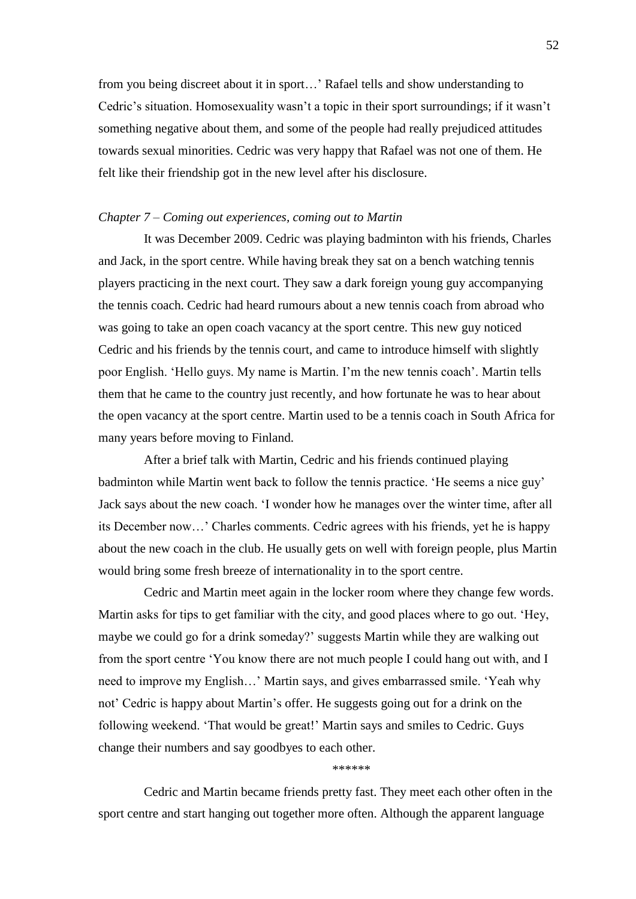from you being discreet about it in sport…' Rafael tells and show understanding to Cedric's situation. Homosexuality wasn't a topic in their sport surroundings; if it wasn't something negative about them, and some of the people had really prejudiced attitudes towards sexual minorities. Cedric was very happy that Rafael was not one of them. He felt like their friendship got in the new level after his disclosure.

*Chapter 7 – Coming out experiences, coming out to Martin*

It was December 2009. Cedric was playing badminton with his friends, Charles and Jack, in the sport centre. While having break they sat on a bench watching tennis players practicing in the next court. They saw a dark foreign young guy accompanying the tennis coach. Cedric had heard rumours about a new tennis coach from abroad who was going to take an open coach vacancy at the sport centre. This new guy noticed Cedric and his friends by the tennis court, and came to introduce himself with slightly poor English. 'Hello guys. My name is Martin. I'm the new tennis coach'. Martin tells them that he came to the country just recently, and how fortunate he was to hear about the open vacancy at the sport centre. Martin used to be a tennis coach in South Africa for many years before moving to Finland.

After a brief talk with Martin, Cedric and his friends continued playing badminton while Martin went back to follow the tennis practice. 'He seems a nice guy' Jack says about the new coach. 'I wonder how he manages over the winter time, after all its December now…' Charles comments. Cedric agrees with his friends, yet he is happy about the new coach in the club. He usually gets on well with foreign people, plus Martin would bring some fresh breeze of internationality in to the sport centre.

Cedric and Martin meet again in the locker room where they change few words. Martin asks for tips to get familiar with the city, and good places where to go out. 'Hey, maybe we could go for a drink someday?' suggests Martin while they are walking out from the sport centre 'You know there are not much people I could hang out with, and I need to improve my English…' Martin says, and gives embarrassed smile. 'Yeah why not' Cedric is happy about Martin's offer. He suggests going out for a drink on the following weekend. 'That would be great!' Martin says and smiles to Cedric. Guys change their numbers and say goodbyes to each other.

******

Cedric and Martin became friends pretty fast. They meet each other often in the sport centre and start hanging out together more often. Although the apparent language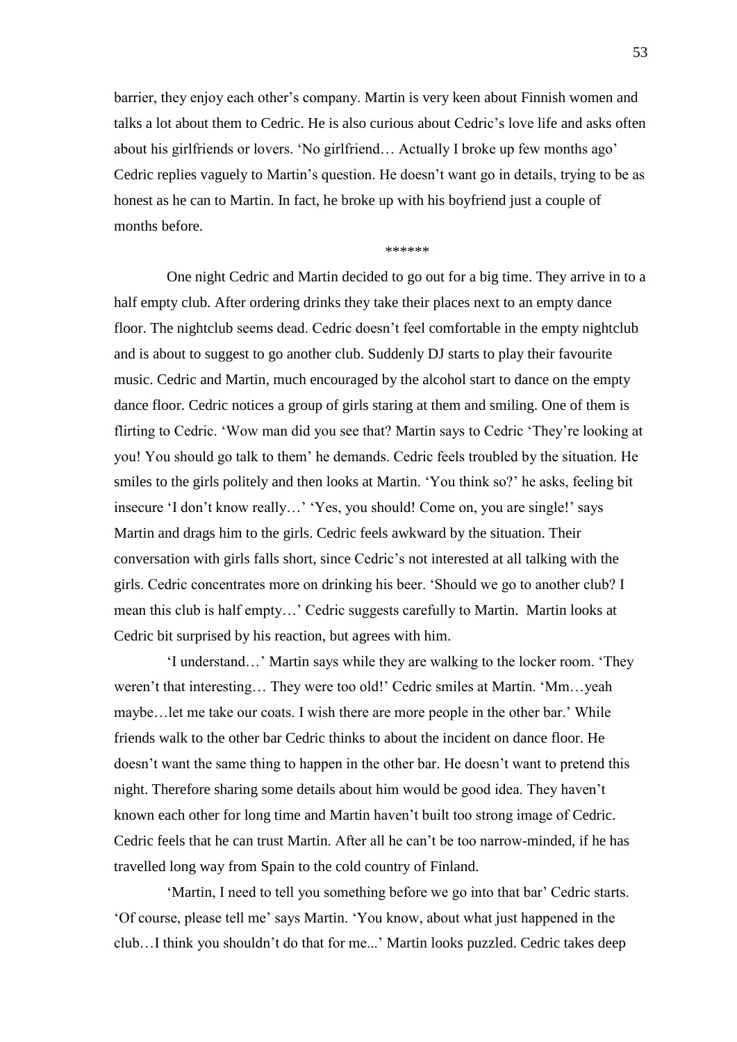barrier, they enjoy each other's company. Martin is very keen about Finnish women and talks a lot about them to Cedric. He is also curious about Cedric's love life and asks often about his girlfriends or lovers. 'No girlfriend… Actually I broke up few months ago' Cedric replies vaguely to Martin's question. He doesn't want go in details, trying to be as honest as he can to Martin. In fact, he broke up with his boyfriend just a couple of months before.

******

One night Cedric and Martin decided to go out for a big time. They arrive in to a half empty club. After ordering drinks they take their places next to an empty dance floor. The nightclub seems dead. Cedric doesn't feel comfortable in the empty nightclub and is about to suggest to go another club. Suddenly DJ starts to play their favourite music. Cedric and Martin, much encouraged by the alcohol start to dance on the empty dance floor. Cedric notices a group of girls staring at them and smiling. One of them is flirting to Cedric. 'Wow man did you see that? Martin says to Cedric 'They're looking at you! You should go talk to them' he demands. Cedric feels troubled by the situation. He smiles to the girls politely and then looks at Martin. 'You think so?' he asks, feeling bit insecure 'I don't know really…' 'Yes, you should! Come on, you are single!' says Martin and drags him to the girls. Cedric feels awkward by the situation. Their conversation with girls falls short, since Cedric's not interested at all talking with the girls. Cedric concentrates more on drinking his beer. 'Should we go to another club? I mean this club is half empty…' Cedric suggests carefully to Martin. Martin looks at Cedric bit surprised by his reaction, but agrees with him.

'I understand…' Martin says while they are walking to the locker room. 'They weren't that interesting… They were too old!' Cedric smiles at Martin. 'Mm…yeah maybe…let me take our coats. I wish there are more people in the other bar.' While friends walk to the other bar Cedric thinks to about the incident on dance floor. He doesn't want the same thing to happen in the other bar. He doesn't want to pretend this night. Therefore sharing some details about him would be good idea. They haven't known each other for long time and Martin haven't built too strong image of Cedric. Cedric feels that he can trust Martin. After all he can't be too narrow-minded, if he has travelled long way from Spain to the cold country of Finland.

'Martin, I need to tell you something before we go into that bar' Cedric starts. 'Of course, please tell me' says Martin. 'You know, about what just happened in the club…I think you shouldn't do that for me...' Martin looks puzzled. Cedric takes deep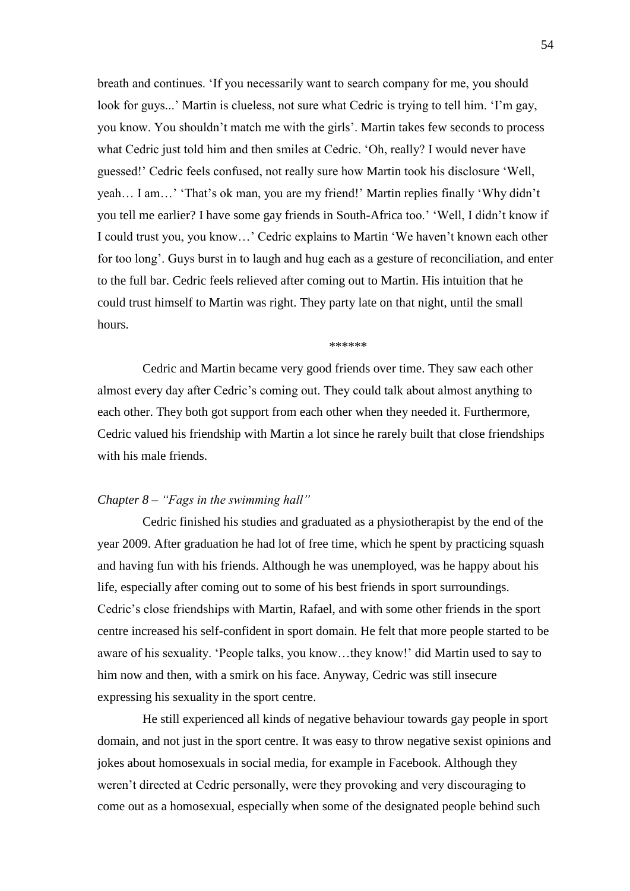breath and continues. 'If you necessarily want to search company for me, you should look for guys...' Martin is clueless, not sure what Cedric is trying to tell him. 'I'm gay, you know. You shouldn't match me with the girls'. Martin takes few seconds to process what Cedric just told him and then smiles at Cedric. 'Oh, really? I would never have guessed!' Cedric feels confused, not really sure how Martin took his disclosure 'Well, yeah… I am…' 'That's ok man, you are my friend!' Martin replies finally 'Why didn't you tell me earlier? I have some gay friends in South-Africa too.' 'Well, I didn't know if I could trust you, you know…' Cedric explains to Martin 'We haven't known each other for too long'. Guys burst in to laugh and hug each as a gesture of reconciliation, and enter to the full bar. Cedric feels relieved after coming out to Martin. His intuition that he could trust himself to Martin was right. They party late on that night, until the small hours.

******

Cedric and Martin became very good friends over time. They saw each other almost every day after Cedric's coming out. They could talk about almost anything to each other. They both got support from each other when they needed it. Furthermore, Cedric valued his friendship with Martin a lot since he rarely built that close friendships with his male friends.

*Chapter 8 – "Fags in the swimming hall"*

Cedric finished his studies and graduated as a physiotherapist by the end of the year 2009. After graduation he had lot of free time, which he spent by practicing squash and having fun with his friends. Although he was unemployed, was he happy about his life, especially after coming out to some of his best friends in sport surroundings. Cedric's close friendships with Martin, Rafael, and with some other friends in the sport centre increased his self-confident in sport domain. He felt that more people started to be aware of his sexuality. 'People talks, you know…they know!' did Martin used to say to him now and then, with a smirk on his face. Anyway, Cedric was still insecure expressing his sexuality in the sport centre.

He still experienced all kinds of negative behaviour towards gay people in sport domain, and not just in the sport centre. It was easy to throw negative sexist opinions and jokes about homosexuals in social media, for example in Facebook. Although they weren't directed at Cedric personally, were they provoking and very discouraging to come out as a homosexual, especially when some of the designated people behind such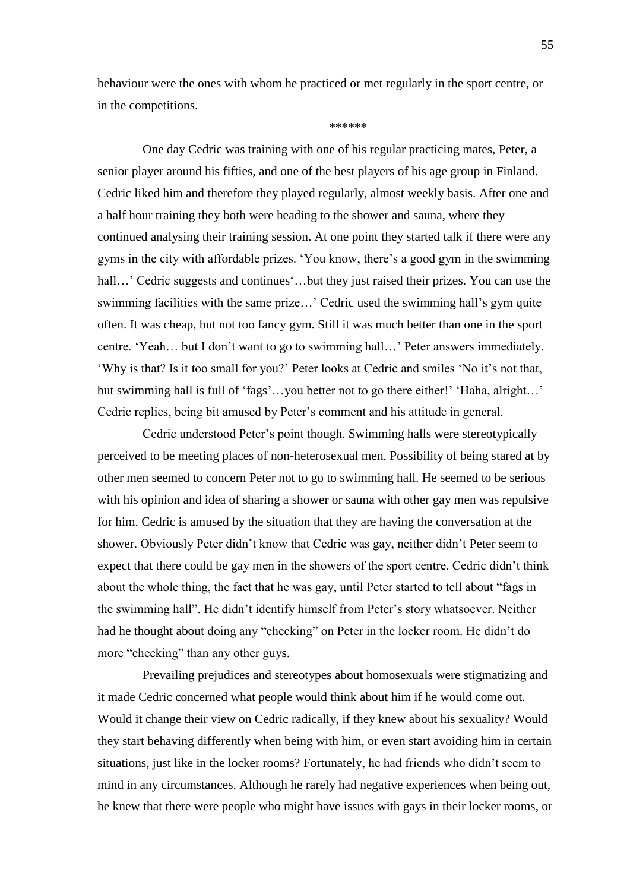behaviour were the ones with whom he practiced or met regularly in the sport centre, or in the competitions.

******

One day Cedric was training with one of his regular practicing mates, Peter, a senior player around his fifties, and one of the best players of his age group in Finland. Cedric liked him and therefore they played regularly, almost weekly basis. After one and a half hour training they both were heading to the shower and sauna, where they continued analysing their training session. At one point they started talk if there were any gyms in the city with affordable prizes. 'You know, there's a good gym in the swimming hall…' Cedric suggests and continues'…but they just raised their prizes. You can use the swimming facilities with the same prize…' Cedric used the swimming hall's gym quite often. It was cheap, but not too fancy gym. Still it was much better than one in the sport centre. 'Yeah… but I don't want to go to swimming hall…' Peter answers immediately. 'Why is that? Is it too small for you?' Peter looks at Cedric and smiles 'No it's not that, but swimming hall is full of 'fags'…you better not to go there either!' 'Haha, alright…' Cedric replies, being bit amused by Peter's comment and his attitude in general.

Cedric understood Peter's point though. Swimming halls were stereotypically perceived to be meeting places of non-heterosexual men. Possibility of being stared at by other men seemed to concern Peter not to go to swimming hall. He seemed to be serious with his opinion and idea of sharing a shower or sauna with other gay men was repulsive for him. Cedric is amused by the situation that they are having the conversation at the shower. Obviously Peter didn't know that Cedric was gay, neither didn't Peter seem to expect that there could be gay men in the showers of the sport centre. Cedric didn't think about the whole thing, the fact that he was gay, until Peter started to tell about "fags in the swimming hall". He didn't identify himself from Peter's story whatsoever. Neither had he thought about doing any "checking" on Peter in the locker room. He didn't do more "checking" than any other guys.

Prevailing prejudices and stereotypes about homosexuals were stigmatizing and it made Cedric concerned what people would think about him if he would come out. Would it change their view on Cedric radically, if they knew about his sexuality? Would they start behaving differently when being with him, or even start avoiding him in certain situations, just like in the locker rooms? Fortunately, he had friends who didn't seem to mind in any circumstances. Although he rarely had negative experiences when being out, he knew that there were people who might have issues with gays in their locker rooms, or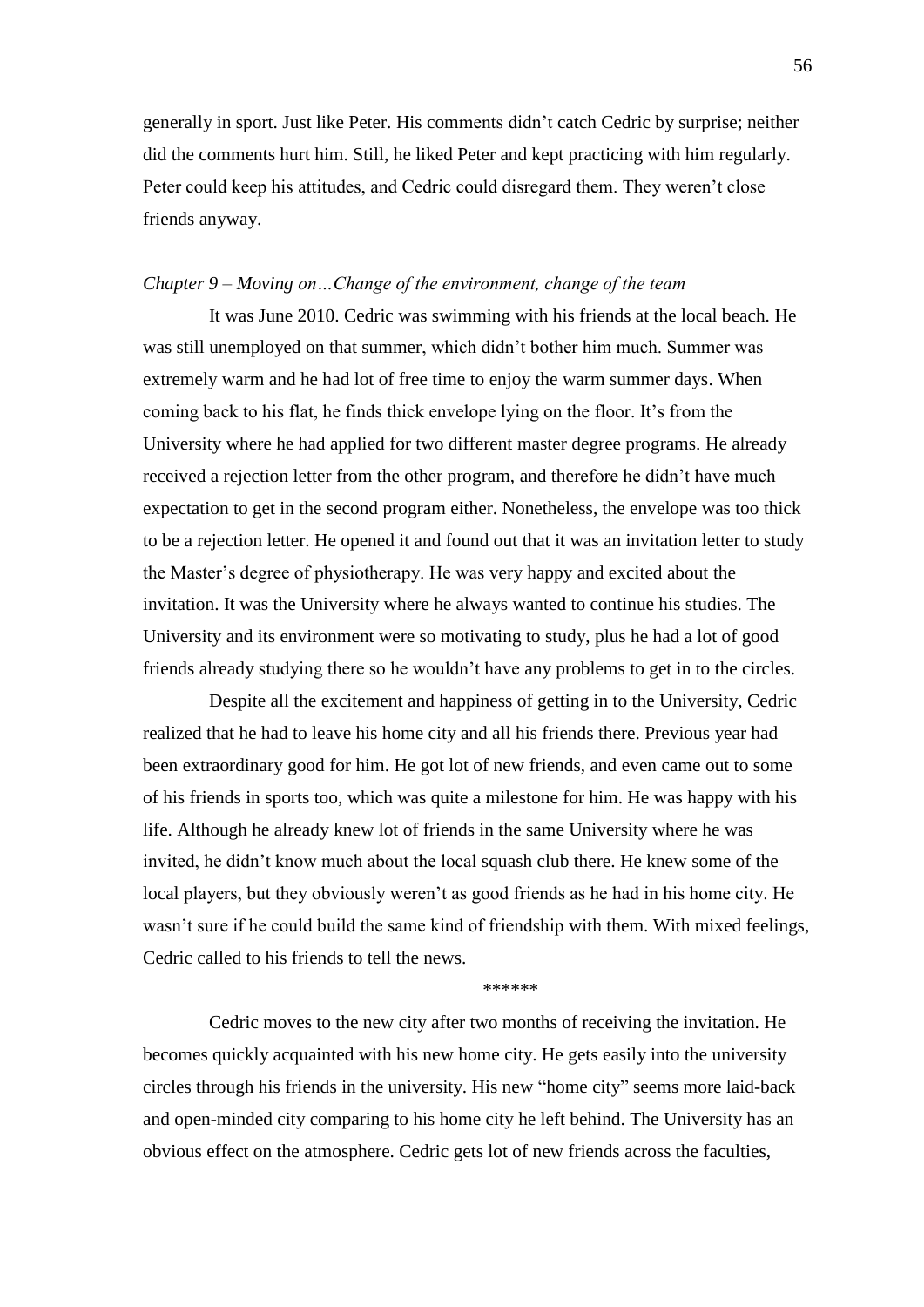generally in sport. Just like Peter. His comments didn't catch Cedric by surprise; neither did the comments hurt him. Still, he liked Peter and kept practicing with him regularly. Peter could keep his attitudes, and Cedric could disregard them. They weren't close friends anyway.

*Chapter 9 – Moving on…Change of the environment, change of the team*

It was June 2010. Cedric was swimming with his friends at the local beach. He was still unemployed on that summer, which didn't bother him much. Summer was extremely warm and he had lot of free time to enjoy the warm summer days. When coming back to his flat, he finds thick envelope lying on the floor. It's from the University where he had applied for two different master degree programs. He already received a rejection letter from the other program, and therefore he didn't have much expectation to get in the second program either. Nonetheless, the envelope was too thick to be a rejection letter. He opened it and found out that it was an invitation letter to study the Master's degree of physiotherapy. He was very happy and excited about the invitation. It was the University where he always wanted to continue his studies. The University and its environment were so motivating to study, plus he had a lot of good friends already studying there so he wouldn't have any problems to get in to the circles.

Despite all the excitement and happiness of getting in to the University, Cedric realized that he had to leave his home city and all his friends there. Previous year had been extraordinary good for him. He got lot of new friends, and even came out to some of his friends in sports too, which was quite a milestone for him. He was happy with his life. Although he already knew lot of friends in the same University where he was invited, he didn't know much about the local squash club there. He knew some of the local players, but they obviously weren't as good friends as he had in his home city. He wasn't sure if he could build the same kind of friendship with them. With mixed feelings, Cedric called to his friends to tell the news.

******

Cedric moves to the new city after two months of receiving the invitation. He becomes quickly acquainted with his new home city. He gets easily into the university circles through his friends in the university. His new "home city" seems more laid-back and open-minded city comparing to his home city he left behind. The University has an obvious effect on the atmosphere. Cedric gets lot of new friends across the faculties,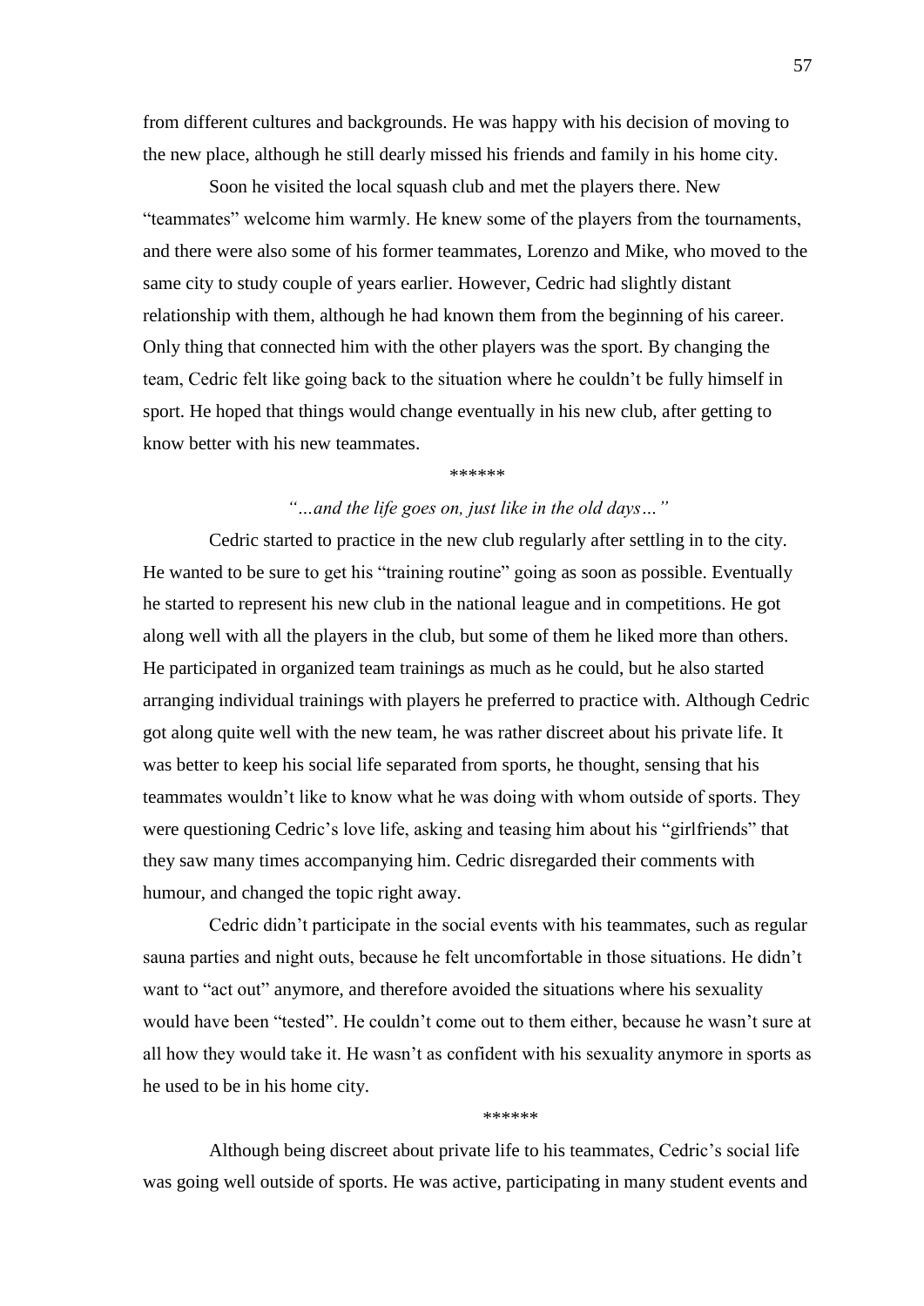from different cultures and backgrounds. He was happy with his decision of moving to the new place, although he still dearly missed his friends and family in his home city.

Soon he visited the local squash club and met the players there. New "teammates" welcome him warmly. He knew some of the players from the tournaments, and there were also some of his former teammates, Lorenzo and Mike, who moved to the same city to study couple of years earlier. However, Cedric had slightly distant relationship with them, although he had known them from the beginning of his career. Only thing that connected him with the other players was the sport. By changing the team, Cedric felt like going back to the situation where he couldn't be fully himself in sport. He hoped that things would change eventually in his new club, after getting to know better with his new teammates.

******

*"…and the life goes on, just like in the old days…"*

Cedric started to practice in the new club regularly after settling in to the city. He wanted to be sure to get his "training routine" going as soon as possible. Eventually he started to represent his new club in the national league and in competitions. He got along well with all the players in the club, but some of them he liked more than others. He participated in organized team trainings as much as he could, but he also started arranging individual trainings with players he preferred to practice with. Although Cedric got along quite well with the new team, he was rather discreet about his private life. It was better to keep his social life separated from sports, he thought, sensing that his teammates wouldn't like to know what he was doing with whom outside of sports. They were questioning Cedric's love life, asking and teasing him about his "girlfriends" that they saw many times accompanying him. Cedric disregarded their comments with humour, and changed the topic right away.

Cedric didn't participate in the social events with his teammates, such as regular sauna parties and night outs, because he felt uncomfortable in those situations. He didn't want to "act out" anymore, and therefore avoided the situations where his sexuality would have been "tested". He couldn't come out to them either, because he wasn't sure at all how they would take it. He wasn't as confident with his sexuality anymore in sports as he used to be in his home city.

******

Although being discreet about private life to his teammates, Cedric's social life was going well outside of sports. He was active, participating in many student events and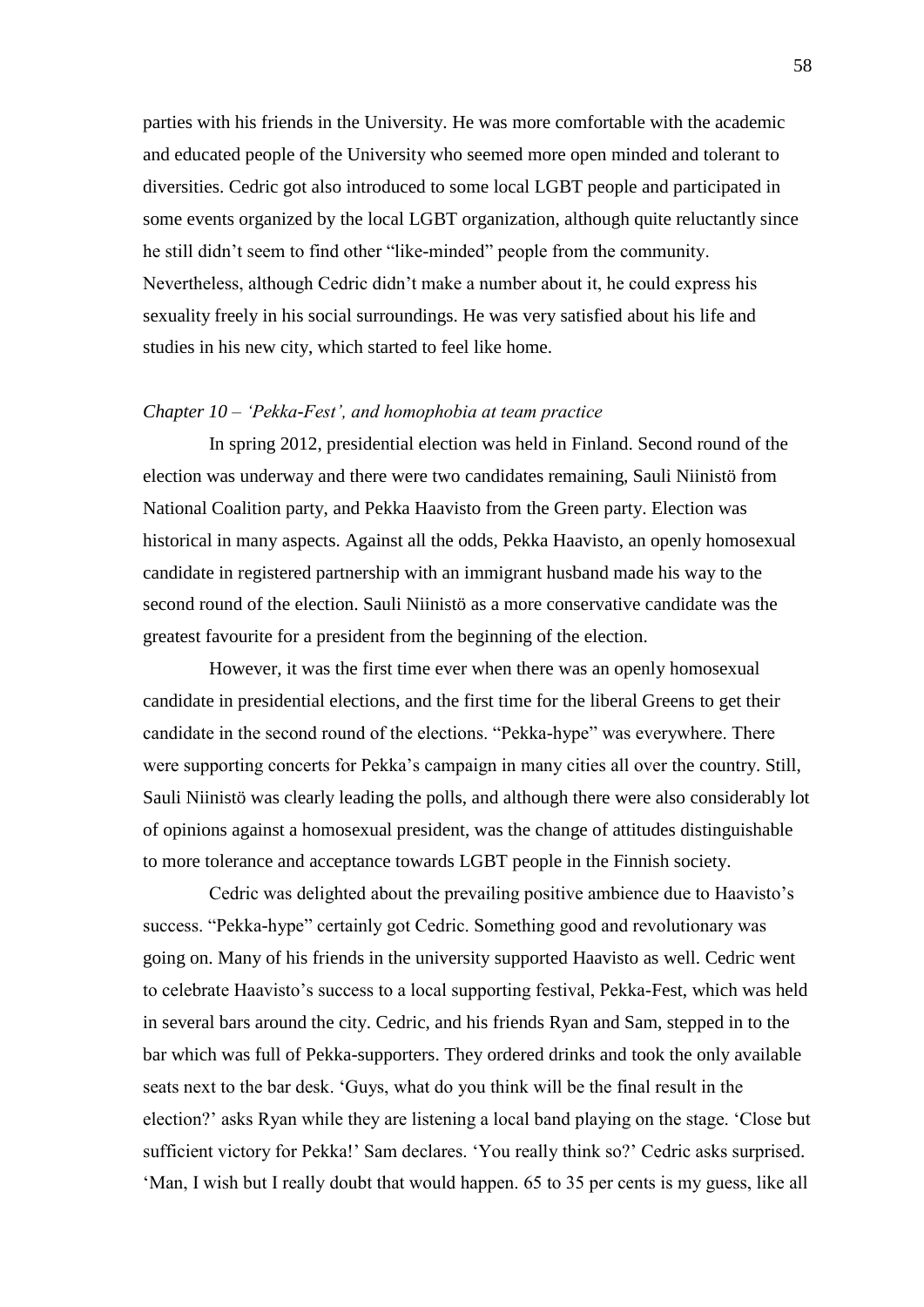parties with his friends in the University. He was more comfortable with the academic and educated people of the University who seemed more open minded and tolerant to diversities. Cedric got also introduced to some local LGBT people and participated in some events organized by the local LGBT organization, although quite reluctantly since he still didn't seem to find other "like-minded" people from the community. Nevertheless, although Cedric didn't make a number about it, he could express his sexuality freely in his social surroundings. He was very satisfied about his life and studies in his new city, which started to feel like home.

*Chapter 10 – 'Pekka-Fest', and homophobia at team practice*

In spring 2012, presidential election was held in Finland. Second round of the election was underway and there were two candidates remaining, Sauli Niinistö from National Coalition party, and Pekka Haavisto from the Green party. Election was historical in many aspects. Against all the odds, Pekka Haavisto, an openly homosexual candidate in registered partnership with an immigrant husband made his way to the second round of the election. Sauli Niinistö as a more conservative candidate was the greatest favourite for a president from the beginning of the election.

However, it was the first time ever when there was an openly homosexual candidate in presidential elections, and the first time for the liberal Greens to get their candidate in the second round of the elections. "Pekka-hype" was everywhere. There were supporting concerts for Pekka's campaign in many cities all over the country. Still, Sauli Niinistö was clearly leading the polls, and although there were also considerably lot of opinions against a homosexual president, was the change of attitudes distinguishable to more tolerance and acceptance towards LGBT people in the Finnish society.

Cedric was delighted about the prevailing positive ambience due to Haavisto's success. "Pekka-hype" certainly got Cedric. Something good and revolutionary was going on. Many of his friends in the university supported Haavisto as well. Cedric went to celebrate Haavisto's success to a local supporting festival, Pekka-Fest, which was held in several bars around the city. Cedric, and his friends Ryan and Sam, stepped in to the bar which was full of Pekka-supporters. They ordered drinks and took the only available seats next to the bar desk. 'Guys, what do you think will be the final result in the election?' asks Ryan while they are listening a local band playing on the stage. 'Close but sufficient victory for Pekka!' Sam declares. 'You really think so?' Cedric asks surprised. 'Man, I wish but I really doubt that would happen. 65 to 35 per cents is my guess, like all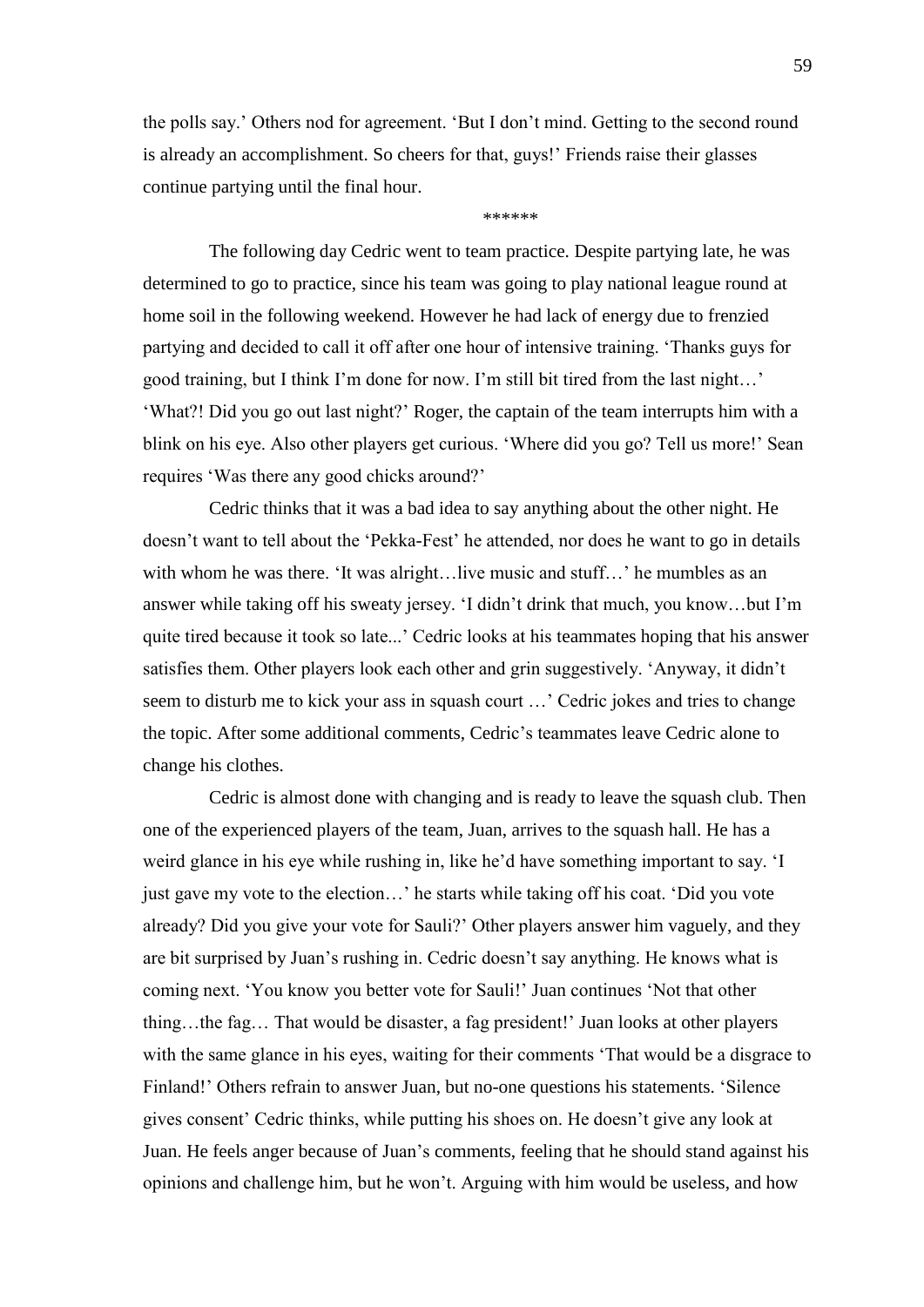the polls say.' Others nod for agreement. 'But I don't mind. Getting to the second round is already an accomplishment. So cheers for that, guys!' Friends raise their glasses continue partying until the final hour.

******

The following day Cedric went to team practice. Despite partying late, he was determined to go to practice, since his team was going to play national league round at home soil in the following weekend. However he had lack of energy due to frenzied partying and decided to call it off after one hour of intensive training. 'Thanks guys for good training, but I think I'm done for now. I'm still bit tired from the last night…' 'What?! Did you go out last night?' Roger, the captain of the team interrupts him with a blink on his eye. Also other players get curious. 'Where did you go? Tell us more!' Sean requires 'Was there any good chicks around?'

Cedric thinks that it was a bad idea to say anything about the other night. He doesn't want to tell about the 'Pekka-Fest' he attended, nor does he want to go in details with whom he was there. 'It was alright…live music and stuff…' he mumbles as an answer while taking off his sweaty jersey. 'I didn't drink that much, you know…but I'm quite tired because it took so late...' Cedric looks at his teammates hoping that his answer satisfies them. Other players look each other and grin suggestively. 'Anyway, it didn't seem to disturb me to kick your ass in squash court …' Cedric jokes and tries to change the topic. After some additional comments, Cedric's teammates leave Cedric alone to change his clothes.

Cedric is almost done with changing and is ready to leave the squash club. Then one of the experienced players of the team, Juan, arrives to the squash hall. He has a weird glance in his eye while rushing in, like he'd have something important to say. 'I just gave my vote to the election…' he starts while taking off his coat. 'Did you vote already? Did you give your vote for Sauli?' Other players answer him vaguely, and they are bit surprised by Juan's rushing in. Cedric doesn't say anything. He knows what is coming next. 'You know you better vote for Sauli!' Juan continues 'Not that other thing…the fag… That would be disaster, a fag president!' Juan looks at other players with the same glance in his eyes, waiting for their comments 'That would be a disgrace to Finland!' Others refrain to answer Juan, but no-one questions his statements. 'Silence gives consent' Cedric thinks, while putting his shoes on. He doesn't give any look at Juan. He feels anger because of Juan's comments, feeling that he should stand against his opinions and challenge him, but he won't. Arguing with him would be useless, and how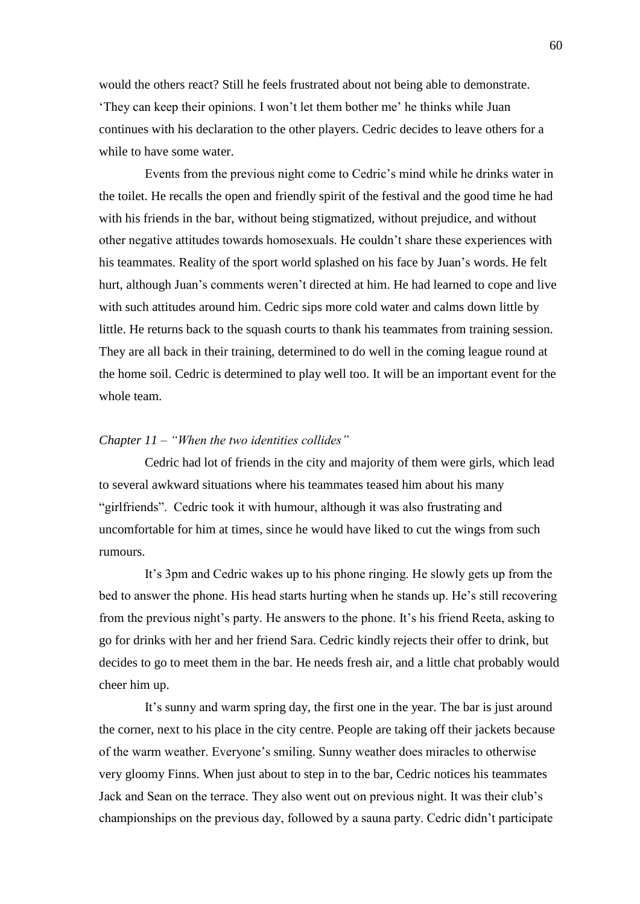would the others react? Still he feels frustrated about not being able to demonstrate. 'They can keep their opinions. I won't let them bother me' he thinks while Juan continues with his declaration to the other players. Cedric decides to leave others for a while to have some water.

Events from the previous night come to Cedric's mind while he drinks water in the toilet. He recalls the open and friendly spirit of the festival and the good time he had with his friends in the bar, without being stigmatized, without prejudice, and without other negative attitudes towards homosexuals. He couldn't share these experiences with his teammates. Reality of the sport world splashed on his face by Juan's words. He felt hurt, although Juan's comments weren't directed at him. He had learned to cope and live with such attitudes around him. Cedric sips more cold water and calms down little by little. He returns back to the squash courts to thank his teammates from training session. They are all back in their training, determined to do well in the coming league round at the home soil. Cedric is determined to play well too. It will be an important event for the whole team.

*Chapter 11 – "When the two identities collides"*

Cedric had lot of friends in the city and majority of them were girls, which lead to several awkward situations where his teammates teased him about his many "girlfriends". Cedric took it with humour, although it was also frustrating and uncomfortable for him at times, since he would have liked to cut the wings from such rumours.

It's 3pm and Cedric wakes up to his phone ringing. He slowly gets up from the bed to answer the phone. His head starts hurting when he stands up. He's still recovering from the previous night's party. He answers to the phone. It's his friend Reeta, asking to go for drinks with her and her friend Sara. Cedric kindly rejects their offer to drink, but decides to go to meet them in the bar. He needs fresh air, and a little chat probably would cheer him up.

It's sunny and warm spring day, the first one in the year. The bar is just around the corner, next to his place in the city centre. People are taking off their jackets because of the warm weather. Everyone's smiling. Sunny weather does miracles to otherwise very gloomy Finns. When just about to step in to the bar, Cedric notices his teammates Jack and Sean on the terrace. They also went out on previous night. It was their club's championships on the previous day, followed by a sauna party. Cedric didn't participate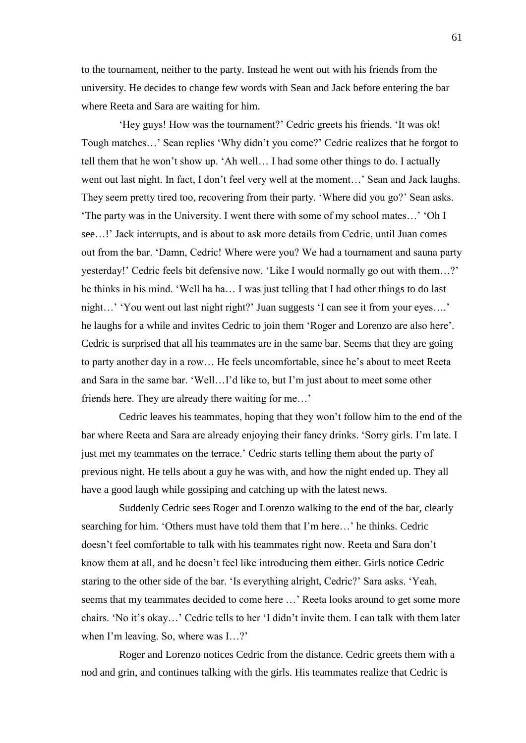to the tournament, neither to the party. Instead he went out with his friends from the university. He decides to change few words with Sean and Jack before entering the bar where Reeta and Sara are waiting for him.

'Hey guys! How was the tournament?' Cedric greets his friends. 'It was ok! Tough matches…' Sean replies 'Why didn't you come?' Cedric realizes that he forgot to tell them that he won't show up. 'Ah well… I had some other things to do. I actually went out last night. In fact, I don't feel very well at the moment…' Sean and Jack laughs. They seem pretty tired too, recovering from their party. 'Where did you go?' Sean asks. 'The party was in the University. I went there with some of my school mates…' 'Oh I see…!' Jack interrupts, and is about to ask more details from Cedric, until Juan comes out from the bar. 'Damn, Cedric! Where were you? We had a tournament and sauna party yesterday!' Cedric feels bit defensive now. 'Like I would normally go out with them…?' he thinks in his mind. 'Well ha ha… I was just telling that I had other things to do last night…' 'You went out last night right?' Juan suggests 'I can see it from your eyes….' he laughs for a while and invites Cedric to join them 'Roger and Lorenzo are also here'. Cedric is surprised that all his teammates are in the same bar. Seems that they are going to party another day in a row… He feels uncomfortable, since he's about to meet Reeta and Sara in the same bar. 'Well…I'd like to, but I'm just about to meet some other friends here. They are already there waiting for me…'

Cedric leaves his teammates, hoping that they won't follow him to the end of the bar where Reeta and Sara are already enjoying their fancy drinks. 'Sorry girls. I'm late. I just met my teammates on the terrace.' Cedric starts telling them about the party of previous night. He tells about a guy he was with, and how the night ended up. They all have a good laugh while gossiping and catching up with the latest news.

Suddenly Cedric sees Roger and Lorenzo walking to the end of the bar, clearly searching for him. 'Others must have told them that I'm here…' he thinks. Cedric doesn't feel comfortable to talk with his teammates right now. Reeta and Sara don't know them at all, and he doesn't feel like introducing them either. Girls notice Cedric staring to the other side of the bar. 'Is everything alright, Cedric?' Sara asks. 'Yeah, seems that my teammates decided to come here …' Reeta looks around to get some more chairs. 'No it's okay…' Cedric tells to her 'I didn't invite them. I can talk with them later when I'm leaving. So, where was I…?'

Roger and Lorenzo notices Cedric from the distance. Cedric greets them with a nod and grin, and continues talking with the girls. His teammates realize that Cedric is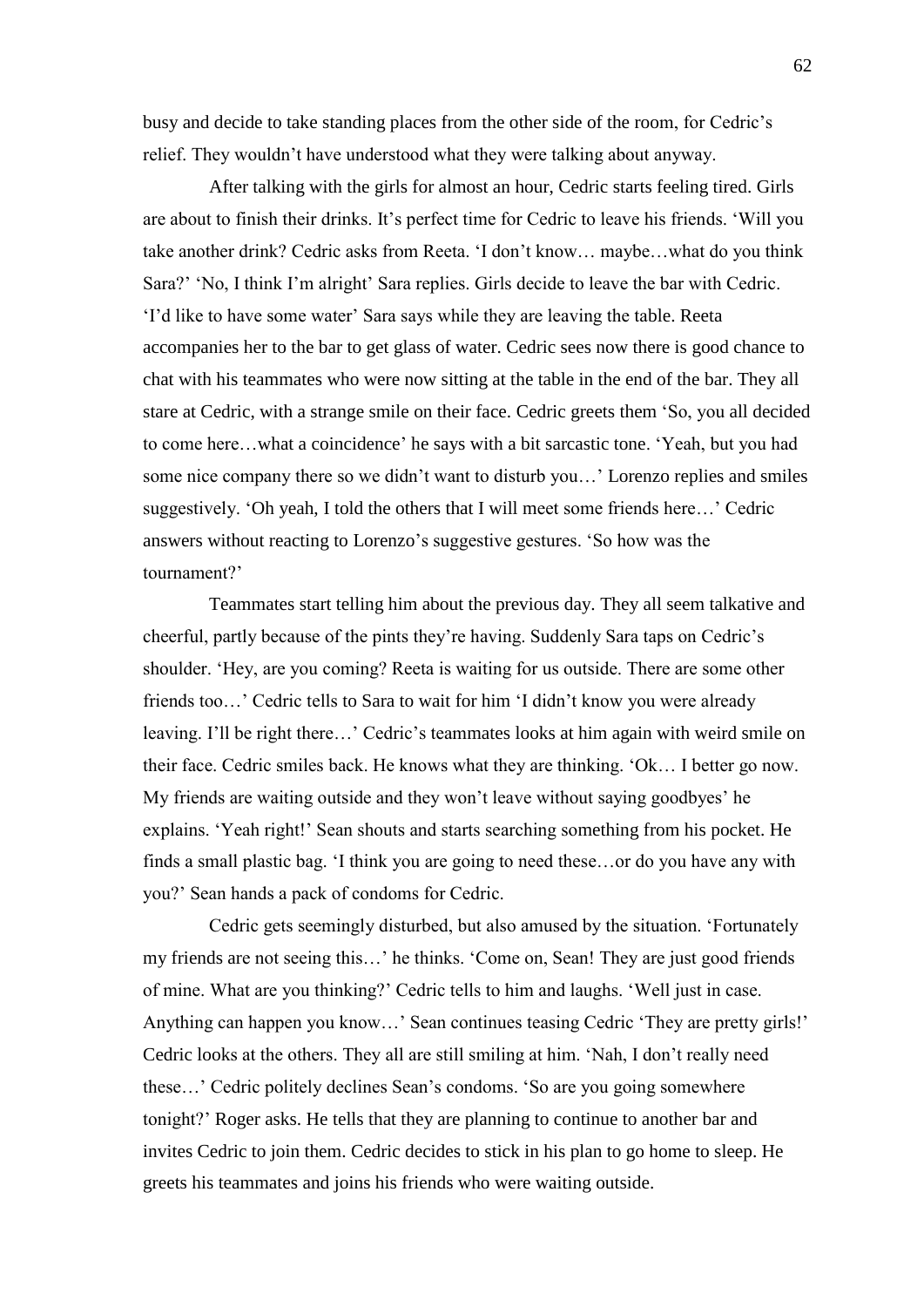busy and decide to take standing places from the other side of the room, for Cedric's relief. They wouldn't have understood what they were talking about anyway.

After talking with the girls for almost an hour, Cedric starts feeling tired. Girls are about to finish their drinks. It's perfect time for Cedric to leave his friends. 'Will you take another drink? Cedric asks from Reeta. 'I don't know… maybe…what do you think Sara?' 'No, I think I'm alright' Sara replies. Girls decide to leave the bar with Cedric. 'I'd like to have some water' Sara says while they are leaving the table. Reeta accompanies her to the bar to get glass of water. Cedric sees now there is good chance to chat with his teammates who were now sitting at the table in the end of the bar. They all stare at Cedric, with a strange smile on their face. Cedric greets them 'So, you all decided to come here…what a coincidence' he says with a bit sarcastic tone. 'Yeah, but you had some nice company there so we didn't want to disturb you…' Lorenzo replies and smiles suggestively. 'Oh yeah, I told the others that I will meet some friends here…' Cedric answers without reacting to Lorenzo's suggestive gestures. 'So how was the tournament?'

Teammates start telling him about the previous day. They all seem talkative and cheerful, partly because of the pints they're having. Suddenly Sara taps on Cedric's shoulder. 'Hey, are you coming? Reeta is waiting for us outside. There are some other friends too…' Cedric tells to Sara to wait for him 'I didn't know you were already leaving. I'll be right there…' Cedric's teammates looks at him again with weird smile on their face. Cedric smiles back. He knows what they are thinking. 'Ok… I better go now. My friends are waiting outside and they won't leave without saying goodbyes' he explains. 'Yeah right!' Sean shouts and starts searching something from his pocket. He finds a small plastic bag. 'I think you are going to need these…or do you have any with you?' Sean hands a pack of condoms for Cedric.

Cedric gets seemingly disturbed, but also amused by the situation. 'Fortunately my friends are not seeing this…' he thinks. 'Come on, Sean! They are just good friends of mine. What are you thinking?' Cedric tells to him and laughs. 'Well just in case. Anything can happen you know…' Sean continues teasing Cedric 'They are pretty girls!' Cedric looks at the others. They all are still smiling at him. 'Nah, I don't really need these…' Cedric politely declines Sean's condoms. 'So are you going somewhere tonight?' Roger asks. He tells that they are planning to continue to another bar and invites Cedric to join them. Cedric decides to stick in his plan to go home to sleep. He greets his teammates and joins his friends who were waiting outside.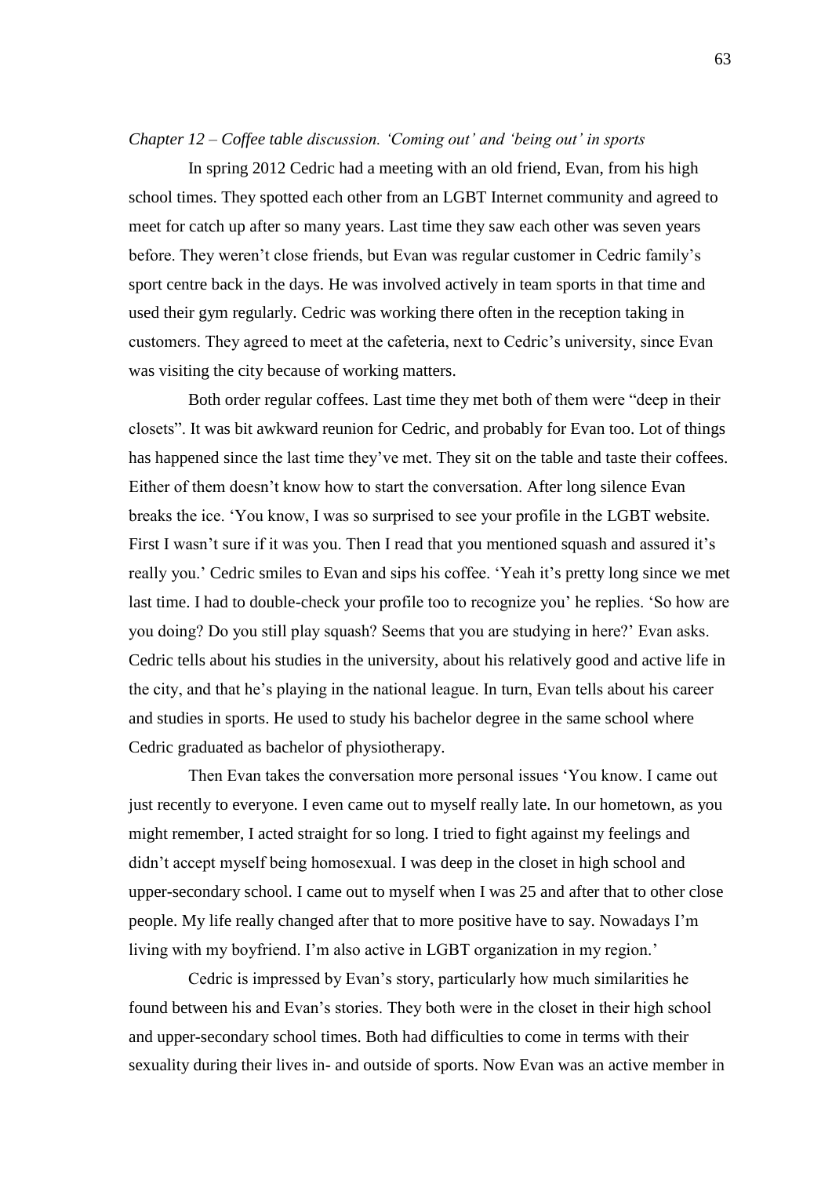*Chapter 12 – Coffee table discussion. 'Coming out' and 'being out' in sports*

In spring 2012 Cedric had a meeting with an old friend, Evan, from his high school times. They spotted each other from an LGBT Internet community and agreed to meet for catch up after so many years. Last time they saw each other was seven years before. They weren't close friends, but Evan was regular customer in Cedric family's sport centre back in the days. He was involved actively in team sports in that time and used their gym regularly. Cedric was working there often in the reception taking in customers. They agreed to meet at the cafeteria, next to Cedric's university, since Evan was visiting the city because of working matters.

Both order regular coffees. Last time they met both of them were "deep in their closets". It was bit awkward reunion for Cedric, and probably for Evan too. Lot of things has happened since the last time they've met. They sit on the table and taste their coffees. Either of them doesn't know how to start the conversation. After long silence Evan breaks the ice. 'You know, I was so surprised to see your profile in the LGBT website. First I wasn't sure if it was you. Then I read that you mentioned squash and assured it's really you.' Cedric smiles to Evan and sips his coffee. 'Yeah it's pretty long since we met last time. I had to double-check your profile too to recognize you' he replies. 'So how are you doing? Do you still play squash? Seems that you are studying in here?' Evan asks. Cedric tells about his studies in the university, about his relatively good and active life in the city, and that he's playing in the national league. In turn, Evan tells about his career and studies in sports. He used to study his bachelor degree in the same school where Cedric graduated as bachelor of physiotherapy.

Then Evan takes the conversation more personal issues 'You know. I came out just recently to everyone. I even came out to myself really late. In our hometown, as you might remember, I acted straight for so long. I tried to fight against my feelings and didn't accept myself being homosexual. I was deep in the closet in high school and upper-secondary school. I came out to myself when I was 25 and after that to other close people. My life really changed after that to more positive have to say. Nowadays I'm living with my boyfriend. I'm also active in LGBT organization in my region.'

Cedric is impressed by Evan's story, particularly how much similarities he found between his and Evan's stories. They both were in the closet in their high school and upper-secondary school times. Both had difficulties to come in terms with their sexuality during their lives in- and outside of sports. Now Evan was an active member in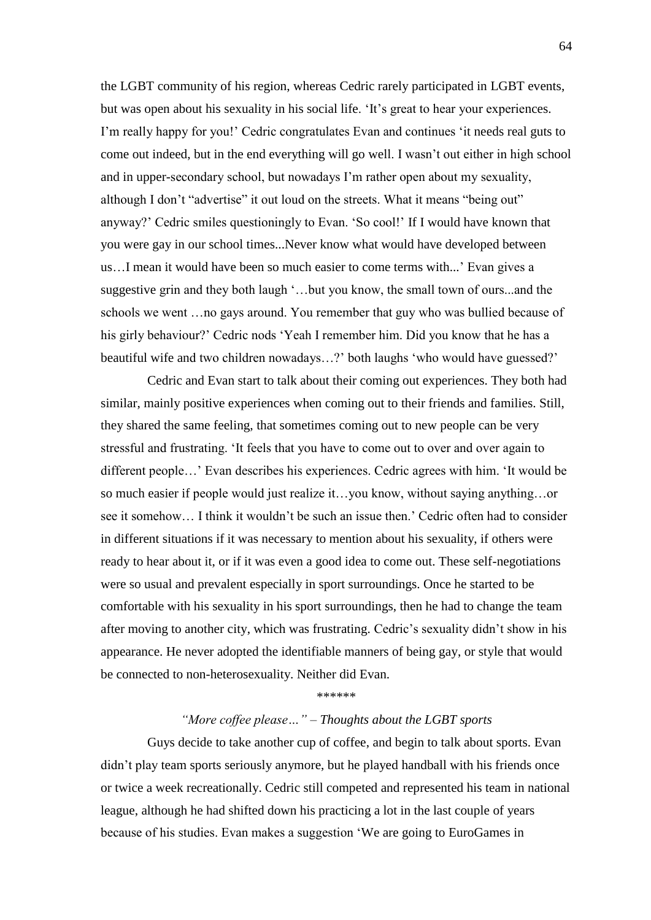the LGBT community of his region, whereas Cedric rarely participated in LGBT events, but was open about his sexuality in his social life. 'It's great to hear your experiences. I'm really happy for you!' Cedric congratulates Evan and continues 'it needs real guts to come out indeed, but in the end everything will go well. I wasn't out either in high school and in upper-secondary school, but nowadays I'm rather open about my sexuality, although I don't "advertise" it out loud on the streets. What it means "being out" anyway?' Cedric smiles questioningly to Evan. 'So cool!' If I would have known that you were gay in our school times...Never know what would have developed between us…I mean it would have been so much easier to come terms with...' Evan gives a suggestive grin and they both laugh '…but you know, the small town of ours...and the schools we went …no gays around. You remember that guy who was bullied because of his girly behaviour?' Cedric nods 'Yeah I remember him. Did you know that he has a beautiful wife and two children nowadays…?' both laughs 'who would have guessed?'

Cedric and Evan start to talk about their coming out experiences. They both had similar, mainly positive experiences when coming out to their friends and families. Still, they shared the same feeling, that sometimes coming out to new people can be very stressful and frustrating. 'It feels that you have to come out to over and over again to different people…' Evan describes his experiences. Cedric agrees with him. 'It would be so much easier if people would just realize it…you know, without saying anything…or see it somehow… I think it wouldn't be such an issue then.' Cedric often had to consider in different situations if it was necessary to mention about his sexuality, if others were ready to hear about it, or if it was even a good idea to come out. These self-negotiations were so usual and prevalent especially in sport surroundings. Once he started to be comfortable with his sexuality in his sport surroundings, then he had to change the team after moving to another city, which was frustrating. Cedric's sexuality didn't show in his appearance. He never adopted the identifiable manners of being gay, or style that would be connected to non-heterosexuality. Neither did Evan.

******

*"More coffee please…" – Thoughts about the LGBT sports*

Guys decide to take another cup of coffee, and begin to talk about sports. Evan didn't play team sports seriously anymore, but he played handball with his friends once or twice a week recreationally. Cedric still competed and represented his team in national league, although he had shifted down his practicing a lot in the last couple of years because of his studies. Evan makes a suggestion 'We are going to EuroGames in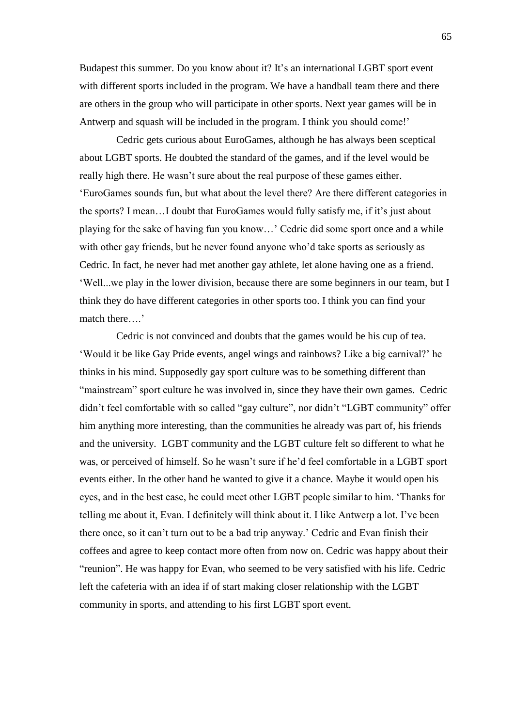Budapest this summer. Do you know about it? It's an international LGBT sport event with different sports included in the program. We have a handball team there and there are others in the group who will participate in other sports. Next year games will be in Antwerp and squash will be included in the program. I think you should come!'

Cedric gets curious about EuroGames, although he has always been sceptical about LGBT sports. He doubted the standard of the games, and if the level would be really high there. He wasn't sure about the real purpose of these games either. 'EuroGames sounds fun, but what about the level there? Are there different categories in the sports? I mean…I doubt that EuroGames would fully satisfy me, if it's just about playing for the sake of having fun you know…' Cedric did some sport once and a while with other gay friends, but he never found anyone who'd take sports as seriously as Cedric. In fact, he never had met another gay athlete, let alone having one as a friend. 'Well...we play in the lower division, because there are some beginners in our team, but I think they do have different categories in other sports too. I think you can find your match there….'

Cedric is not convinced and doubts that the games would be his cup of tea. 'Would it be like Gay Pride events, angel wings and rainbows? Like a big carnival?' he thinks in his mind. Supposedly gay sport culture was to be something different than "mainstream" sport culture he was involved in, since they have their own games. Cedric didn't feel comfortable with so called "gay culture", nor didn't "LGBT community" offer him anything more interesting, than the communities he already was part of, his friends and the university. LGBT community and the LGBT culture felt so different to what he was, or perceived of himself. So he wasn't sure if he'd feel comfortable in a LGBT sport events either. In the other hand he wanted to give it a chance. Maybe it would open his eyes, and in the best case, he could meet other LGBT people similar to him. 'Thanks for telling me about it, Evan. I definitely will think about it. I like Antwerp a lot. I've been there once, so it can't turn out to be a bad trip anyway.' Cedric and Evan finish their coffees and agree to keep contact more often from now on. Cedric was happy about their "reunion". He was happy for Evan, who seemed to be very satisfied with his life. Cedric left the cafeteria with an idea if of start making closer relationship with the LGBT community in sports, and attending to his first LGBT sport event.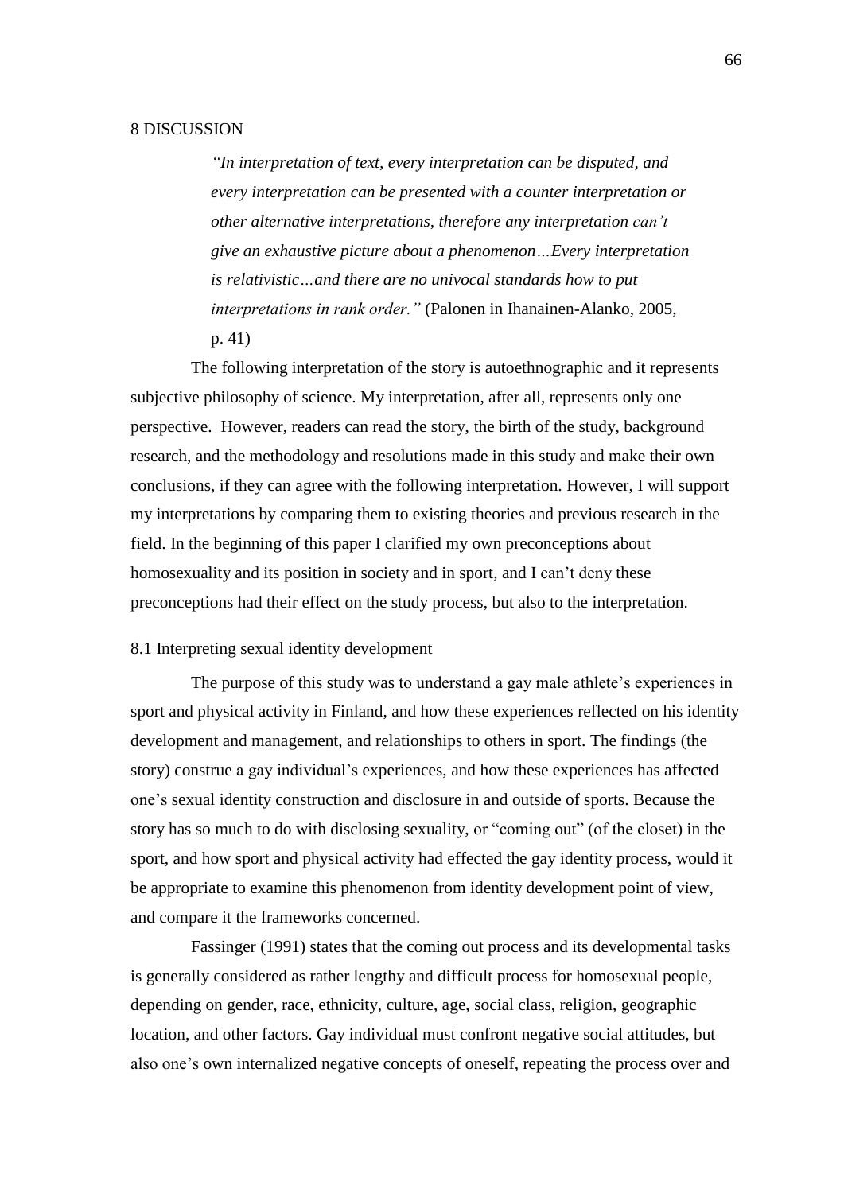# 8 DISCUSSION

> *"In interpretation of text, every interpretation can be disputed, and every interpretation can be presented with a counter interpretation or other alternative interpretations, therefore any interpretation can't give an exhaustive picture about a phenomenon…Every interpretation is relativistic…and there are no univocal standards how to put interpretations in rank order."* (Palonen in Ihanainen-Alanko, 2005, p. 41)

The following interpretation of the story is autoethnographic and it represents subjective philosophy of science. My interpretation, after all, represents only one perspective. However, readers can read the story, the birth of the study, background research, and the methodology and resolutions made in this study and make their own conclusions, if they can agree with the following interpretation. However, I will support my interpretations by comparing them to existing theories and previous research in the field. In the beginning of this paper I clarified my own preconceptions about homosexuality and its position in society and in sport, and I can't deny these preconceptions had their effect on the study process, but also to the interpretation.

## 8.1 Interpreting sexual identity development

The purpose of this study was to understand a gay male athlete's experiences in sport and physical activity in Finland, and how these experiences reflected on his identity development and management, and relationships to others in sport. The findings (the story) construe a gay individual's experiences, and how these experiences has affected one's sexual identity construction and disclosure in and outside of sports. Because the story has so much to do with disclosing sexuality, or "coming out" (of the closet) in the sport, and how sport and physical activity had effected the gay identity process, would it be appropriate to examine this phenomenon from identity development point of view, and compare it the frameworks concerned.

Fassinger (1991) states that the coming out process and its developmental tasks is generally considered as rather lengthy and difficult process for homosexual people, depending on gender, race, ethnicity, culture, age, social class, religion, geographic location, and other factors. Gay individual must confront negative social attitudes, but also one's own internalized negative concepts of oneself, repeating the process over and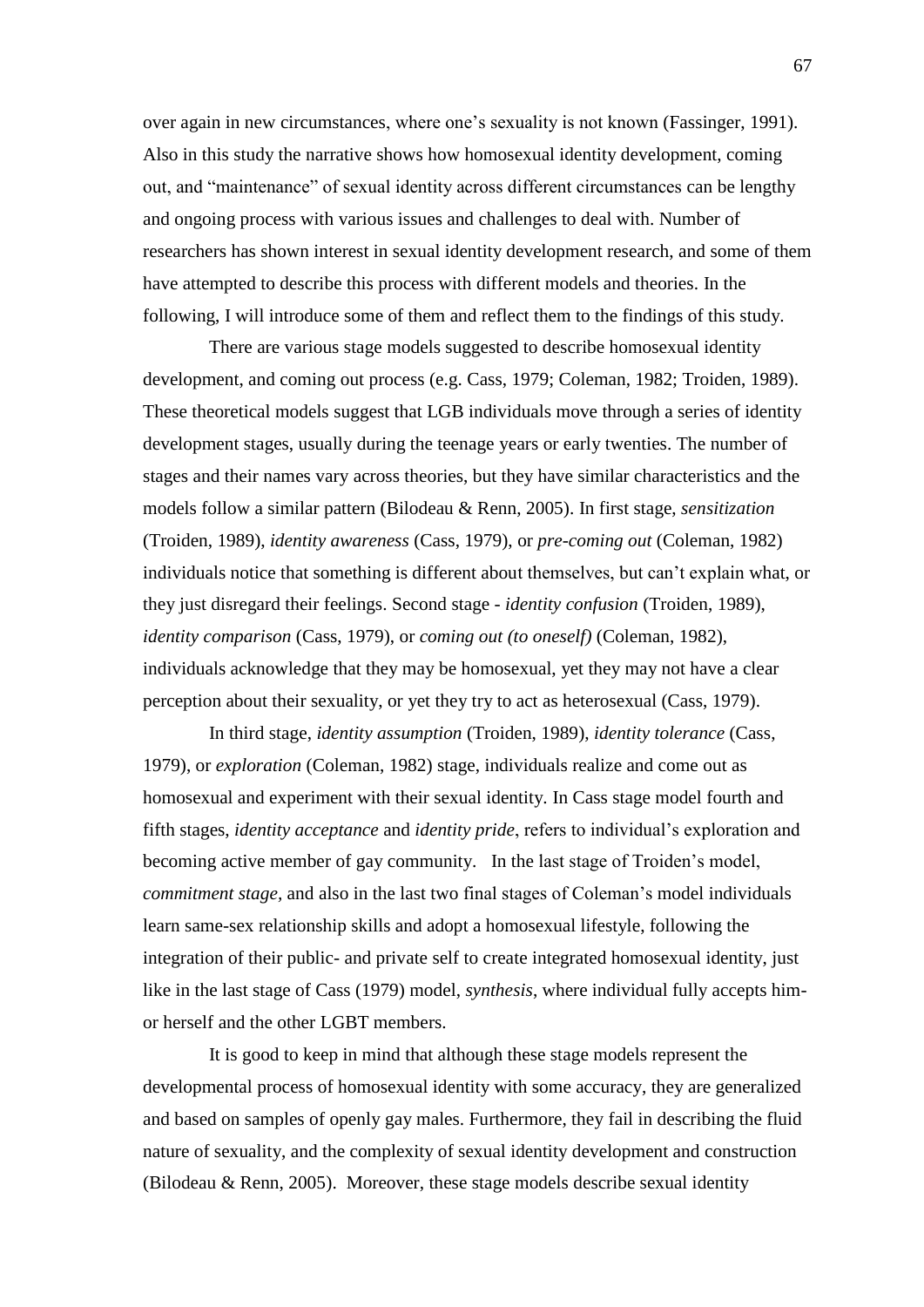over again in new circumstances, where one's sexuality is not known (Fassinger, 1991). Also in this study the narrative shows how homosexual identity development, coming out, and "maintenance" of sexual identity across different circumstances can be lengthy and ongoing process with various issues and challenges to deal with. Number of researchers has shown interest in sexual identity development research, and some of them have attempted to describe this process with different models and theories. In the following, I will introduce some of them and reflect them to the findings of this study.

There are various stage models suggested to describe homosexual identity development, and coming out process (e.g. Cass, 1979; Coleman, 1982; Troiden, 1989). These theoretical models suggest that LGB individuals move through a series of identity development stages, usually during the teenage years or early twenties. The number of stages and their names vary across theories, but they have similar characteristics and the models follow a similar pattern (Bilodeau & Renn, 2005). In first stage, *sensitization* (Troiden, 1989), *identity awareness* (Cass, 1979), or *pre-coming out* (Coleman, 1982) individuals notice that something is different about themselves, but can't explain what, or they just disregard their feelings. Second stage - *identity confusion* (Troiden, 1989), *identity comparison* (Cass, 1979), or *coming out (to oneself)* (Coleman, 1982), individuals acknowledge that they may be homosexual, yet they may not have a clear perception about their sexuality, or yet they try to act as heterosexual (Cass, 1979).

In third stage, *identity assumption* (Troiden, 1989), *identity tolerance* (Cass, 1979), or *exploration* (Coleman, 1982) stage, individuals realize and come out as homosexual and experiment with their sexual identity. In Cass stage model fourth and fifth stages, *identity acceptance* and *identity pride*, refers to individual's exploration and becoming active member of gay community. In the last stage of Troiden's model, *commitment stage*, and also in the last two final stages of Coleman's model individuals learn same-sex relationship skills and adopt a homosexual lifestyle, following the integration of their public- and private self to create integrated homosexual identity, just like in the last stage of Cass (1979) model, *synthesis*, where individual fully accepts him- or herself and the other LGBT members.

It is good to keep in mind that although these stage models represent the developmental process of homosexual identity with some accuracy, they are generalized and based on samples of openly gay males. Furthermore, they fail in describing the fluid nature of sexuality, and the complexity of sexual identity development and construction (Bilodeau & Renn, 2005). Moreover, these stage models describe sexual identity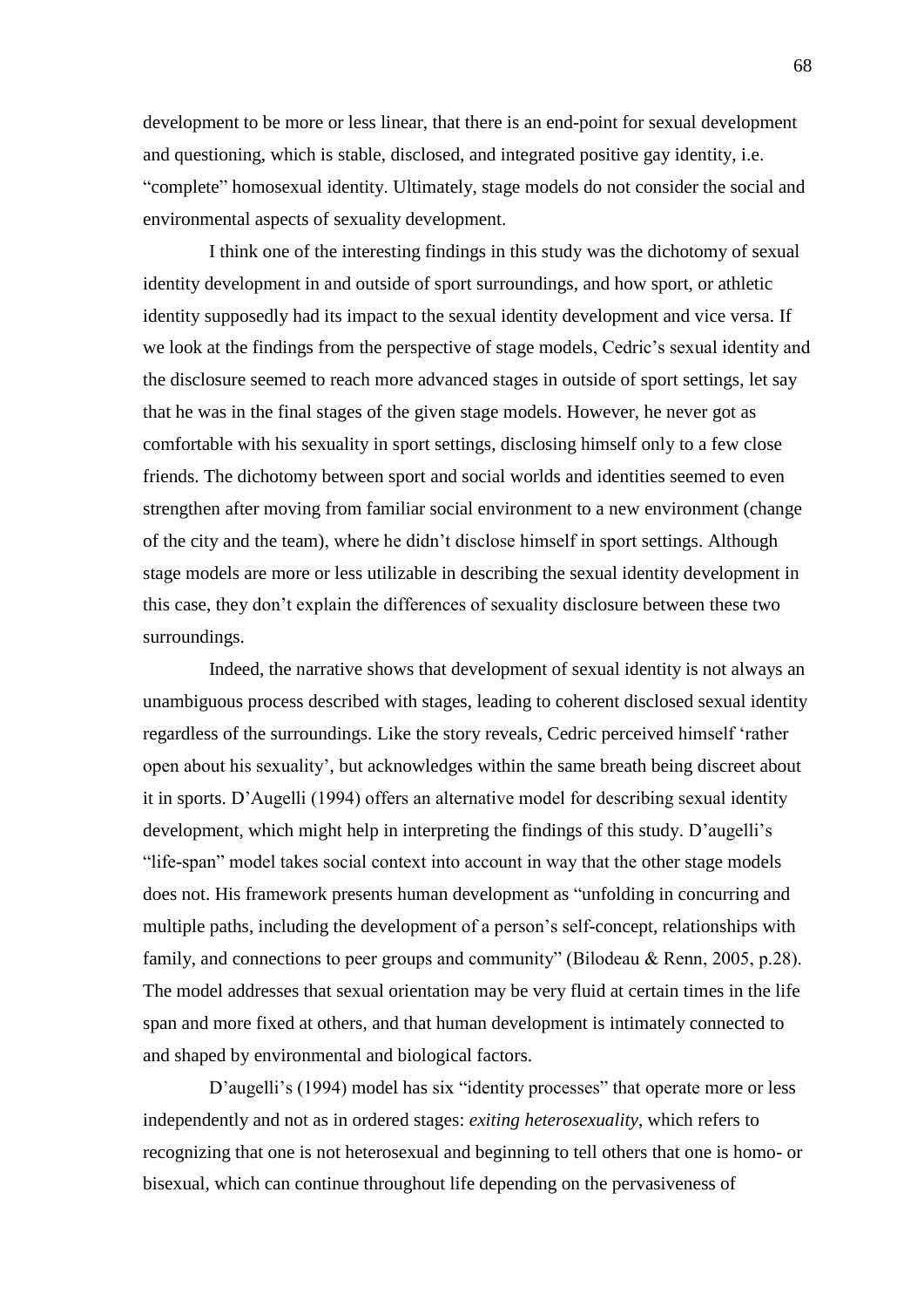development to be more or less linear, that there is an end-point for sexual development and questioning, which is stable, disclosed, and integrated positive gay identity, i.e. "complete" homosexual identity. Ultimately, stage models do not consider the social and environmental aspects of sexuality development.

I think one of the interesting findings in this study was the dichotomy of sexual identity development in and outside of sport surroundings, and how sport, or athletic identity supposedly had its impact to the sexual identity development and vice versa. If we look at the findings from the perspective of stage models, Cedric's sexual identity and the disclosure seemed to reach more advanced stages in outside of sport settings, let say that he was in the final stages of the given stage models. However, he never got as comfortable with his sexuality in sport settings, disclosing himself only to a few close friends. The dichotomy between sport and social worlds and identities seemed to even strengthen after moving from familiar social environment to a new environment (change of the city and the team), where he didn't disclose himself in sport settings. Although stage models are more or less utilizable in describing the sexual identity development in this case, they don't explain the differences of sexuality disclosure between these two surroundings.

Indeed, the narrative shows that development of sexual identity is not always an unambiguous process described with stages, leading to coherent disclosed sexual identity regardless of the surroundings. Like the story reveals, Cedric perceived himself 'rather open about his sexuality', but acknowledges within the same breath being discreet about it in sports. D'Augelli (1994) offers an alternative model for describing sexual identity development, which might help in interpreting the findings of this study. D'augelli's "life-span" model takes social context into account in way that the other stage models does not. His framework presents human development as "unfolding in concurring and multiple paths, including the development of a person's self-concept, relationships with family, and connections to peer groups and community" (Bilodeau & Renn, 2005, p.28). The model addresses that sexual orientation may be very fluid at certain times in the life span and more fixed at others, and that human development is intimately connected to and shaped by environmental and biological factors.

D'augelli's (1994) model has six "identity processes" that operate more or less independently and not as in ordered stages: *exiting heterosexuality*, which refers to recognizing that one is not heterosexual and beginning to tell others that one is homo- or bisexual, which can continue throughout life depending on the pervasiveness of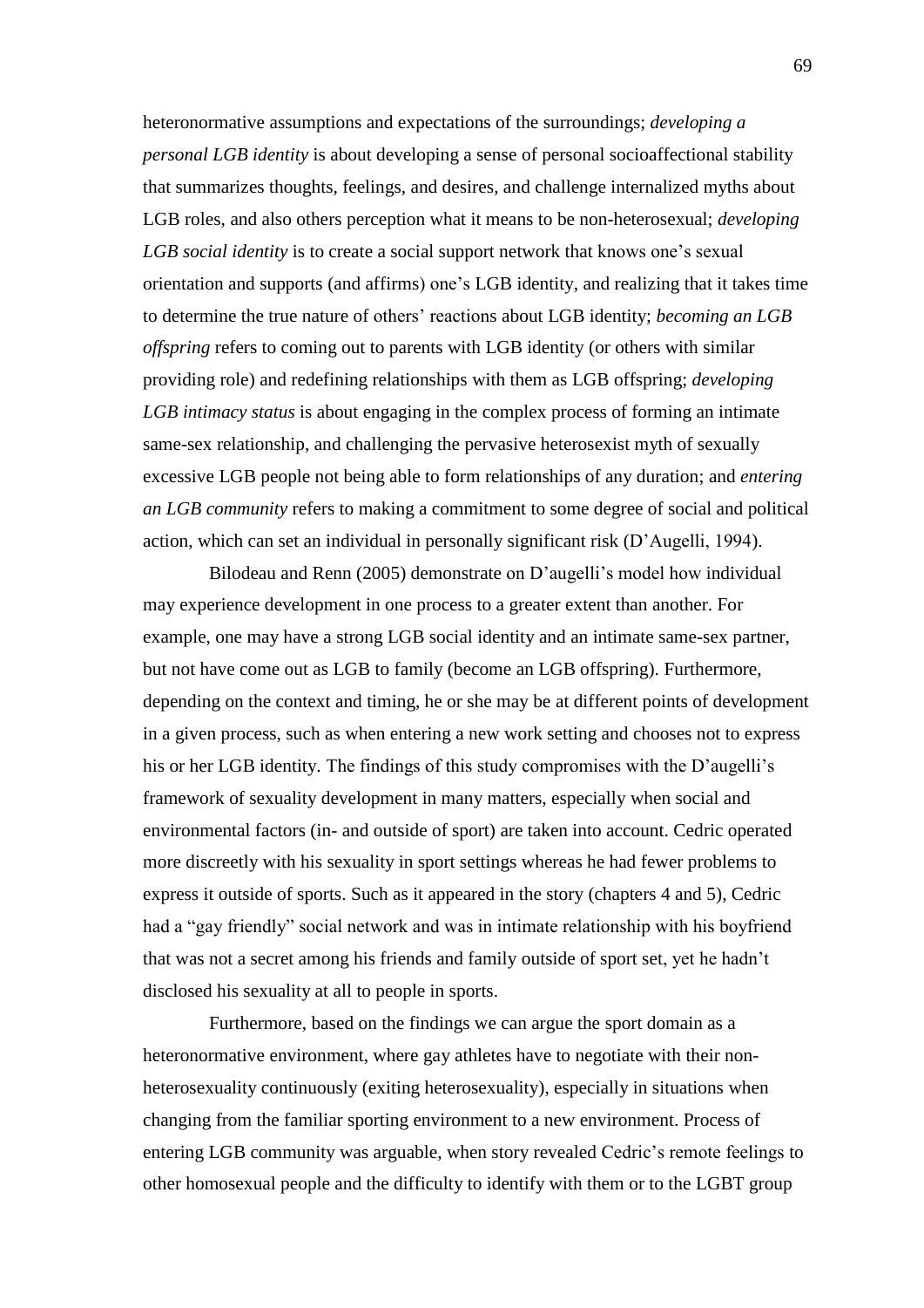heteronormative assumptions and expectations of the surroundings; *developing a personal LGB identity* is about developing a sense of personal socioaffectional stability that summarizes thoughts, feelings, and desires, and challenge internalized myths about LGB roles, and also others perception what it means to be non-heterosexual; *developing LGB social identity* is to create a social support network that knows one's sexual orientation and supports (and affirms) one's LGB identity, and realizing that it takes time to determine the true nature of others' reactions about LGB identity; *becoming an LGB offspring* refers to coming out to parents with LGB identity (or others with similar providing role) and redefining relationships with them as LGB offspring; *developing LGB intimacy status* is about engaging in the complex process of forming an intimate same-sex relationship, and challenging the pervasive heterosexist myth of sexually excessive LGB people not being able to form relationships of any duration; and *entering an LGB community* refers to making a commitment to some degree of social and political action, which can set an individual in personally significant risk (D'Augelli, 1994).

Bilodeau and Renn (2005) demonstrate on D'augelli's model how individual may experience development in one process to a greater extent than another. For example, one may have a strong LGB social identity and an intimate same-sex partner, but not have come out as LGB to family (become an LGB offspring). Furthermore, depending on the context and timing, he or she may be at different points of development in a given process, such as when entering a new work setting and chooses not to express his or her LGB identity. The findings of this study compromises with the D'augelli's framework of sexuality development in many matters, especially when social and environmental factors (in- and outside of sport) are taken into account. Cedric operated more discreetly with his sexuality in sport settings whereas he had fewer problems to express it outside of sports. Such as it appeared in the story (chapters 4 and 5), Cedric had a "gay friendly" social network and was in intimate relationship with his boyfriend that was not a secret among his friends and family outside of sport set, yet he hadn't disclosed his sexuality at all to people in sports.

Furthermore, based on the findings we can argue the sport domain as a heteronormative environment, where gay athletes have to negotiate with their non-heterosexuality continuously (exiting heterosexuality), especially in situations when changing from the familiar sporting environment to a new environment. Process of entering LGB community was arguable, when story revealed Cedric's remote feelings to other homosexual people and the difficulty to identify with them or to the LGBT group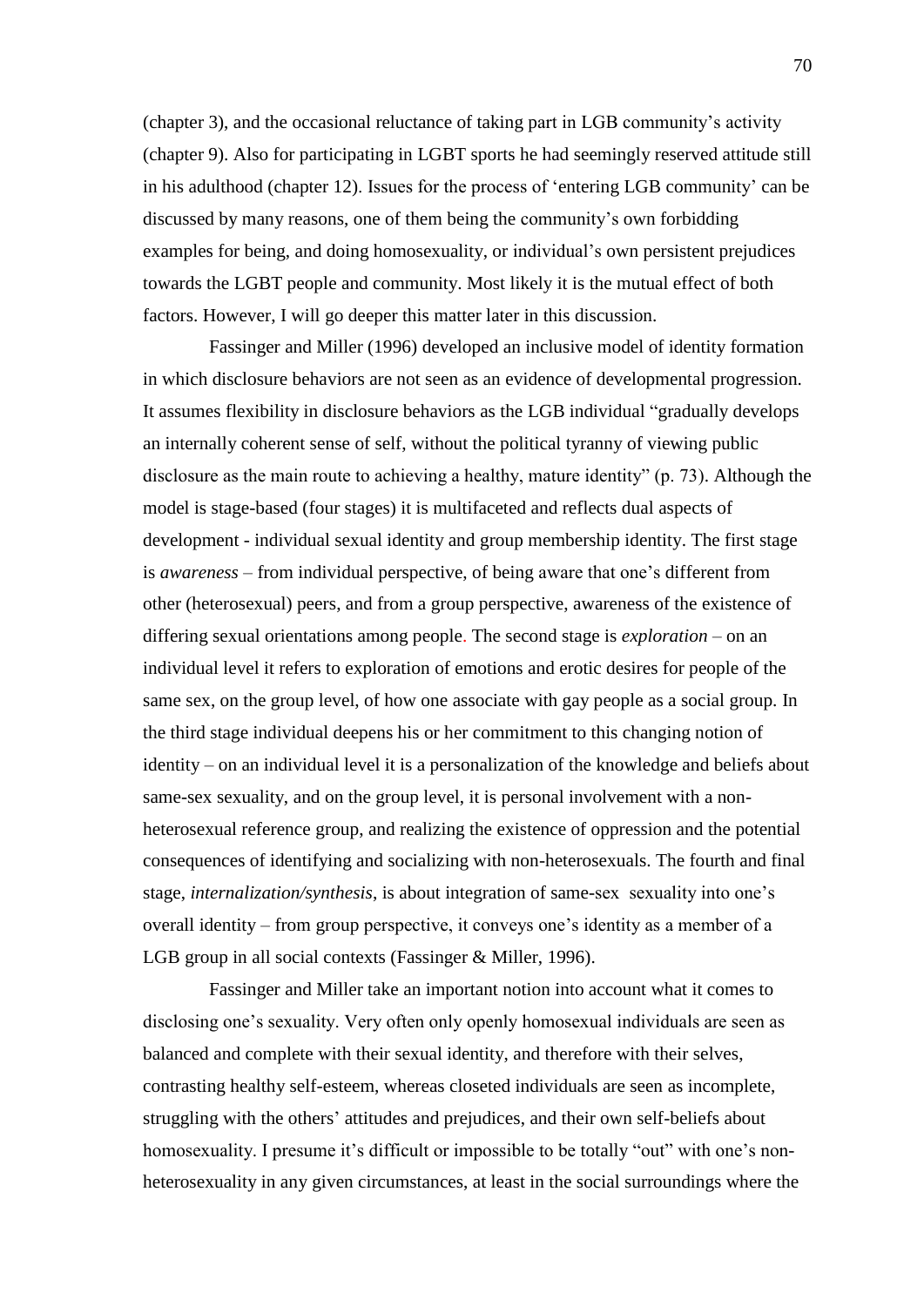(chapter 3), and the occasional reluctance of taking part in LGB community's activity (chapter 9). Also for participating in LGBT sports he had seemingly reserved attitude still in his adulthood (chapter 12). Issues for the process of 'entering LGB community' can be discussed by many reasons, one of them being the community's own forbidding examples for being, and doing homosexuality, or individual's own persistent prejudices towards the LGBT people and community. Most likely it is the mutual effect of both factors. However, I will go deeper this matter later in this discussion.

Fassinger and Miller (1996) developed an inclusive model of identity formation in which disclosure behaviors are not seen as an evidence of developmental progression. It assumes flexibility in disclosure behaviors as the LGB individual "gradually develops an internally coherent sense of self, without the political tyranny of viewing public disclosure as the main route to achieving a healthy, mature identity" (p. 73). Although the model is stage-based (four stages) it is multifaceted and reflects dual aspects of development - individual sexual identity and group membership identity. The first stage is *awareness* – from individual perspective, of being aware that one's different from other (heterosexual) peers, and from a group perspective, awareness of the existence of differing sexual orientations among people. The second stage is *exploration* – on an individual level it refers to exploration of emotions and erotic desires for people of the same sex, on the group level, of how one associate with gay people as a social group. In the third stage individual deepens his or her commitment to this changing notion of identity – on an individual level it is a personalization of the knowledge and beliefs about same-sex sexuality, and on the group level, it is personal involvement with a non-heterosexual reference group, and realizing the existence of oppression and the potential consequences of identifying and socializing with non-heterosexuals. The fourth and final stage, *internalization/synthesis*, is about integration of same-sex sexuality into one's overall identity – from group perspective, it conveys one's identity as a member of a LGB group in all social contexts (Fassinger & Miller, 1996).

Fassinger and Miller take an important notion into account what it comes to disclosing one's sexuality. Very often only openly homosexual individuals are seen as balanced and complete with their sexual identity, and therefore with their selves, contrasting healthy self-esteem, whereas closeted individuals are seen as incomplete, struggling with the others' attitudes and prejudices, and their own self-beliefs about homosexuality. I presume it's difficult or impossible to be totally "out" with one's non-heterosexuality in any given circumstances, at least in the social surroundings where the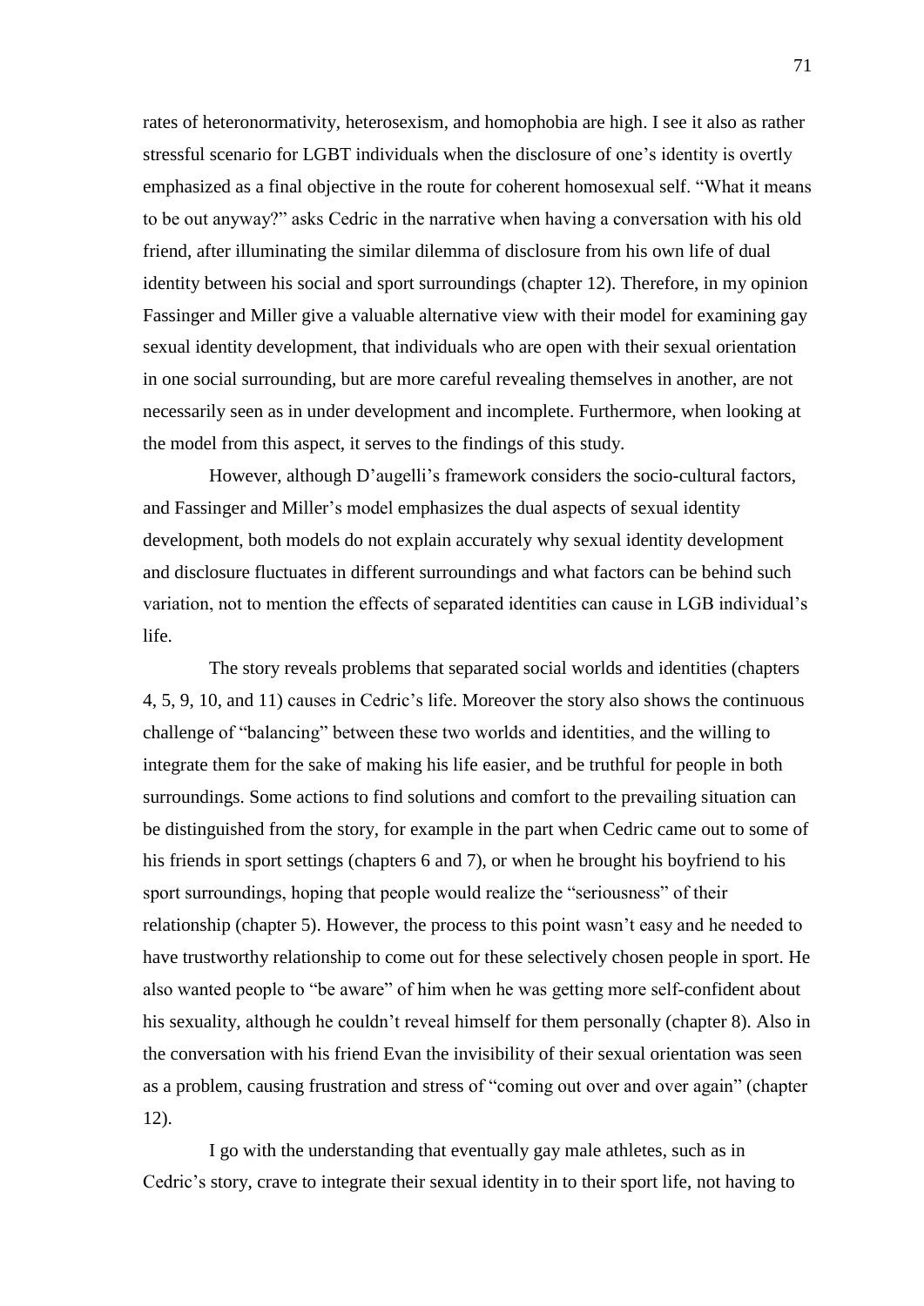rates of heteronormativity, heterosexism, and homophobia are high. I see it also as rather stressful scenario for LGBT individuals when the disclosure of one's identity is overtly emphasized as a final objective in the route for coherent homosexual self. "What it means to be out anyway?" asks Cedric in the narrative when having a conversation with his old friend, after illuminating the similar dilemma of disclosure from his own life of dual identity between his social and sport surroundings (chapter 12). Therefore, in my opinion Fassinger and Miller give a valuable alternative view with their model for examining gay sexual identity development, that individuals who are open with their sexual orientation in one social surrounding, but are more careful revealing themselves in another, are not necessarily seen as in under development and incomplete. Furthermore, when looking at the model from this aspect, it serves to the findings of this study.

However, although D'augelli's framework considers the socio-cultural factors, and Fassinger and Miller's model emphasizes the dual aspects of sexual identity development, both models do not explain accurately why sexual identity development and disclosure fluctuates in different surroundings and what factors can be behind such variation, not to mention the effects of separated identities can cause in LGB individual's life.

The story reveals problems that separated social worlds and identities (chapters 4, 5, 9, 10, and 11) causes in Cedric's life. Moreover the story also shows the continuous challenge of "balancing" between these two worlds and identities, and the willing to integrate them for the sake of making his life easier, and be truthful for people in both surroundings. Some actions to find solutions and comfort to the prevailing situation can be distinguished from the story, for example in the part when Cedric came out to some of his friends in sport settings (chapters 6 and 7), or when he brought his boyfriend to his sport surroundings, hoping that people would realize the "seriousness" of their relationship (chapter 5). However, the process to this point wasn't easy and he needed to have trustworthy relationship to come out for these selectively chosen people in sport. He also wanted people to "be aware" of him when he was getting more self-confident about his sexuality, although he couldn't reveal himself for them personally (chapter 8). Also in the conversation with his friend Evan the invisibility of their sexual orientation was seen as a problem, causing frustration and stress of "coming out over and over again" (chapter 12).

I go with the understanding that eventually gay male athletes, such as in Cedric's story, crave to integrate their sexual identity in to their sport life, not having to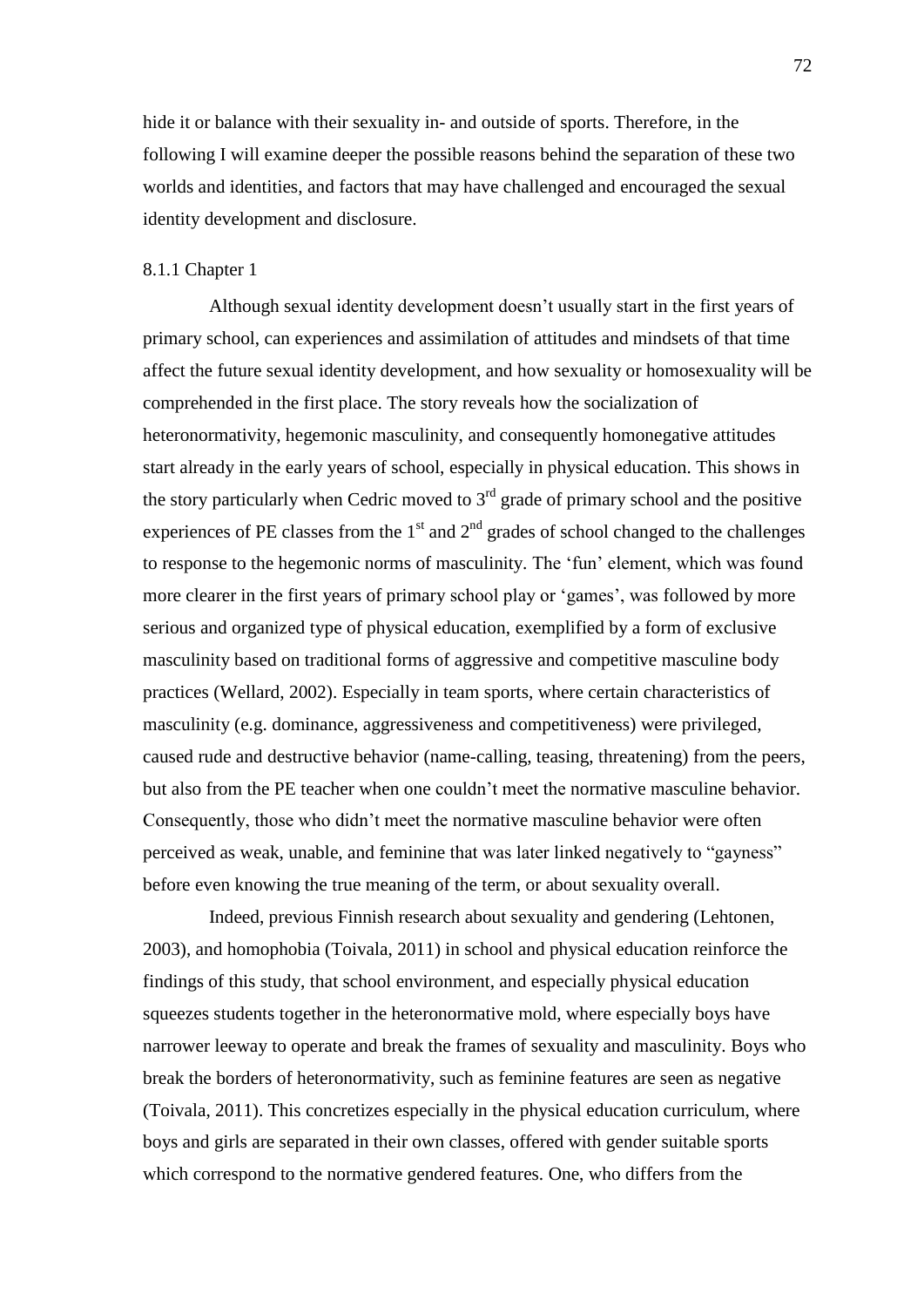hide it or balance with their sexuality in- and outside of sports. Therefore, in the following I will examine deeper the possible reasons behind the separation of these two worlds and identities, and factors that may have challenged and encouraged the sexual identity development and disclosure.

### 8.1.1 Chapter 1

Although sexual identity development doesn't usually start in the first years of primary school, can experiences and assimilation of attitudes and mindsets of that time affect the future sexual identity development, and how sexuality or homosexuality will be comprehended in the first place. The story reveals how the socialization of heteronormativity, hegemonic masculinity, and consequently homonegative attitudes start already in the early years of school, especially in physical education. This shows in the story particularly when Cedric moved to 3rd grade of primary school and the positive experiences of PE classes from the 1st and 2nd grades of school changed to the challenges to response to the hegemonic norms of masculinity. The 'fun' element, which was found more clearer in the first years of primary school play or 'games', was followed by more serious and organized type of physical education, exemplified by a form of exclusive masculinity based on traditional forms of aggressive and competitive masculine body practices (Wellard, 2002). Especially in team sports, where certain characteristics of masculinity (e.g. dominance, aggressiveness and competitiveness) were privileged, caused rude and destructive behavior (name-calling, teasing, threatening) from the peers, but also from the PE teacher when one couldn't meet the normative masculine behavior. Consequently, those who didn't meet the normative masculine behavior were often perceived as weak, unable, and feminine that was later linked negatively to "gayness" before even knowing the true meaning of the term, or about sexuality overall.

Indeed, previous Finnish research about sexuality and gendering (Lehtonen, 2003), and homophobia (Toivala, 2011) in school and physical education reinforce the findings of this study, that school environment, and especially physical education squeezes students together in the heteronormative mold, where especially boys have narrower leeway to operate and break the frames of sexuality and masculinity. Boys who break the borders of heteronormativity, such as feminine features are seen as negative (Toivala, 2011). This concretizes especially in the physical education curriculum, where boys and girls are separated in their own classes, offered with gender suitable sports which correspond to the normative gendered features. One, who differs from the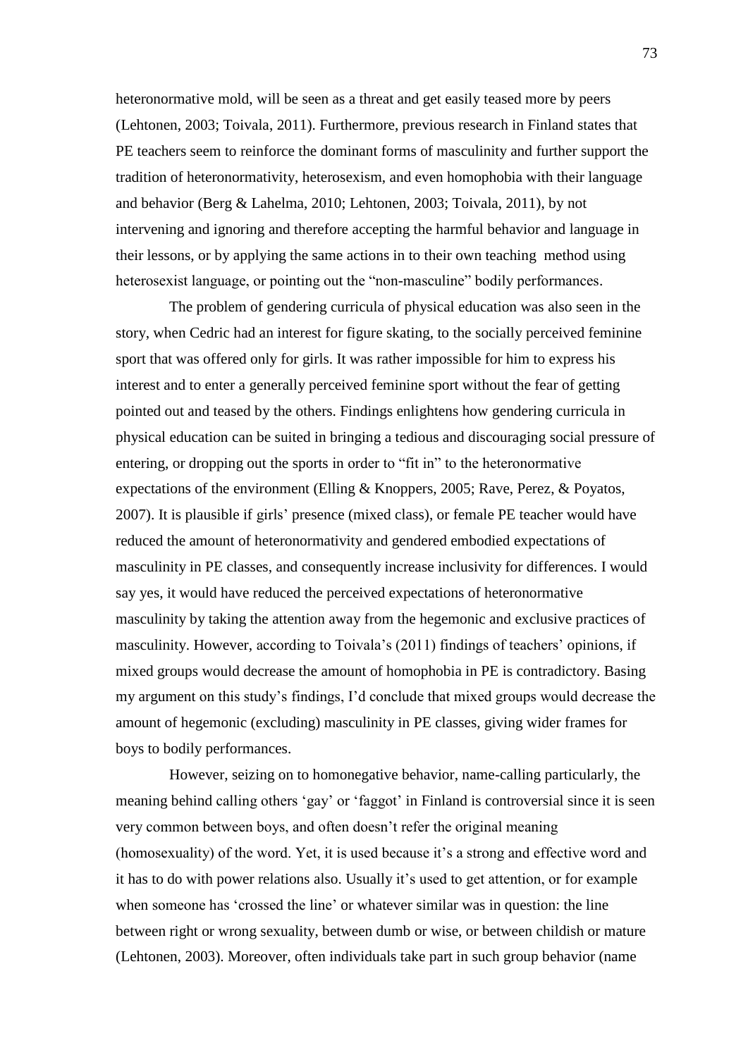heteronormative mold, will be seen as a threat and get easily teased more by peers (Lehtonen, 2003; Toivala, 2011). Furthermore, previous research in Finland states that PE teachers seem to reinforce the dominant forms of masculinity and further support the tradition of heteronormativity, heterosexism, and even homophobia with their language and behavior (Berg & Lahelma, 2010; Lehtonen, 2003; Toivala, 2011), by not intervening and ignoring and therefore accepting the harmful behavior and language in their lessons, or by applying the same actions in to their own teaching method using heterosexist language, or pointing out the "non-masculine" bodily performances.

The problem of gendering curricula of physical education was also seen in the story, when Cedric had an interest for figure skating, to the socially perceived feminine sport that was offered only for girls. It was rather impossible for him to express his interest and to enter a generally perceived feminine sport without the fear of getting pointed out and teased by the others. Findings enlightens how gendering curricula in physical education can be suited in bringing a tedious and discouraging social pressure of entering, or dropping out the sports in order to "fit in" to the heteronormative expectations of the environment (Elling & Knoppers, 2005; Rave, Perez, & Poyatos, 2007). It is plausible if girls' presence (mixed class), or female PE teacher would have reduced the amount of heteronormativity and gendered embodied expectations of masculinity in PE classes, and consequently increase inclusivity for differences. I would say yes, it would have reduced the perceived expectations of heteronormative masculinity by taking the attention away from the hegemonic and exclusive practices of masculinity. However, according to Toivala's (2011) findings of teachers' opinions, if mixed groups would decrease the amount of homophobia in PE is contradictory. Basing my argument on this study's findings, I'd conclude that mixed groups would decrease the amount of hegemonic (excluding) masculinity in PE classes, giving wider frames for boys to bodily performances.

However, seizing on to homonegative behavior, name-calling particularly, the meaning behind calling others 'gay' or 'faggot' in Finland is controversial since it is seen very common between boys, and often doesn't refer the original meaning (homosexuality) of the word. Yet, it is used because it's a strong and effective word and it has to do with power relations also. Usually it's used to get attention, or for example when someone has 'crossed the line' or whatever similar was in question: the line between right or wrong sexuality, between dumb or wise, or between childish or mature (Lehtonen, 2003). Moreover, often individuals take part in such group behavior (name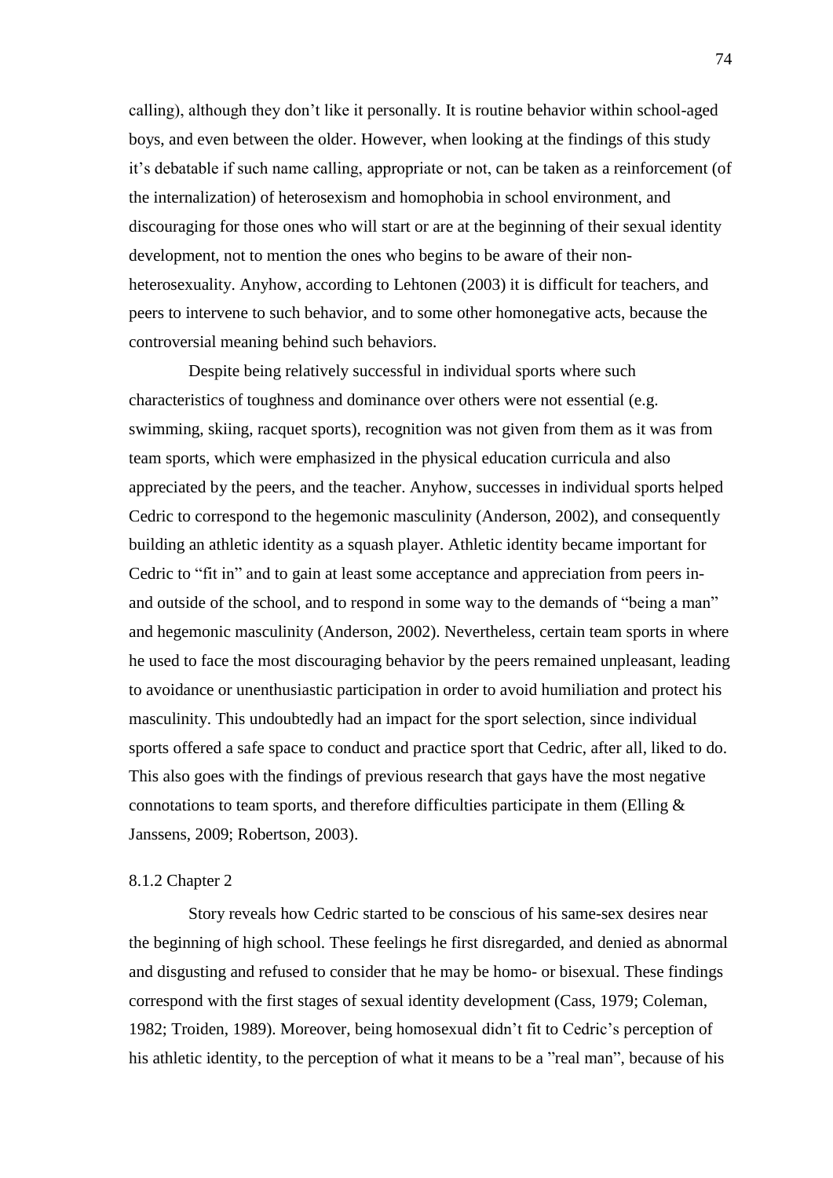calling), although they don't like it personally. It is routine behavior within school-aged boys, and even between the older. However, when looking at the findings of this study it's debatable if such name calling, appropriate or not, can be taken as a reinforcement (of the internalization) of heterosexism and homophobia in school environment, and discouraging for those ones who will start or are at the beginning of their sexual identity development, not to mention the ones who begins to be aware of their non-heterosexuality. Anyhow, according to Lehtonen (2003) it is difficult for teachers, and peers to intervene to such behavior, and to some other homonegative acts, because the controversial meaning behind such behaviors.

Despite being relatively successful in individual sports where such characteristics of toughness and dominance over others were not essential (e.g. swimming, skiing, racquet sports), recognition was not given from them as it was from team sports, which were emphasized in the physical education curricula and also appreciated by the peers, and the teacher. Anyhow, successes in individual sports helped Cedric to correspond to the hegemonic masculinity (Anderson, 2002), and consequently building an athletic identity as a squash player. Athletic identity became important for Cedric to "fit in" and to gain at least some acceptance and appreciation from peers in- and outside of the school, and to respond in some way to the demands of "being a man" and hegemonic masculinity (Anderson, 2002). Nevertheless, certain team sports in where he used to face the most discouraging behavior by the peers remained unpleasant, leading to avoidance or unenthusiastic participation in order to avoid humiliation and protect his masculinity. This undoubtedly had an impact for the sport selection, since individual sports offered a safe space to conduct and practice sport that Cedric, after all, liked to do. This also goes with the findings of previous research that gays have the most negative connotations to team sports, and therefore difficulties participate in them (Elling & Janssens, 2009; Robertson, 2003).

### 8.1.2 Chapter 2

Story reveals how Cedric started to be conscious of his same-sex desires near the beginning of high school. These feelings he first disregarded, and denied as abnormal and disgusting and refused to consider that he may be homo- or bisexual. These findings correspond with the first stages of sexual identity development (Cass, 1979; Coleman, 1982; Troiden, 1989). Moreover, being homosexual didn't fit to Cedric's perception of his athletic identity, to the perception of what it means to be a "real man", because of his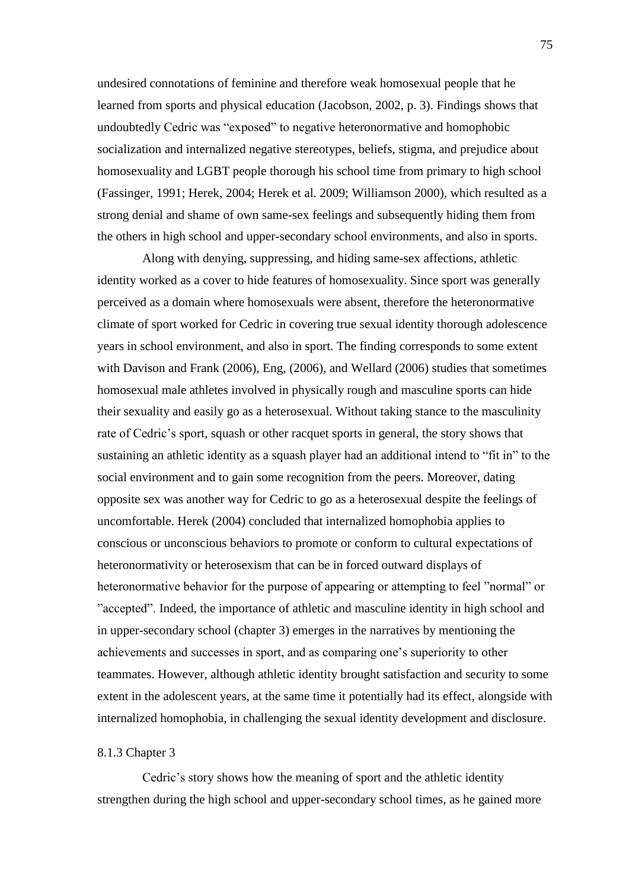undesired connotations of feminine and therefore weak homosexual people that he learned from sports and physical education (Jacobson, 2002, p. 3). Findings shows that undoubtedly Cedric was "exposed" to negative heteronormative and homophobic socialization and internalized negative stereotypes, beliefs, stigma, and prejudice about homosexuality and LGBT people thorough his school time from primary to high school (Fassinger, 1991; Herek, 2004; Herek et al. 2009; Williamson 2000), which resulted as a strong denial and shame of own same-sex feelings and subsequently hiding them from the others in high school and upper-secondary school environments, and also in sports.

Along with denying, suppressing, and hiding same-sex affections, athletic identity worked as a cover to hide features of homosexuality. Since sport was generally perceived as a domain where homosexuals were absent, therefore the heteronormative climate of sport worked for Cedric in covering true sexual identity thorough adolescence years in school environment, and also in sport. The finding corresponds to some extent with Davison and Frank (2006), Eng, (2006), and Wellard (2006) studies that sometimes homosexual male athletes involved in physically rough and masculine sports can hide their sexuality and easily go as a heterosexual. Without taking stance to the masculinity rate of Cedric's sport, squash or other racquet sports in general, the story shows that sustaining an athletic identity as a squash player had an additional intend to "fit in" to the social environment and to gain some recognition from the peers. Moreover, dating opposite sex was another way for Cedric to go as a heterosexual despite the feelings of uncomfortable. Herek (2004) concluded that internalized homophobia applies to conscious or unconscious behaviors to promote or conform to cultural expectations of heteronormativity or heterosexism that can be in forced outward displays of heteronormative behavior for the purpose of appearing or attempting to feel "normal" or "accepted". Indeed, the importance of athletic and masculine identity in high school and in upper-secondary school (chapter 3) emerges in the narratives by mentioning the achievements and successes in sport, and as comparing one's superiority to other teammates. However, although athletic identity brought satisfaction and security to some extent in the adolescent years, at the same time it potentially had its effect, alongside with internalized homophobia, in challenging the sexual identity development and disclosure.

### 8.1.3 Chapter 3

Cedric's story shows how the meaning of sport and the athletic identity strengthen during the high school and upper-secondary school times, as he gained more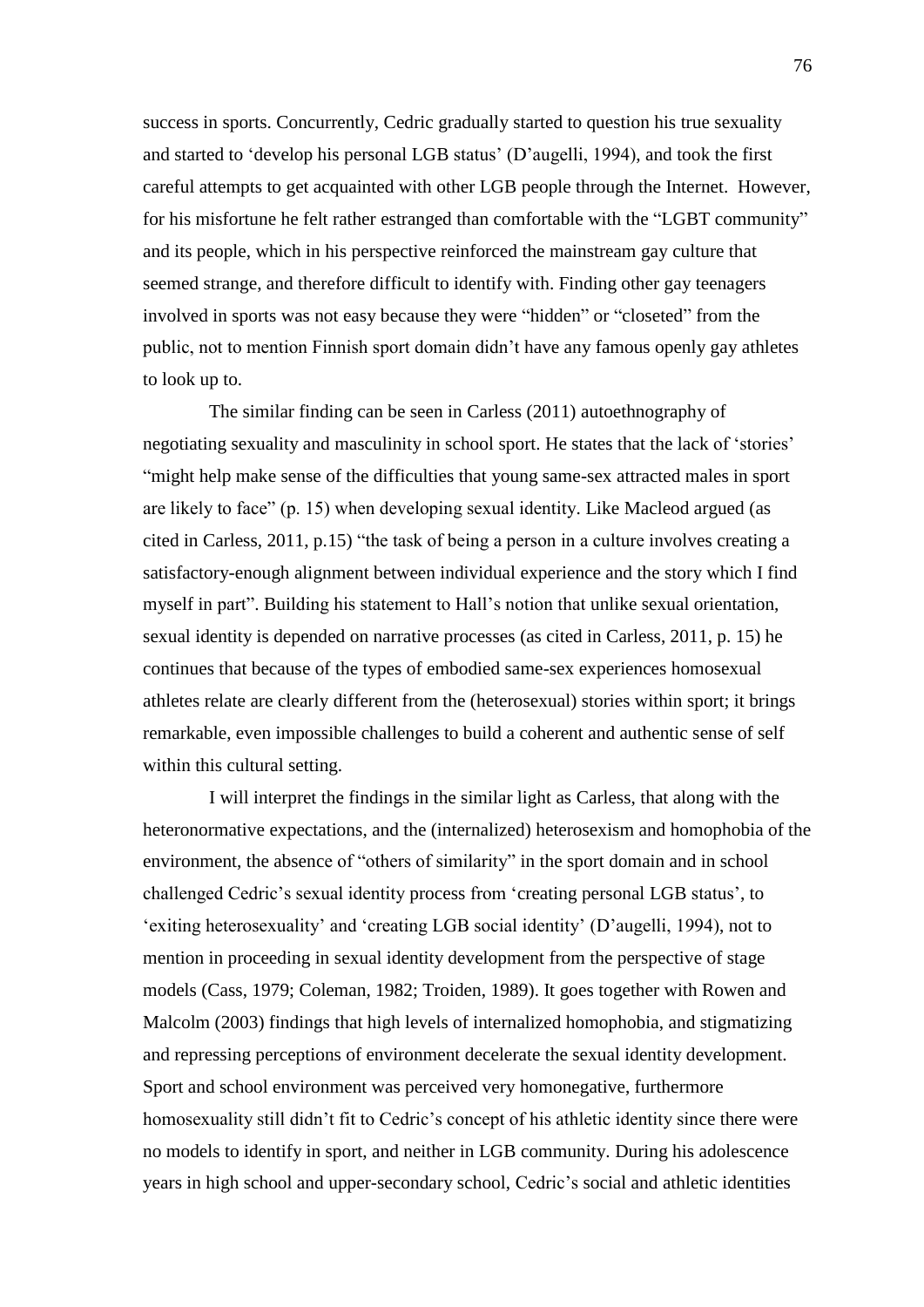success in sports. Concurrently, Cedric gradually started to question his true sexuality and started to 'develop his personal LGB status' (D'augelli, 1994), and took the first careful attempts to get acquainted with other LGB people through the Internet. However, for his misfortune he felt rather estranged than comfortable with the "LGBT community" and its people, which in his perspective reinforced the mainstream gay culture that seemed strange, and therefore difficult to identify with. Finding other gay teenagers involved in sports was not easy because they were "hidden" or "closeted" from the public, not to mention Finnish sport domain didn't have any famous openly gay athletes to look up to.

The similar finding can be seen in Carless (2011) autoethnography of negotiating sexuality and masculinity in school sport. He states that the lack of 'stories' "might help make sense of the difficulties that young same-sex attracted males in sport are likely to face" (p. 15) when developing sexual identity. Like Macleod argued (as cited in Carless, 2011, p.15) "the task of being a person in a culture involves creating a satisfactory-enough alignment between individual experience and the story which I find myself in part". Building his statement to Hall's notion that unlike sexual orientation, sexual identity is depended on narrative processes (as cited in Carless, 2011, p. 15) he continues that because of the types of embodied same-sex experiences homosexual athletes relate are clearly different from the (heterosexual) stories within sport; it brings remarkable, even impossible challenges to build a coherent and authentic sense of self within this cultural setting.

I will interpret the findings in the similar light as Carless, that along with the heteronormative expectations, and the (internalized) heterosexism and homophobia of the environment, the absence of "others of similarity" in the sport domain and in school challenged Cedric's sexual identity process from 'creating personal LGB status', to 'exiting heterosexuality' and 'creating LGB social identity' (D'augelli, 1994), not to mention in proceeding in sexual identity development from the perspective of stage models (Cass, 1979; Coleman, 1982; Troiden, 1989). It goes together with Rowen and Malcolm (2003) findings that high levels of internalized homophobia, and stigmatizing and repressing perceptions of environment decelerate the sexual identity development. Sport and school environment was perceived very homonegative, furthermore homosexuality still didn't fit to Cedric's concept of his athletic identity since there were no models to identify in sport, and neither in LGB community. During his adolescence years in high school and upper-secondary school, Cedric's social and athletic identities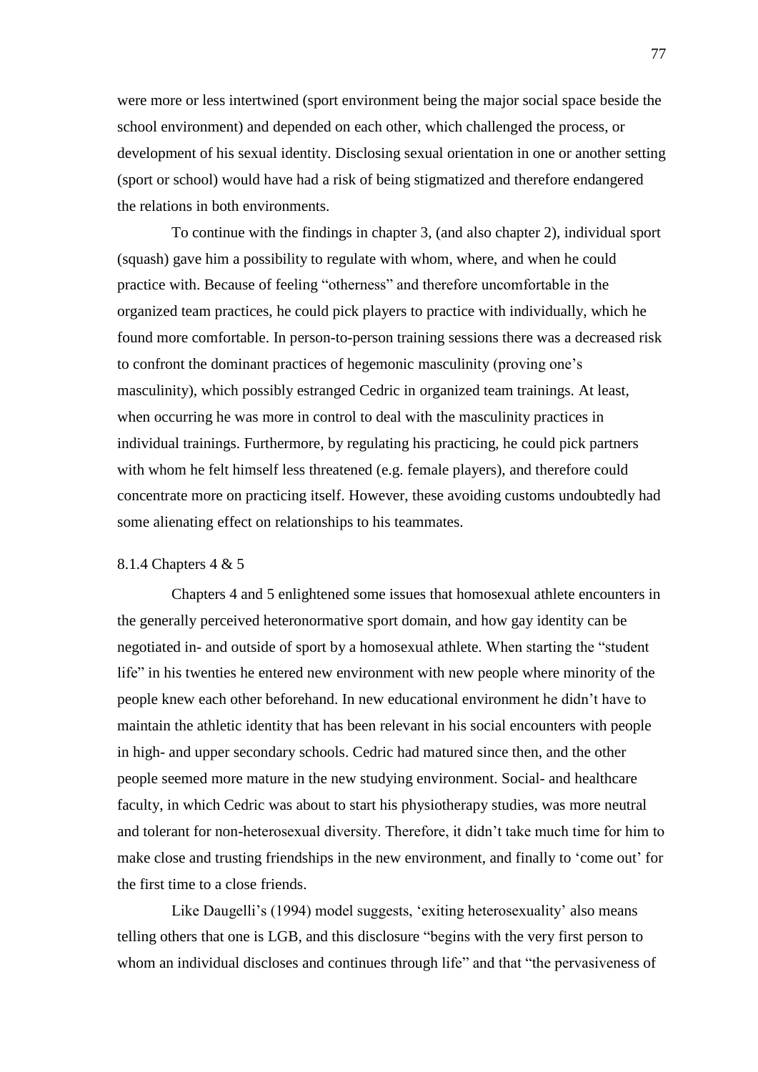were more or less intertwined (sport environment being the major social space beside the school environment) and depended on each other, which challenged the process, or development of his sexual identity. Disclosing sexual orientation in one or another setting (sport or school) would have had a risk of being stigmatized and therefore endangered the relations in both environments.

To continue with the findings in chapter 3, (and also chapter 2), individual sport (squash) gave him a possibility to regulate with whom, where, and when he could practice with. Because of feeling "otherness" and therefore uncomfortable in the organized team practices, he could pick players to practice with individually, which he found more comfortable. In person-to-person training sessions there was a decreased risk to confront the dominant practices of hegemonic masculinity (proving one's masculinity), which possibly estranged Cedric in organized team trainings. At least, when occurring he was more in control to deal with the masculinity practices in individual trainings. Furthermore, by regulating his practicing, he could pick partners with whom he felt himself less threatened (e.g. female players), and therefore could concentrate more on practicing itself. However, these avoiding customs undoubtedly had some alienating effect on relationships to his teammates.

#### 8.1.4 Chapters 4 & 5

Chapters 4 and 5 enlightened some issues that homosexual athlete encounters in the generally perceived heteronormative sport domain, and how gay identity can be negotiated in- and outside of sport by a homosexual athlete. When starting the "student life" in his twenties he entered new environment with new people where minority of the people knew each other beforehand. In new educational environment he didn't have to maintain the athletic identity that has been relevant in his social encounters with people in high- and upper secondary schools. Cedric had matured since then, and the other people seemed more mature in the new studying environment. Social- and healthcare faculty, in which Cedric was about to start his physiotherapy studies, was more neutral and tolerant for non-heterosexual diversity. Therefore, it didn't take much time for him to make close and trusting friendships in the new environment, and finally to 'come out' for the first time to a close friends.

Like Daugelli's (1994) model suggests, 'exiting heterosexuality' also means telling others that one is LGB, and this disclosure "begins with the very first person to whom an individual discloses and continues through life" and that "the pervasiveness of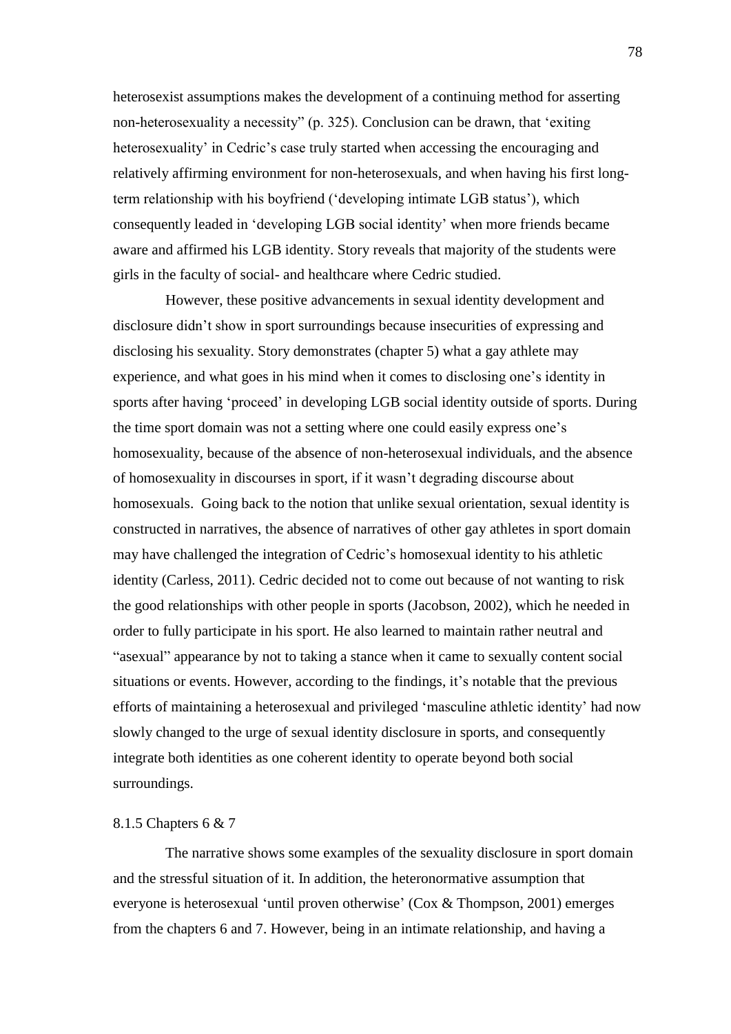heterosexist assumptions makes the development of a continuing method for asserting non-heterosexuality a necessity" (p. 325). Conclusion can be drawn, that 'exiting heterosexuality' in Cedric's case truly started when accessing the encouraging and relatively affirming environment for non-heterosexuals, and when having his first long-term relationship with his boyfriend ('developing intimate LGB status'), which consequently leaded in 'developing LGB social identity' when more friends became aware and affirmed his LGB identity. Story reveals that majority of the students were girls in the faculty of social- and healthcare where Cedric studied.

However, these positive advancements in sexual identity development and disclosure didn't show in sport surroundings because insecurities of expressing and disclosing his sexuality. Story demonstrates (chapter 5) what a gay athlete may experience, and what goes in his mind when it comes to disclosing one's identity in sports after having 'proceed' in developing LGB social identity outside of sports. During the time sport domain was not a setting where one could easily express one's homosexuality, because of the absence of non-heterosexual individuals, and the absence of homosexuality in discourses in sport, if it wasn't degrading discourse about homosexuals. Going back to the notion that unlike sexual orientation, sexual identity is constructed in narratives, the absence of narratives of other gay athletes in sport domain may have challenged the integration of Cedric's homosexual identity to his athletic identity (Carless, 2011). Cedric decided not to come out because of not wanting to risk the good relationships with other people in sports (Jacobson, 2002), which he needed in order to fully participate in his sport. He also learned to maintain rather neutral and "asexual" appearance by not to taking a stance when it came to sexually content social situations or events. However, according to the findings, it's notable that the previous efforts of maintaining a heterosexual and privileged 'masculine athletic identity' had now slowly changed to the urge of sexual identity disclosure in sports, and consequently integrate both identities as one coherent identity to operate beyond both social surroundings.

#### 8.1.5 Chapters 6 & 7

The narrative shows some examples of the sexuality disclosure in sport domain and the stressful situation of it. In addition, the heteronormative assumption that everyone is heterosexual 'until proven otherwise' (Cox & Thompson, 2001) emerges from the chapters 6 and 7. However, being in an intimate relationship, and having a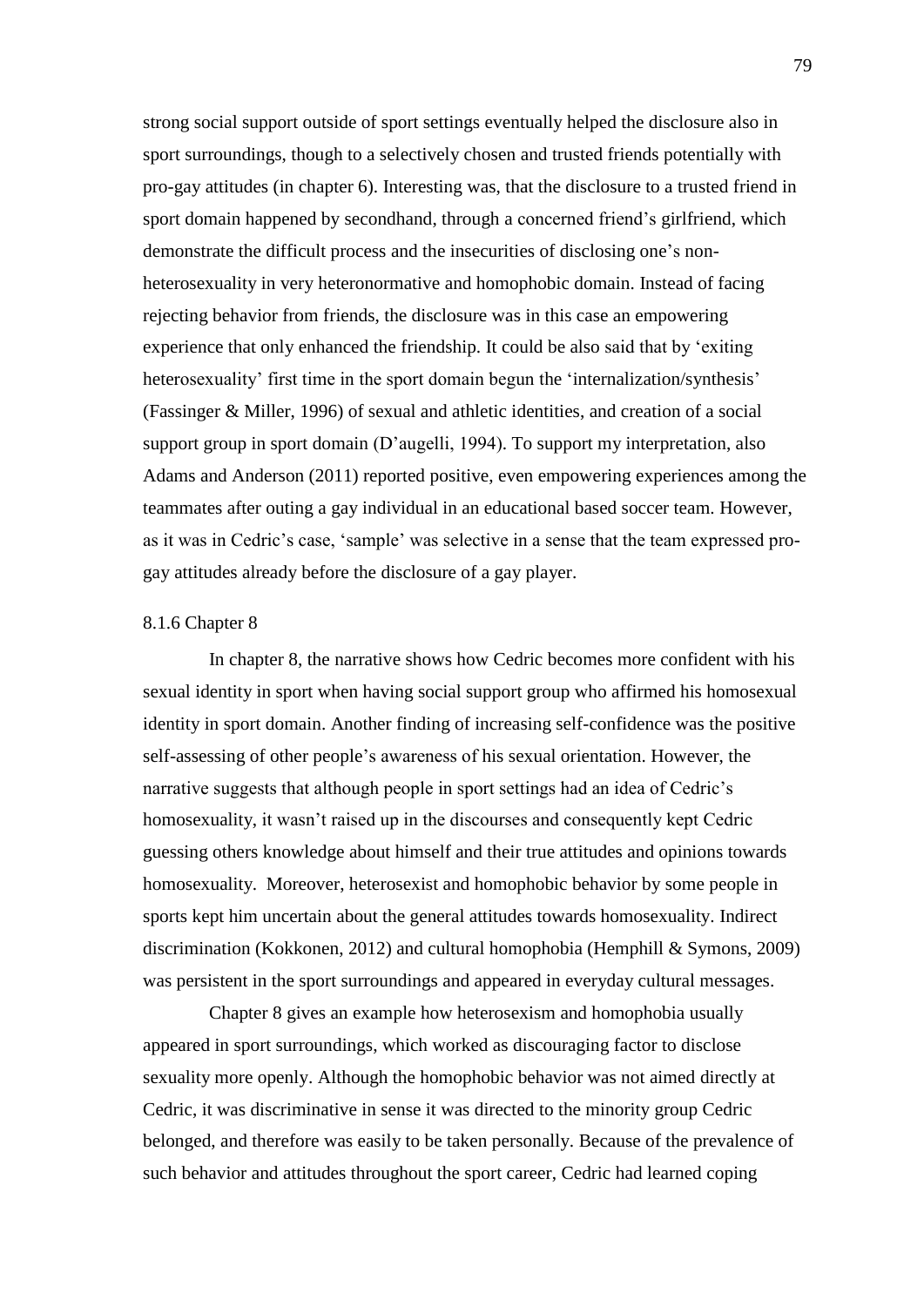strong social support outside of sport settings eventually helped the disclosure also in sport surroundings, though to a selectively chosen and trusted friends potentially with pro-gay attitudes (in chapter 6). Interesting was, that the disclosure to a trusted friend in sport domain happened by secondhand, through a concerned friend's girlfriend, which demonstrate the difficult process and the insecurities of disclosing one's non-heterosexuality in very heteronormative and homophobic domain. Instead of facing rejecting behavior from friends, the disclosure was in this case an empowering experience that only enhanced the friendship. It could be also said that by 'exiting heterosexuality' first time in the sport domain begun the 'internalization/synthesis' (Fassinger & Miller, 1996) of sexual and athletic identities, and creation of a social support group in sport domain (D'augelli, 1994). To support my interpretation, also Adams and Anderson (2011) reported positive, even empowering experiences among the teammates after outing a gay individual in an educational based soccer team. However, as it was in Cedric's case, 'sample' was selective in a sense that the team expressed pro-gay attitudes already before the disclosure of a gay player.

### 8.1.6 Chapter 8

In chapter 8, the narrative shows how Cedric becomes more confident with his sexual identity in sport when having social support group who affirmed his homosexual identity in sport domain. Another finding of increasing self-confidence was the positive self-assessing of other people's awareness of his sexual orientation. However, the narrative suggests that although people in sport settings had an idea of Cedric's homosexuality, it wasn't raised up in the discourses and consequently kept Cedric guessing others knowledge about himself and their true attitudes and opinions towards homosexuality. Moreover, heterosexist and homophobic behavior by some people in sports kept him uncertain about the general attitudes towards homosexuality. Indirect discrimination (Kokkonen, 2012) and cultural homophobia (Hemphill & Symons, 2009) was persistent in the sport surroundings and appeared in everyday cultural messages.

Chapter 8 gives an example how heterosexism and homophobia usually appeared in sport surroundings, which worked as discouraging factor to disclose sexuality more openly. Although the homophobic behavior was not aimed directly at Cedric, it was discriminative in sense it was directed to the minority group Cedric belonged, and therefore was easily to be taken personally. Because of the prevalence of such behavior and attitudes throughout the sport career, Cedric had learned coping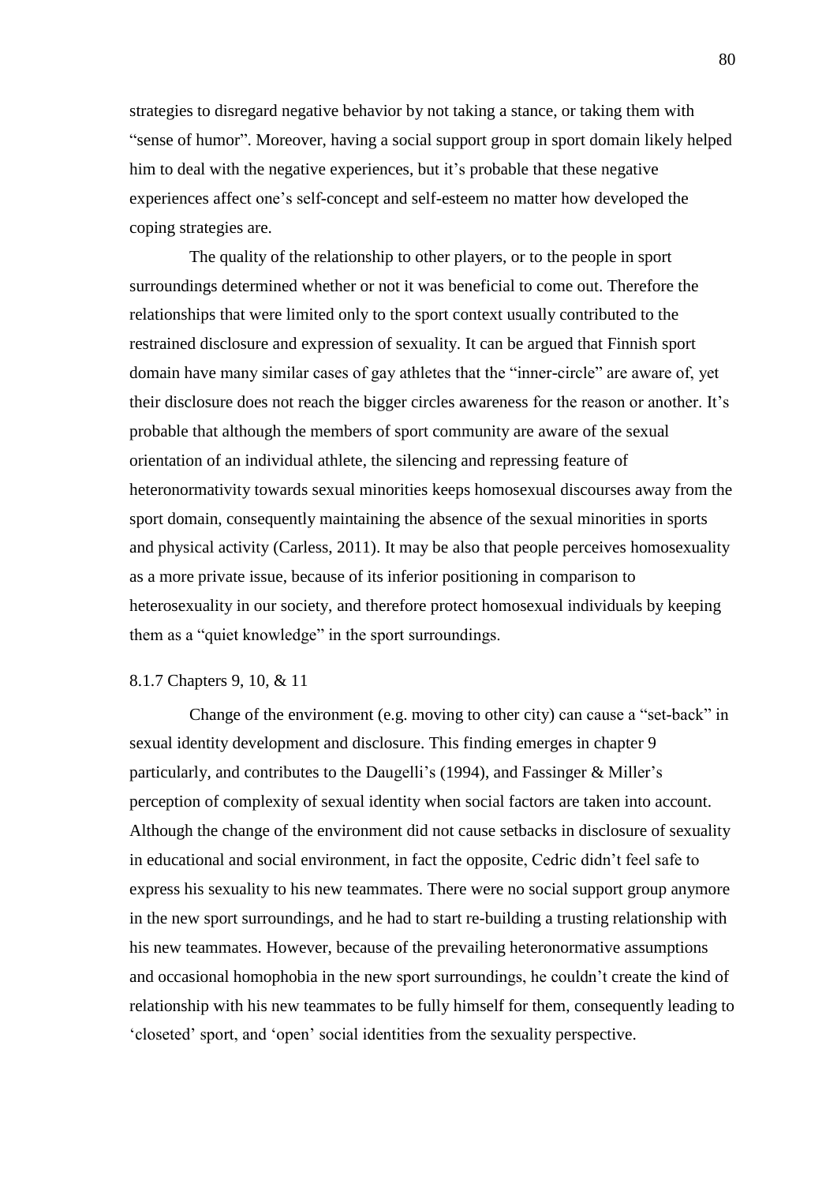strategies to disregard negative behavior by not taking a stance, or taking them with "sense of humor". Moreover, having a social support group in sport domain likely helped him to deal with the negative experiences, but it's probable that these negative experiences affect one's self-concept and self-esteem no matter how developed the coping strategies are.

The quality of the relationship to other players, or to the people in sport surroundings determined whether or not it was beneficial to come out. Therefore the relationships that were limited only to the sport context usually contributed to the restrained disclosure and expression of sexuality. It can be argued that Finnish sport domain have many similar cases of gay athletes that the "inner-circle" are aware of, yet their disclosure does not reach the bigger circles awareness for the reason or another. It's probable that although the members of sport community are aware of the sexual orientation of an individual athlete, the silencing and repressing feature of heteronormativity towards sexual minorities keeps homosexual discourses away from the sport domain, consequently maintaining the absence of the sexual minorities in sports and physical activity (Carless, 2011). It may be also that people perceives homosexuality as a more private issue, because of its inferior positioning in comparison to heterosexuality in our society, and therefore protect homosexual individuals by keeping them as a "quiet knowledge" in the sport surroundings.

#### 8.1.7 Chapters 9, 10, & 11

Change of the environment (e.g. moving to other city) can cause a "set-back" in sexual identity development and disclosure. This finding emerges in chapter 9 particularly, and contributes to the Daugelli's (1994), and Fassinger & Miller's perception of complexity of sexual identity when social factors are taken into account. Although the change of the environment did not cause setbacks in disclosure of sexuality in educational and social environment, in fact the opposite, Cedric didn't feel safe to express his sexuality to his new teammates. There were no social support group anymore in the new sport surroundings, and he had to start re-building a trusting relationship with his new teammates. However, because of the prevailing heteronormative assumptions and occasional homophobia in the new sport surroundings, he couldn't create the kind of relationship with his new teammates to be fully himself for them, consequently leading to 'closeted' sport, and 'open' social identities from the sexuality perspective.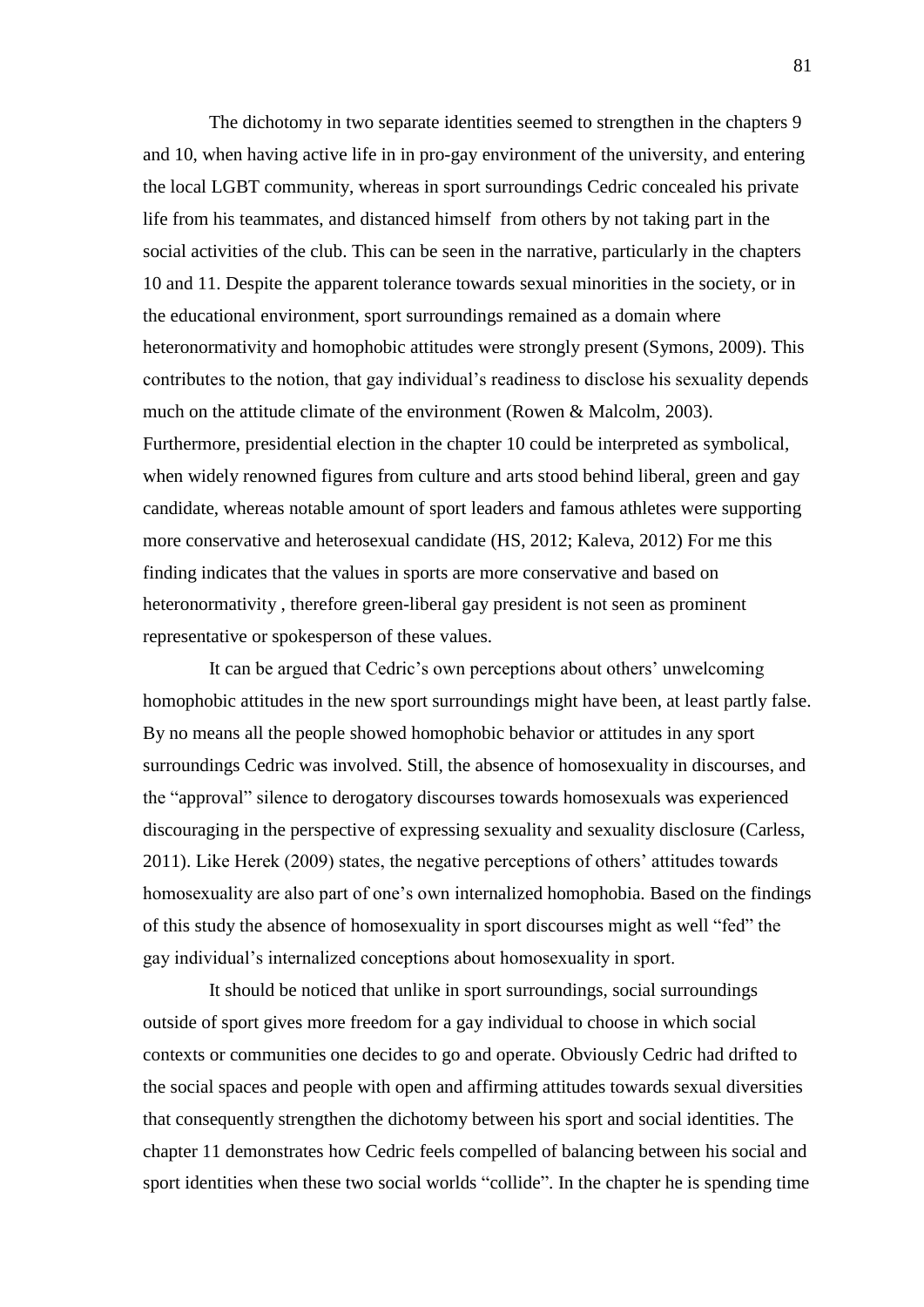The dichotomy in two separate identities seemed to strengthen in the chapters 9 and 10, when having active life in in pro-gay environment of the university, and entering the local LGBT community, whereas in sport surroundings Cedric concealed his private life from his teammates, and distanced himself from others by not taking part in the social activities of the club. This can be seen in the narrative, particularly in the chapters 10 and 11. Despite the apparent tolerance towards sexual minorities in the society, or in the educational environment, sport surroundings remained as a domain where heteronormativity and homophobic attitudes were strongly present (Symons, 2009). This contributes to the notion, that gay individual's readiness to disclose his sexuality depends much on the attitude climate of the environment (Rowen & Malcolm, 2003). Furthermore, presidential election in the chapter 10 could be interpreted as symbolical, when widely renowned figures from culture and arts stood behind liberal, green and gay candidate, whereas notable amount of sport leaders and famous athletes were supporting more conservative and heterosexual candidate (HS, 2012; Kaleva, 2012) For me this finding indicates that the values in sports are more conservative and based on heteronormativity , therefore green-liberal gay president is not seen as prominent representative or spokesperson of these values.

It can be argued that Cedric's own perceptions about others' unwelcoming homophobic attitudes in the new sport surroundings might have been, at least partly false. By no means all the people showed homophobic behavior or attitudes in any sport surroundings Cedric was involved. Still, the absence of homosexuality in discourses, and the "approval" silence to derogatory discourses towards homosexuals was experienced discouraging in the perspective of expressing sexuality and sexuality disclosure (Carless, 2011). Like Herek (2009) states, the negative perceptions of others' attitudes towards homosexuality are also part of one's own internalized homophobia. Based on the findings of this study the absence of homosexuality in sport discourses might as well "fed" the gay individual's internalized conceptions about homosexuality in sport.

It should be noticed that unlike in sport surroundings, social surroundings outside of sport gives more freedom for a gay individual to choose in which social contexts or communities one decides to go and operate. Obviously Cedric had drifted to the social spaces and people with open and affirming attitudes towards sexual diversities that consequently strengthen the dichotomy between his sport and social identities. The chapter 11 demonstrates how Cedric feels compelled of balancing between his social and sport identities when these two social worlds "collide". In the chapter he is spending time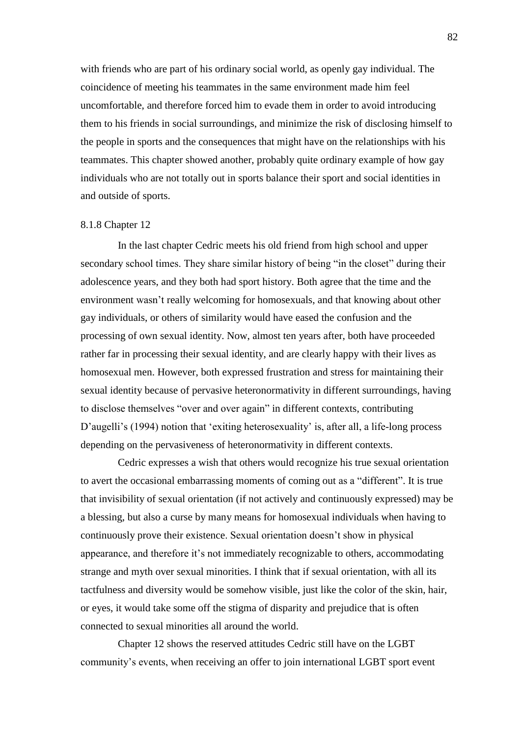with friends who are part of his ordinary social world, as openly gay individual. The coincidence of meeting his teammates in the same environment made him feel uncomfortable, and therefore forced him to evade them in order to avoid introducing them to his friends in social surroundings, and minimize the risk of disclosing himself to the people in sports and the consequences that might have on the relationships with his teammates. This chapter showed another, probably quite ordinary example of how gay individuals who are not totally out in sports balance their sport and social identities in and outside of sports.

### 8.1.8 Chapter 12

In the last chapter Cedric meets his old friend from high school and upper secondary school times. They share similar history of being "in the closet" during their adolescence years, and they both had sport history. Both agree that the time and the environment wasn't really welcoming for homosexuals, and that knowing about other gay individuals, or others of similarity would have eased the confusion and the processing of own sexual identity. Now, almost ten years after, both have proceeded rather far in processing their sexual identity, and are clearly happy with their lives as homosexual men. However, both expressed frustration and stress for maintaining their sexual identity because of pervasive heteronormativity in different surroundings, having to disclose themselves "over and over again" in different contexts, contributing D'augelli's (1994) notion that 'exiting heterosexuality' is, after all, a life-long process depending on the pervasiveness of heteronormativity in different contexts.

Cedric expresses a wish that others would recognize his true sexual orientation to avert the occasional embarrassing moments of coming out as a "different". It is true that invisibility of sexual orientation (if not actively and continuously expressed) may be a blessing, but also a curse by many means for homosexual individuals when having to continuously prove their existence. Sexual orientation doesn't show in physical appearance, and therefore it's not immediately recognizable to others, accommodating strange and myth over sexual minorities. I think that if sexual orientation, with all its tactfulness and diversity would be somehow visible, just like the color of the skin, hair, or eyes, it would take some off the stigma of disparity and prejudice that is often connected to sexual minorities all around the world.

Chapter 12 shows the reserved attitudes Cedric still have on the LGBT community's events, when receiving an offer to join international LGBT sport event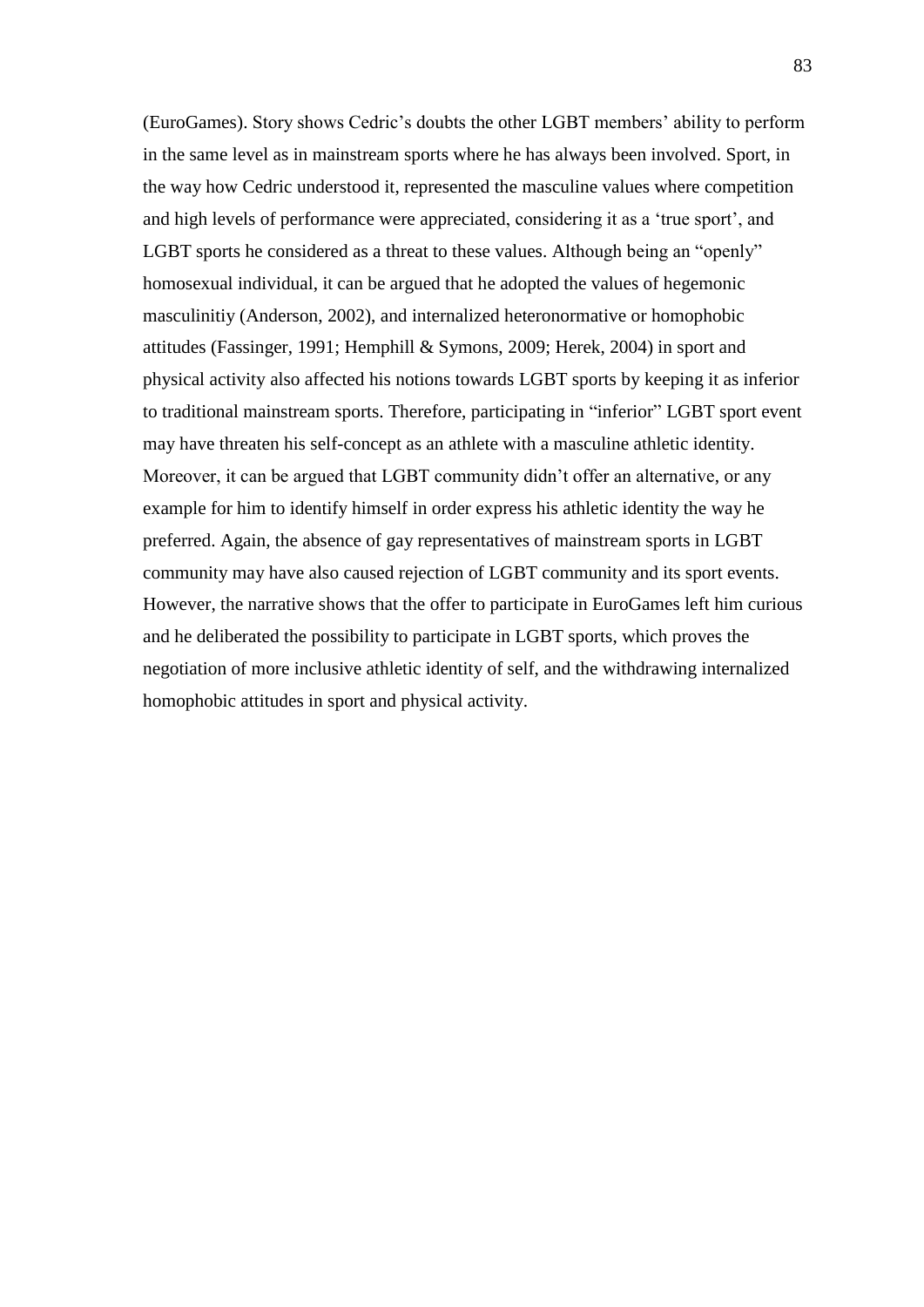(EuroGames). Story shows Cedric's doubts the other LGBT members' ability to perform in the same level as in mainstream sports where he has always been involved. Sport, in the way how Cedric understood it, represented the masculine values where competition and high levels of performance were appreciated, considering it as a 'true sport', and LGBT sports he considered as a threat to these values. Although being an "openly" homosexual individual, it can be argued that he adopted the values of hegemonic masculinitiy (Anderson, 2002), and internalized heteronormative or homophobic attitudes (Fassinger, 1991; Hemphill & Symons, 2009; Herek, 2004) in sport and physical activity also affected his notions towards LGBT sports by keeping it as inferior to traditional mainstream sports. Therefore, participating in "inferior" LGBT sport event may have threaten his self-concept as an athlete with a masculine athletic identity. Moreover, it can be argued that LGBT community didn't offer an alternative, or any example for him to identify himself in order express his athletic identity the way he preferred. Again, the absence of gay representatives of mainstream sports in LGBT community may have also caused rejection of LGBT community and its sport events. However, the narrative shows that the offer to participate in EuroGames left him curious and he deliberated the possibility to participate in LGBT sports, which proves the negotiation of more inclusive athletic identity of self, and the withdrawing internalized homophobic attitudes in sport and physical activity.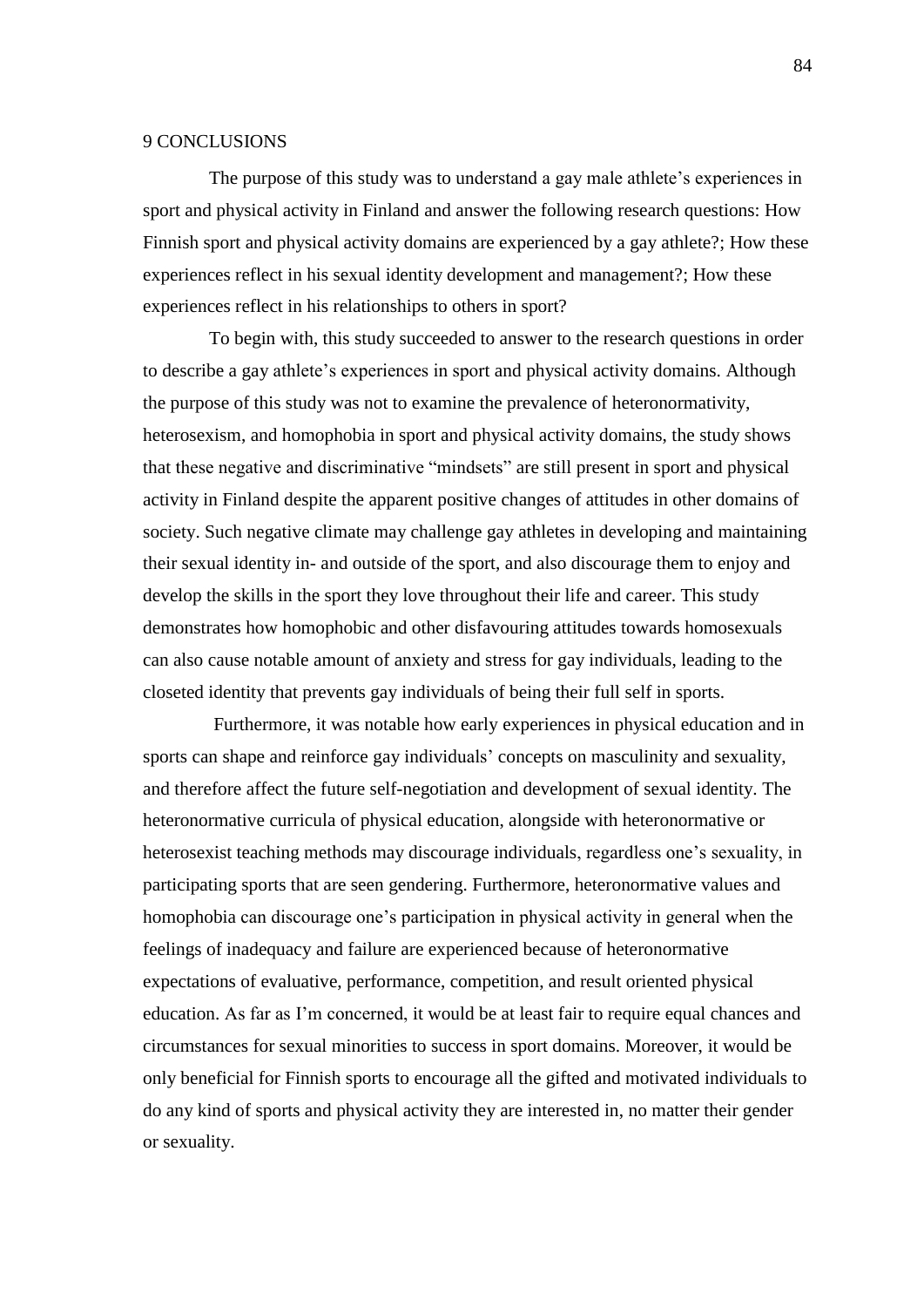# 9 CONCLUSIONS

The purpose of this study was to understand a gay male athlete's experiences in sport and physical activity in Finland and answer the following research questions: How Finnish sport and physical activity domains are experienced by a gay athlete?; How these experiences reflect in his sexual identity development and management?; How these experiences reflect in his relationships to others in sport?

To begin with, this study succeeded to answer to the research questions in order to describe a gay athlete's experiences in sport and physical activity domains. Although the purpose of this study was not to examine the prevalence of heteronormativity, heterosexism, and homophobia in sport and physical activity domains, the study shows that these negative and discriminative "mindsets" are still present in sport and physical activity in Finland despite the apparent positive changes of attitudes in other domains of society. Such negative climate may challenge gay athletes in developing and maintaining their sexual identity in- and outside of the sport, and also discourage them to enjoy and develop the skills in the sport they love throughout their life and career. This study demonstrates how homophobic and other disfavouring attitudes towards homosexuals can also cause notable amount of anxiety and stress for gay individuals, leading to the closeted identity that prevents gay individuals of being their full self in sports.

Furthermore, it was notable how early experiences in physical education and in sports can shape and reinforce gay individuals' concepts on masculinity and sexuality, and therefore affect the future self-negotiation and development of sexual identity. The heteronormative curricula of physical education, alongside with heteronormative or heterosexist teaching methods may discourage individuals, regardless one's sexuality, in participating sports that are seen gendering. Furthermore, heteronormative values and homophobia can discourage one's participation in physical activity in general when the feelings of inadequacy and failure are experienced because of heteronormative expectations of evaluative, performance, competition, and result oriented physical education. As far as I'm concerned, it would be at least fair to require equal chances and circumstances for sexual minorities to success in sport domains. Moreover, it would be only beneficial for Finnish sports to encourage all the gifted and motivated individuals to do any kind of sports and physical activity they are interested in, no matter their gender or sexuality.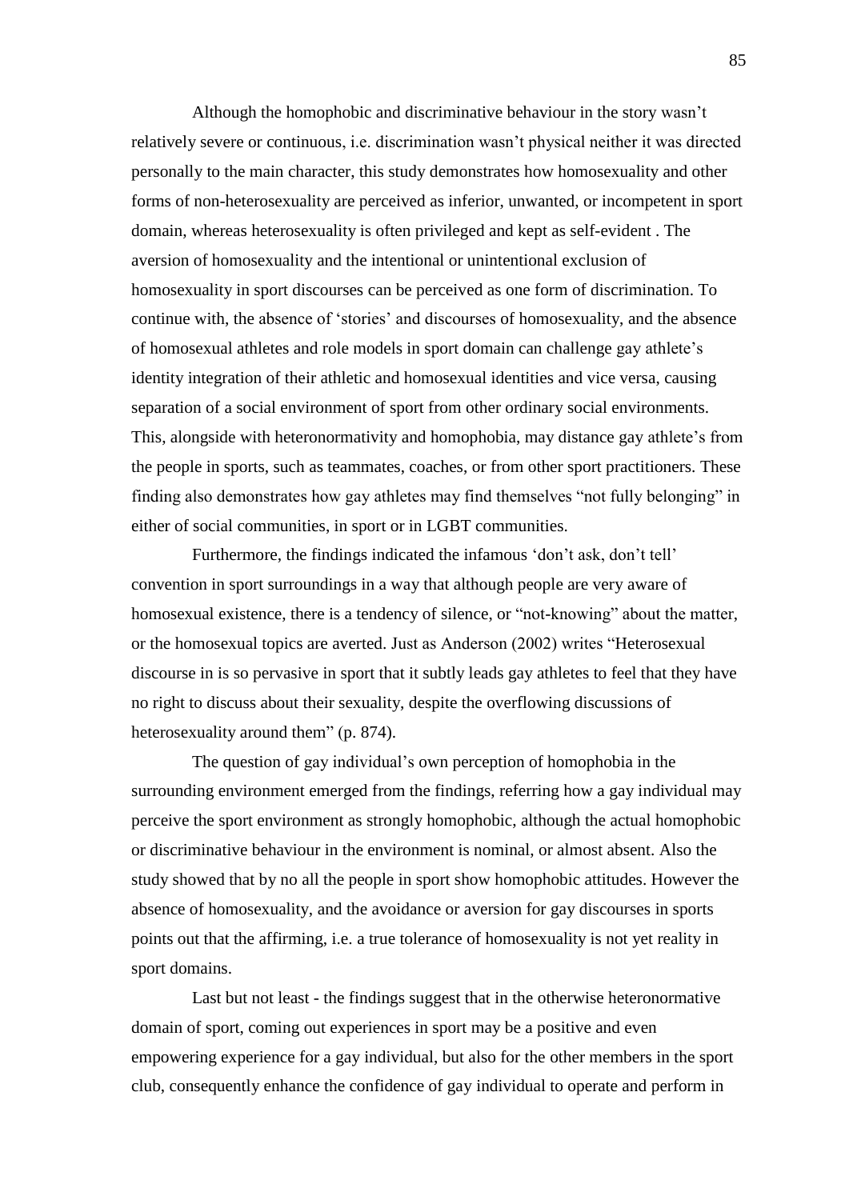Although the homophobic and discriminative behaviour in the story wasn't relatively severe or continuous, i.e. discrimination wasn't physical neither it was directed personally to the main character, this study demonstrates how homosexuality and other forms of non-heterosexuality are perceived as inferior, unwanted, or incompetent in sport domain, whereas heterosexuality is often privileged and kept as self-evident . The aversion of homosexuality and the intentional or unintentional exclusion of homosexuality in sport discourses can be perceived as one form of discrimination. To continue with, the absence of 'stories' and discourses of homosexuality, and the absence of homosexual athletes and role models in sport domain can challenge gay athlete's identity integration of their athletic and homosexual identities and vice versa, causing separation of a social environment of sport from other ordinary social environments. This, alongside with heteronormativity and homophobia, may distance gay athlete's from the people in sports, such as teammates, coaches, or from other sport practitioners. These finding also demonstrates how gay athletes may find themselves "not fully belonging" in either of social communities, in sport or in LGBT communities.

Furthermore, the findings indicated the infamous 'don't ask, don't tell' convention in sport surroundings in a way that although people are very aware of homosexual existence, there is a tendency of silence, or "not-knowing" about the matter, or the homosexual topics are averted. Just as Anderson (2002) writes "Heterosexual discourse in is so pervasive in sport that it subtly leads gay athletes to feel that they have no right to discuss about their sexuality, despite the overflowing discussions of heterosexuality around them" (p. 874).

The question of gay individual's own perception of homophobia in the surrounding environment emerged from the findings, referring how a gay individual may perceive the sport environment as strongly homophobic, although the actual homophobic or discriminative behaviour in the environment is nominal, or almost absent. Also the study showed that by no all the people in sport show homophobic attitudes. However the absence of homosexuality, and the avoidance or aversion for gay discourses in sports points out that the affirming, i.e. a true tolerance of homosexuality is not yet reality in sport domains.

Last but not least - the findings suggest that in the otherwise heteronormative domain of sport, coming out experiences in sport may be a positive and even empowering experience for a gay individual, but also for the other members in the sport club, consequently enhance the confidence of gay individual to operate and perform in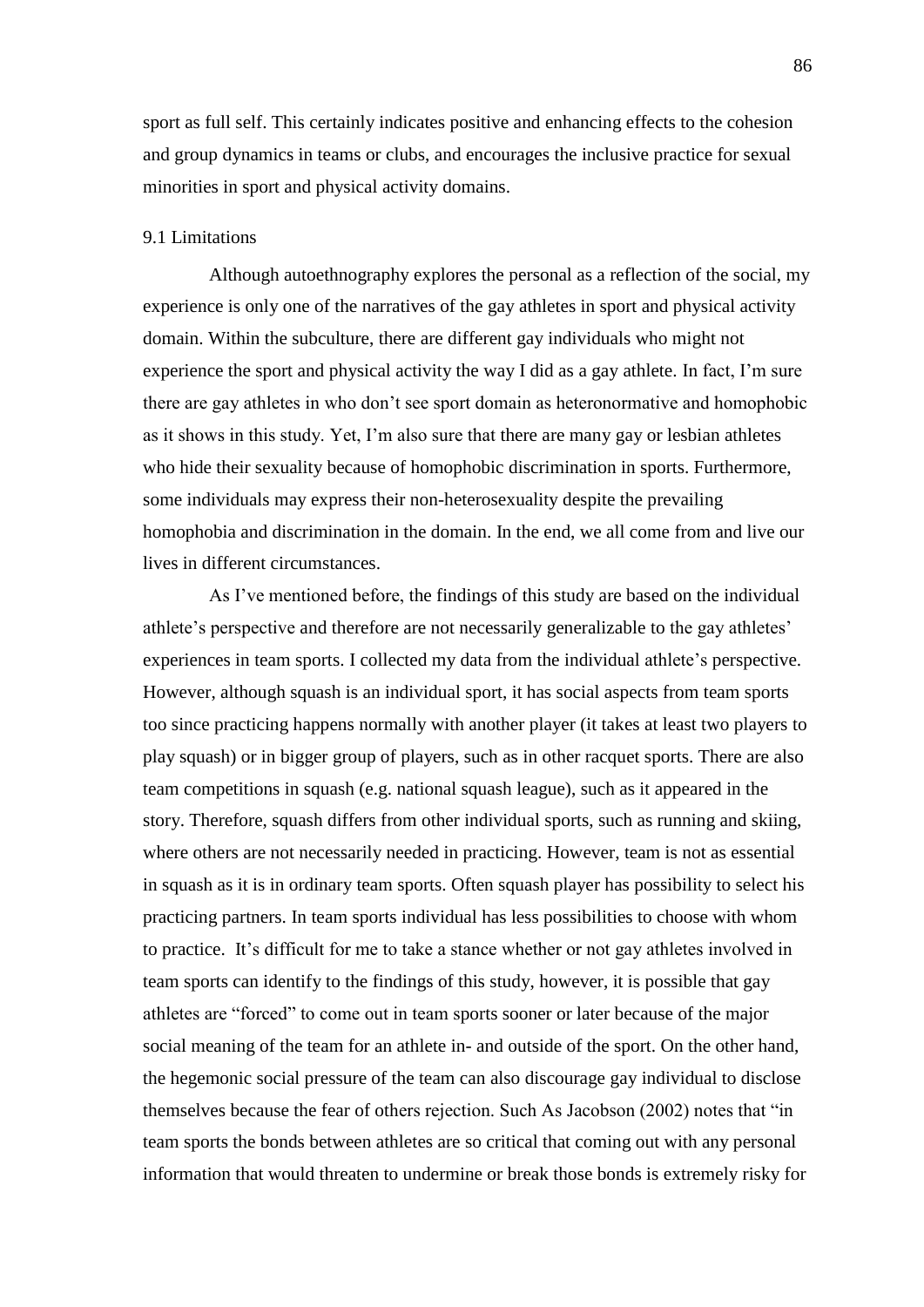sport as full self. This certainly indicates positive and enhancing effects to the cohesion and group dynamics in teams or clubs, and encourages the inclusive practice for sexual minorities in sport and physical activity domains.

## 9.1 Limitations

Although autoethnography explores the personal as a reflection of the social, my experience is only one of the narratives of the gay athletes in sport and physical activity domain. Within the subculture, there are different gay individuals who might not experience the sport and physical activity the way I did as a gay athlete. In fact, I'm sure there are gay athletes in who don't see sport domain as heteronormative and homophobic as it shows in this study. Yet, I'm also sure that there are many gay or lesbian athletes who hide their sexuality because of homophobic discrimination in sports. Furthermore, some individuals may express their non-heterosexuality despite the prevailing homophobia and discrimination in the domain. In the end, we all come from and live our lives in different circumstances.

As I've mentioned before, the findings of this study are based on the individual athlete's perspective and therefore are not necessarily generalizable to the gay athletes' experiences in team sports. I collected my data from the individual athlete's perspective. However, although squash is an individual sport, it has social aspects from team sports too since practicing happens normally with another player (it takes at least two players to play squash) or in bigger group of players, such as in other racquet sports. There are also team competitions in squash (e.g. national squash league), such as it appeared in the story. Therefore, squash differs from other individual sports, such as running and skiing, where others are not necessarily needed in practicing. However, team is not as essential in squash as it is in ordinary team sports. Often squash player has possibility to select his practicing partners. In team sports individual has less possibilities to choose with whom to practice. It's difficult for me to take a stance whether or not gay athletes involved in team sports can identify to the findings of this study, however, it is possible that gay athletes are "forced" to come out in team sports sooner or later because of the major social meaning of the team for an athlete in- and outside of the sport. On the other hand, the hegemonic social pressure of the team can also discourage gay individual to disclose themselves because the fear of others rejection. Such As Jacobson (2002) notes that "in team sports the bonds between athletes are so critical that coming out with any personal information that would threaten to undermine or break those bonds is extremely risky for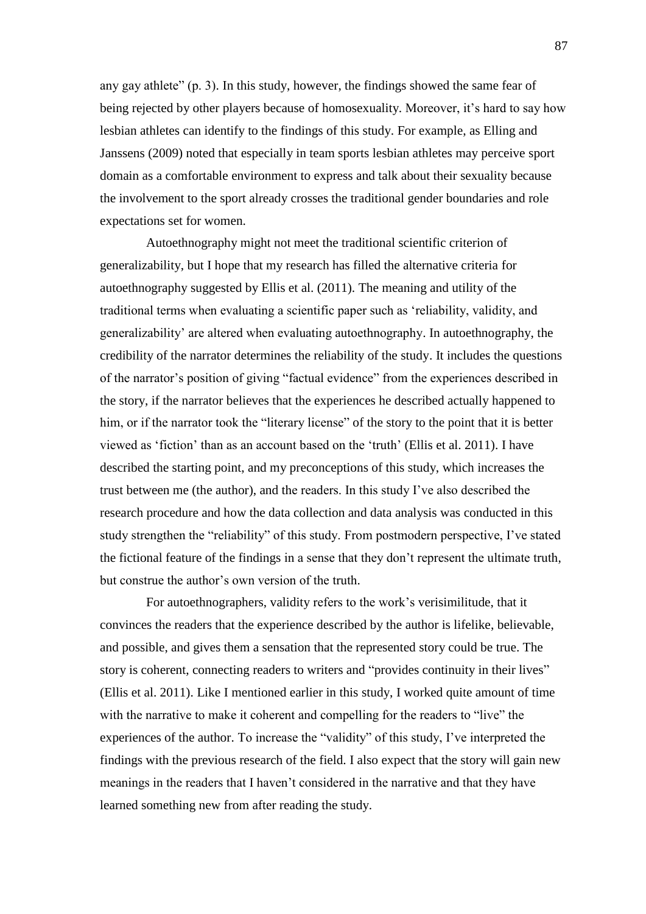any gay athlete" (p. 3). In this study, however, the findings showed the same fear of being rejected by other players because of homosexuality. Moreover, it's hard to say how lesbian athletes can identify to the findings of this study. For example, as Elling and Janssens (2009) noted that especially in team sports lesbian athletes may perceive sport domain as a comfortable environment to express and talk about their sexuality because the involvement to the sport already crosses the traditional gender boundaries and role expectations set for women.

Autoethnography might not meet the traditional scientific criterion of generalizability, but I hope that my research has filled the alternative criteria for autoethnography suggested by Ellis et al. (2011). The meaning and utility of the traditional terms when evaluating a scientific paper such as 'reliability, validity, and generalizability' are altered when evaluating autoethnography. In autoethnography, the credibility of the narrator determines the reliability of the study. It includes the questions of the narrator's position of giving "factual evidence" from the experiences described in the story, if the narrator believes that the experiences he described actually happened to him, or if the narrator took the "literary license" of the story to the point that it is better viewed as 'fiction' than as an account based on the 'truth' (Ellis et al. 2011). I have described the starting point, and my preconceptions of this study, which increases the trust between me (the author), and the readers. In this study I've also described the research procedure and how the data collection and data analysis was conducted in this study strengthen the "reliability" of this study. From postmodern perspective, I've stated the fictional feature of the findings in a sense that they don't represent the ultimate truth, but construe the author's own version of the truth.

For autoethnographers, validity refers to the work's verisimilitude, that it convinces the readers that the experience described by the author is lifelike, believable, and possible, and gives them a sensation that the represented story could be true. The story is coherent, connecting readers to writers and "provides continuity in their lives" (Ellis et al. 2011). Like I mentioned earlier in this study, I worked quite amount of time with the narrative to make it coherent and compelling for the readers to "live" the experiences of the author. To increase the "validity" of this study, I've interpreted the findings with the previous research of the field. I also expect that the story will gain new meanings in the readers that I haven't considered in the narrative and that they have learned something new from after reading the study.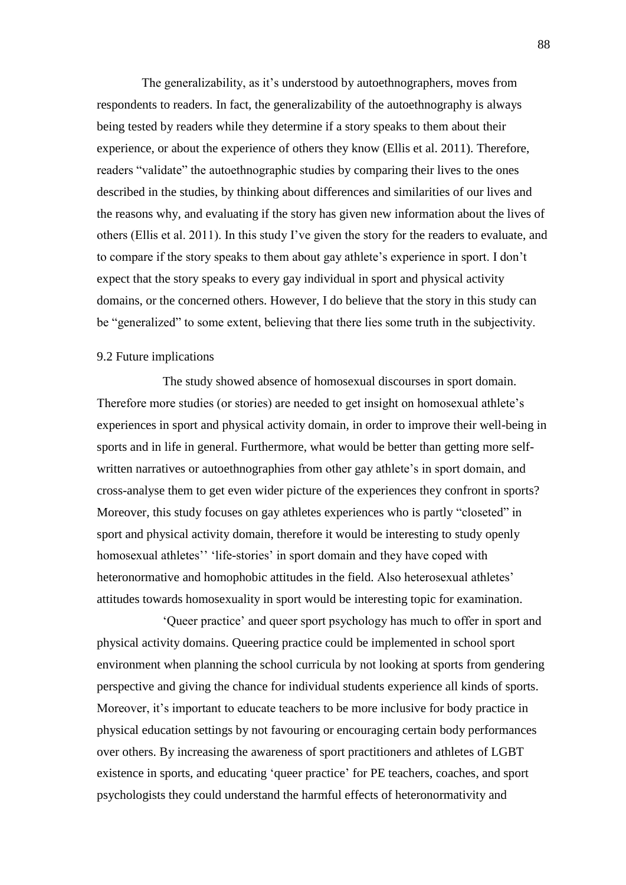The generalizability, as it's understood by autoethnographers, moves from respondents to readers. In fact, the generalizability of the autoethnography is always being tested by readers while they determine if a story speaks to them about their experience, or about the experience of others they know (Ellis et al. 2011). Therefore, readers "validate" the autoethnographic studies by comparing their lives to the ones described in the studies, by thinking about differences and similarities of our lives and the reasons why, and evaluating if the story has given new information about the lives of others (Ellis et al. 2011). In this study I've given the story for the readers to evaluate, and to compare if the story speaks to them about gay athlete's experience in sport. I don't expect that the story speaks to every gay individual in sport and physical activity domains, or the concerned others. However, I do believe that the story in this study can be "generalized" to some extent, believing that there lies some truth in the subjectivity.

## 9.2 Future implications

The study showed absence of homosexual discourses in sport domain. Therefore more studies (or stories) are needed to get insight on homosexual athlete's experiences in sport and physical activity domain, in order to improve their well-being in sports and in life in general. Furthermore, what would be better than getting more self-written narratives or autoethnographies from other gay athlete's in sport domain, and cross-analyse them to get even wider picture of the experiences they confront in sports? Moreover, this study focuses on gay athletes experiences who is partly "closeted" in sport and physical activity domain, therefore it would be interesting to study openly homosexual athletes'' 'life-stories' in sport domain and they have coped with heteronormative and homophobic attitudes in the field. Also heterosexual athletes' attitudes towards homosexuality in sport would be interesting topic for examination.

'Queer practice' and queer sport psychology has much to offer in sport and physical activity domains. Queering practice could be implemented in school sport environment when planning the school curricula by not looking at sports from gendering perspective and giving the chance for individual students experience all kinds of sports. Moreover, it's important to educate teachers to be more inclusive for body practice in physical education settings by not favouring or encouraging certain body performances over others. By increasing the awareness of sport practitioners and athletes of LGBT existence in sports, and educating 'queer practice' for PE teachers, coaches, and sport psychologists they could understand the harmful effects of heteronormativity and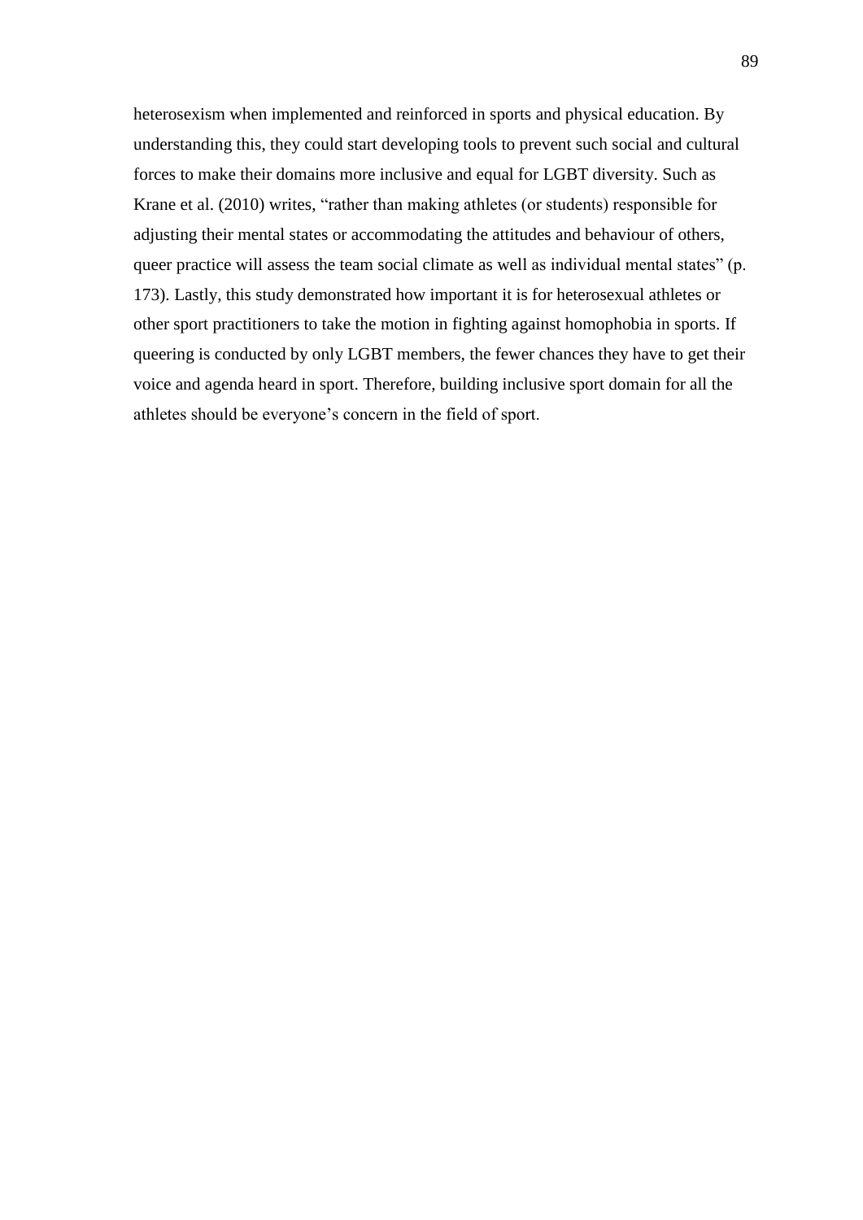heterosexism when implemented and reinforced in sports and physical education. By understanding this, they could start developing tools to prevent such social and cultural forces to make their domains more inclusive and equal for LGBT diversity. Such as Krane et al. (2010) writes, “rather than making athletes (or students) responsible for adjusting their mental states or accommodating the attitudes and behaviour of others, queer practice will assess the team social climate as well as individual mental states” (p. 173). Lastly, this study demonstrated how important it is for heterosexual athletes or other sport practitioners to take the motion in fighting against homophobia in sports. If queering is conducted by only LGBT members, the fewer chances they have to get their voice and agenda heard in sport. Therefore, building inclusive sport domain for all the athletes should be everyone’s concern in the field of sport.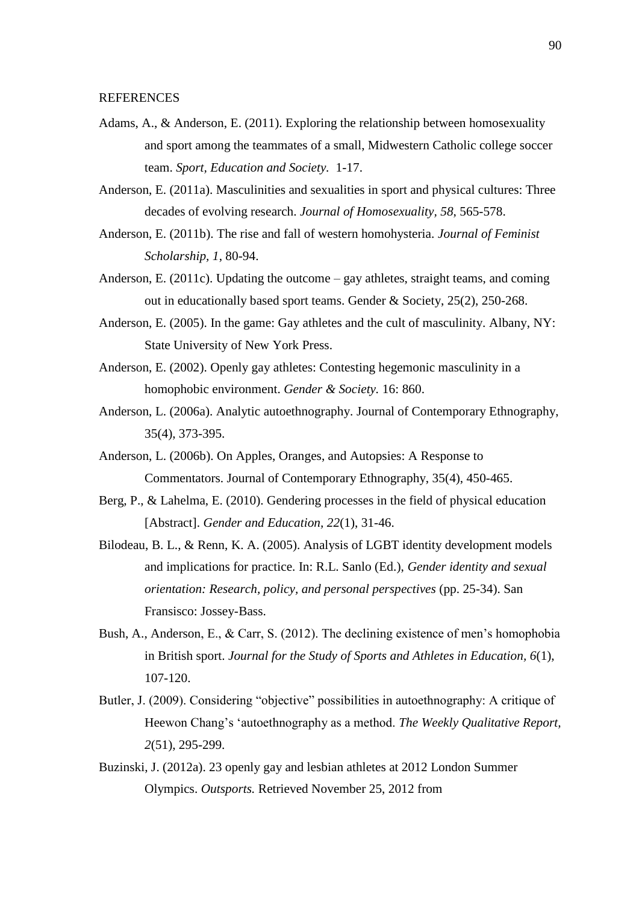REFERENCES

Adams, A., & Anderson, E. (2011). Exploring the relationship between homosexuality and sport among the teammates of a small, Midwestern Catholic college soccer team. *Sport, Education and Society.* 1-17.

Anderson, E. (2011a). Masculinities and sexualities in sport and physical cultures: Three decades of evolving research. *Journal of Homosexuality, 58*, 565-578.

Anderson, E. (2011b). The rise and fall of western homohysteria. *Journal of Feminist Scholarship, 1*, 80-94.

Anderson, E. (2011c). Updating the outcome – gay athletes, straight teams, and coming out in educationally based sport teams. Gender & Society, 25(2), 250-268.

Anderson, E. (2005). In the game: Gay athletes and the cult of masculinity. Albany, NY: State University of New York Press.

Anderson, E. (2002). Openly gay athletes: Contesting hegemonic masculinity in a homophobic environment. *Gender & Society.* 16: 860.

Anderson, L. (2006a). Analytic autoethnography. Journal of Contemporary Ethnography, 35(4), 373-395.

Anderson, L. (2006b). On Apples, Oranges, and Autopsies: A Response to Commentators. Journal of Contemporary Ethnography, 35(4), 450-465.

Berg, P., & Lahelma, E. (2010). Gendering processes in the field of physical education [Abstract]. *Gender and Education, 22*(1), 31-46.

Bilodeau, B. L., & Renn, K. A. (2005). Analysis of LGBT identity development models and implications for practice. In: R.L. Sanlo (Ed.), *Gender identity and sexual orientation: Research, policy, and personal perspectives* (pp. 25-34). San Fransisco: Jossey-Bass.

Bush, A., Anderson, E., & Carr, S. (2012). The declining existence of men's homophobia in British sport. *Journal for the Study of Sports and Athletes in Education, 6*(1), 107-120.

Butler, J. (2009). Considering "objective" possibilities in autoethnography: A critique of Heewon Chang's 'autoethnography as a method. *The Weekly Qualitative Report, 2*(51), 295-299.

Buzinski, J. (2012a). 23 openly gay and lesbian athletes at 2012 London Summer Olympics. *Outsports.* Retrieved November 25, 2012 from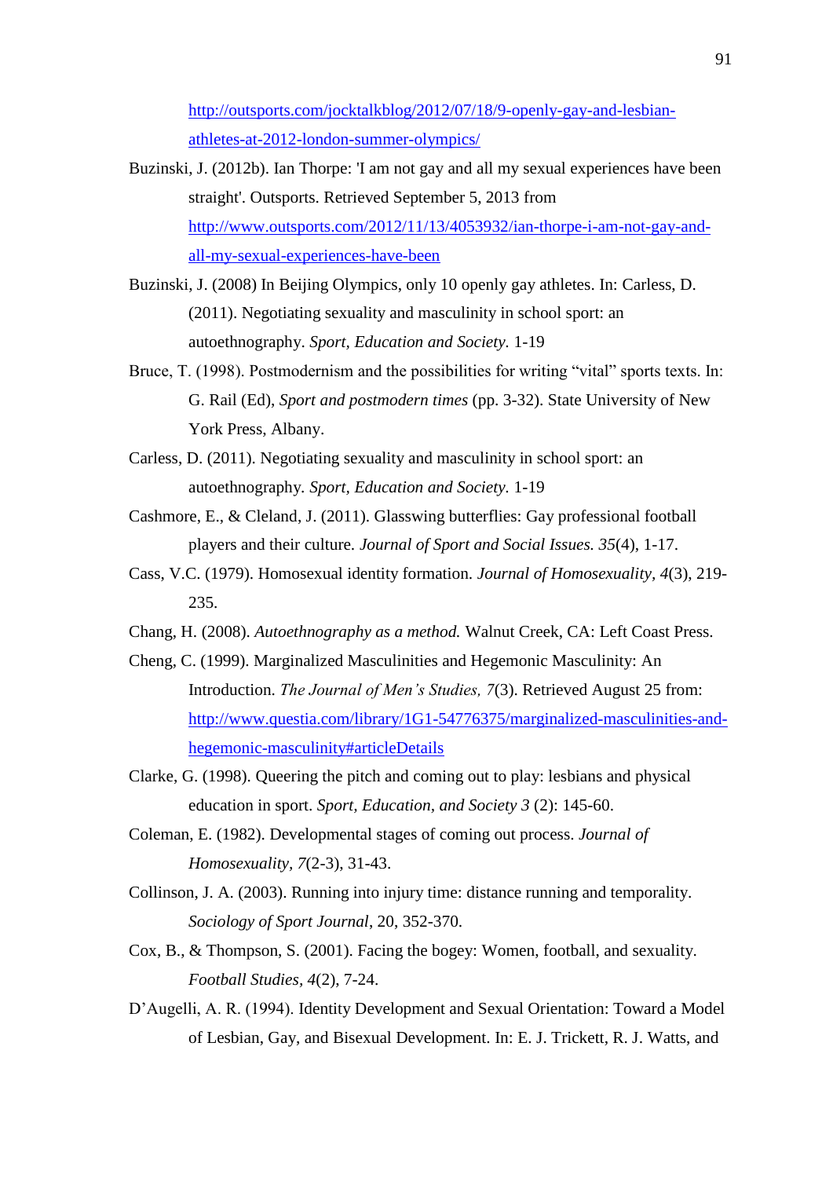http://outsports.com/jocktalkblog/2012/07/18/9-openly-gay-and-lesbian-athletes-at-2012-london-summer-olympics/

Buzinski, J. (2012b). Ian Thorpe: 'I am not gay and all my sexual experiences have been straight'. Outsports. Retrieved September 5, 2013 from http://www.outsports.com/2012/11/13/4053932/ian-thorpe-i-am-not-gay-and-all-my-sexual-experiences-have-been

Buzinski, J. (2008) In Beijing Olympics, only 10 openly gay athletes. In: Carless, D. (2011). Negotiating sexuality and masculinity in school sport: an autoethnography. *Sport, Education and Society.* 1-19

Bruce, T. (1998). Postmodernism and the possibilities for writing "vital" sports texts. In: G. Rail (Ed), *Sport and postmodern times* (pp. 3-32). State University of New York Press, Albany.

Carless, D. (2011). Negotiating sexuality and masculinity in school sport: an autoethnography. *Sport, Education and Society.* 1-19

Cashmore, E., & Cleland, J. (2011). Glasswing butterflies: Gay professional football players and their culture. *Journal of Sport and Social Issues. 35*(4), 1-17.

Cass, V.C. (1979). Homosexual identity formation. *Journal of Homosexuality, 4*(3), 219-235.

Chang, H. (2008). *Autoethnography as a method.* Walnut Creek, CA: Left Coast Press.

Cheng, C. (1999). Marginalized Masculinities and Hegemonic Masculinity: An Introduction. *The Journal of Men's Studies, 7*(3). Retrieved August 25 from: http://www.questia.com/library/1G1-54776375/marginalized-masculinities-and-hegemonic-masculinity#articleDetails

Clarke, G. (1998). Queering the pitch and coming out to play: lesbians and physical education in sport. *Sport, Education, and Society 3* (2): 145-60.

Coleman, E. (1982). Developmental stages of coming out process. *Journal of Homosexuality, 7*(2-3), 31-43.

Collinson, J. A. (2003). Running into injury time: distance running and temporality. *Sociology of Sport Journal*, 20, 352-370.

Cox, B., & Thompson, S. (2001). Facing the bogey: Women, football, and sexuality. *Football Studies*, *4*(2), 7-24.

D'Augelli, A. R. (1994). Identity Development and Sexual Orientation: Toward a Model of Lesbian, Gay, and Bisexual Development. In: E. J. Trickett, R. J. Watts, and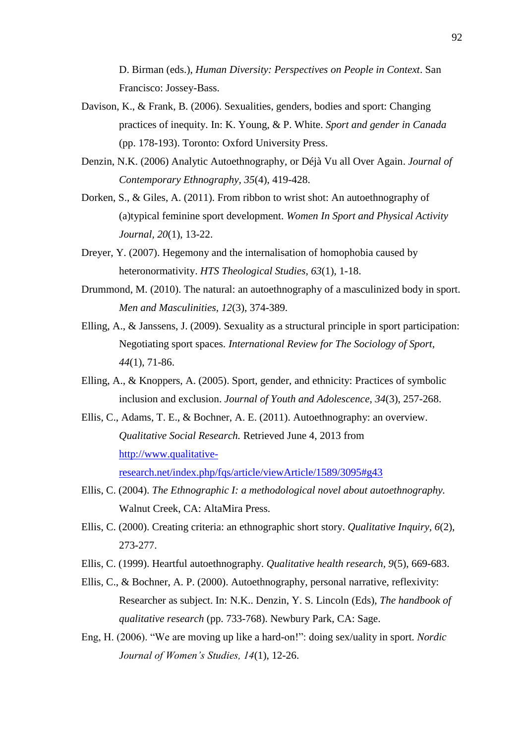D. Birman (eds.), *Human Diversity: Perspectives on People in Context*. San Francisco: Jossey-Bass.

Davison, K., & Frank, B. (2006). Sexualities, genders, bodies and sport: Changing practices of inequity. In: K. Young, & P. White. *Sport and gender in Canada* (pp. 178-193). Toronto: Oxford University Press.

Denzin, N.K. (2006) Analytic Autoethnography, or Déjà Vu all Over Again. *Journal of Contemporary Ethnography, 35*(4), 419-428.

Dorken, S., & Giles, A. (2011). From ribbon to wrist shot: An autoethnography of (a)typical feminine sport development. *Women In Sport and Physical Activity Journal, 20*(1), 13-22.

Dreyer, Y. (2007). Hegemony and the internalisation of homophobia caused by heteronormativity. *HTS Theological Studies, 63*(1), 1-18.

Drummond, M. (2010). The natural: an autoethnography of a masculinized body in sport. *Men and Masculinities, 12*(3), 374-389.

Elling, A., & Janssens, J. (2009). Sexuality as a structural principle in sport participation: Negotiating sport spaces. *International Review for The Sociology of Sport, 44*(1), 71-86.

Elling, A., & Knoppers, A. (2005). Sport, gender, and ethnicity: Practices of symbolic inclusion and exclusion. *Journal of Youth and Adolescence, 34*(3), 257-268.

Ellis, C., Adams, T. E., & Bochner, A. E. (2011). Autoethnography: an overview. *Qualitative Social Research.* Retrieved June 4, 2013 from [http://www.qualitative-research.net/index.php/fqs/article/viewArticle/1589/3095#g43](http://www.qualitative-research.net/index.php/fqs/article/viewArticle/1589/3095#g43)

Ellis, C. (2004). *The Ethnographic I: a methodological novel about autoethnography.* Walnut Creek, CA: AltaMira Press.

Ellis, C. (2000). Creating criteria: an ethnographic short story. *Qualitative Inquiry, 6*(2), 273-277.

Ellis, C. (1999). Heartful autoethnography. *Qualitative health research, 9*(5), 669-683.

Ellis, C., & Bochner, A. P. (2000). Autoethnography, personal narrative, reflexivity: Researcher as subject. In: N.K.. Denzin, Y. S. Lincoln (Eds), *The handbook of qualitative research* (pp. 733-768). Newbury Park, CA: Sage.

Eng, H. (2006). "We are moving up like a hard-on!": doing sex/uality in sport. *Nordic Journal of Women's Studies, 14*(1), 12-26.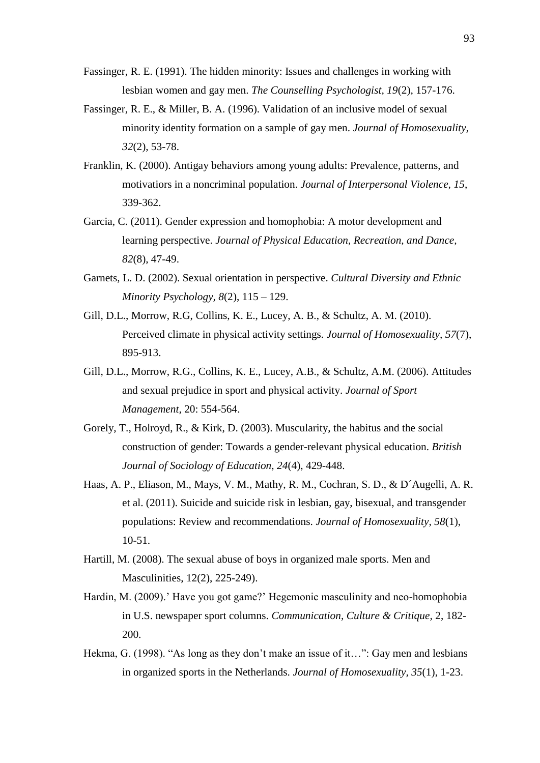Fassinger, R. E. (1991). The hidden minority: Issues and challenges in working with lesbian women and gay men. *The Counselling Psychologist, 19*(2), 157-176.

Fassinger, R. E., & Miller, B. A. (1996). Validation of an inclusive model of sexual minority identity formation on a sample of gay men. *Journal of Homosexuality, 32*(2), 53-78.

Franklin, K. (2000). Antigay behaviors among young adults: Prevalence, patterns, and motivatiors in a noncriminal population. *Journal of Interpersonal Violence, 15*, 339-362.

Garcia, C. (2011). Gender expression and homophobia: A motor development and learning perspective. *Journal of Physical Education, Recreation, and Dance, 82*(8), 47-49.

Garnets, L. D. (2002). Sexual orientation in perspective. *Cultural Diversity and Ethnic Minority Psychology, 8*(2), 115 – 129.

Gill, D.L., Morrow, R.G, Collins, K. E., Lucey, A. B., & Schultz, A. M. (2010). Perceived climate in physical activity settings. *Journal of Homosexuality, 57*(7), 895-913.

Gill, D.L., Morrow, R.G., Collins, K. E., Lucey, A.B., & Schultz, A.M. (2006). Attitudes and sexual prejudice in sport and physical activity. *Journal of Sport Management*, 20: 554-564.

Gorely, T., Holroyd, R., & Kirk, D. (2003). Muscularity, the habitus and the social construction of gender: Towards a gender-relevant physical education. *British Journal of Sociology of Education, 24*(4), 429-448.

Haas, A. P., Eliason, M., Mays, V. M., Mathy, R. M., Cochran, S. D., & D´Augelli, A. R. et al. (2011). Suicide and suicide risk in lesbian, gay, bisexual, and transgender populations: Review and recommendations. *Journal of Homosexuality, 58*(1), 10-51.

Hartill, M. (2008). The sexual abuse of boys in organized male sports. Men and Masculinities, 12(2), 225-249).

Hardin, M. (2009).' Have you got game?' Hegemonic masculinity and neo-homophobia in U.S. newspaper sport columns. *Communication, Culture & Critique*, 2, 182-200.

Hekma, G. (1998). "As long as they don't make an issue of it…": Gay men and lesbians in organized sports in the Netherlands. *Journal of Homosexuality, 35*(1), 1-23.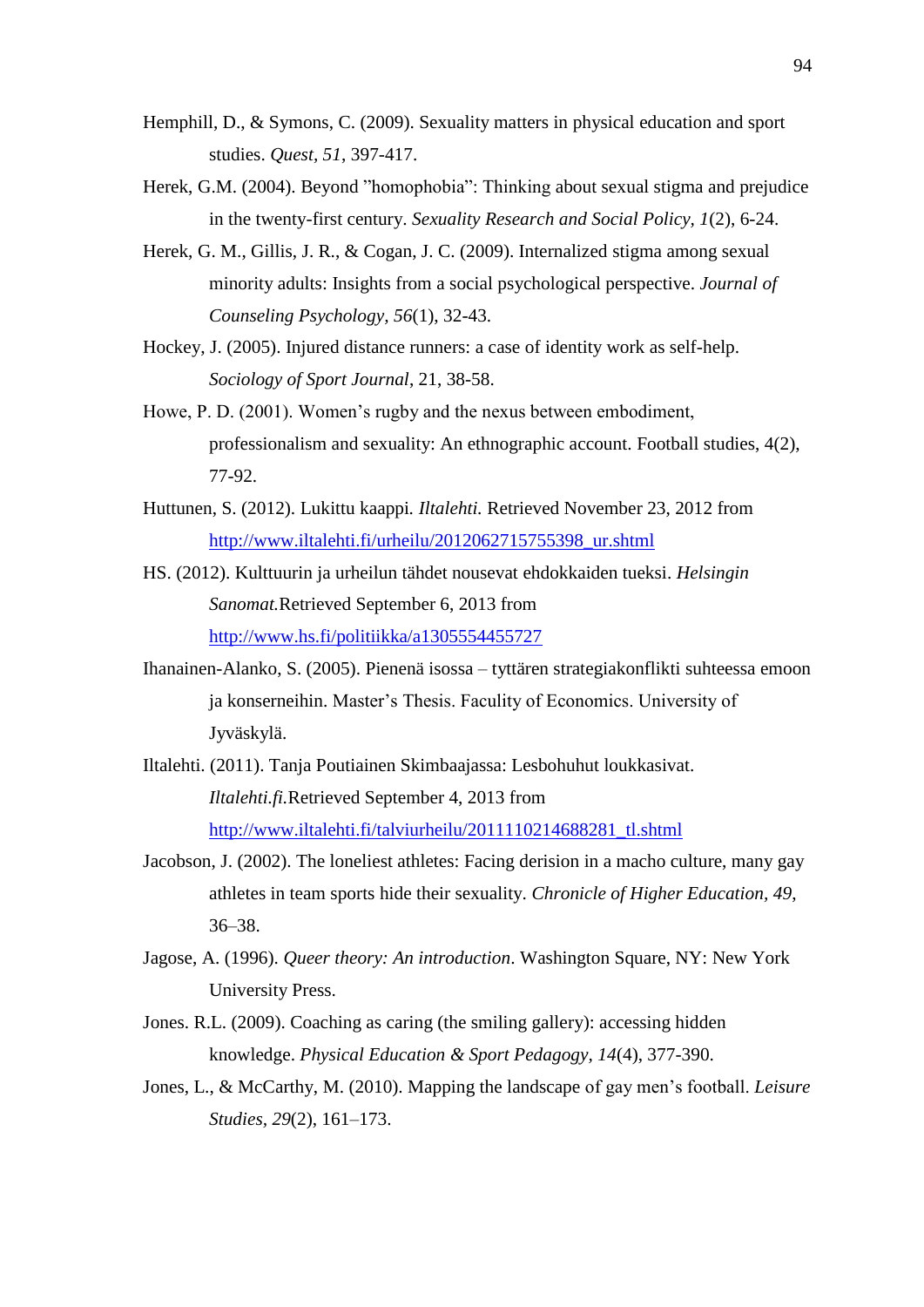Hemphill, D., & Symons, C. (2009). Sexuality matters in physical education and sport studies. *Quest, 51*, 397-417.

Herek, G.M. (2004). Beyond ”homophobia”: Thinking about sexual stigma and prejudice in the twenty-first century. *Sexuality Research and Social Policy, 1*(2), 6-24.

Herek, G. M., Gillis, J. R., & Cogan, J. C. (2009). Internalized stigma among sexual minority adults: Insights from a social psychological perspective. *Journal of Counseling Psychology, 56*(1), 32-43.

Hockey, J. (2005). Injured distance runners: a case of identity work as self-help. *Sociology of Sport Journal*, 21, 38-58.

Howe, P. D. (2001). Women’s rugby and the nexus between embodiment, professionalism and sexuality: An ethnographic account. Football studies, 4(2), 77-92.

Huttunen, S. (2012). Lukittu kaappi. *Iltalehti.* Retrieved November 23, 2012 from http://www.iltalehti.fi/urheilu/2012062715755398_ur.shtml

HS. (2012). Kulttuurin ja urheilun tähdet nousevat ehdokkaiden tueksi. *Helsingin Sanomat.*Retrieved September 6, 2013 from http://www.hs.fi/politiikka/a1305554455727

Ihanainen-Alanko, S. (2005). Pienenä isossa – tyttären strategiakonflikti suhteessa emoon ja konserneihin. Master’s Thesis. Faculty of Economics. University of Jyväskylä.

Iltalehti. (2011). Tanja Poutiainen Skimbaajassa: Lesbohuhut loukkasivat. *Iltalehti.fi.*Retrieved September 4, 2013 from http://www.iltalehti.fi/talviurheilu/2011110214688281_tl.shtml

Jacobson, J. (2002). The loneliest athletes: Facing derision in a macho culture, many gay athletes in team sports hide their sexuality. *Chronicle of Higher Education, 49*, 36–38.

Jagose, A. (1996). *Queer theory: An introduction*. Washington Square, NY: New York University Press.

Jones. R.L. (2009). Coaching as caring (the smiling gallery): accessing hidden knowledge. *Physical Education & Sport Pedagogy, 14*(4), 377-390.

Jones, L., & McCarthy, M. (2010). Mapping the landscape of gay men’s football. *Leisure Studies, 29*(2), 161–173.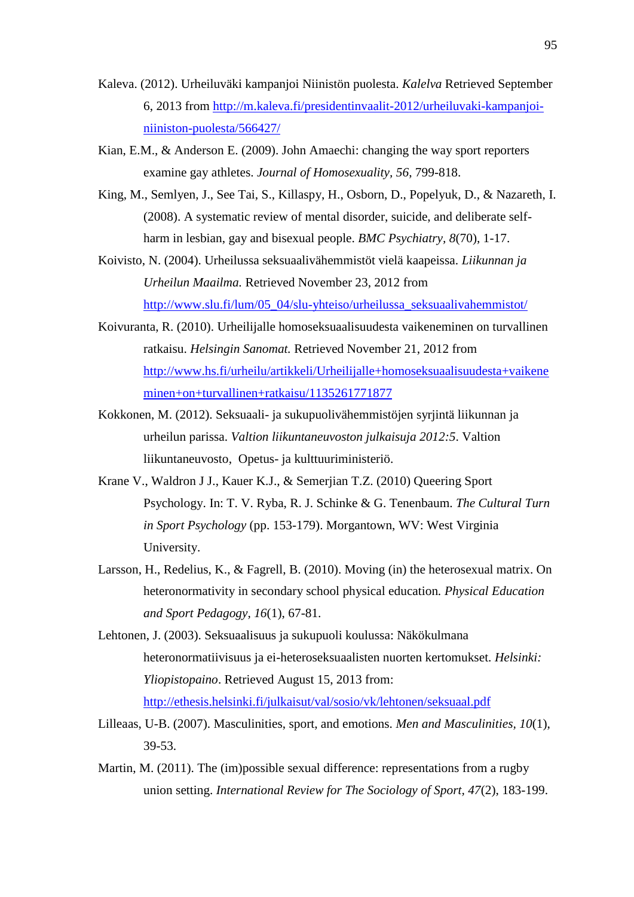Kaleva. (2012). Urheiluväki kampanjoi Niinistön puolesta. *Kalelva* Retrieved September 6, 2013 from http://m.kaleva.fi/presidentinvaalit-2012/urheiluvaki-kampanjoi-niiniston-puolesta/566427/

Kian, E.M., & Anderson E. (2009). John Amaechi: changing the way sport reporters examine gay athletes. *Journal of Homosexuality*, *56*, 799-818.

King, M., Semlyen, J., See Tai, S., Killaspy, H., Osborn, D., Popelyuk, D., & Nazareth, I. (2008). A systematic review of mental disorder, suicide, and deliberate self-harm in lesbian, gay and bisexual people. *BMC Psychiatry*, *8*(70), 1-17.

Koivisto, N. (2004). Urheilussa seksuaalivähemmistöt vielä kaapeissa. *Liikunnan ja Urheilun Maailma.* Retrieved November 23, 2012 from http://www.slu.fi/lum/05_04/slu-yhteiso/urheilussa_seksuaalivahemmistot/

Koivuranta, R. (2010). Urheilijalle homoseksuaalisuudesta vaikeneminen on turvallinen ratkaisu. *Helsingin Sanomat.* Retrieved November 21, 2012 from http://www.hs.fi/urheilu/artikkeli/Urheilijalle+homoseksuaalisuudesta+vaikeneminen+on+turvallinen+ratkaisu/1135261771877

Kokkonen, M. (2012). Seksuaali- ja sukupuolivähemmistöjen syrjintä liikunnan ja urheilun parissa. *Valtion liikuntaneuvoston julkaisuja 2012:5*. Valtion liikuntaneuvosto, Opetus- ja kulttuuriministeriö.

Krane V., Waldron J J., Kauer K.J., & Semerjian T.Z. (2010) Queering Sport Psychology. In: T. V. Ryba, R. J. Schinke & G. Tenenbaum. *The Cultural Turn in Sport Psychology* (pp. 153-179). Morgantown, WV: West Virginia University.

Larsson, H., Redelius, K., & Fagrell, B. (2010). Moving (in) the heterosexual matrix. On heteronormativity in secondary school physical education*.* *Physical Education and Sport Pedagogy*, *16*(1), 67-81.

Lehtonen, J. (2003). Seksuaalisuus ja sukupuoli koulussa: Näkökulmana heteronormatiivisuus ja ei-heteroseksuaalisten nuorten kertomukset. *Helsinki: Yliopistopaino*. Retrieved August 15, 2013 from: http://ethesis.helsinki.fi/julkaisut/val/sosio/vk/lehtonen/seksuaal.pdf

Lilleaas, U-B. (2007). Masculinities, sport, and emotions. *Men and Masculinities*, *10*(1), 39-53.

Martin, M. (2011). The (im)possible sexual difference: representations from a rugby union setting. *International Review for The Sociology of Sport*, *47*(2), 183-199.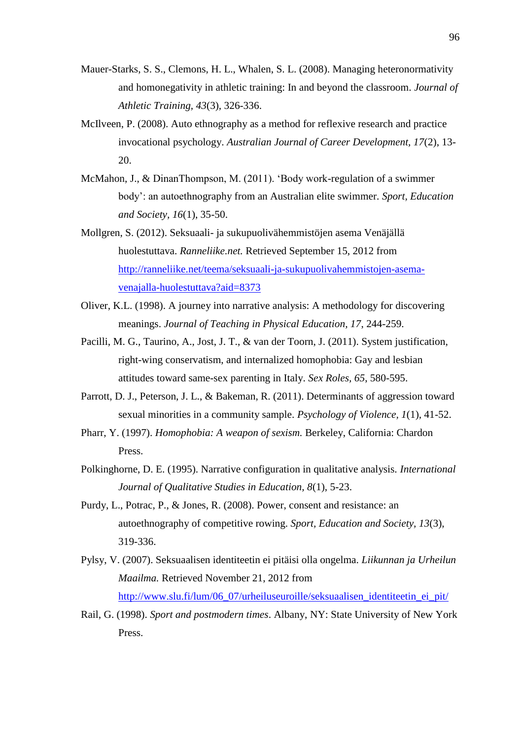Mauer-Starks, S. S., Clemons, H. L., Whalen, S. L. (2008). Managing heteronormativity and homonegativity in athletic training: In and beyond the classroom. *Journal of Athletic Training, 43*(3), 326-336.

McIlveen, P. (2008). Auto ethnography as a method for reflexive research and practice invocational psychology. *Australian Journal of Career Development, 17*(2), 13-20.

McMahon, J., & DinanThompson, M. (2011). 'Body work-regulation of a swimmer body': an autoethnography from an Australian elite swimmer. *Sport, Education and Society, 16*(1), 35-50.

Mollgren, S. (2012). Seksuaali- ja sukupuolivähemmistöjen asema Venäjällä huolestuttava. *Ranneliike.net.* Retrieved September 15, 2012 from http://ranneliike.net/teema/seksuaali-ja-sukupuolivahemmistojen-asema-venajalla-huolestuttava?aid=8373

Oliver, K.L. (1998). A journey into narrative analysis: A methodology for discovering meanings. *Journal of Teaching in Physical Education, 17*, 244-259.

Pacilli, M. G., Taurino, A., Jost, J. T., & van der Toorn, J. (2011). System justification, right-wing conservatism, and internalized homophobia: Gay and lesbian attitudes toward same-sex parenting in Italy. *Sex Roles, 65*, 580-595.

Parrott, D. J., Peterson, J. L., & Bakeman, R. (2011). Determinants of aggression toward sexual minorities in a community sample. *Psychology of Violence, 1*(1), 41-52.

Pharr, Y. (1997). *Homophobia: A weapon of sexism.* Berkeley, California: Chardon Press.

Polkinghorne, D. E. (1995). Narrative configuration in qualitative analysis. *International Journal of Qualitative Studies in Education, 8*(1), 5-23.

Purdy, L., Potrac, P., & Jones, R. (2008). Power, consent and resistance: an autoethnography of competitive rowing. *Sport, Education and Society, 13*(3), 319-336.

Pylsy, V. (2007). Seksuaalisen identiteetin ei pitäisi olla ongelma. *Liikunnan ja Urheilun Maailma.* Retrieved November 21, 2012 from http://www.slu.fi/lum/06_07/urheiluseuroille/seksuaalisen_identiteetin_ei_pit/

Rail, G. (1998). *Sport and postmodern times*. Albany, NY: State University of New York Press.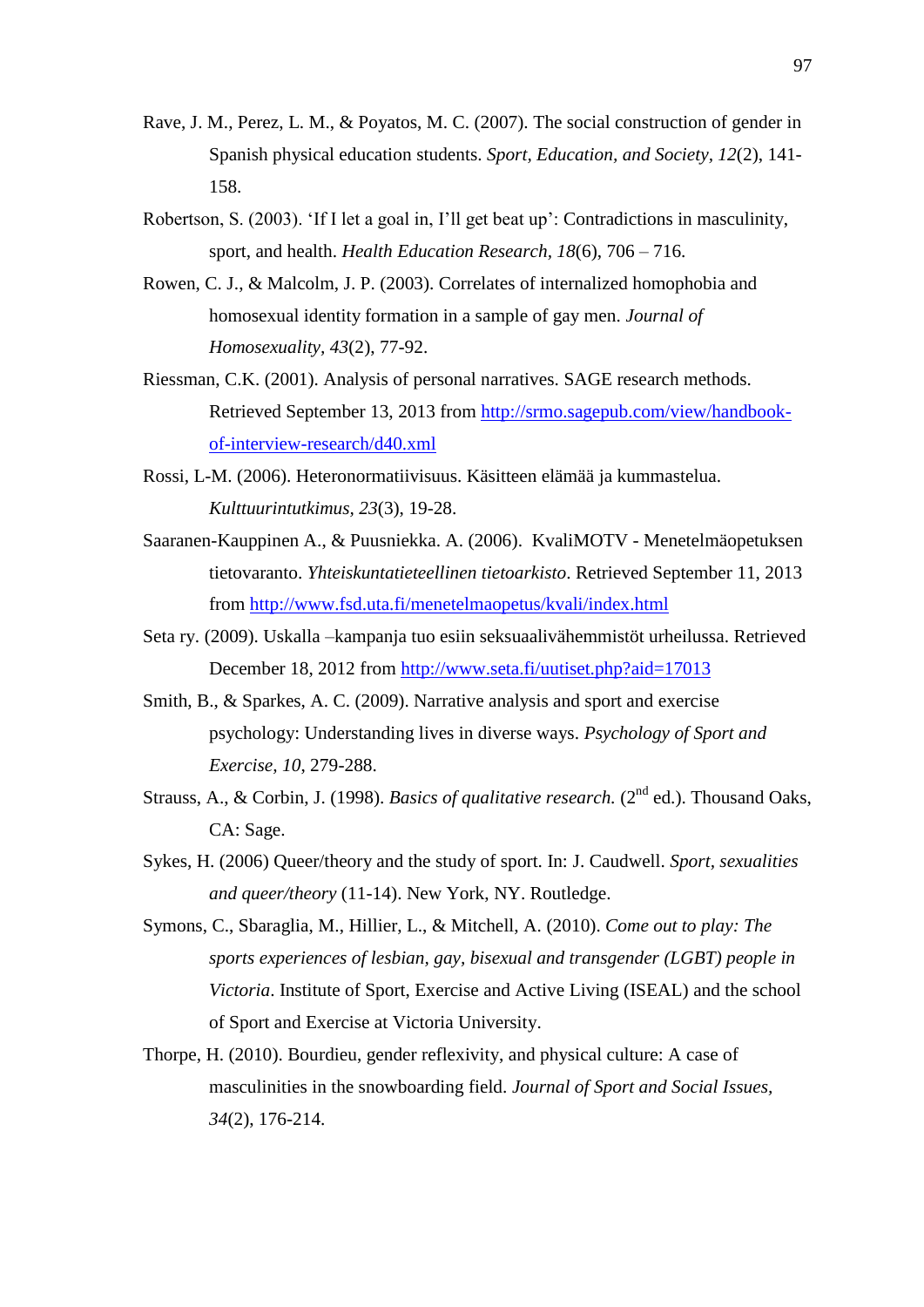Rave, J. M., Perez, L. M., & Poyatos, M. C. (2007). The social construction of gender in Spanish physical education students. *Sport, Education, and Society, 12*(2), 141-158.

Robertson, S. (2003). 'If I let a goal in, I'll get beat up': Contradictions in masculinity, sport, and health. *Health Education Research, 18*(6), 706 – 716.

Rowen, C. J., & Malcolm, J. P. (2003). Correlates of internalized homophobia and homosexual identity formation in a sample of gay men. *Journal of Homosexuality, 43*(2), 77-92.

Riessman, C.K. (2001). Analysis of personal narratives. SAGE research methods. Retrieved September 13, 2013 from http://srmo.sagepub.com/view/handbook-of-interview-research/d40.xml

Rossi, L-M. (2006). Heteronormatiivisuus. Käsitteen elämää ja kummastelua. *Kulttuurintutkimus, 23*(3), 19-28.

Saaranen-Kauppinen A., & Puusniekka. A. (2006). KvaliMOTV - Menetelmäopetuksen tietovaranto. *Yhteiskuntatieteellinen tietoarkisto*. Retrieved September 11, 2013 from http://www.fsd.uta.fi/menetelmaopetus/kvali/index.html

Seta ry. (2009). Uskalla –kampanja tuo esiin seksuaalivähemmistöt urheilussa. Retrieved December 18, 2012 from http://www.seta.fi/uutiset.php?aid=17013

Smith, B., & Sparkes, A. C. (2009). Narrative analysis and sport and exercise psychology: Understanding lives in diverse ways. *Psychology of Sport and Exercise, 10*, 279-288.

Strauss, A., & Corbin, J. (1998). *Basics of qualitative research.* (2nd ed.). Thousand Oaks, CA: Sage.

Sykes, H. (2006) Queer/theory and the study of sport. In: J. Caudwell. *Sport, sexualities and queer/theory* (11-14). New York, NY. Routledge.

Symons, C., Sbaraglia, M., Hillier, L., & Mitchell, A. (2010). *Come out to play: The sports experiences of lesbian, gay, bisexual and transgender (LGBT) people in Victoria*. Institute of Sport, Exercise and Active Living (ISEAL) and the school of Sport and Exercise at Victoria University.

Thorpe, H. (2010). Bourdieu, gender reflexivity, and physical culture: A case of masculinities in the snowboarding field. *Journal of Sport and Social Issues, 34*(2), 176-214.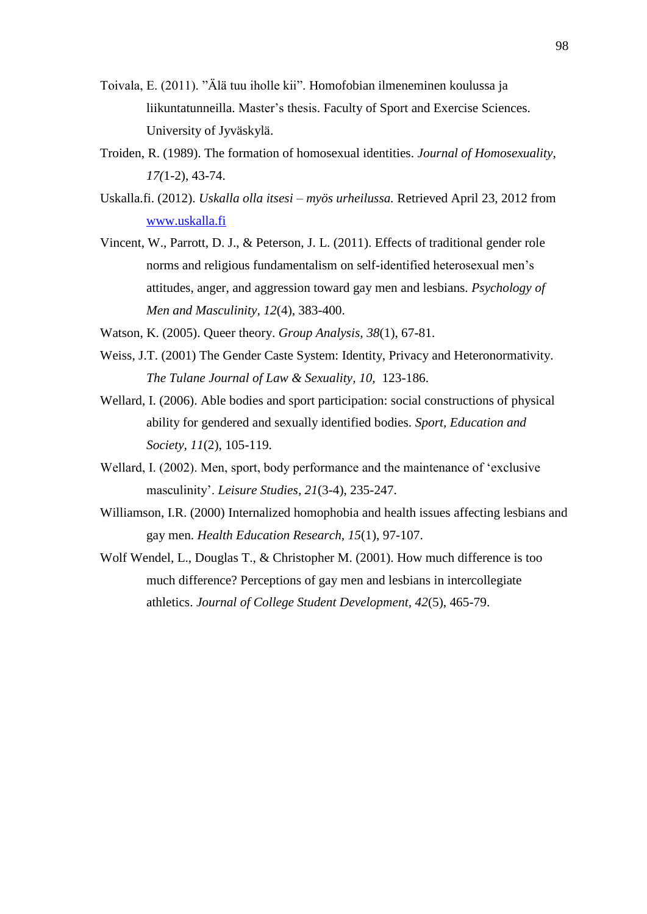Toivala, E. (2011). ”Älä tuu iholle kii”. Homofobian ilmeneminen koulussa ja liikuntatunneilla. Master's thesis. Faculty of Sport and Exercise Sciences. University of Jyväskylä.

Troiden, R. (1989). The formation of homosexual identities. *Journal of Homosexuality, 17(*1-2), 43-74.

Uskalla.fi. (2012). *Uskalla olla itsesi – myös urheilussa.* Retrieved April 23, 2012 from www.uskalla.fi

Vincent, W., Parrott, D. J., & Peterson, J. L. (2011). Effects of traditional gender role norms and religious fundamentalism on self-identified heterosexual men's attitudes, anger, and aggression toward gay men and lesbians. *Psychology of Men and Masculinity, 12*(4), 383-400.

Watson, K. (2005). Queer theory. *Group Analysis, 38*(1), 67-81.

Weiss, J.T. (2001) The Gender Caste System: Identity, Privacy and Heteronormativity. *The Tulane Journal of Law & Sexuality, 10,* 123-186.

Wellard, I. (2006). Able bodies and sport participation: social constructions of physical ability for gendered and sexually identified bodies. *Sport, Education and Society, 11*(2), 105-119.

Wellard, I. (2002). Men, sport, body performance and the maintenance of 'exclusive masculinity'. *Leisure Studies, 21*(3-4), 235-247.

Williamson, I.R. (2000) Internalized homophobia and health issues affecting lesbians and gay men. *Health Education Research, 15*(1), 97-107.

Wolf Wendel, L., Douglas T., & Christopher M. (2001). How much difference is too much difference? Perceptions of gay men and lesbians in intercollegiate athletics. *Journal of College Student Development, 42*(5), 465-79.